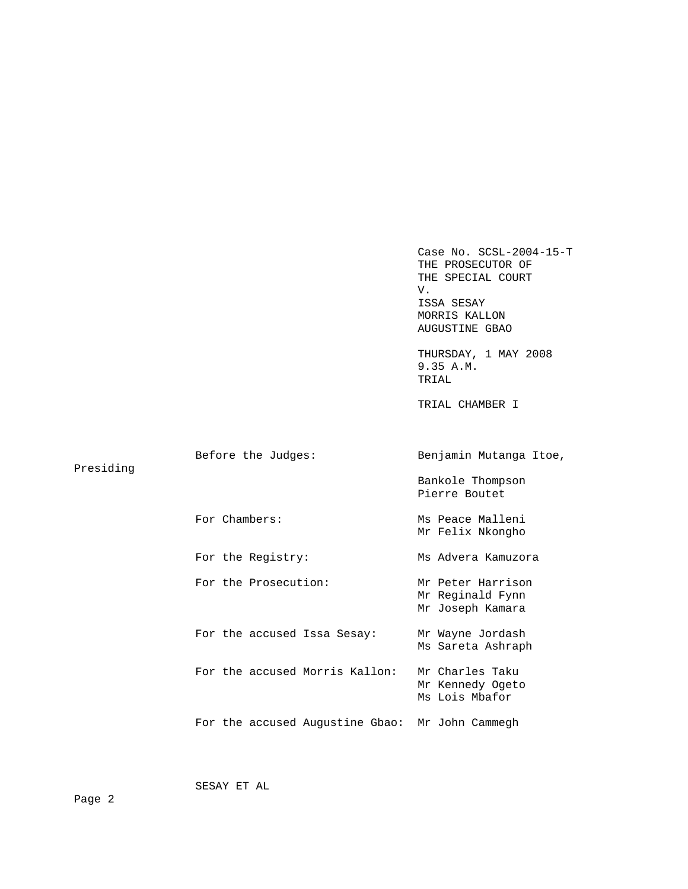Case No. SCSL-2004-15-T
THE PROSECUTOR OF
THE SPECIAL COURT
V.
ISSA SESAY
MORRIS KALLON
AUGUSTINE GBAO

THURSDAY, 1 MAY 2008
9.35 A.M.
TRIAL

TRIAL CHAMBER I

| | |
|---|---|
| Before the Judges: | Benjamin Mutanga Itoe, Presiding |
| | Bankole Thompson |
| | Pierre Boutet |
| For Chambers: | Ms Peace Malleni |
| | Mr Felix Nkongho |
| For the Registry: | Ms Advera Kamuzora |
| For the Prosecution: | Mr Peter Harrison |
| | Mr Reginald Fynn |
| | Mr Joseph Kamara |
| For the accused Issa Sesay: | Mr Wayne Jordash |
| | Ms Sareta Ashraph |
| For the accused Morris Kallon: | Mr Charles Taku |
| | Mr Kennedy Ogeto |
| | Ms Lois Mbafor |
| For the accused Augustine Gbao: | Mr John Cammegh |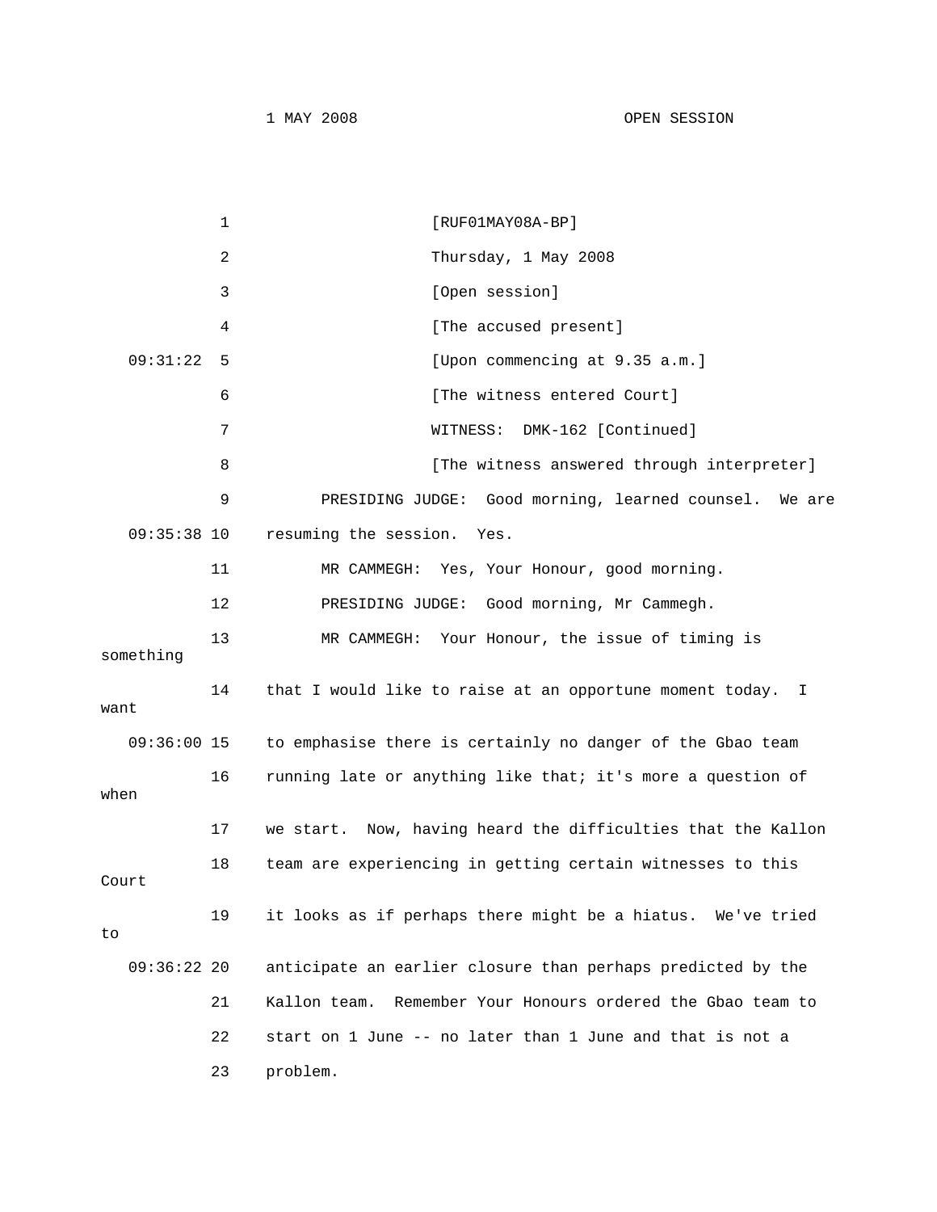[RUF01MAY08A-BP]

Thursday, 1 May 2008

[Open session]

[The accused present]

[Upon commencing at 9.35 a.m.]

[The witness entered Court]

WITNESS: DMK-162 [Continued]

[The witness answered through interpreter]

PRESIDING JUDGE: Good morning, learned counsel. We are resuming the session. Yes.

MR CAMMEGH: Yes, Your Honour, good morning.

PRESIDING JUDGE: Good morning, Mr Cammegh.

MR CAMMEGH: Your Honour, the issue of timing is something that I would like to raise at an opportune moment today. I want to emphasise there is certainly no danger of the Gbao team running late or anything like that; it's more a question of when we start. Now, having heard the difficulties that the Kallon team are experiencing in getting certain witnesses to this Court it looks as if perhaps there might be a hiatus. We've tried to anticipate an earlier closure than perhaps predicted by the Kallon team. Remember Your Honours ordered the Gbao team to start on 1 June -- no later than 1 June and that is not a problem.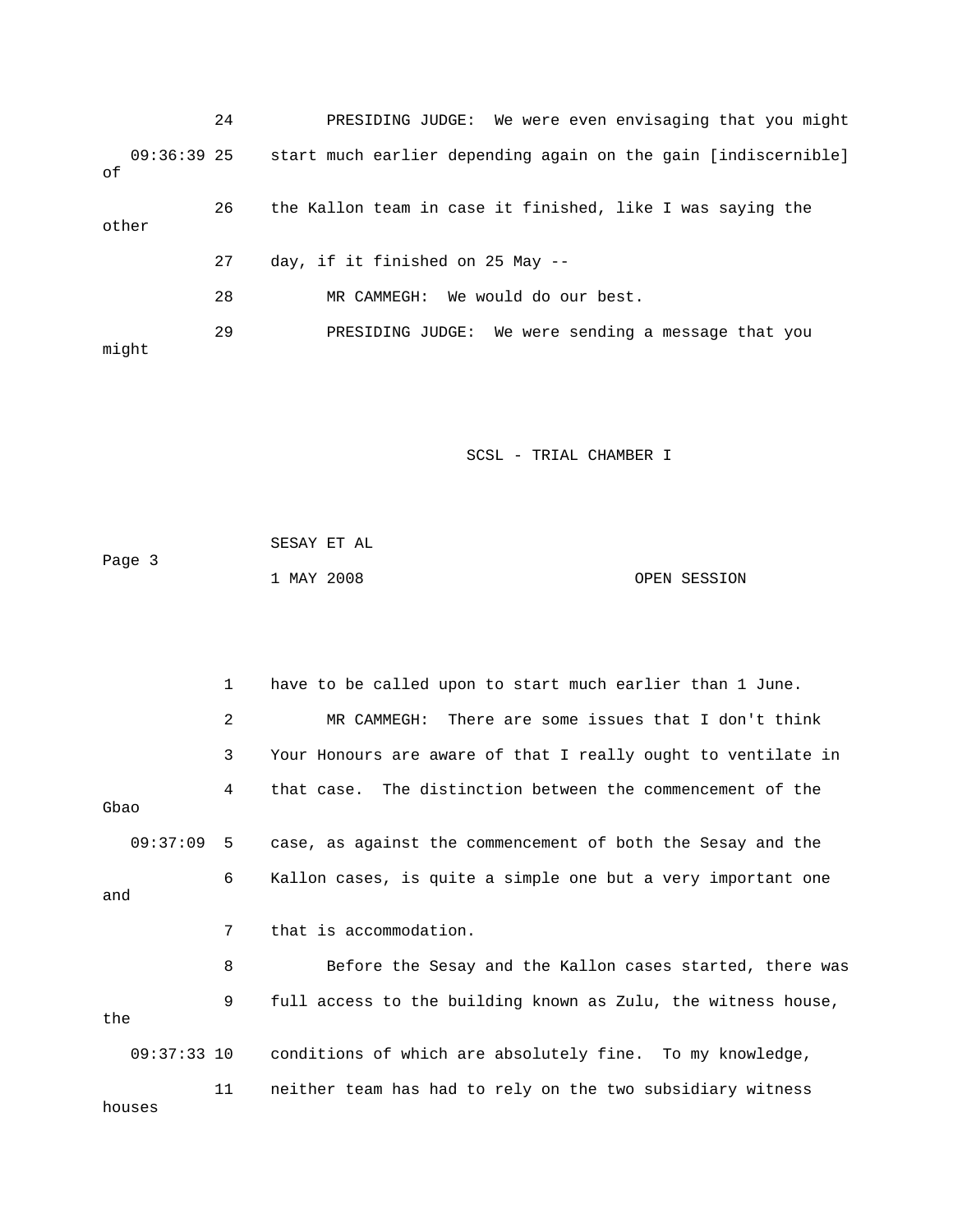24 PRESIDING JUDGE: We were even envisaging that you might

09:36:39 25 start much earlier depending again on the gain [indiscernible] of

26 the Kallon team in case it finished, like I was saying the other

27 day, if it finished on 25 May --

28 MR CAMMEGH: We would do our best.

29 PRESIDING JUDGE: We were sending a message that you might

1 have to be called upon to start much earlier than 1 June.

2 MR CAMMEGH: There are some issues that I don't think

3 Your Honours are aware of that I really ought to ventilate in

4 that case. The distinction between the commencement of the Gbao

09:37:09 5 case, as against the commencement of both the Sesay and the

6 Kallon cases, is quite a simple one but a very important one and

7 that is accommodation.

8 Before the Sesay and the Kallon cases started, there was

9 full access to the building known as Zulu, the witness house, the

09:37:33 10 conditions of which are absolutely fine. To my knowledge,

11 neither team has had to rely on the two subsidiary witness houses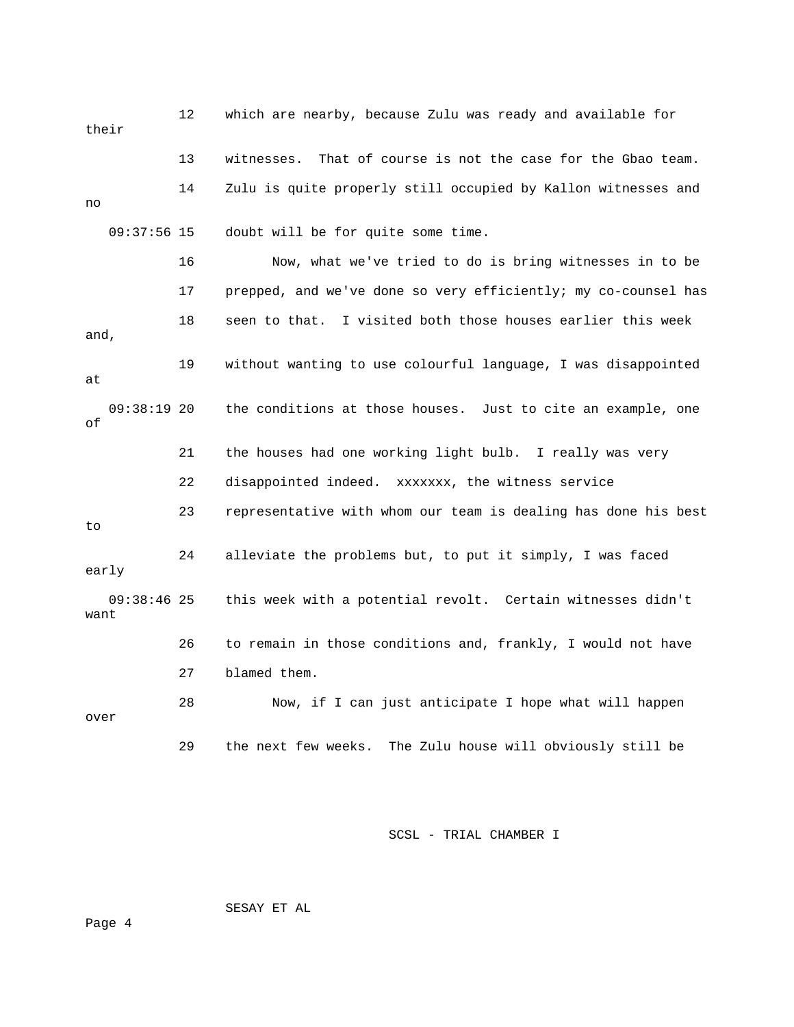12 which are nearby, because Zulu was ready and available for their

13 witnesses. That of course is not the case for the Gbao team.

14 Zulu is quite properly still occupied by Kallon witnesses and no

09:37:56 15 doubt will be for quite some time.

16 Now, what we've tried to do is bring witnesses in to be

17 prepped, and we've done so very efficiently; my co-counsel has

18 seen to that. I visited both those houses earlier this week and,

19 without wanting to use colourful language, I was disappointed at

09:38:19 20 the conditions at those houses. Just to cite an example, one of

21 the houses had one working light bulb. I really was very

22 disappointed indeed. xxxxxxx, the witness service

23 representative with whom our team is dealing has done his best to

24 alleviate the problems but, to put it simply, I was faced early

09:38:46 25 this week with a potential revolt. Certain witnesses didn't want

26 to remain in those conditions and, frankly, I would not have

27 blamed them.

28 Now, if I can just anticipate I hope what will happen over

29 the next few weeks. The Zulu house will obviously still be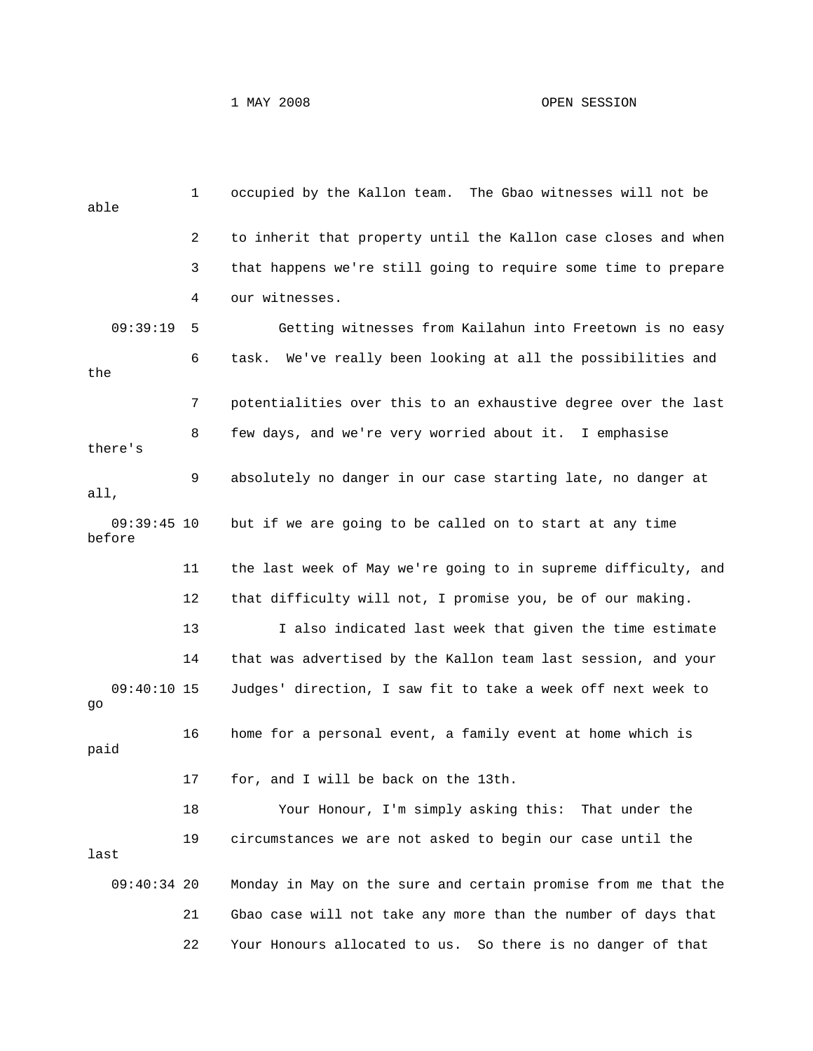occupied by the Kallon team. The Gbao witnesses will not be able to inherit that property until the Kallon case closes and when that happens we're still going to require some time to prepare our witnesses.

Getting witnesses from Kailahun into Freetown is no easy task. We've really been looking at all the possibilities and the potentialities over this to an exhaustive degree over the last few days, and we're very worried about it. I emphasise there's absolutely no danger in our case starting late, no danger at all, but if we are going to be called on to start at any time before the last week of May we're going to in supreme difficulty, and that difficulty will not, I promise you, be of our making.

I also indicated last week that given the time estimate that was advertised by the Kallon team last session, and your Judges' direction, I saw fit to take a week off next week to go home for a personal event, a family event at home which is paid for, and I will be back on the 13th.

Your Honour, I'm simply asking this: That under the circumstances we are not asked to begin our case until the last Monday in May on the sure and certain promise from me that the Gbao case will not take any more than the number of days that Your Honours allocated to us. So there is no danger of that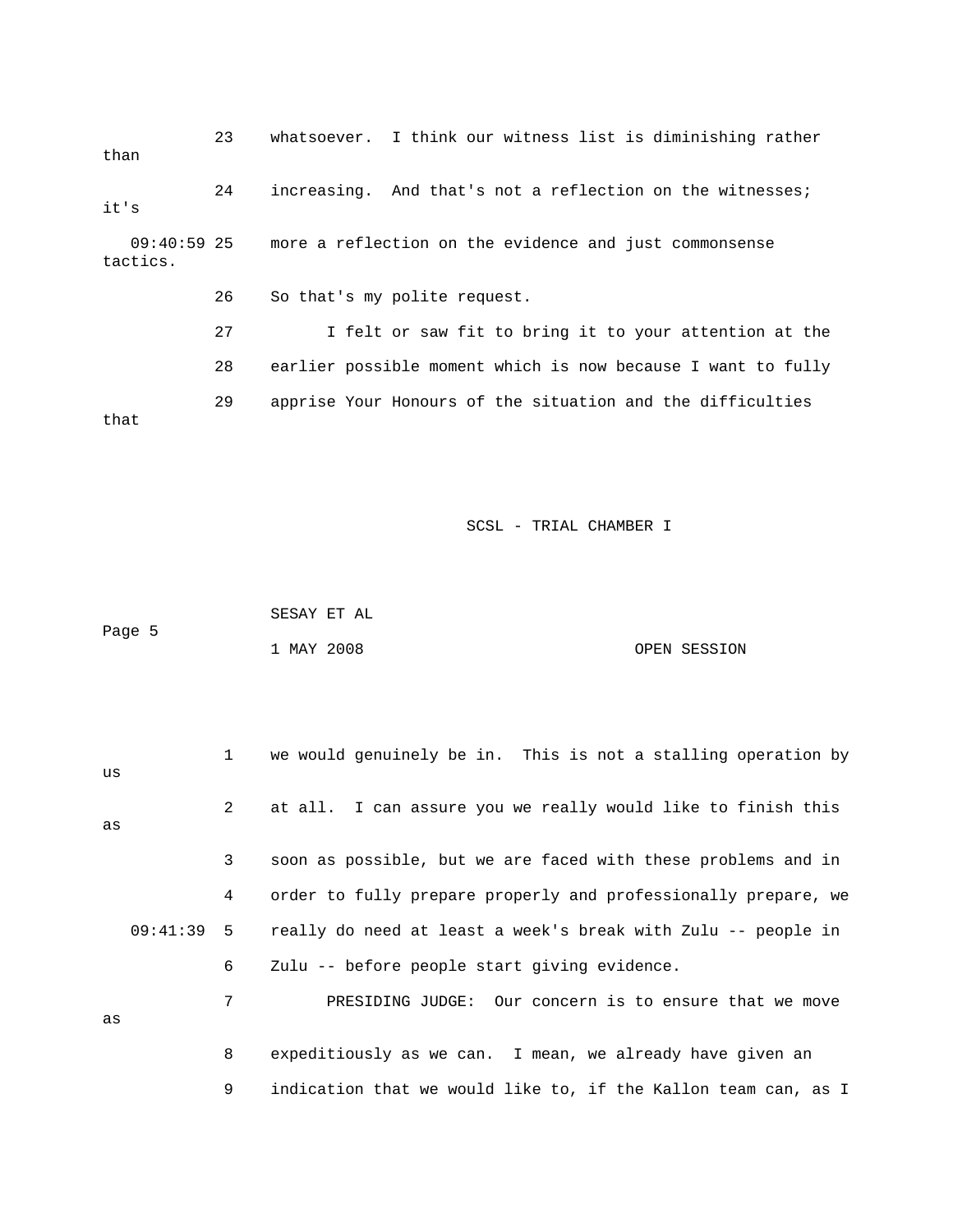23 whatsoever. I think our witness list is diminishing rather than

24 increasing. And that's not a reflection on the witnesses; it's

09:40:59 25 more a reflection on the evidence and just commonsense tactics.

26 So that's my polite request.

27 I felt or saw fit to bring it to your attention at the

28 earlier possible moment which is now because I want to fully

29 apprise Your Honours of the situation and the difficulties that

1 we would genuinely be in. This is not a stalling operation by us

2 at all. I can assure you we really would like to finish this as

3 soon as possible, but we are faced with these problems and in

4 order to fully prepare properly and professionally prepare, we

09:41:39 5 really do need at least a week's break with Zulu -- people in

6 Zulu -- before people start giving evidence.

7 PRESIDING JUDGE: Our concern is to ensure that we move as

8 expeditiously as we can. I mean, we already have given an

9 indication that we would like to, if the Kallon team can, as I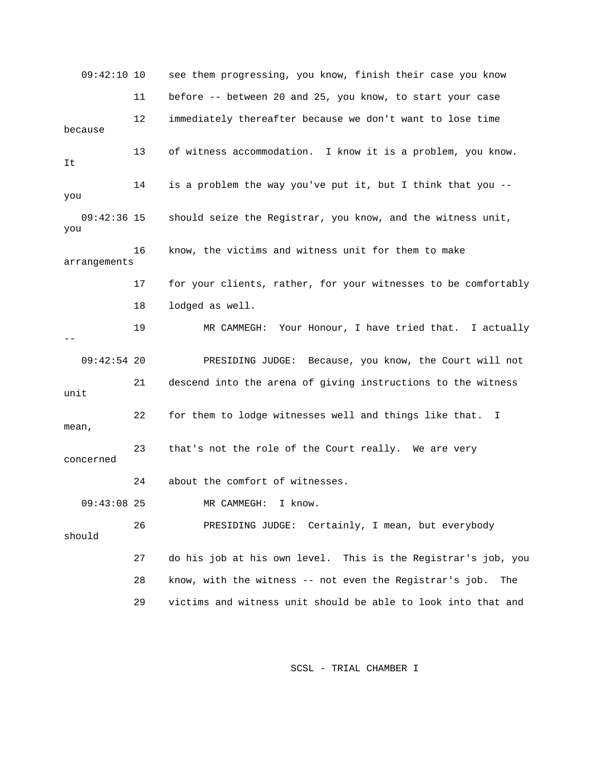09:42:10 10 see them progressing, you know, finish their case you know

11 before -- between 20 and 25, you know, to start your case

12 immediately thereafter because we don't want to lose time because

13 of witness accommodation. I know it is a problem, you know. It

14 is a problem the way you've put it, but I think that you -- you

09:42:36 15 should seize the Registrar, you know, and the witness unit, you

16 know, the victims and witness unit for them to make arrangements

17 for your clients, rather, for your witnesses to be comfortably

18 lodged as well.

19 MR CAMMEGH: Your Honour, I have tried that. I actually --

09:42:54 20 PRESIDING JUDGE: Because, you know, the Court will not

21 descend into the arena of giving instructions to the witness unit

22 for them to lodge witnesses well and things like that. I mean,

23 that's not the role of the Court really. We are very concerned

24 about the comfort of witnesses.

09:43:08 25 MR CAMMEGH: I know.

26 PRESIDING JUDGE: Certainly, I mean, but everybody should

27 do his job at his own level. This is the Registrar's job, you

28 know, with the witness -- not even the Registrar's job. The

29 victims and witness unit should be able to look into that and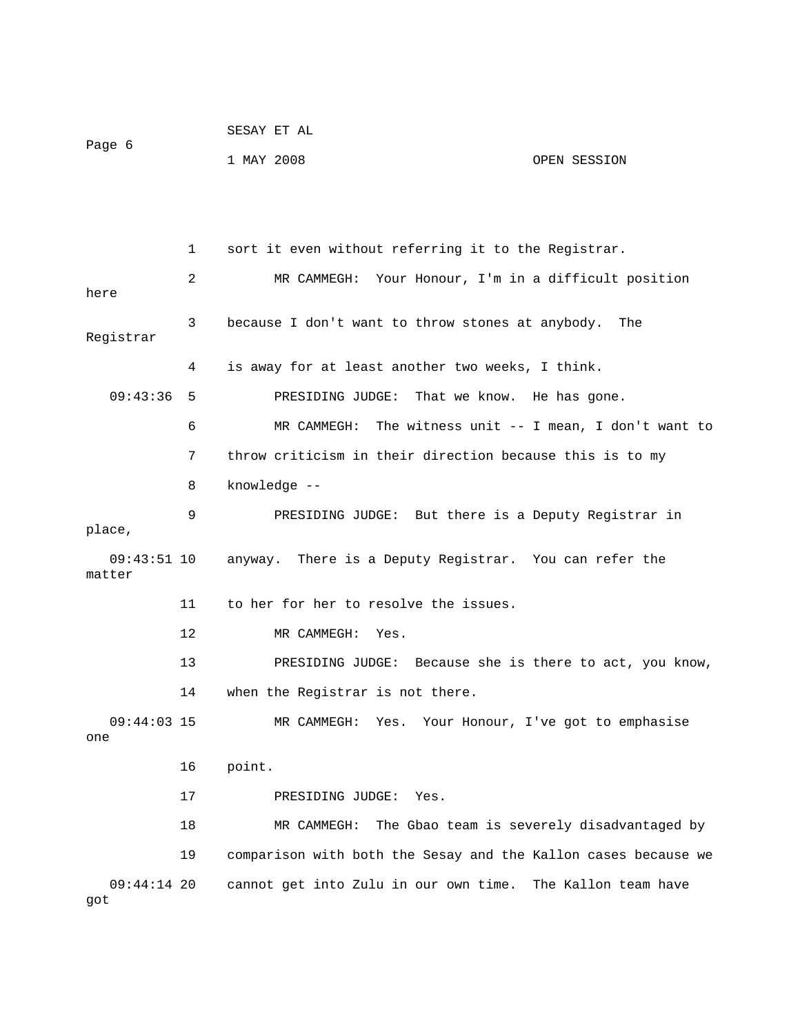1 sort it even without referring it to the Registrar.

2 MR CAMMEGH: Your Honour, I'm in a difficult position here

3 because I don't want to throw stones at anybody. The Registrar

4 is away for at least another two weeks, I think.

09:43:36 5 PRESIDING JUDGE: That we know. He has gone.

6 MR CAMMEGH: The witness unit -- I mean, I don't want to

7 throw criticism in their direction because this is to my

8 knowledge --

9 PRESIDING JUDGE: But there is a Deputy Registrar in place,

09:43:51 10 anyway. There is a Deputy Registrar. You can refer the matter

11 to her for her to resolve the issues.

12 MR CAMMEGH: Yes.

13 PRESIDING JUDGE: Because she is there to act, you know,

14 when the Registrar is not there.

09:44:03 15 MR CAMMEGH: Yes. Your Honour, I've got to emphasise one

16 point.

17 PRESIDING JUDGE: Yes.

18 MR CAMMEGH: The Gbao team is severely disadvantaged by

19 comparison with both the Sesay and the Kallon cases because we

09:44:14 20 cannot get into Zulu in our own time. The Kallon team have got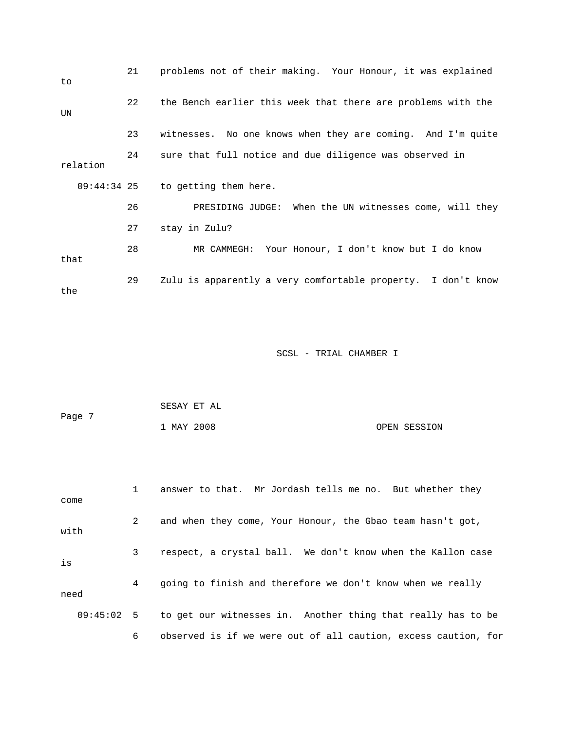21 problems not of their making. Your Honour, it was explained to

22 the Bench earlier this week that there are problems with the UN

23 witnesses. No one knows when they are coming. And I'm quite

24 sure that full notice and due diligence was observed in relation

09:44:34 25 to getting them here.

26 PRESIDING JUDGE: When the UN witnesses come, will they

27 stay in Zulu?

28 MR CAMMEGH: Your Honour, I don't know but I do know that

29 Zulu is apparently a very comfortable property. I don't know the

SCSL - TRIAL CHAMBER I

SESAY ET AL

1 MAY 2008 OPEN SESSION

1 answer to that. Mr Jordash tells me no. But whether they come

2 and when they come, Your Honour, the Gbao team hasn't got, with

3 respect, a crystal ball. We don't know when the Kallon case is

4 going to finish and therefore we don't know when we really need

09:45:02 5 to get our witnesses in. Another thing that really has to be

6 observed is if we were out of all caution, excess caution, for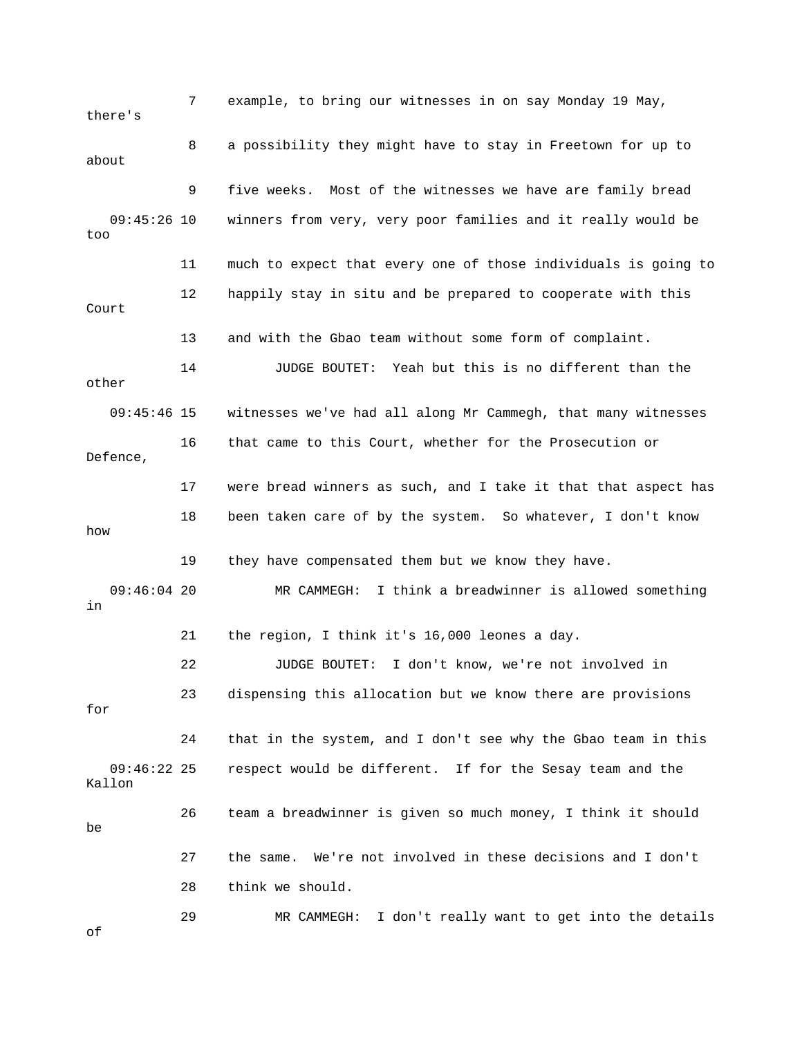7 example, to bring our witnesses in on say Monday 19 May, there's

8 a possibility they might have to stay in Freetown for up to about

9 five weeks. Most of the witnesses we have are family bread

09:45:26 10 winners from very, very poor families and it really would be too

11 much to expect that every one of those individuals is going to

12 happily stay in situ and be prepared to cooperate with this Court

13 and with the Gbao team without some form of complaint.

14 JUDGE BOUTET: Yeah but this is no different than the other

09:45:46 15 witnesses we've had all along Mr Cammegh, that many witnesses

16 that came to this Court, whether for the Prosecution or Defence,

17 were bread winners as such, and I take it that that aspect has

18 been taken care of by the system. So whatever, I don't know how

19 they have compensated them but we know they have.

09:46:04 20 MR CAMMEGH: I think a breadwinner is allowed something in

21 the region, I think it's 16,000 leones a day.

22 JUDGE BOUTET: I don't know, we're not involved in

23 dispensing this allocation but we know there are provisions for

24 that in the system, and I don't see why the Gbao team in this

09:46:22 25 respect would be different. If for the Sesay team and the Kallon

26 team a breadwinner is given so much money, I think it should be

27 the same. We're not involved in these decisions and I don't

28 think we should.

29 MR CAMMEGH: I don't really want to get into the details of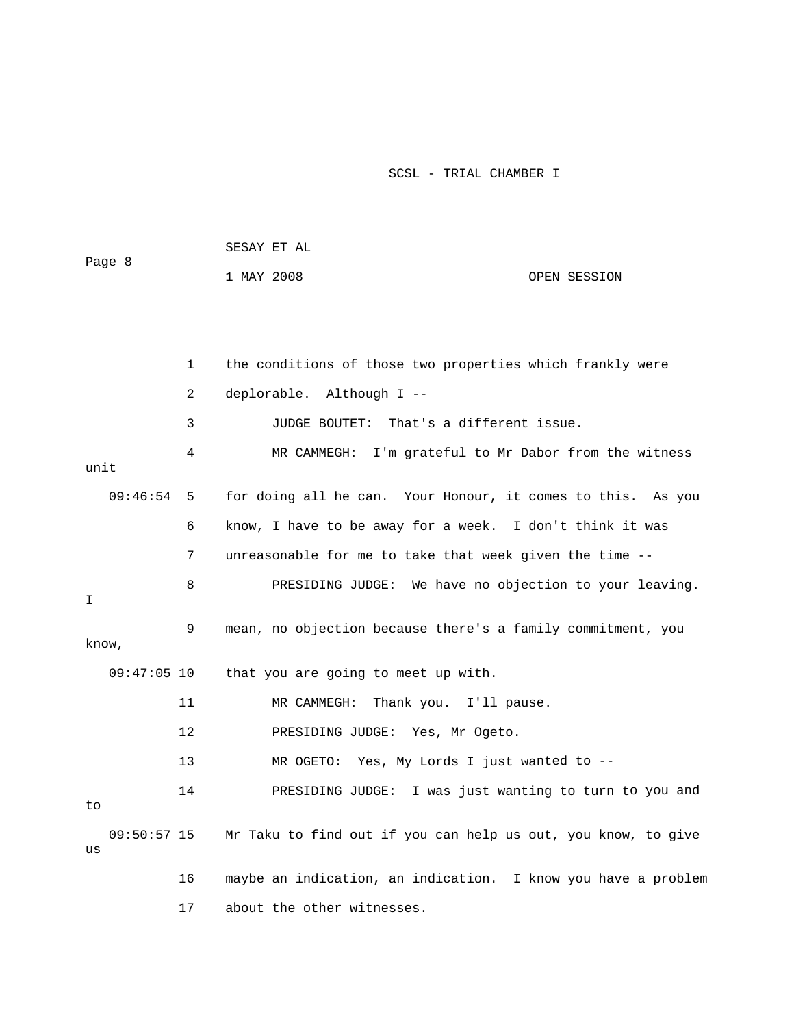1 the conditions of those two properties which frankly were

2 deplorable. Although I --

3 JUDGE BOUTET: That's a different issue.

4 MR CAMMEGH: I'm grateful to Mr Dabor from the witness unit

09:46:54 5 for doing all he can. Your Honour, it comes to this. As you

6 know, I have to be away for a week. I don't think it was

7 unreasonable for me to take that week given the time --

8 PRESIDING JUDGE: We have no objection to your leaving. I

9 mean, no objection because there's a family commitment, you know,

09:47:05 10 that you are going to meet up with.

11 MR CAMMEGH: Thank you. I'll pause.

12 PRESIDING JUDGE: Yes, Mr Ogeto.

13 MR OGETO: Yes, My Lords I just wanted to --

14 PRESIDING JUDGE: I was just wanting to turn to you and to

09:50:57 15 Mr Taku to find out if you can help us out, you know, to give us

16 maybe an indication, an indication. I know you have a problem

17 about the other witnesses.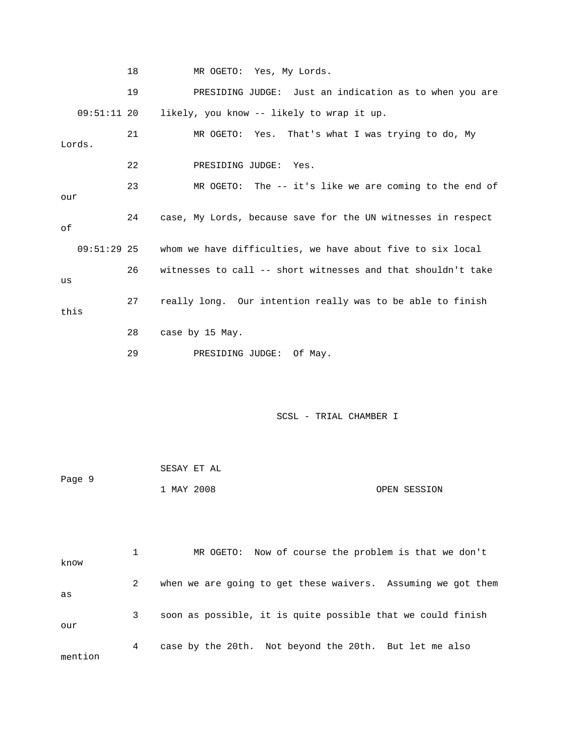18 MR OGETO: Yes, My Lords.

19 PRESIDING JUDGE: Just an indication as to when you are

09:51:11 20 likely, you know -- likely to wrap it up.

21 MR OGETO: Yes. That's what I was trying to do, My Lords.

22 PRESIDING JUDGE: Yes.

23 MR OGETO: The -- it's like we are coming to the end of our

24 case, My Lords, because save for the UN witnesses in respect of

09:51:29 25 whom we have difficulties, we have about five to six local

26 witnesses to call -- short witnesses and that shouldn't take us

27 really long. Our intention really was to be able to finish this

28 case by 15 May.

29 PRESIDING JUDGE: Of May.

SCSL - TRIAL CHAMBER I

SESAY ET AL

Page 9

1 MAY 2008 OPEN SESSION

1 MR OGETO: Now of course the problem is that we don't know

2 when we are going to get these waivers. Assuming we got them as

3 soon as possible, it is quite possible that we could finish our

4 case by the 20th. Not beyond the 20th. But let me also mention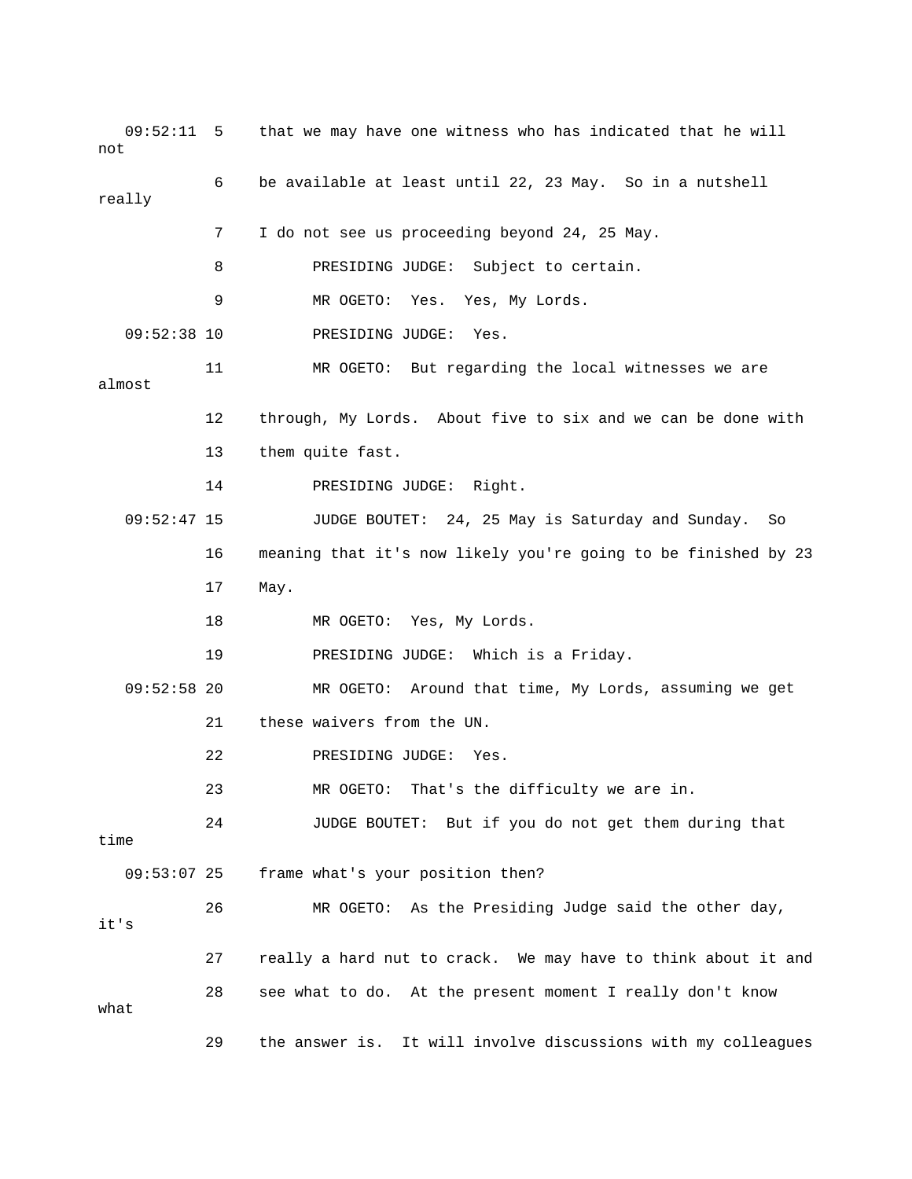09:52:11 5 that we may have one witness who has indicated that he will not

6 be available at least until 22, 23 May. So in a nutshell really

7 I do not see us proceeding beyond 24, 25 May.

8 PRESIDING JUDGE: Subject to certain.

9 MR OGETO: Yes. Yes, My Lords.

09:52:38 10 PRESIDING JUDGE: Yes.

11 MR OGETO: But regarding the local witnesses we are almost

12 through, My Lords. About five to six and we can be done with

13 them quite fast.

14 PRESIDING JUDGE: Right.

09:52:47 15 JUDGE BOUTET: 24, 25 May is Saturday and Sunday. So

16 meaning that it's now likely you're going to be finished by 23

17 May.

18 MR OGETO: Yes, My Lords.

19 PRESIDING JUDGE: Which is a Friday.

09:52:58 20 MR OGETO: Around that time, My Lords, assuming we get

21 these waivers from the UN.

22 PRESIDING JUDGE: Yes.

23 MR OGETO: That's the difficulty we are in.

24 JUDGE BOUTET: But if you do not get them during that time

09:53:07 25 frame what's your position then?

26 MR OGETO: As the Presiding Judge said the other day, it's

27 really a hard nut to crack. We may have to think about it and

28 see what to do. At the present moment I really don't know what

29 the answer is. It will involve discussions with my colleagues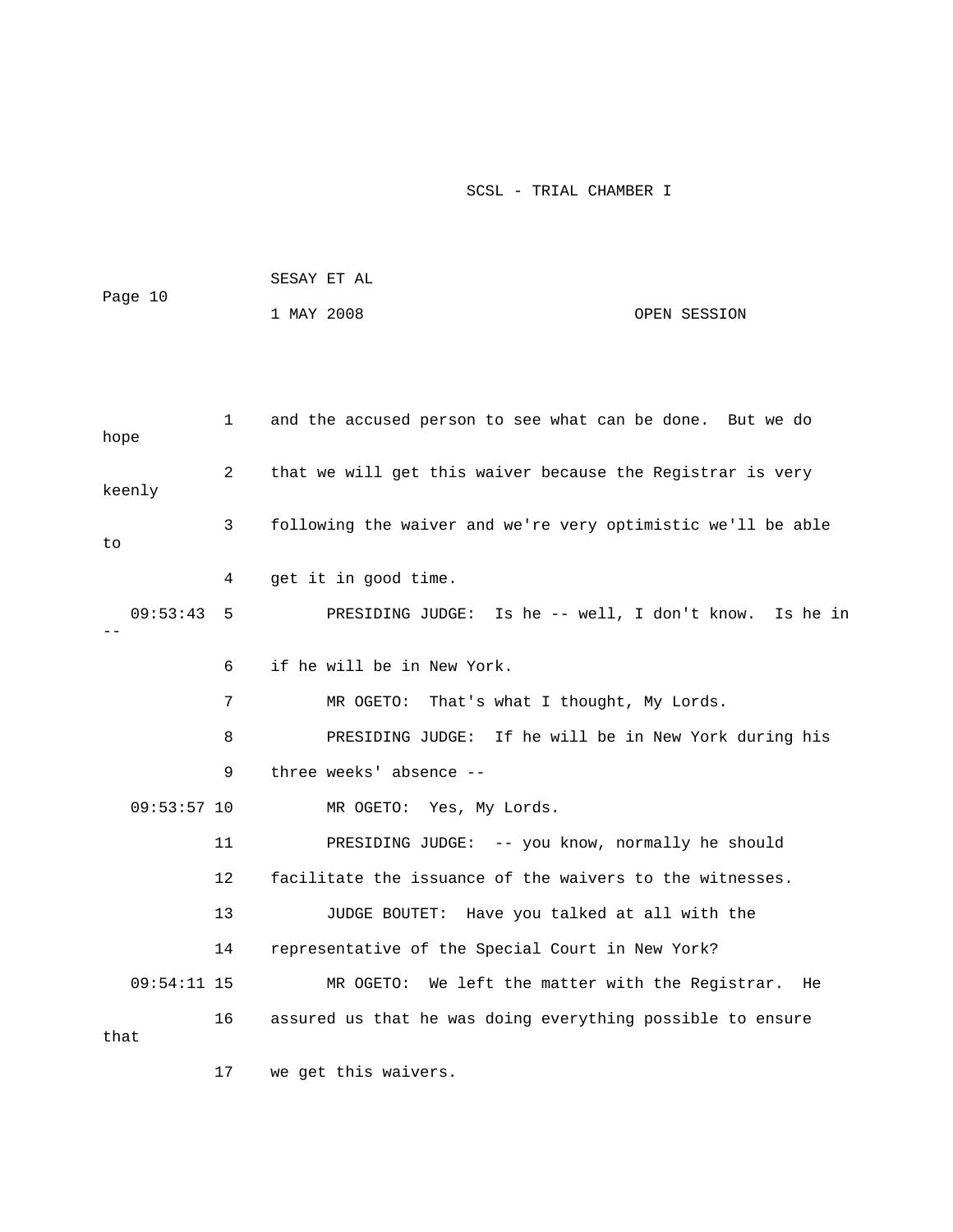1 and the accused person to see what can be done. But we do hope

2 that we will get this waiver because the Registrar is very keenly

3 following the waiver and we're very optimistic we'll be able to

4 get it in good time.

09:53:43 5 PRESIDING JUDGE: Is he -- well, I don't know. Is he in --

6 if he will be in New York.

7 MR OGETO: That's what I thought, My Lords.

8 PRESIDING JUDGE: If he will be in New York during his

9 three weeks' absence --

09:53:57 10 MR OGETO: Yes, My Lords.

11 PRESIDING JUDGE: -- you know, normally he should

12 facilitate the issuance of the waivers to the witnesses.

13 JUDGE BOUTET: Have you talked at all with the

14 representative of the Special Court in New York?

09:54:11 15 MR OGETO: We left the matter with the Registrar. He

16 assured us that he was doing everything possible to ensure that

17 we get this waivers.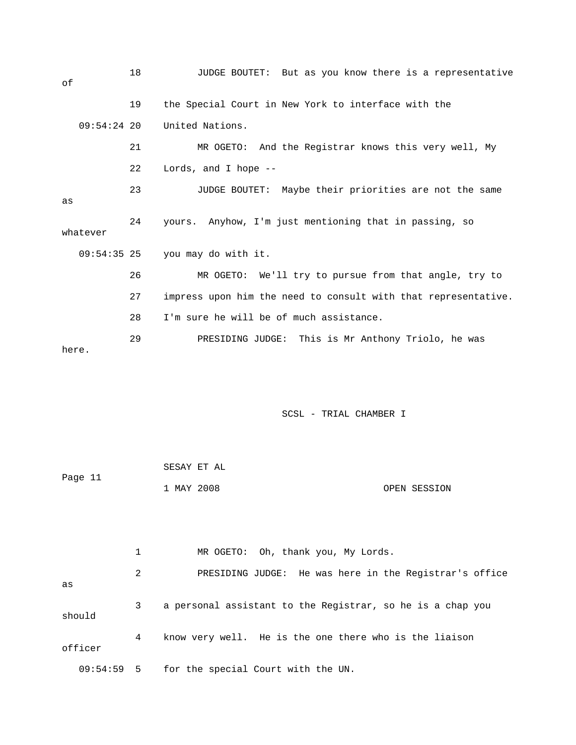18 JUDGE BOUTET: But as you know there is a representative of

19 the Special Court in New York to interface with the

09:54:24 20 United Nations.

21 MR OGETO: And the Registrar knows this very well, My

22 Lords, and I hope --

23 JUDGE BOUTET: Maybe their priorities are not the same as

24 yours. Anyhow, I'm just mentioning that in passing, so whatever

09:54:35 25 you may do with it.

26 MR OGETO: We'll try to pursue from that angle, try to

27 impress upon him the need to consult with that representative.

28 I'm sure he will be of much assistance.

29 PRESIDING JUDGE: This is Mr Anthony Triolo, he was here.

SCSL - TRIAL CHAMBER I

SESAY ET AL

Page 11

1 MAY 2008 OPEN SESSION

1 MR OGETO: Oh, thank you, My Lords.

2 PRESIDING JUDGE: He was here in the Registrar's office as

3 a personal assistant to the Registrar, so he is a chap you should

4 know very well. He is the one there who is the liaison officer

09:54:59 5 for the special Court with the UN.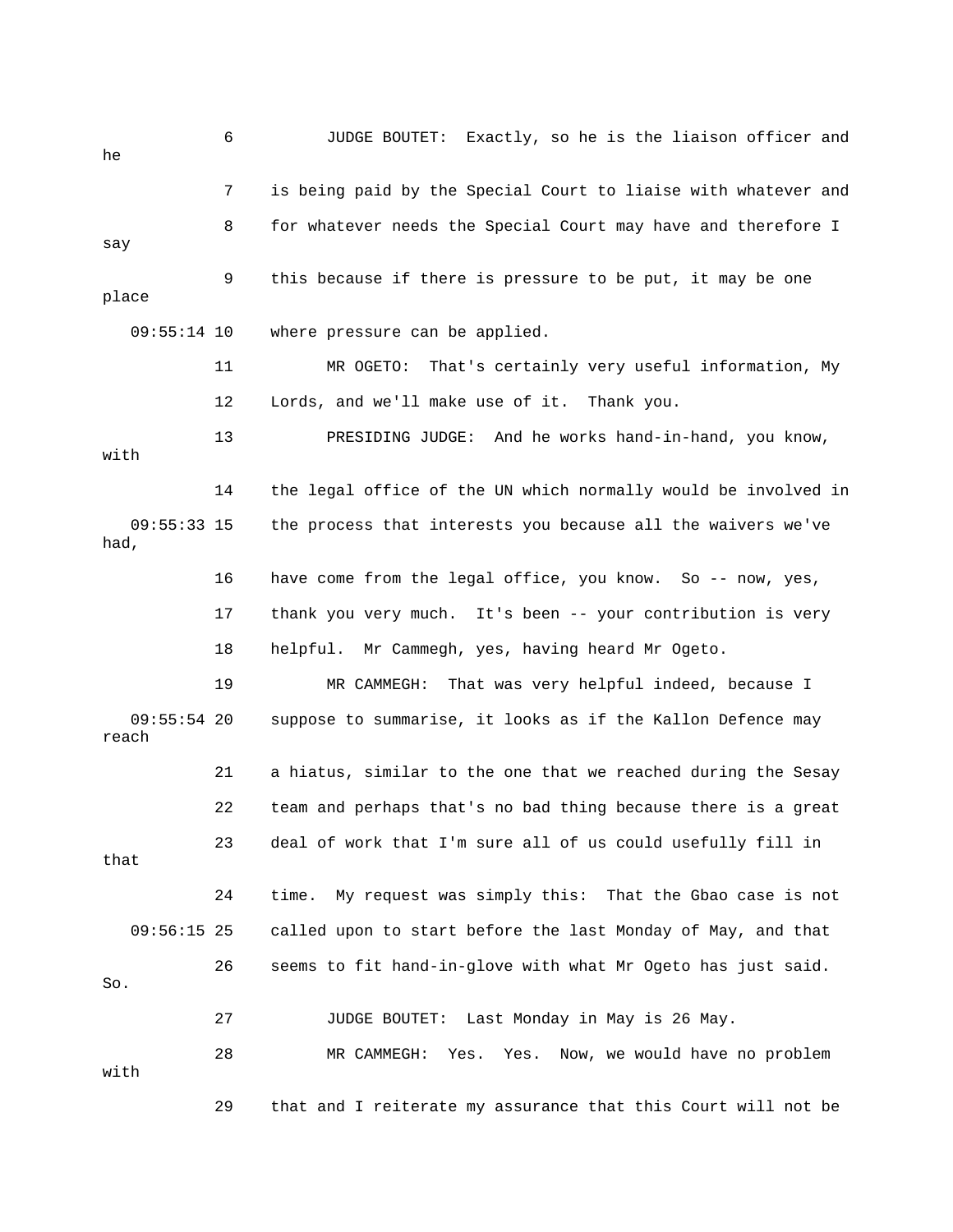6 JUDGE BOUTET: Exactly, so he is the liaison officer and he

7 is being paid by the Special Court to liaise with whatever and

8 for whatever needs the Special Court may have and therefore I say

9 this because if there is pressure to be put, it may be one place

09:55:14 10 where pressure can be applied.

11 MR OGETO: That's certainly very useful information, My

12 Lords, and we'll make use of it. Thank you.

13 PRESIDING JUDGE: And he works hand-in-hand, you know, with

14 the legal office of the UN which normally would be involved in

09:55:33 15 the process that interests you because all the waivers we've had,

16 have come from the legal office, you know. So -- now, yes,

17 thank you very much. It's been -- your contribution is very

18 helpful. Mr Cammegh, yes, having heard Mr Ogeto.

19 MR CAMMEGH: That was very helpful indeed, because I

09:55:54 20 suppose to summarise, it looks as if the Kallon Defence may reach

21 a hiatus, similar to the one that we reached during the Sesay

22 team and perhaps that's no bad thing because there is a great

23 deal of work that I'm sure all of us could usefully fill in that

24 time. My request was simply this: That the Gbao case is not

09:56:15 25 called upon to start before the last Monday of May, and that

26 seems to fit hand-in-glove with what Mr Ogeto has just said. So.

27 JUDGE BOUTET: Last Monday in May is 26 May.

28 MR CAMMEGH: Yes. Yes. Now, we would have no problem with

29 that and I reiterate my assurance that this Court will not be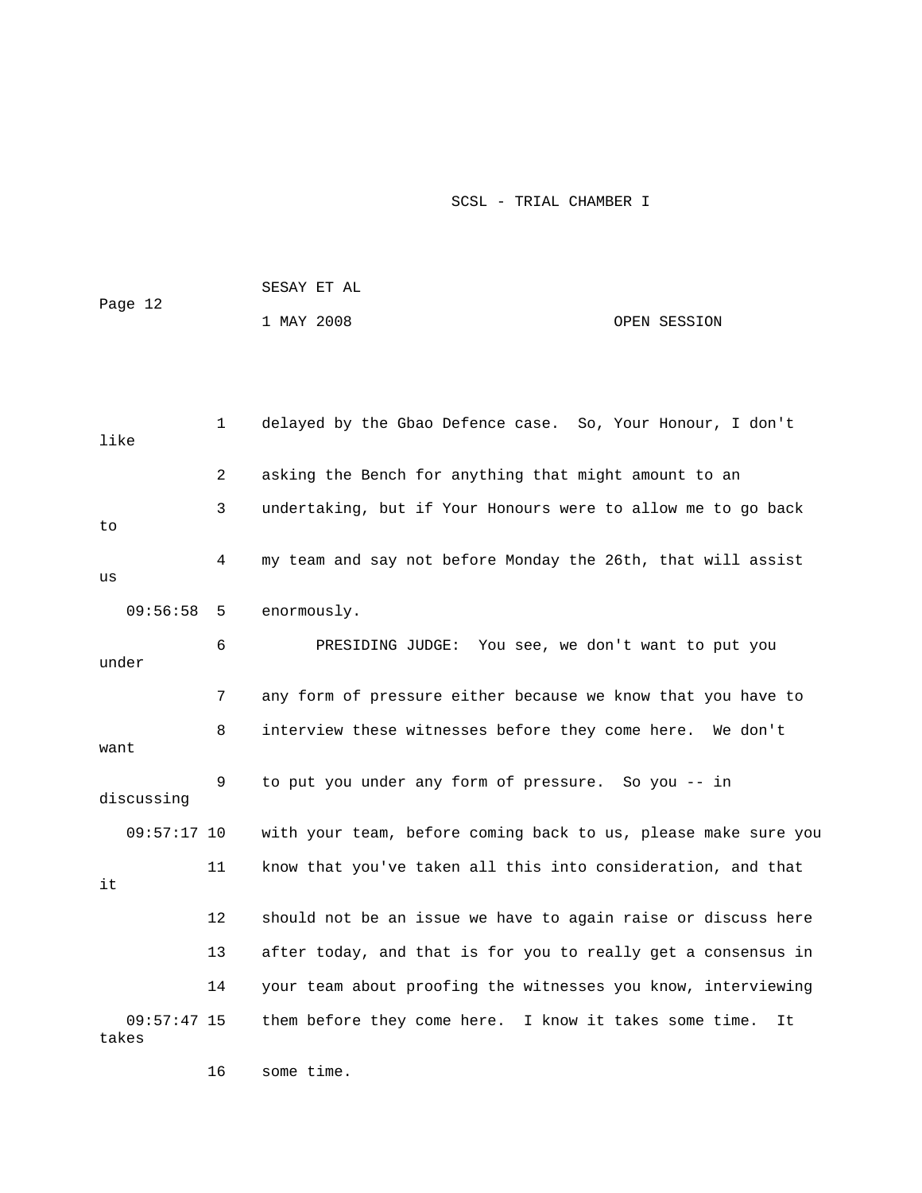delayed by the Gbao Defence case. So, Your Honour, I don't like asking the Bench for anything that might amount to an undertaking, but if Your Honours were to allow me to go back to my team and say not before Monday the 26th, that will assist us enormously.

PRESIDING JUDGE: You see, we don't want to put you under any form of pressure either because we know that you have to interview these witnesses before they come here. We don't want to put you under any form of pressure. So you -- in discussing with your team, before coming back to us, please make sure you know that you've taken all this into consideration, and that it should not be an issue we have to again raise or discuss here after today, and that is for you to really get a consensus in your team about proofing the witnesses you know, interviewing them before they come here. I know it takes some time. It takes some time.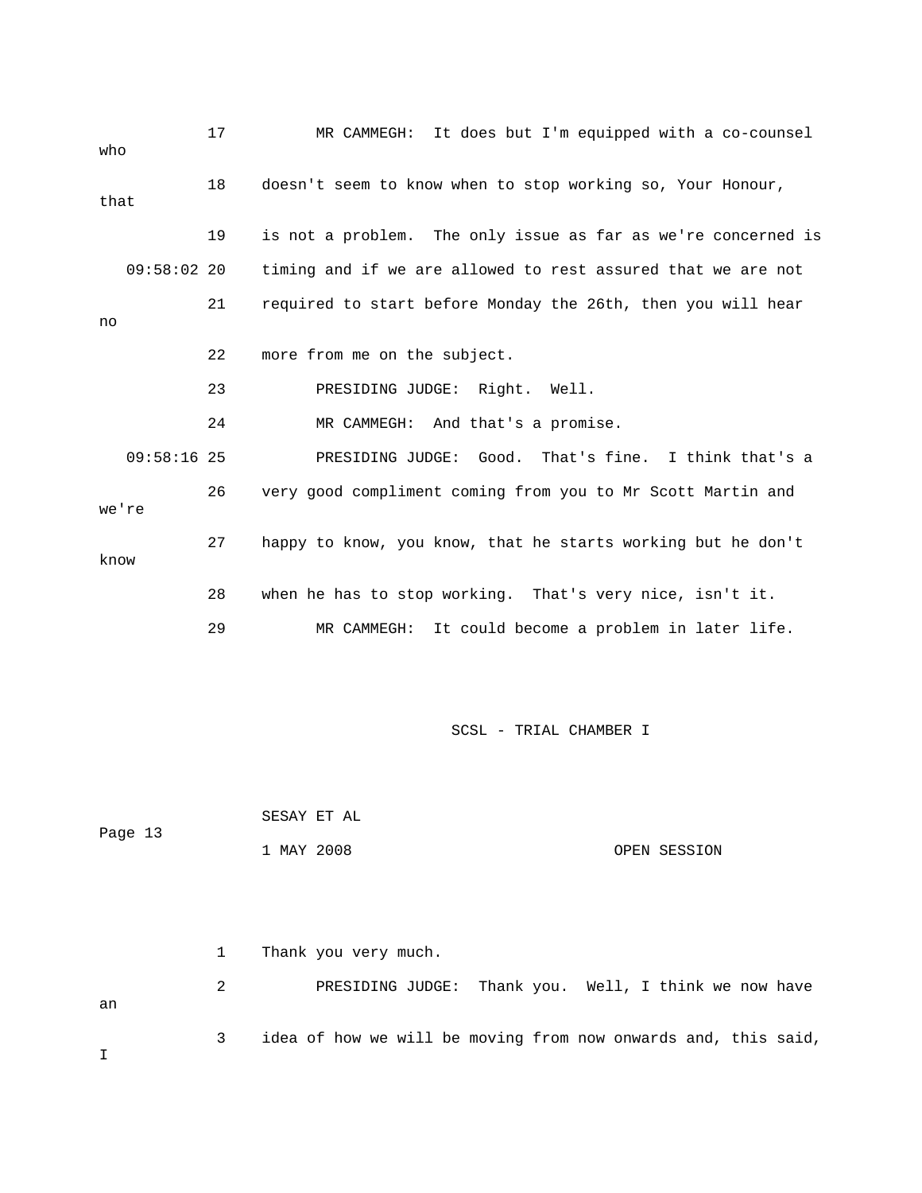17 MR CAMMEGH: It does but I'm equipped with a co-counsel who

18 doesn't seem to know when to stop working so, Your Honour, that

19 is not a problem. The only issue as far as we're concerned is

09:58:02 20 timing and if we are allowed to rest assured that we are not

21 required to start before Monday the 26th, then you will hear no

22 more from me on the subject.

23 PRESIDING JUDGE: Right. Well.

24 MR CAMMEGH: And that's a promise.

09:58:16 25 PRESIDING JUDGE: Good. That's fine. I think that's a

26 very good compliment coming from you to Mr Scott Martin and we're

27 happy to know, you know, that he starts working but he don't know

28 when he has to stop working. That's very nice, isn't it.

29 MR CAMMEGH: It could become a problem in later life.

SCSL - TRIAL CHAMBER I

SESAY ET AL

Page 13

1 MAY 2008 OPEN SESSION

1 Thank you very much.

2 PRESIDING JUDGE: Thank you. Well, I think we now have an

3 idea of how we will be moving from now onwards and, this said, I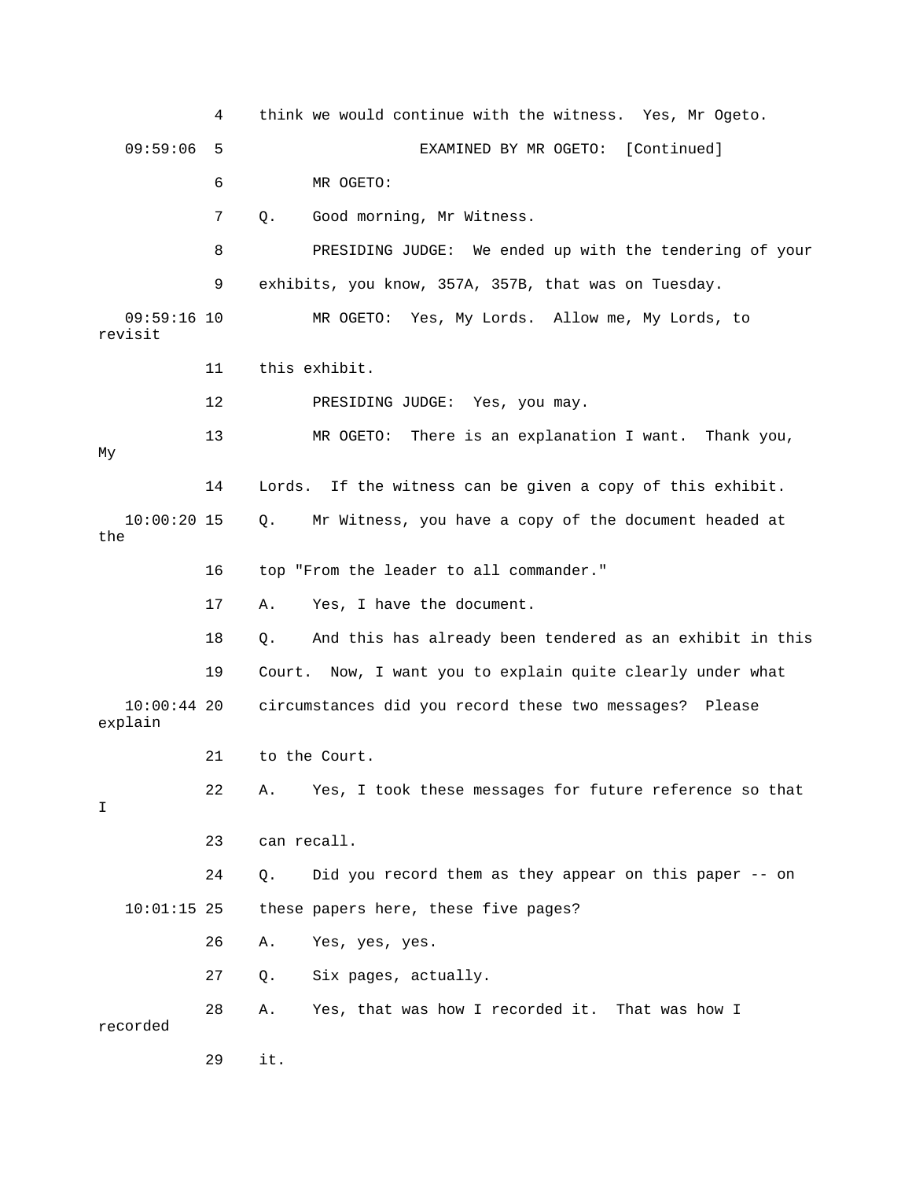4 think we would continue with the witness. Yes, Mr Ogeto.

09:59:06 5 EXAMINED BY MR OGETO: [Continued]

6 MR OGETO:

7 Q. Good morning, Mr Witness.

8 PRESIDING JUDGE: We ended up with the tendering of your

9 exhibits, you know, 357A, 357B, that was on Tuesday.

09:59:16 10 MR OGETO: Yes, My Lords. Allow me, My Lords, to revisit

11 this exhibit.

12 PRESIDING JUDGE: Yes, you may.

13 MR OGETO: There is an explanation I want. Thank you, My

14 Lords. If the witness can be given a copy of this exhibit.

10:00:20 15 Q. Mr Witness, you have a copy of the document headed at the

16 top "From the leader to all commander."

17 A. Yes, I have the document.

18 Q. And this has already been tendered as an exhibit in this

19 Court. Now, I want you to explain quite clearly under what

10:00:44 20 circumstances did you record these two messages? Please explain

21 to the Court.

22 A. Yes, I took these messages for future reference so that I

23 can recall.

24 Q. Did you record them as they appear on this paper -- on

10:01:15 25 these papers here, these five pages?

26 A. Yes, yes, yes.

27 Q. Six pages, actually.

28 A. Yes, that was how I recorded it. That was how I recorded

29 it.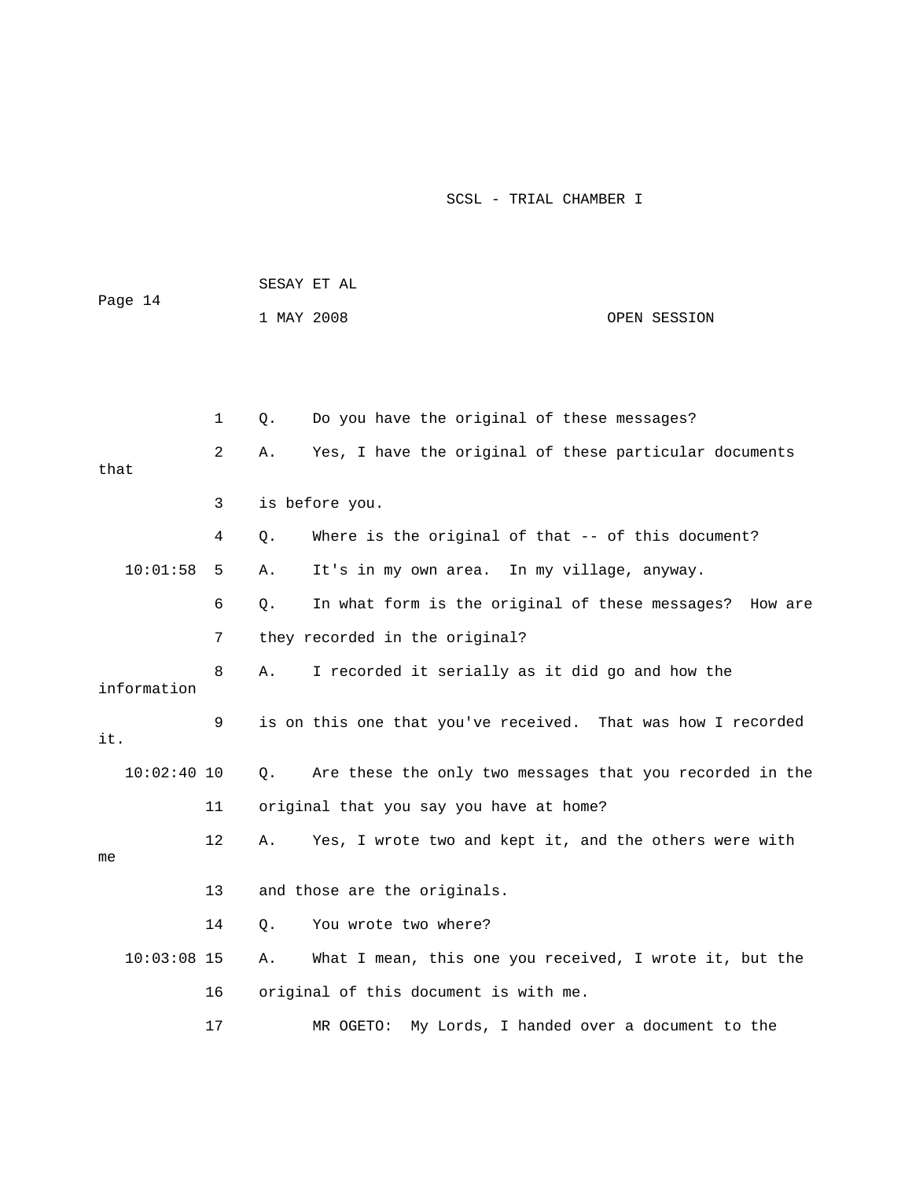1 Q. Do you have the original of these messages?

2 A. Yes, I have the original of these particular documents that

3 is before you.

4 Q. Where is the original of that -- of this document?

10:01:58 5 A. It's in my own area. In my village, anyway.

6 Q. In what form is the original of these messages? How are

7 they recorded in the original?

8 A. I recorded it serially as it did go and how the information

9 is on this one that you've received. That was how I recorded it.

10:02:40 10 Q. Are these the only two messages that you recorded in the

11 original that you say you have at home?

12 A. Yes, I wrote two and kept it, and the others were with me

13 and those are the originals.

14 Q. You wrote two where?

10:03:08 15 A. What I mean, this one you received, I wrote it, but the

16 original of this document is with me.

17 MR OGETO: My Lords, I handed over a document to the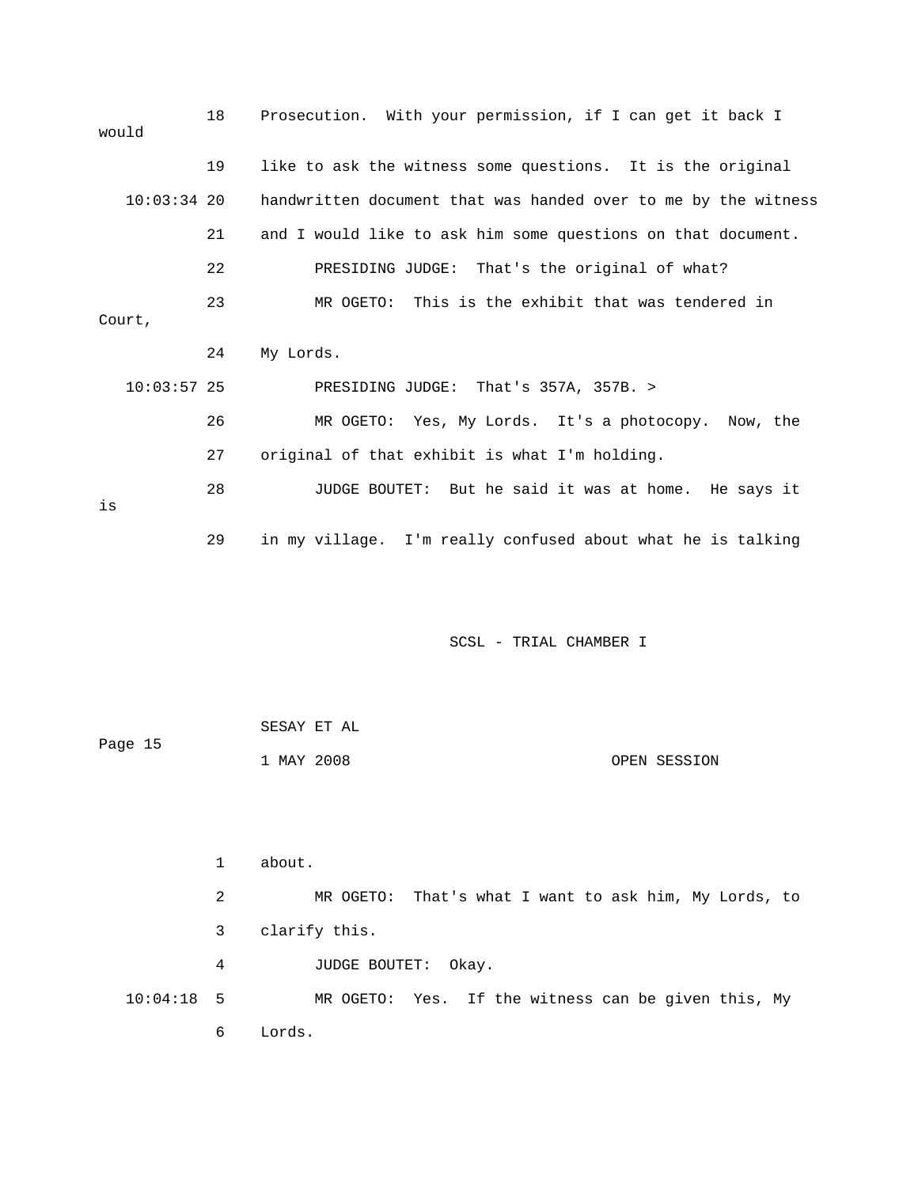18 Prosecution. With your permission, if I can get it back I would

19 like to ask the witness some questions. It is the original

10:03:34 20 handwritten document that was handed over to me by the witness

21 and I would like to ask him some questions on that document.

22 PRESIDING JUDGE: That's the original of what?

23 MR OGETO: This is the exhibit that was tendered in Court,

24 My Lords.

10:03:57 25 PRESIDING JUDGE: That's 357A, 357B. >

26 MR OGETO: Yes, My Lords. It's a photocopy. Now, the

27 original of that exhibit is what I'm holding.

28 JUDGE BOUTET: But he said it was at home. He says it is

29 in my village. I'm really confused about what he is talking

1 about.

2 MR OGETO: That's what I want to ask him, My Lords, to

3 clarify this.

4 JUDGE BOUTET: Okay.

10:04:18 5 MR OGETO: Yes. If the witness can be given this, My

6 Lords.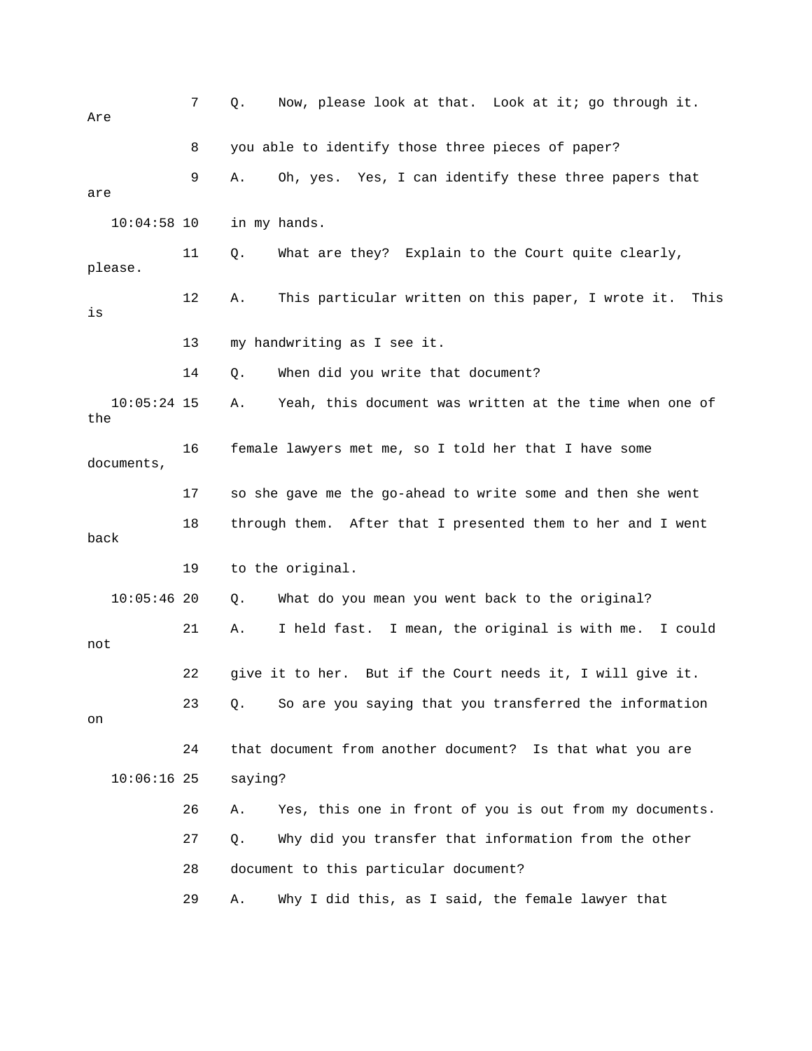7 Q. Now, please look at that. Look at it; go through it. Are

8 you able to identify those three pieces of paper?

9 A. Oh, yes. Yes, I can identify these three papers that are

10:04:58 10 in my hands.

11 Q. What are they? Explain to the Court quite clearly, please.

12 A. This particular written on this paper, I wrote it. This is

13 my handwriting as I see it.

14 Q. When did you write that document?

10:05:24 15 A. Yeah, this document was written at the time when one of the

16 female lawyers met me, so I told her that I have some documents,

17 so she gave me the go-ahead to write some and then she went

18 through them. After that I presented them to her and I went back

19 to the original.

10:05:46 20 Q. What do you mean you went back to the original?

21 A. I held fast. I mean, the original is with me. I could not

22 give it to her. But if the Court needs it, I will give it.

23 Q. So are you saying that you transferred the information on

24 that document from another document? Is that what you are

10:06:16 25 saying?

26 A. Yes, this one in front of you is out from my documents.

27 Q. Why did you transfer that information from the other

28 document to this particular document?

29 A. Why I did this, as I said, the female lawyer that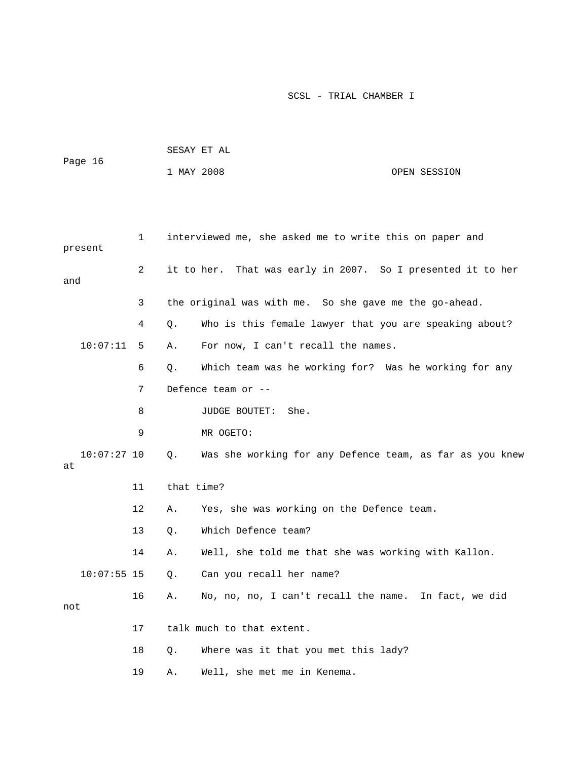interviewed me, she asked me to write this on paper and present it to her. That was early in 2007. So I presented it to her and the original was with me. So she gave me the go-ahead.

Q. Who is this female lawyer that you are speaking about?

A. For now, I can't recall the names.

Q. Which team was he working for? Was he working for any Defence team or --

JUDGE BOUTET: She.

MR OGETO:

Q. Was she working for any Defence team, as far as you knew at that time?

A. Yes, she was working on the Defence team.

Q. Which Defence team?

A. Well, she told me that she was working with Kallon.

Q. Can you recall her name?

A. No, no, no, I can't recall the name. In fact, we did not talk much to that extent.

Q. Where was it that you met this lady?

A. Well, she met me in Kenema.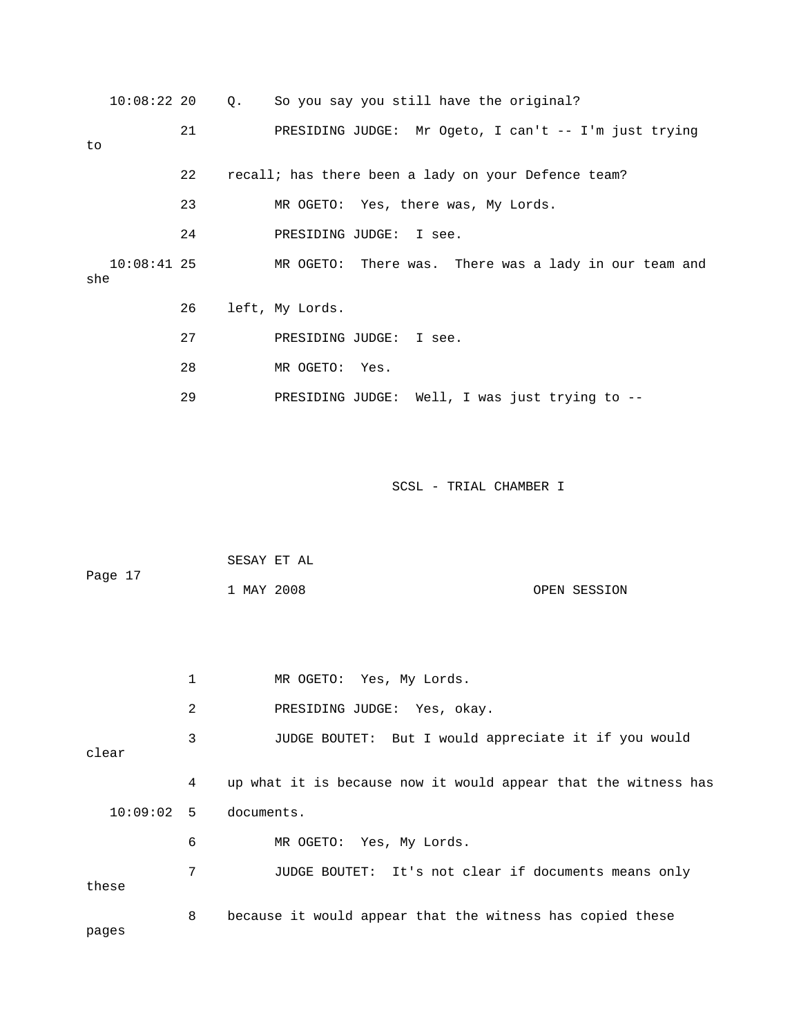10:08:22 20 Q. So you say you still have the original?

21 PRESIDING JUDGE: Mr Ogeto, I can't -- I'm just trying to

22 recall; has there been a lady on your Defence team?

23 MR OGETO: Yes, there was, My Lords.

24 PRESIDING JUDGE: I see.

10:08:41 25 MR OGETO: There was. There was a lady in our team and she

26 left, My Lords.

27 PRESIDING JUDGE: I see.

28 MR OGETO: Yes.

29 PRESIDING JUDGE: Well, I was just trying to --

1 MR OGETO: Yes, My Lords.

2 PRESIDING JUDGE: Yes, okay.

3 JUDGE BOUTET: But I would appreciate it if you would clear

4 up what it is because now it would appear that the witness has

10:09:02 5 documents.

6 MR OGETO: Yes, My Lords.

7 JUDGE BOUTET: It's not clear if documents means only these

8 because it would appear that the witness has copied these pages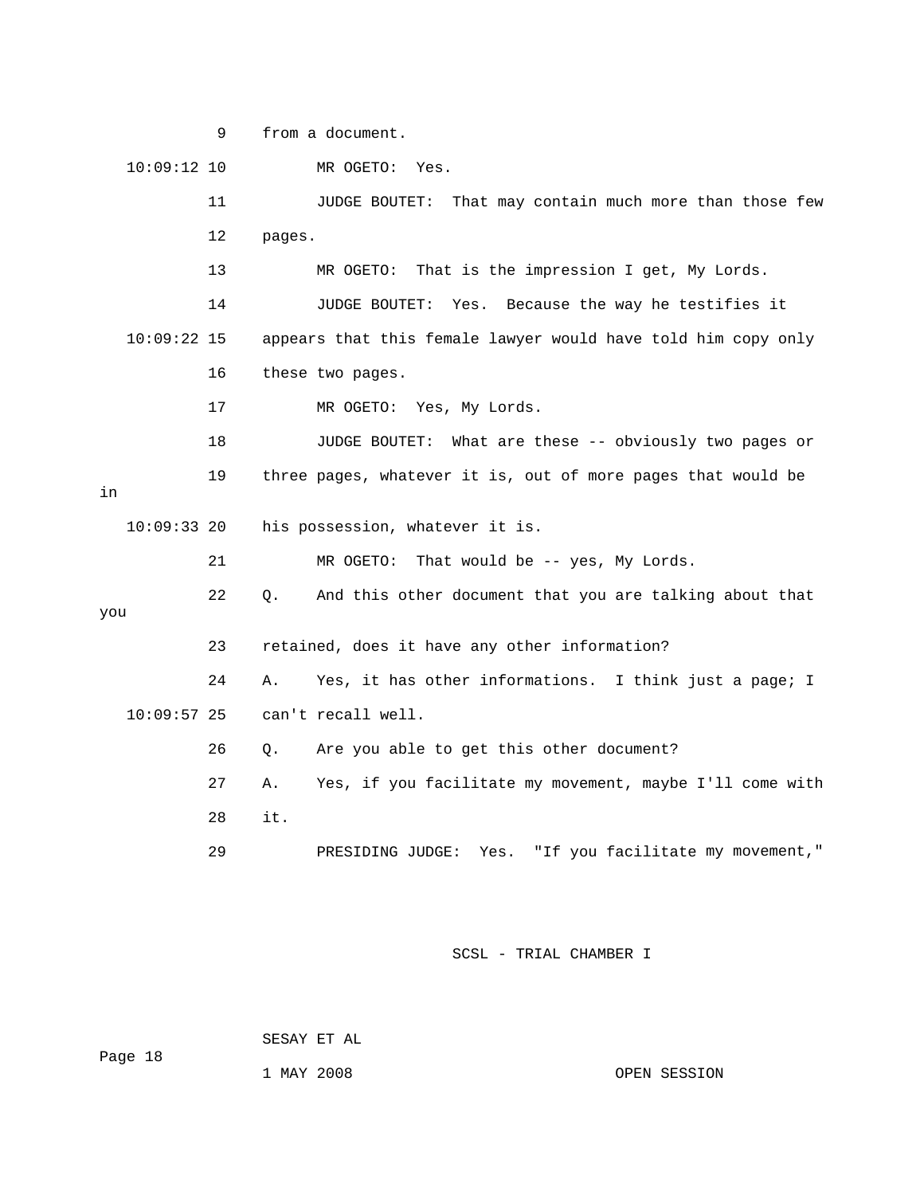9 from a document.

10:09:12 10 MR OGETO: Yes.

11 JUDGE BOUTET: That may contain much more than those few

12 pages.

13 MR OGETO: That is the impression I get, My Lords.

14 JUDGE BOUTET: Yes. Because the way he testifies it

10:09:22 15 appears that this female lawyer would have told him copy only

16 these two pages.

17 MR OGETO: Yes, My Lords.

18 JUDGE BOUTET: What are these -- obviously two pages or

19 three pages, whatever it is, out of more pages that would be in

10:09:33 20 his possession, whatever it is.

21 MR OGETO: That would be -- yes, My Lords.

22 Q. And this other document that you are talking about that you

23 retained, does it have any other information?

24 A. Yes, it has other informations. I think just a page; I

10:09:57 25 can't recall well.

26 Q. Are you able to get this other document?

27 A. Yes, if you facilitate my movement, maybe I'll come with

28 it.

29 PRESIDING JUDGE: Yes. "If you facilitate my movement,"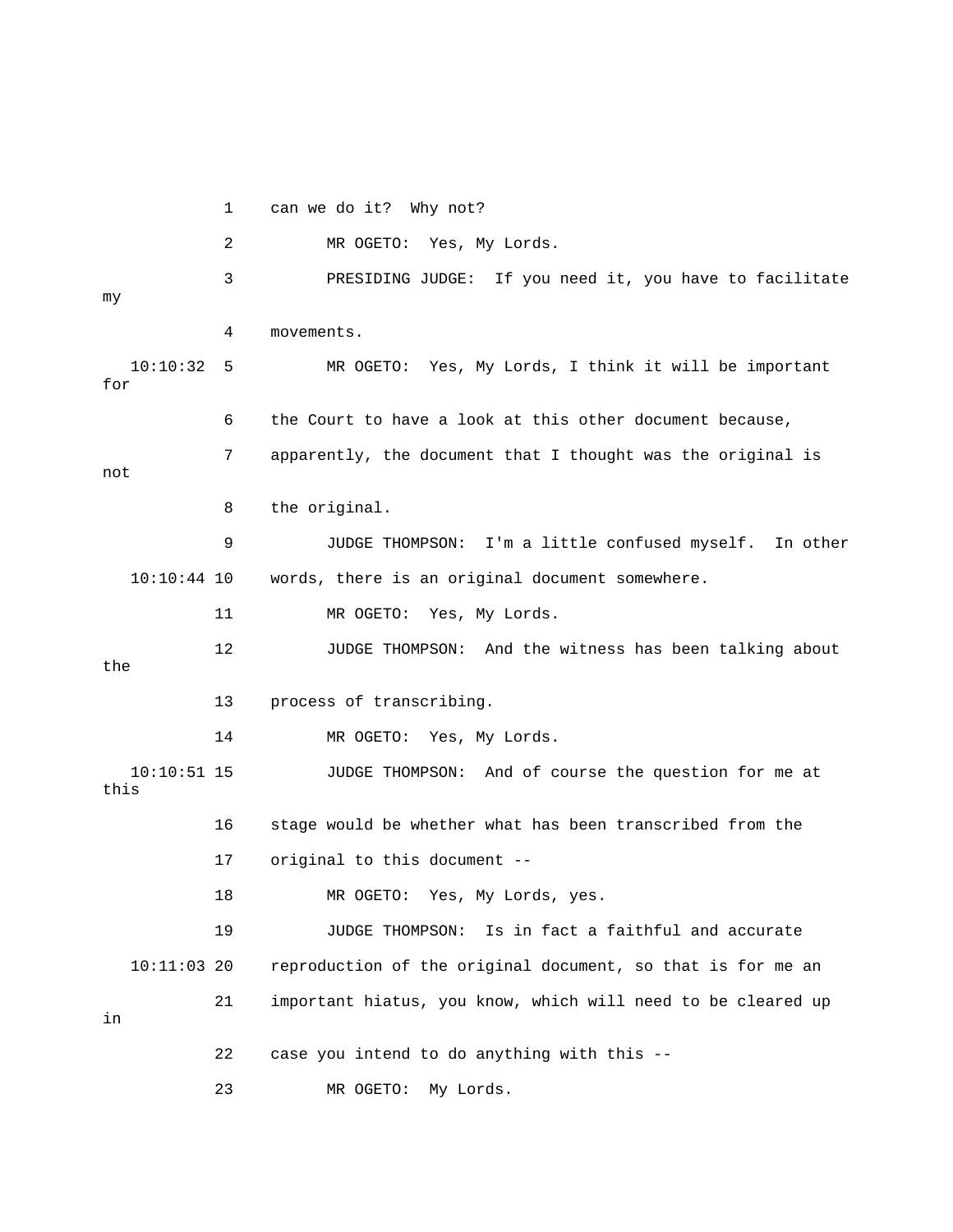1 can we do it? Why not?

2 MR OGETO: Yes, My Lords.

3 PRESIDING JUDGE: If you need it, you have to facilitate my

4 movements.

10:10:32 5 MR OGETO: Yes, My Lords, I think it will be important for

6 the Court to have a look at this other document because,

7 apparently, the document that I thought was the original is not

8 the original.

9 JUDGE THOMPSON: I'm a little confused myself. In other

10:10:44 10 words, there is an original document somewhere.

11 MR OGETO: Yes, My Lords.

12 JUDGE THOMPSON: And the witness has been talking about the

13 process of transcribing.

14 MR OGETO: Yes, My Lords.

10:10:51 15 JUDGE THOMPSON: And of course the question for me at this

16 stage would be whether what has been transcribed from the

17 original to this document --

18 MR OGETO: Yes, My Lords, yes.

19 JUDGE THOMPSON: Is in fact a faithful and accurate

10:11:03 20 reproduction of the original document, so that is for me an

21 important hiatus, you know, which will need to be cleared up in

22 case you intend to do anything with this --

23 MR OGETO: My Lords.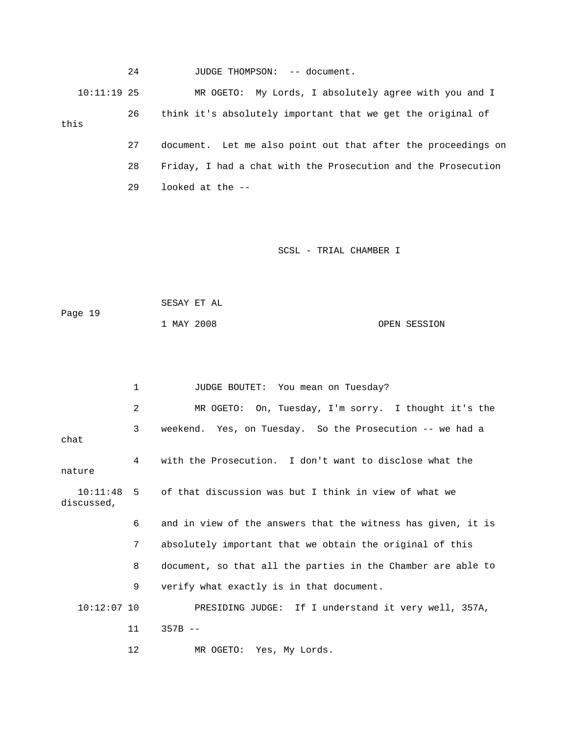24 JUDGE THOMPSON: -- document.

10:11:19 25 MR OGETO: My Lords, I absolutely agree with you and I

26 think it's absolutely important that we get the original of this

27 document. Let me also point out that after the proceedings on

28 Friday, I had a chat with the Prosecution and the Prosecution

29 looked at the --

1 JUDGE BOUTET: You mean on Tuesday?

2 MR OGETO: On, Tuesday, I'm sorry. I thought it's the

3 weekend. Yes, on Tuesday. So the Prosecution -- we had a chat

4 with the Prosecution. I don't want to disclose what the nature

10:11:48 5 of that discussion was but I think in view of what we discussed,

6 and in view of the answers that the witness has given, it is

7 absolutely important that we obtain the original of this

8 document, so that all the parties in the Chamber are able to

9 verify what exactly is in that document.

10:12:07 10 PRESIDING JUDGE: If I understand it very well, 357A,

11 357B --

12 MR OGETO: Yes, My Lords.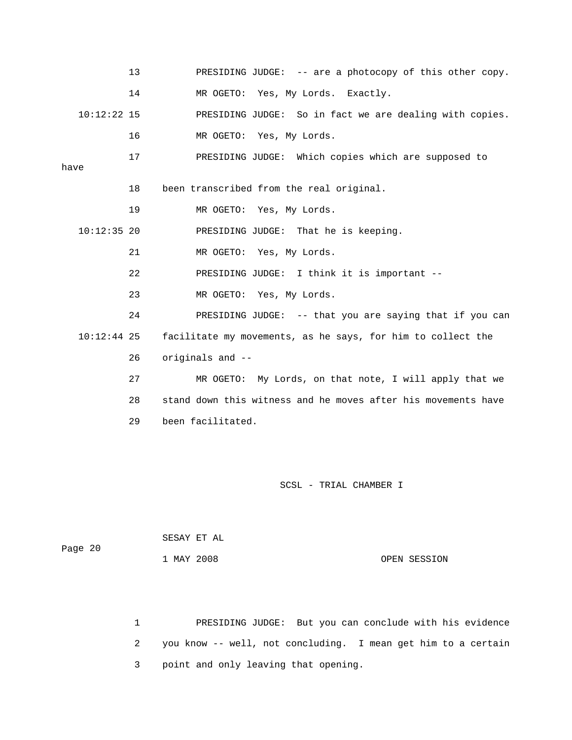13 PRESIDING JUDGE: -- are a photocopy of this other copy.

14 MR OGETO: Yes, My Lords. Exactly.

10:12:22 15 PRESIDING JUDGE: So in fact we are dealing with copies.

16 MR OGETO: Yes, My Lords.

17 PRESIDING JUDGE: Which copies which are supposed to have

18 been transcribed from the real original.

19 MR OGETO: Yes, My Lords.

10:12:35 20 PRESIDING JUDGE: That he is keeping.

21 MR OGETO: Yes, My Lords.

22 PRESIDING JUDGE: I think it is important --

23 MR OGETO: Yes, My Lords.

24 PRESIDING JUDGE: -- that you are saying that if you can

10:12:44 25 facilitate my movements, as he says, for him to collect the

26 originals and --

27 MR OGETO: My Lords, on that note, I will apply that we

28 stand down this witness and he moves after his movements have

29 been facilitated.

SESAY ET AL

1 MAY 2008 OPEN SESSION

1 PRESIDING JUDGE: But you can conclude with his evidence

2 you know -- well, not concluding. I mean get him to a certain

3 point and only leaving that opening.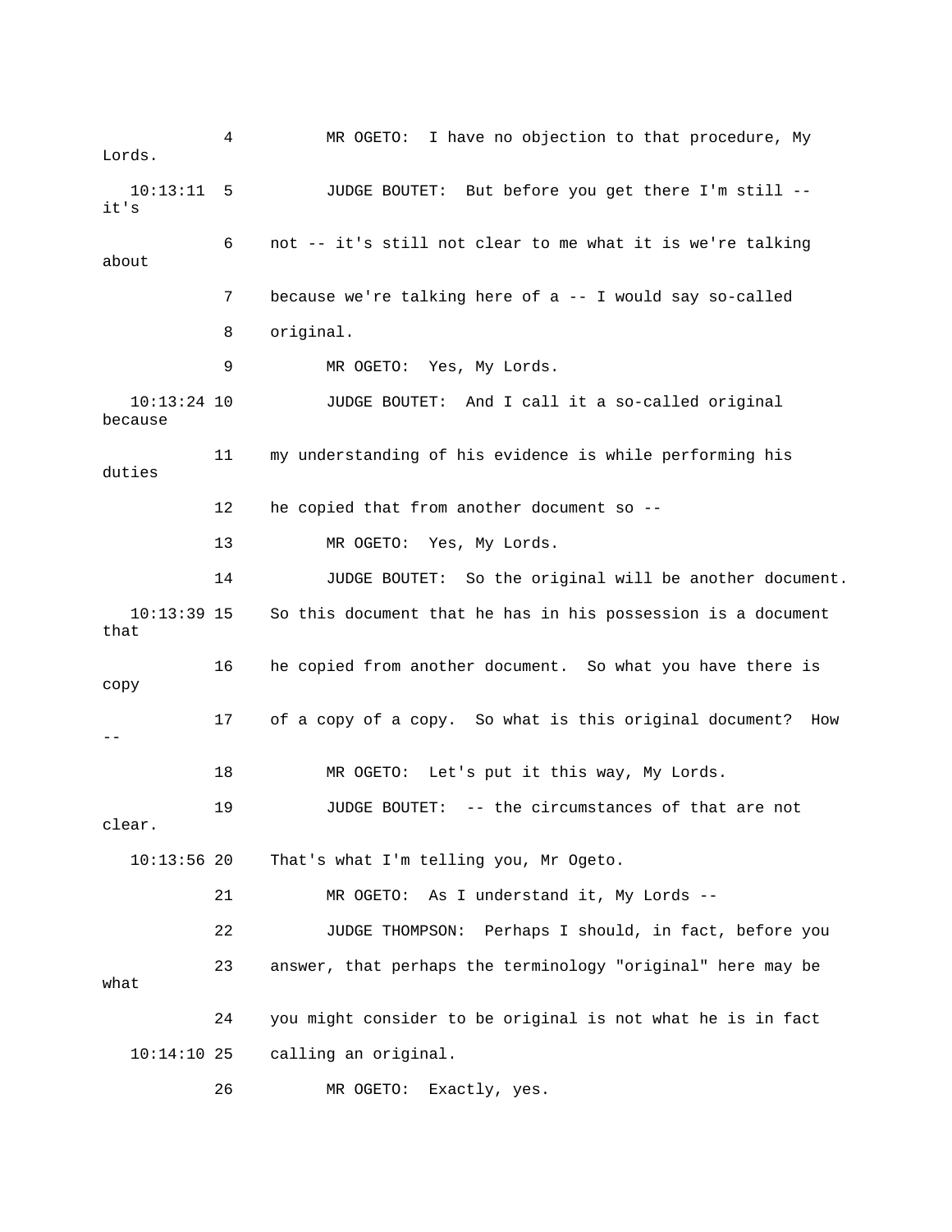4 MR OGETO: I have no objection to that procedure, My Lords.

10:13:11 5 JUDGE BOUTET: But before you get there I'm still -- it's

6 not -- it's still not clear to me what it is we're talking about

7 because we're talking here of a -- I would say so-called

8 original.

9 MR OGETO: Yes, My Lords.

10:13:24 10 JUDGE BOUTET: And I call it a so-called original because

11 my understanding of his evidence is while performing his duties

12 he copied that from another document so --

13 MR OGETO: Yes, My Lords.

14 JUDGE BOUTET: So the original will be another document.

10:13:39 15 So this document that he has in his possession is a document that

16 he copied from another document. So what you have there is copy

17 of a copy of a copy. So what is this original document? How --

18 MR OGETO: Let's put it this way, My Lords.

19 JUDGE BOUTET: -- the circumstances of that are not clear.

10:13:56 20 That's what I'm telling you, Mr Ogeto.

21 MR OGETO: As I understand it, My Lords --

22 JUDGE THOMPSON: Perhaps I should, in fact, before you

23 answer, that perhaps the terminology "original" here may be what

24 you might consider to be original is not what he is in fact

10:14:10 25 calling an original.

26 MR OGETO: Exactly, yes.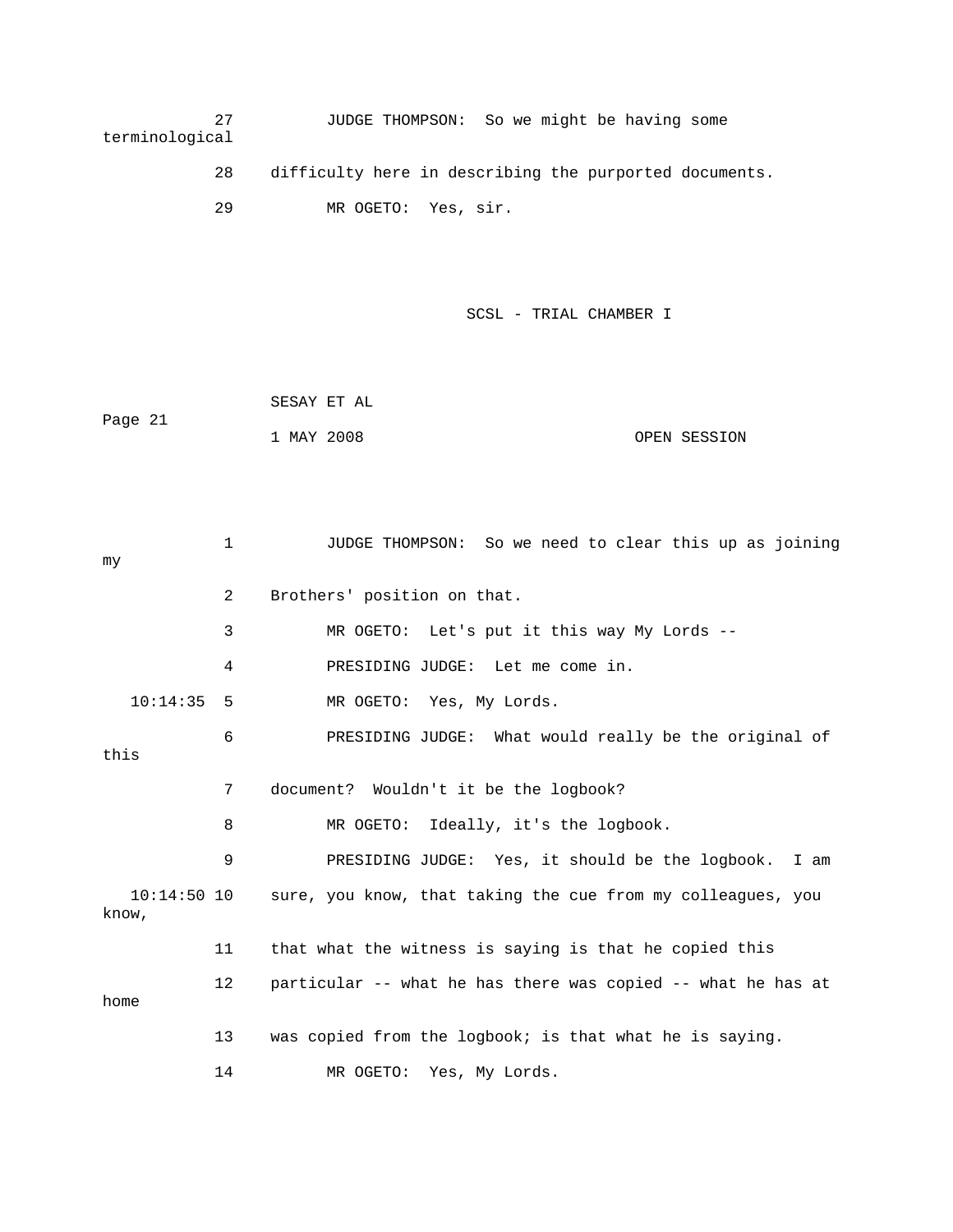27 JUDGE THOMPSON: So we might be having some terminological

28 difficulty here in describing the purported documents.

29 MR OGETO: Yes, sir.

1 JUDGE THOMPSON: So we need to clear this up as joining my

2 Brothers' position on that.

3 MR OGETO: Let's put it this way My Lords --

4 PRESIDING JUDGE: Let me come in.

10:14:35 5 MR OGETO: Yes, My Lords.

6 PRESIDING JUDGE: What would really be the original of this

7 document? Wouldn't it be the logbook?

8 MR OGETO: Ideally, it's the logbook.

9 PRESIDING JUDGE: Yes, it should be the logbook. I am

10:14:50 10 sure, you know, that taking the cue from my colleagues, you know,

11 that what the witness is saying is that he copied this

12 particular -- what he has there was copied -- what he has at home

13 was copied from the logbook; is that what he is saying.

14 MR OGETO: Yes, My Lords.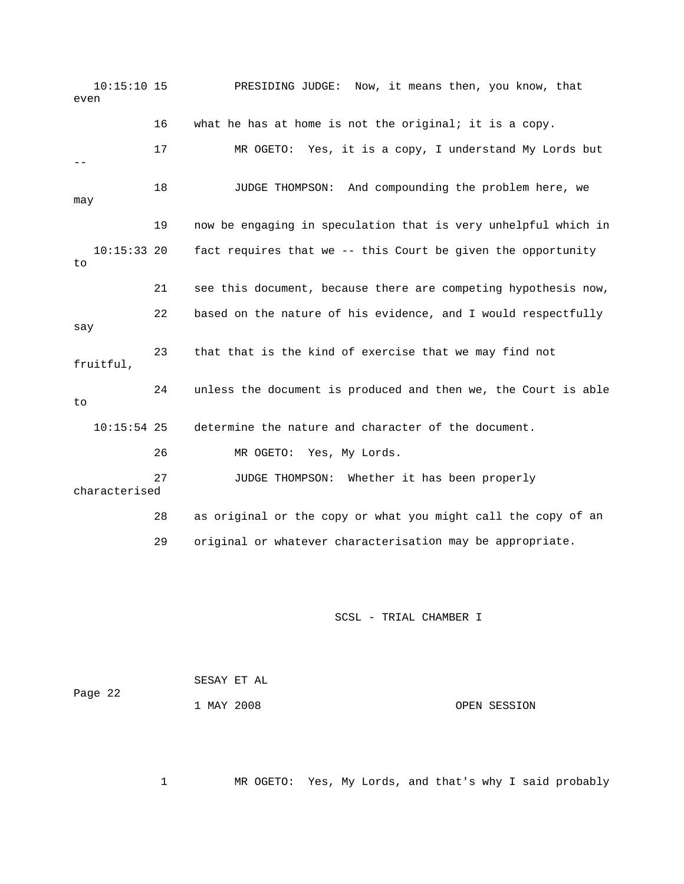10:15:10 15 PRESIDING JUDGE: Now, it means then, you know, that even

16 what he has at home is not the original; it is a copy.

17 MR OGETO: Yes, it is a copy, I understand My Lords but --

18 JUDGE THOMPSON: And compounding the problem here, we may

19 now be engaging in speculation that is very unhelpful which in

10:15:33 20 fact requires that we -- this Court be given the opportunity to

21 see this document, because there are competing hypothesis now,

22 based on the nature of his evidence, and I would respectfully say

23 that that is the kind of exercise that we may find not fruitful,

24 unless the document is produced and then we, the Court is able to

10:15:54 25 determine the nature and character of the document.

26 MR OGETO: Yes, My Lords.

27 JUDGE THOMPSON: Whether it has been properly characterised

28 as original or the copy or what you might call the copy of an

29 original or whatever characterisation may be appropriate.

1 MR OGETO: Yes, My Lords, and that's why I said probably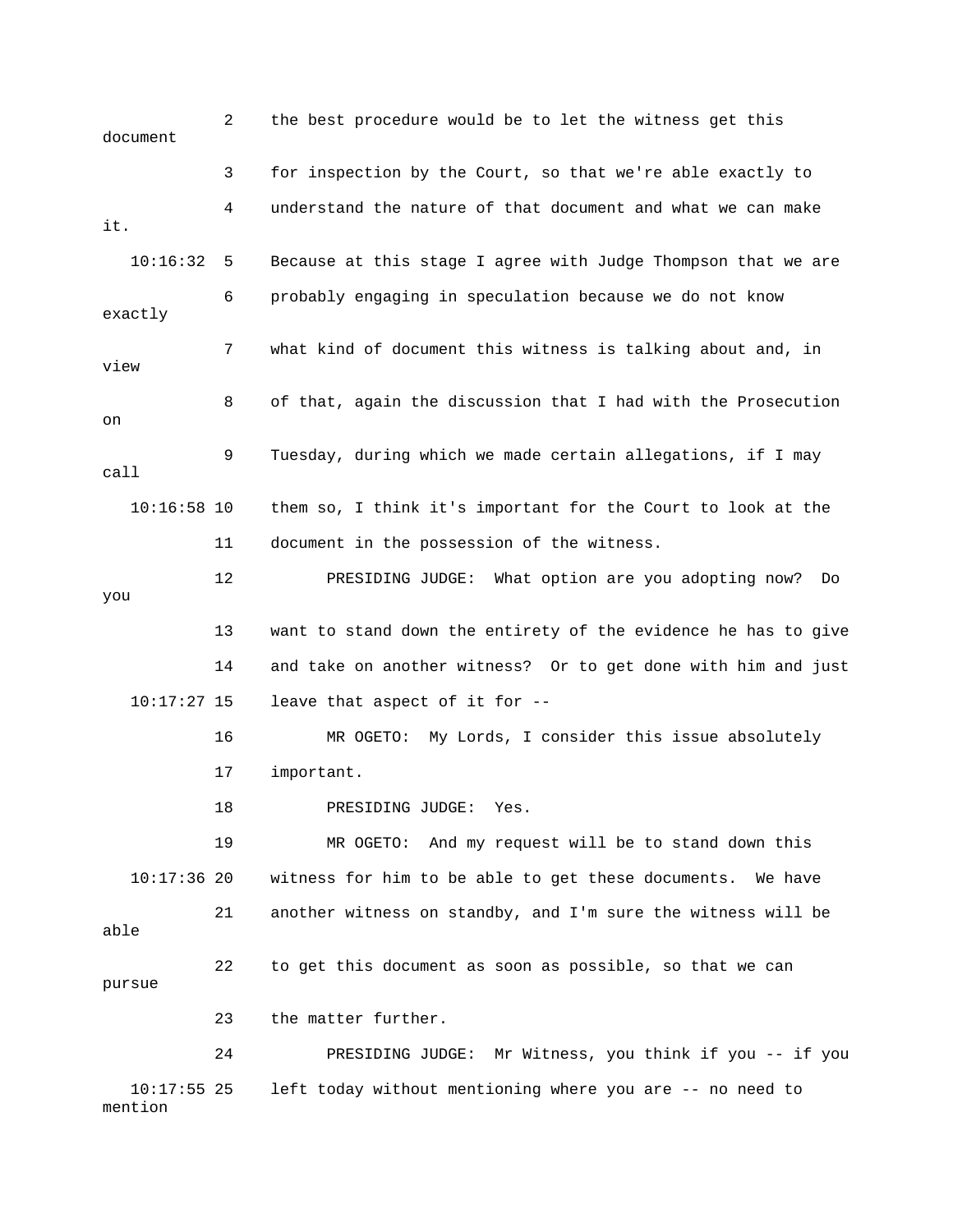2 the best procedure would be to let the witness get this document

3 for inspection by the Court, so that we're able exactly to

4 understand the nature of that document and what we can make it.

10:16:32 5 Because at this stage I agree with Judge Thompson that we are

6 probably engaging in speculation because we do not know exactly

7 what kind of document this witness is talking about and, in view

8 of that, again the discussion that I had with the Prosecution on

9 Tuesday, during which we made certain allegations, if I may call

10:16:58 10 them so, I think it's important for the Court to look at the

11 document in the possession of the witness.

12 PRESIDING JUDGE: What option are you adopting now? Do you

13 want to stand down the entirety of the evidence he has to give

14 and take on another witness? Or to get done with him and just

10:17:27 15 leave that aspect of it for --

16 MR OGETO: My Lords, I consider this issue absolutely

17 important.

18 PRESIDING JUDGE: Yes.

19 MR OGETO: And my request will be to stand down this

10:17:36 20 witness for him to be able to get these documents. We have

21 another witness on standby, and I'm sure the witness will be able

22 to get this document as soon as possible, so that we can pursue

23 the matter further.

24 PRESIDING JUDGE: Mr Witness, you think if you -- if you

10:17:55 25 left today without mentioning where you are -- no need to mention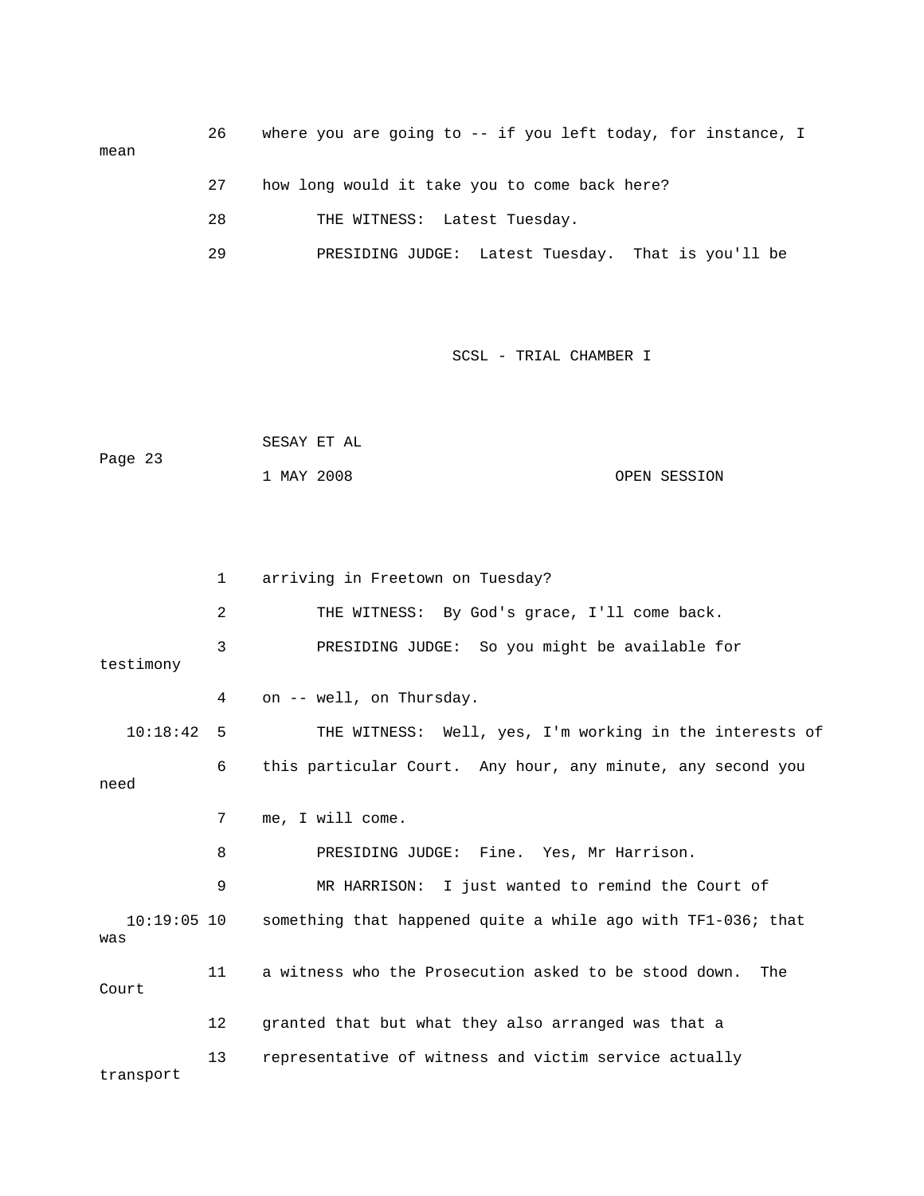26 where you are going to -- if you left today, for instance, I mean

27 how long would it take you to come back here?

28 THE WITNESS: Latest Tuesday.

29 PRESIDING JUDGE: Latest Tuesday. That is you'll be

1 arriving in Freetown on Tuesday?

2 THE WITNESS: By God's grace, I'll come back.

3 PRESIDING JUDGE: So you might be available for testimony

4 on -- well, on Thursday.

10:18:42 5 THE WITNESS: Well, yes, I'm working in the interests of

6 this particular Court. Any hour, any minute, any second you need

7 me, I will come.

8 PRESIDING JUDGE: Fine. Yes, Mr Harrison.

9 MR HARRISON: I just wanted to remind the Court of

10:19:05 10 something that happened quite a while ago with TF1-036; that was

11 a witness who the Prosecution asked to be stood down. The Court

12 granted that but what they also arranged was that a

13 representative of witness and victim service actually transport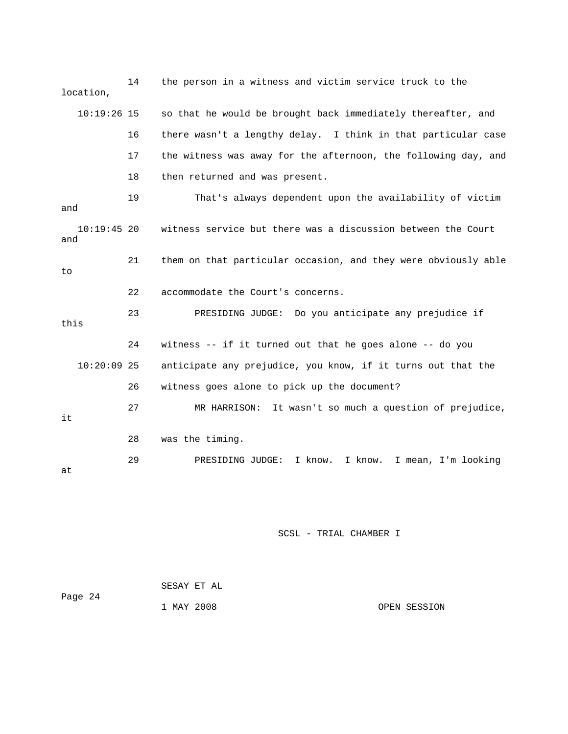14 the person in a witness and victim service truck to the location,

10:19:26 15 so that he would be brought back immediately thereafter, and

16 there wasn't a lengthy delay. I think in that particular case

17 the witness was away for the afternoon, the following day, and

18 then returned and was present.

19 That's always dependent upon the availability of victim and

10:19:45 20 witness service but there was a discussion between the Court and

21 them on that particular occasion, and they were obviously able to

22 accommodate the Court's concerns.

23 PRESIDING JUDGE: Do you anticipate any prejudice if this

24 witness -- if it turned out that he goes alone -- do you

10:20:09 25 anticipate any prejudice, you know, if it turns out that the

26 witness goes alone to pick up the document?

27 MR HARRISON: It wasn't so much a question of prejudice, it

28 was the timing.

29 PRESIDING JUDGE: I know. I know. I mean, I'm looking at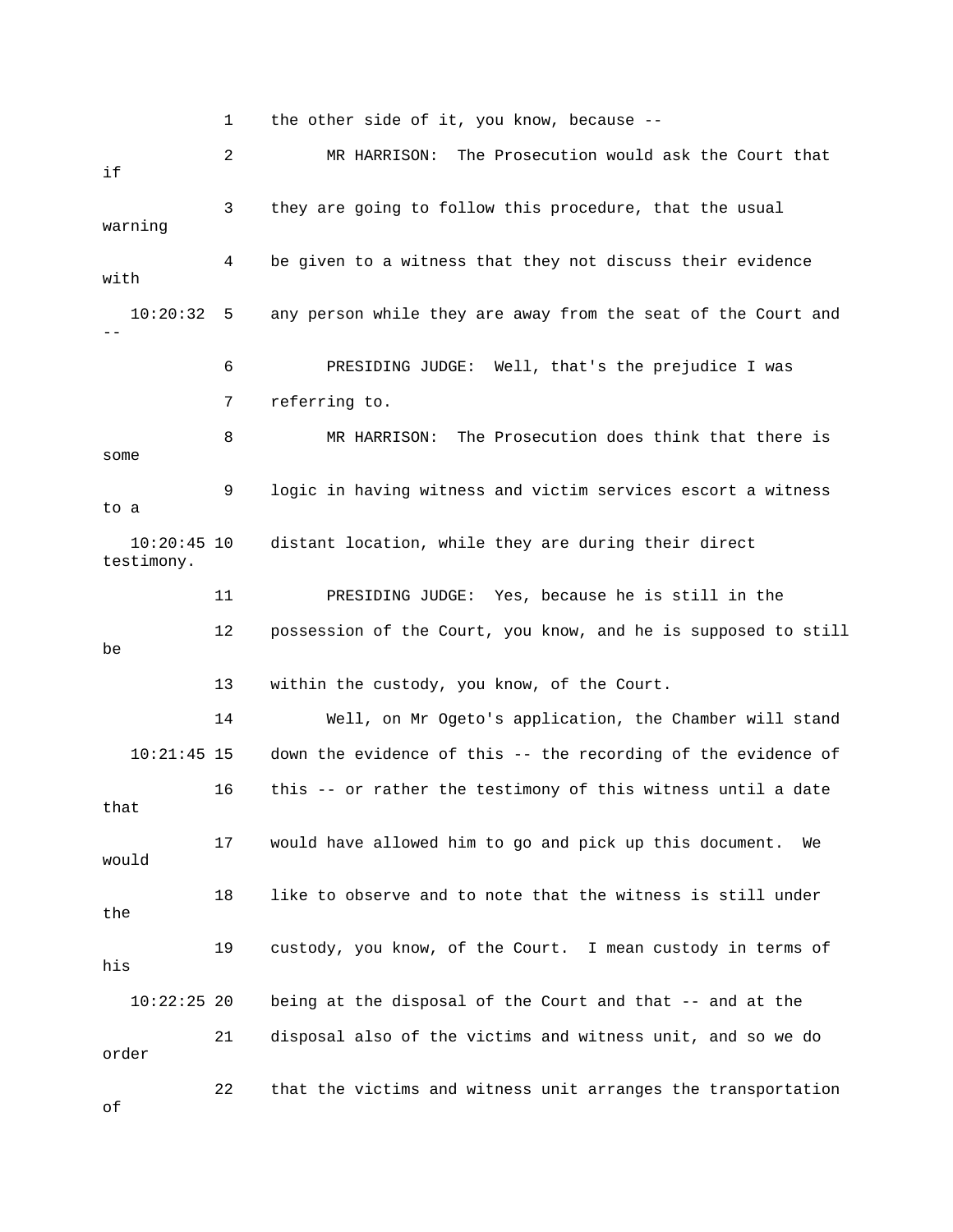1 the other side of it, you know, because --

2 MR HARRISON: The Prosecution would ask the Court that if

3 they are going to follow this procedure, that the usual warning

4 be given to a witness that they not discuss their evidence with

10:20:32 5 any person while they are away from the seat of the Court and --

6 PRESIDING JUDGE: Well, that's the prejudice I was

7 referring to.

8 MR HARRISON: The Prosecution does think that there is some

9 logic in having witness and victim services escort a witness to a

10:20:45 10 distant location, while they are during their direct testimony.

11 PRESIDING JUDGE: Yes, because he is still in the

12 possession of the Court, you know, and he is supposed to still be

13 within the custody, you know, of the Court.

14 Well, on Mr Ogeto's application, the Chamber will stand

10:21:45 15 down the evidence of this -- the recording of the evidence of

16 this -- or rather the testimony of this witness until a date that

17 would have allowed him to go and pick up this document. We would

18 like to observe and to note that the witness is still under the

19 custody, you know, of the Court. I mean custody in terms of his

10:22:25 20 being at the disposal of the Court and that -- and at the

21 disposal also of the victims and witness unit, and so we do order

22 that the victims and witness unit arranges the transportation of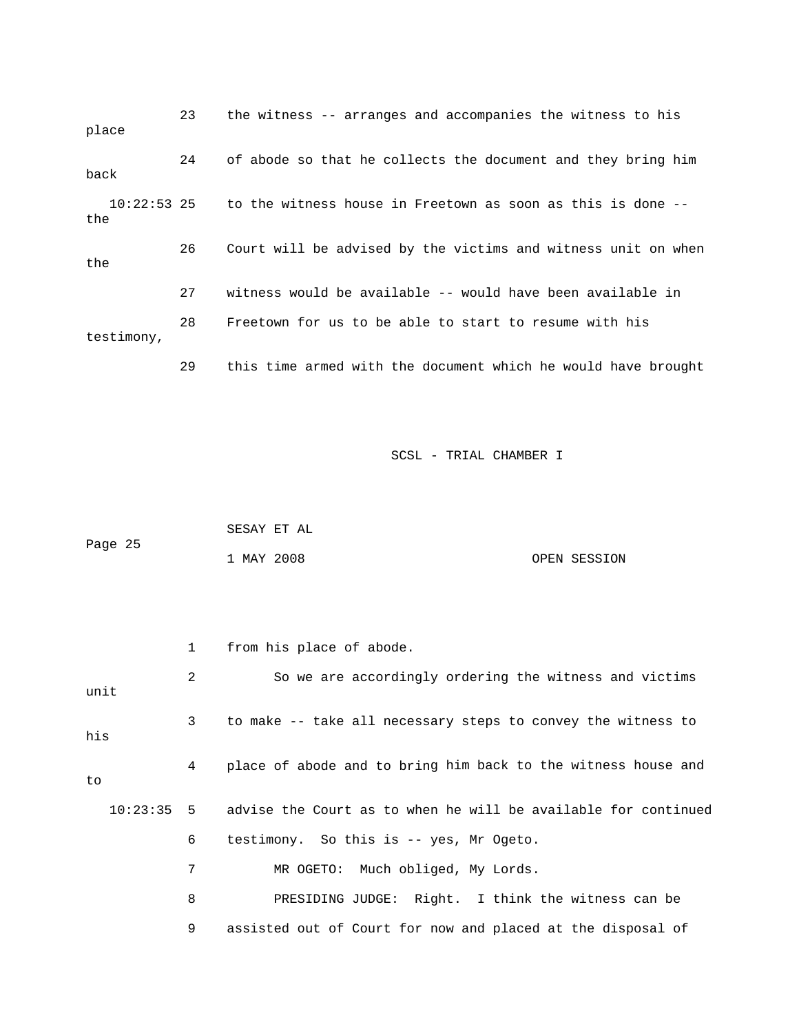23 the witness -- arranges and accompanies the witness to his place

24 of abode so that he collects the document and they bring him back

10:22:53 25 to the witness house in Freetown as soon as this is done -- the

26 Court will be advised by the victims and witness unit on when the

27 witness would be available -- would have been available in

28 Freetown for us to be able to start to resume with his testimony,

29 this time armed with the document which he would have brought

SCSL - TRIAL CHAMBER I

SESAY ET AL

Page 25

1 MAY 2008 OPEN SESSION

1 from his place of abode.

2 So we are accordingly ordering the witness and victims unit

3 to make -- take all necessary steps to convey the witness to his

4 place of abode and to bring him back to the witness house and to

10:23:35 5 advise the Court as to when he will be available for continued

6 testimony. So this is -- yes, Mr Ogeto.

7 MR OGETO: Much obliged, My Lords.

8 PRESIDING JUDGE: Right. I think the witness can be

9 assisted out of Court for now and placed at the disposal of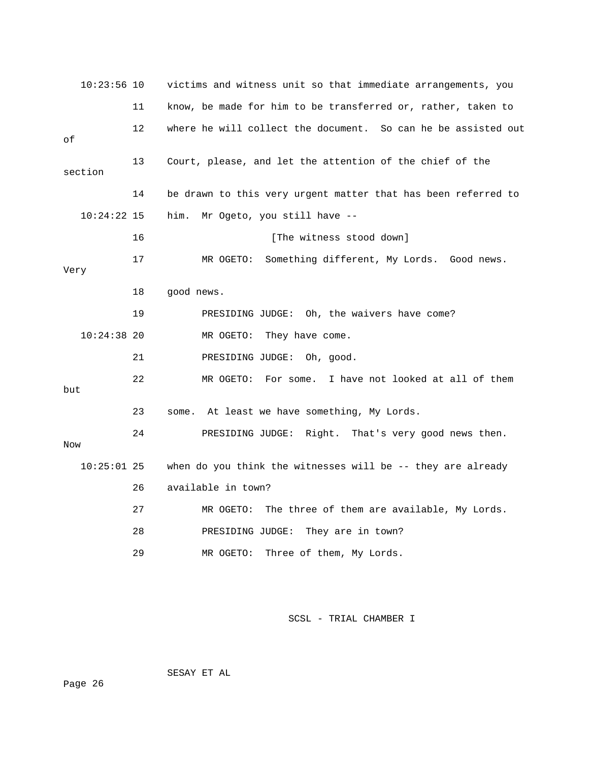10:23:56 10 victims and witness unit so that immediate arrangements, you

11 know, be made for him to be transferred or, rather, taken to

12 where he will collect the document. So can he be assisted out of

13 Court, please, and let the attention of the chief of the section

14 be drawn to this very urgent matter that has been referred to

10:24:22 15 him. Mr Ogeto, you still have --

16 [The witness stood down]

17 MR OGETO: Something different, My Lords. Good news. Very

18 good news.

19 PRESIDING JUDGE: Oh, the waivers have come?

10:24:38 20 MR OGETO: They have come.

21 PRESIDING JUDGE: Oh, good.

22 MR OGETO: For some. I have not looked at all of them but

23 some. At least we have something, My Lords.

24 PRESIDING JUDGE: Right. That's very good news then. Now

10:25:01 25 when do you think the witnesses will be -- they are already

26 available in town?

27 MR OGETO: The three of them are available, My Lords.

28 PRESIDING JUDGE: They are in town?

29 MR OGETO: Three of them, My Lords.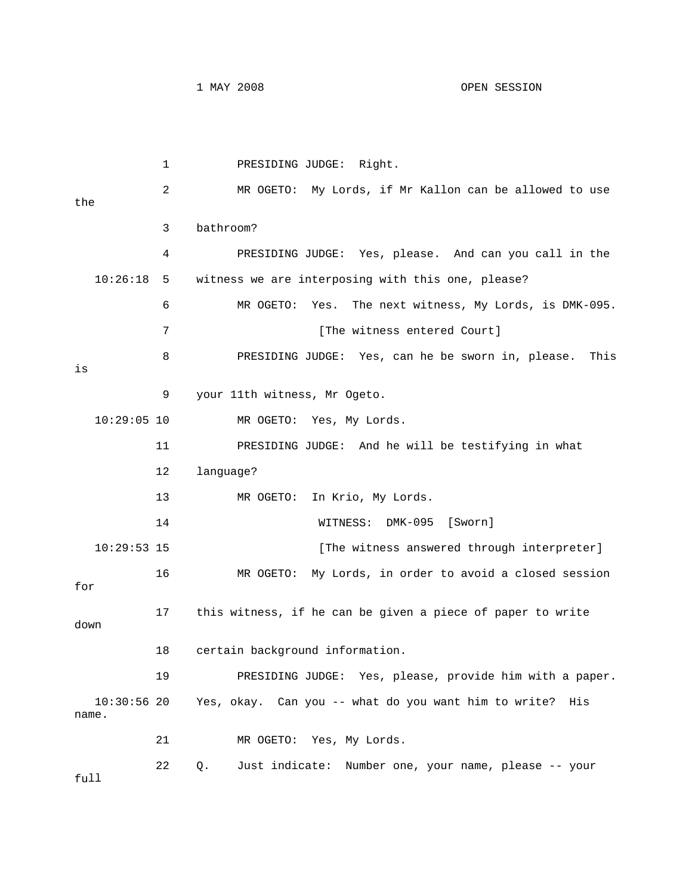1 PRESIDING JUDGE: Right.

2 MR OGETO: My Lords, if Mr Kallon can be allowed to use the

3 bathroom?

4 PRESIDING JUDGE: Yes, please. And can you call in the

10:26:18 5 witness we are interposing with this one, please?

6 MR OGETO: Yes. The next witness, My Lords, is DMK-095.

7 [The witness entered Court]

8 PRESIDING JUDGE: Yes, can he be sworn in, please. This is

9 your 11th witness, Mr Ogeto.

10:29:05 10 MR OGETO: Yes, My Lords.

11 PRESIDING JUDGE: And he will be testifying in what

12 language?

13 MR OGETO: In Krio, My Lords.

14 WITNESS: DMK-095 [Sworn]

10:29:53 15 [The witness answered through interpreter]

16 MR OGETO: My Lords, in order to avoid a closed session for

17 this witness, if he can be given a piece of paper to write down

18 certain background information.

19 PRESIDING JUDGE: Yes, please, provide him with a paper.

10:30:56 20 Yes, okay. Can you -- what do you want him to write? His name.

21 MR OGETO: Yes, My Lords.

22 Q. Just indicate: Number one, your name, please -- your full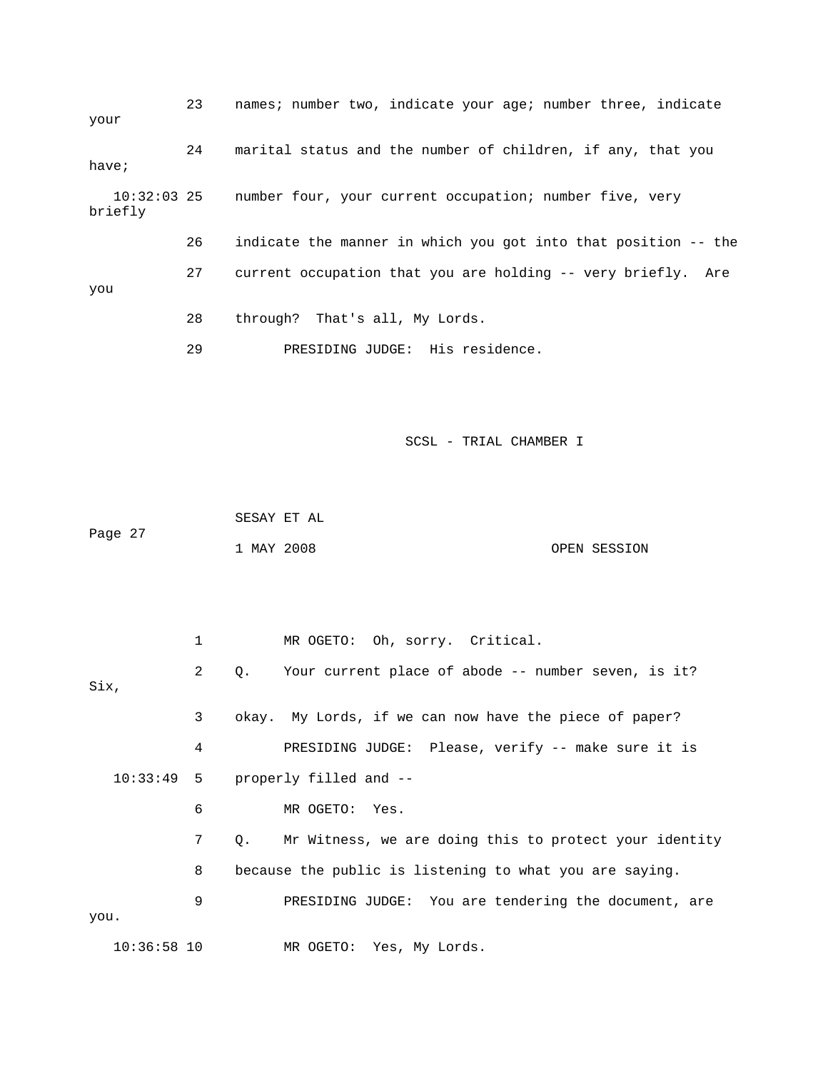23    names; number two, indicate your age; number three, indicate your

24    marital status and the number of children, if any, that you have;

10:32:03 25    number four, your current occupation; number five, very briefly

26    indicate the manner in which you got into that position -- the

27    current occupation that you are holding -- very briefly.  Are you

28    through?  That's all, My Lords.

29          PRESIDING JUDGE:  His residence.

1          MR OGETO:  Oh, sorry.  Critical.

2    Q.    Your current place of abode -- number seven, is it? Six,

3    okay.  My Lords, if we can now have the piece of paper?

4          PRESIDING JUDGE:  Please, verify -- make sure it is

10:33:49  5    properly filled and --

6          MR OGETO:  Yes.

7    Q.    Mr Witness, we are doing this to protect your identity

8    because the public is listening to what you are saying.

9          PRESIDING JUDGE:  You are tendering the document, are you.

10:36:58 10          MR OGETO:  Yes, My Lords.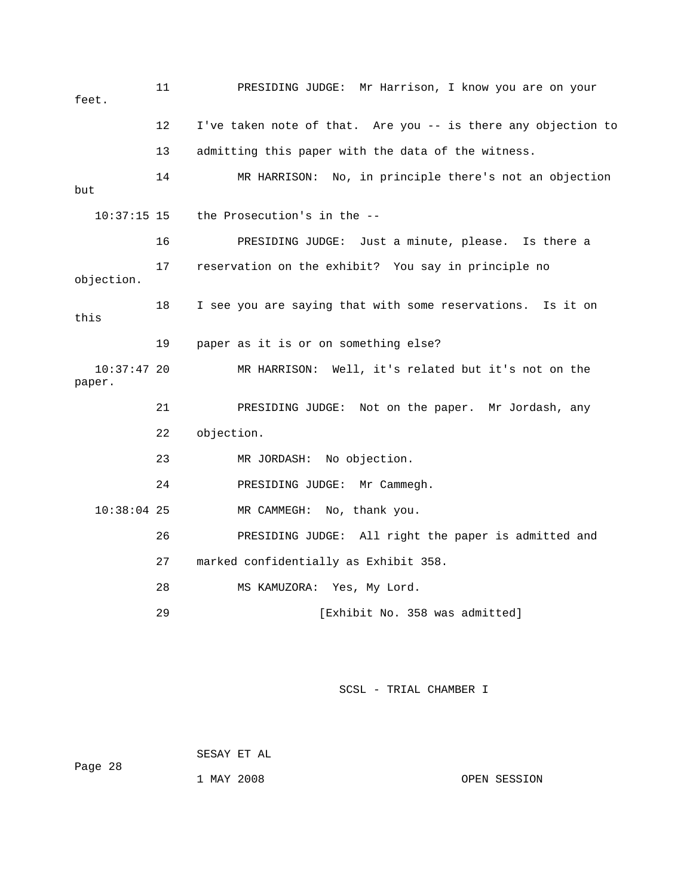11 PRESIDING JUDGE: Mr Harrison, I know you are on your feet.

12 I've taken note of that. Are you -- is there any objection to

13 admitting this paper with the data of the witness.

14 MR HARRISON: No, in principle there's not an objection but

10:37:15 15 the Prosecution's in the --

16 PRESIDING JUDGE: Just a minute, please. Is there a

17 reservation on the exhibit? You say in principle no objection.

18 I see you are saying that with some reservations. Is it on this

19 paper as it is or on something else?

10:37:47 20 MR HARRISON: Well, it's related but it's not on the paper.

21 PRESIDING JUDGE: Not on the paper. Mr Jordash, any

22 objection.

23 MR JORDASH: No objection.

24 PRESIDING JUDGE: Mr Cammegh.

10:38:04 25 MR CAMMEGH: No, thank you.

26 PRESIDING JUDGE: All right the paper is admitted and

27 marked confidentially as Exhibit 358.

28 MS KAMUZORA: Yes, My Lord.

29 [Exhibit No. 358 was admitted]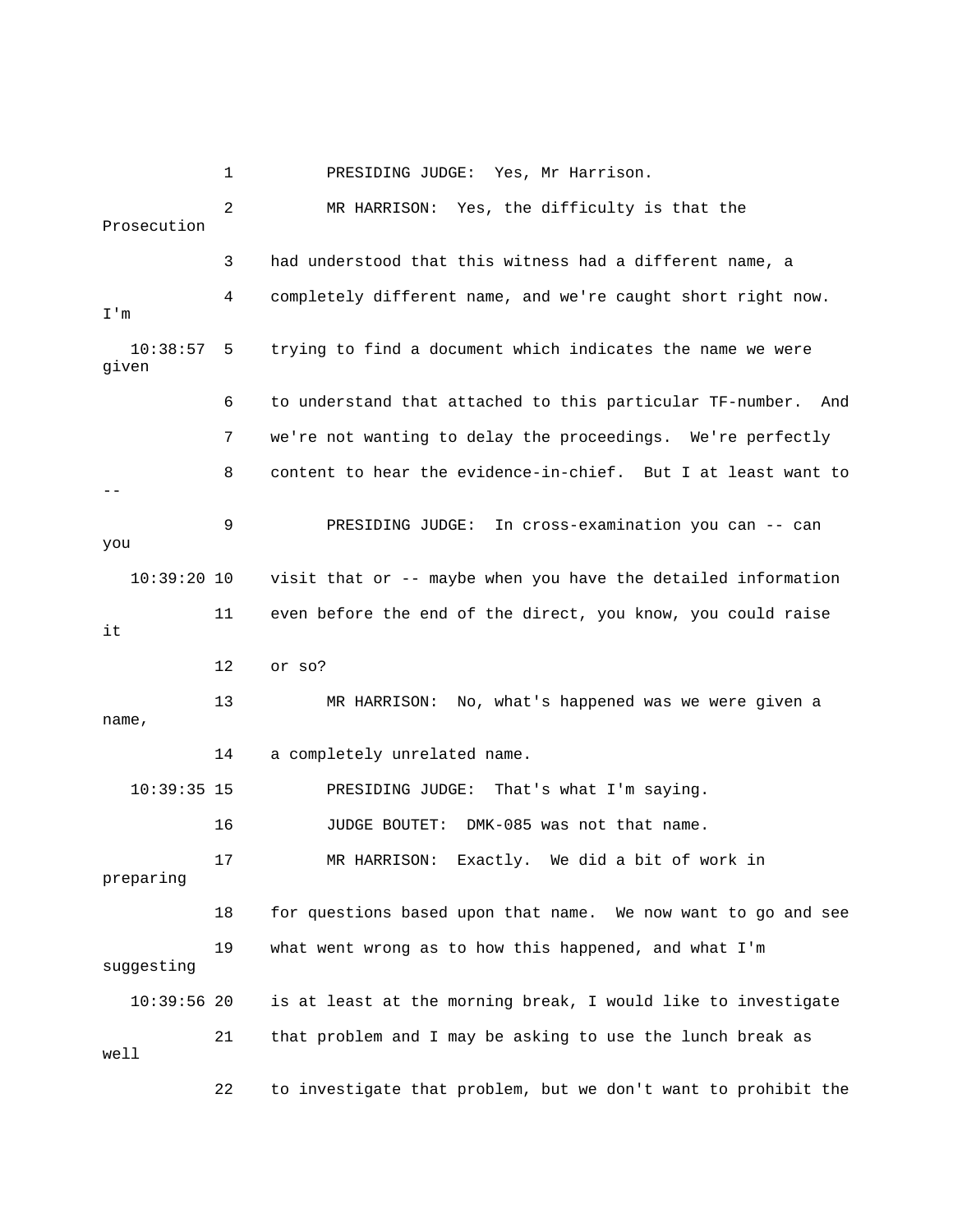1 PRESIDING JUDGE: Yes, Mr Harrison.

2 MR HARRISON: Yes, the difficulty is that the Prosecution

3 had understood that this witness had a different name, a

4 completely different name, and we're caught short right now. I'm

10:38:57 5 trying to find a document which indicates the name we were given

6 to understand that attached to this particular TF-number. And

7 we're not wanting to delay the proceedings. We're perfectly

8 content to hear the evidence-in-chief. But I at least want to --

9 PRESIDING JUDGE: In cross-examination you can -- can you

10:39:20 10 visit that or -- maybe when you have the detailed information

11 even before the end of the direct, you know, you could raise it

12 or so?

13 MR HARRISON: No, what's happened was we were given a name,

14 a completely unrelated name.

10:39:35 15 PRESIDING JUDGE: That's what I'm saying.

16 JUDGE BOUTET: DMK-085 was not that name.

17 MR HARRISON: Exactly. We did a bit of work in preparing

18 for questions based upon that name. We now want to go and see

19 what went wrong as to how this happened, and what I'm suggesting

10:39:56 20 is at least at the morning break, I would like to investigate

21 that problem and I may be asking to use the lunch break as well

22 to investigate that problem, but we don't want to prohibit the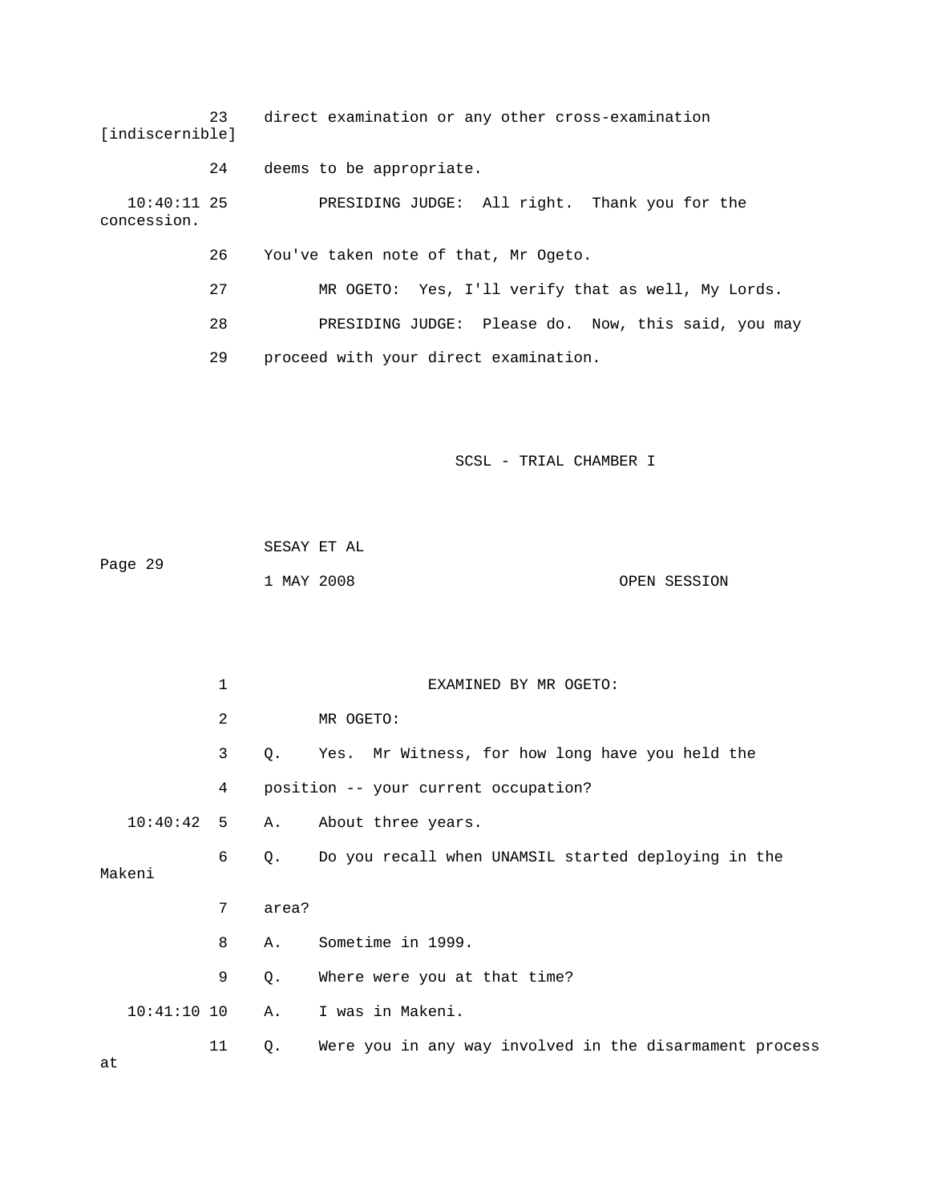23 direct examination or any other cross-examination [indiscernible]

24 deems to be appropriate.

10:40:11 25 PRESIDING JUDGE: All right. Thank you for the concession.

26 You've taken note of that, Mr Ogeto.

27 MR OGETO: Yes, I'll verify that as well, My Lords.

28 PRESIDING JUDGE: Please do. Now, this said, you may

29 proceed with your direct examination.

1 EXAMINED BY MR OGETO:

2 MR OGETO:

3 Q. Yes. Mr Witness, for how long have you held the

4 position -- your current occupation?

10:40:42 5 A. About three years.

6 Q. Do you recall when UNAMSIL started deploying in the Makeni

7 area?

8 A. Sometime in 1999.

9 Q. Where were you at that time?

10:41:10 10 A. I was in Makeni.

11 Q. Were you in any way involved in the disarmament process at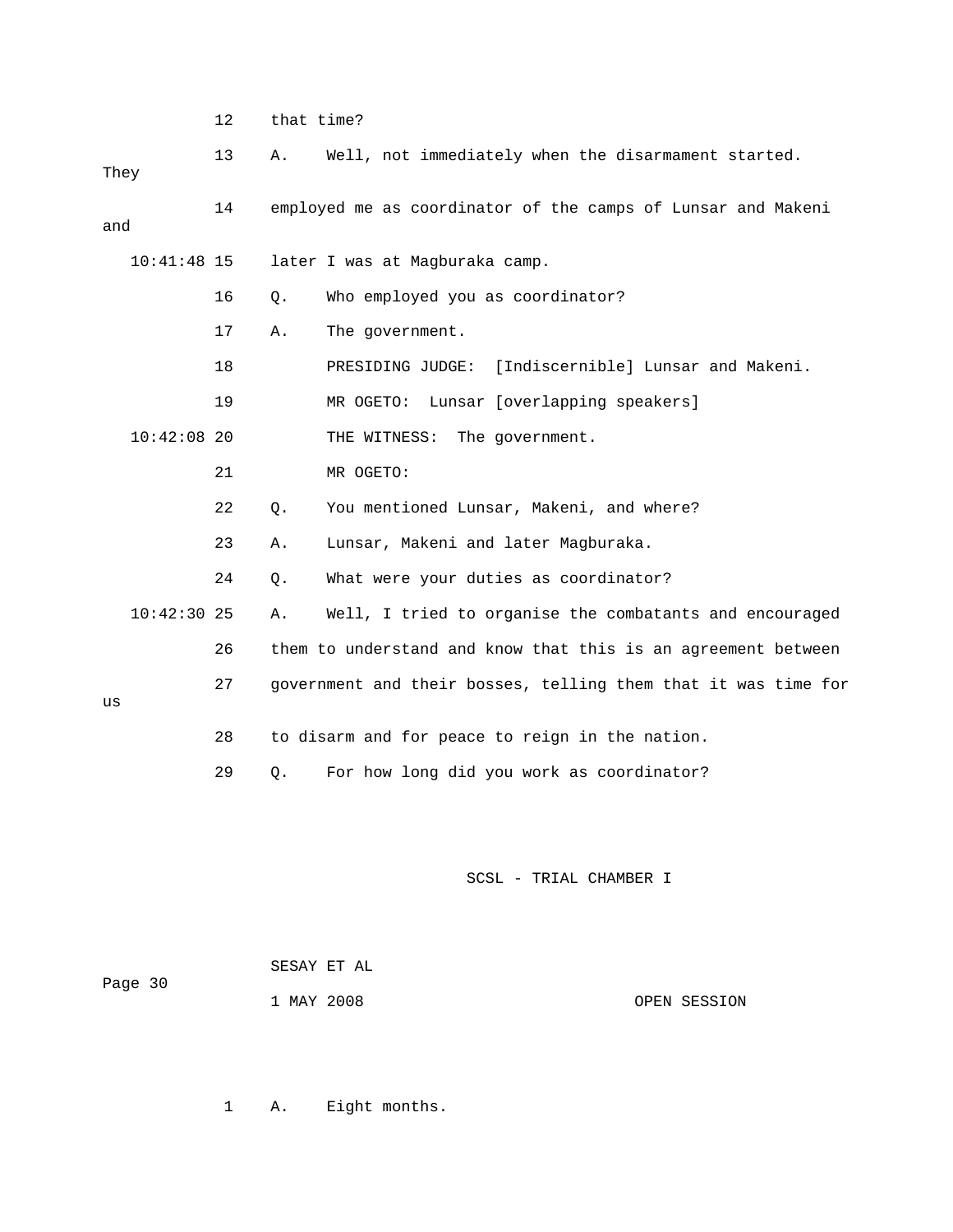12 that time?

13 A. Well, not immediately when the disarmament started. They

14 employed me as coordinator of the camps of Lunsar and Makeni and

10:41:48 15 later I was at Magburaka camp.

16 Q. Who employed you as coordinator?

17 A. The government.

18 PRESIDING JUDGE: [Indiscernible] Lunsar and Makeni.

19 MR OGETO: Lunsar [overlapping speakers]

10:42:08 20 THE WITNESS: The government.

21 MR OGETO:

22 Q. You mentioned Lunsar, Makeni, and where?

23 A. Lunsar, Makeni and later Magburaka.

24 Q. What were your duties as coordinator?

10:42:30 25 A. Well, I tried to organise the combatants and encouraged

26 them to understand and know that this is an agreement between

27 government and their bosses, telling them that it was time for us

28 to disarm and for peace to reign in the nation.

29 Q. For how long did you work as coordinator?

1 A. Eight months.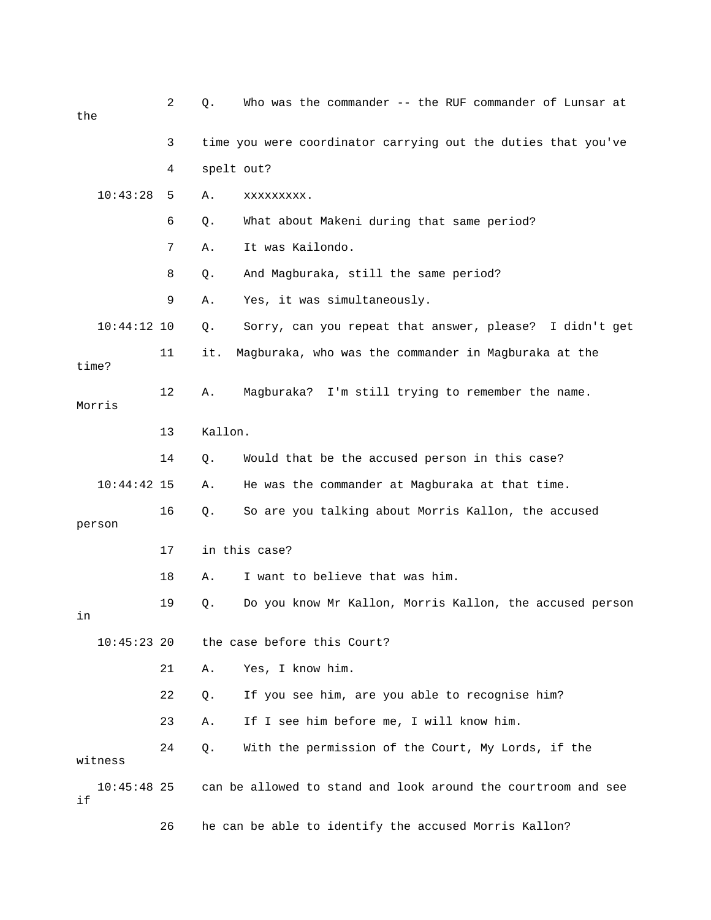2 Q. Who was the commander -- the RUF commander of Lunsar at the

3 time you were coordinator carrying out the duties that you've

4 spelt out?

10:43:28 5 A. xxxxxxxxx.

6 Q. What about Makeni during that same period?

7 A. It was Kailondo.

8 Q. And Magburaka, still the same period?

9 A. Yes, it was simultaneously.

10:44:12 10 Q. Sorry, can you repeat that answer, please? I didn't get

11 it. Magburaka, who was the commander in Magburaka at the time?

12 A. Magburaka? I'm still trying to remember the name. Morris

13 Kallon.

14 Q. Would that be the accused person in this case?

10:44:42 15 A. He was the commander at Magburaka at that time.

16 Q. So are you talking about Morris Kallon, the accused person

17 in this case?

18 A. I want to believe that was him.

19 Q. Do you know Mr Kallon, Morris Kallon, the accused person in

10:45:23 20 the case before this Court?

21 A. Yes, I know him.

22 Q. If you see him, are you able to recognise him?

23 A. If I see him before me, I will know him.

24 Q. With the permission of the Court, My Lords, if the witness

10:45:48 25 can be allowed to stand and look around the courtroom and see if

26 he can be able to identify the accused Morris Kallon?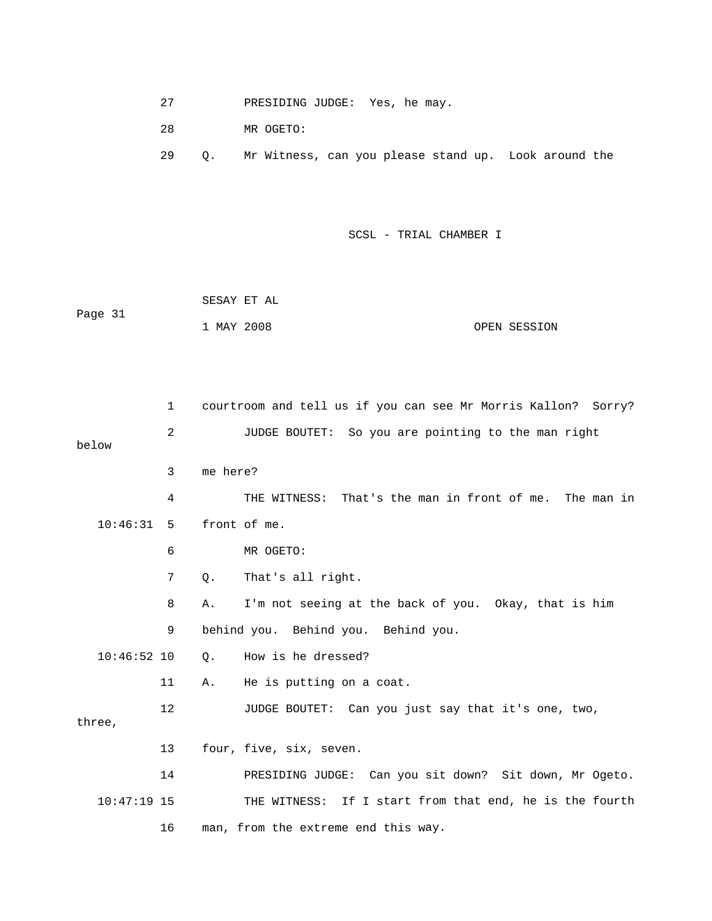27 PRESIDING JUDGE: Yes, he may.

28 MR OGETO:

29 Q. Mr Witness, can you please stand up. Look around the

1 courtroom and tell us if you can see Mr Morris Kallon? Sorry?

2 JUDGE BOUTET: So you are pointing to the man right below

3 me here?

4 THE WITNESS: That's the man in front of me. The man in

10:46:31 5 front of me.

6 MR OGETO:

7 Q. That's all right.

8 A. I'm not seeing at the back of you. Okay, that is him

9 behind you. Behind you. Behind you.

10:46:52 10 Q. How is he dressed?

11 A. He is putting on a coat.

12 JUDGE BOUTET: Can you just say that it's one, two, three,

13 four, five, six, seven.

14 PRESIDING JUDGE: Can you sit down? Sit down, Mr Ogeto.

10:47:19 15 THE WITNESS: If I start from that end, he is the fourth

16 man, from the extreme end this way.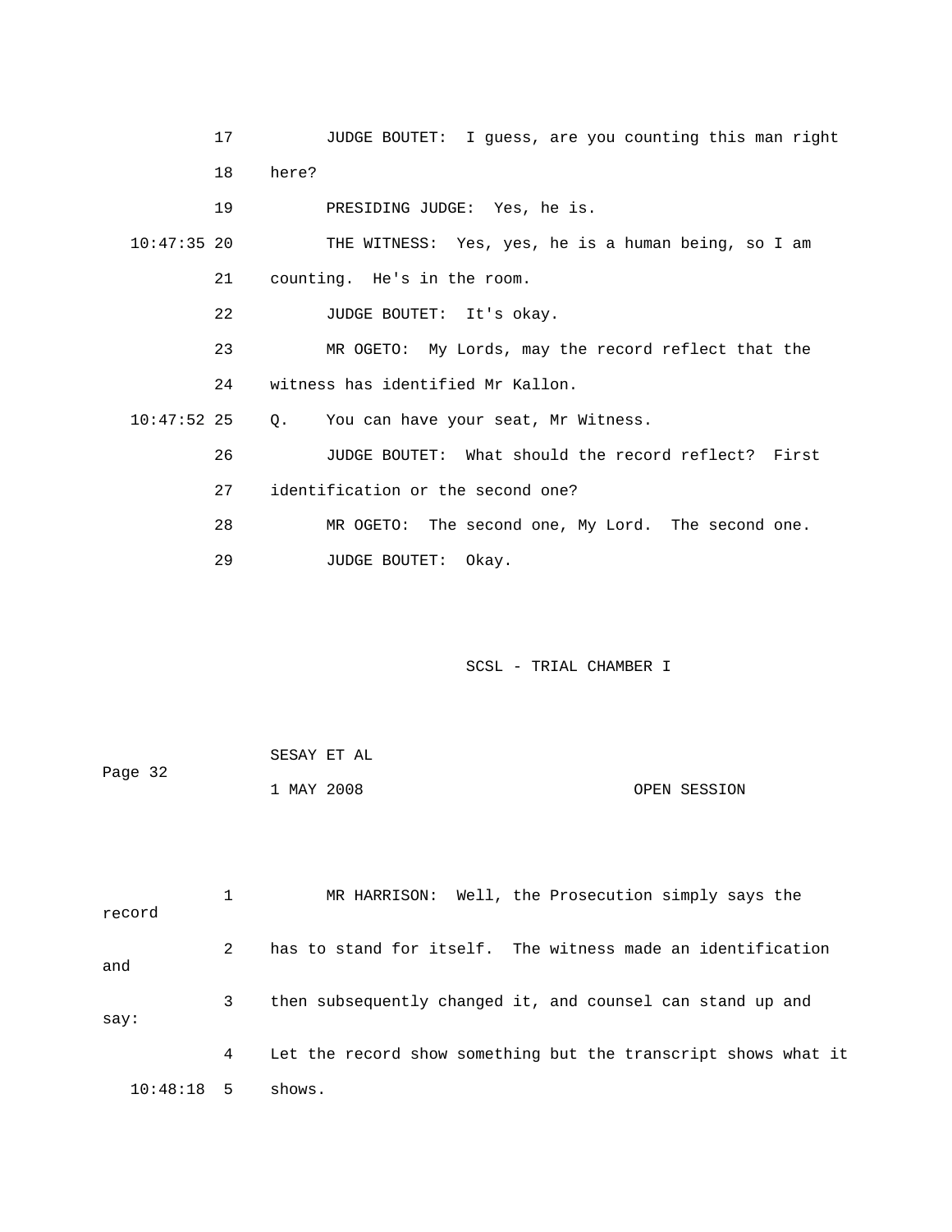17 JUDGE BOUTET: I guess, are you counting this man right

18 here?

19 PRESIDING JUDGE: Yes, he is.

10:47:35 20 THE WITNESS: Yes, yes, he is a human being, so I am

21 counting. He's in the room.

22 JUDGE BOUTET: It's okay.

23 MR OGETO: My Lords, may the record reflect that the

24 witness has identified Mr Kallon.

10:47:52 25 Q. You can have your seat, Mr Witness.

26 JUDGE BOUTET: What should the record reflect? First

27 identification or the second one?

28 MR OGETO: The second one, My Lord. The second one.

29 JUDGE BOUTET: Okay.

SCSL - TRIAL CHAMBER I

SESAY ET AL

1 MAY 2008 OPEN SESSION

1 MR HARRISON: Well, the Prosecution simply says the record

2 has to stand for itself. The witness made an identification and

3 then subsequently changed it, and counsel can stand up and say:

4 Let the record show something but the transcript shows what it

10:48:18 5 shows.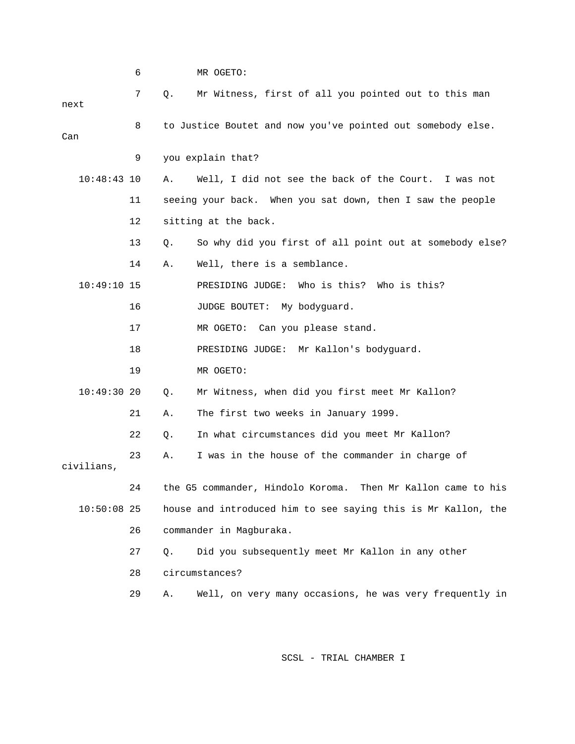6 MR OGETO:

7 Q. Mr Witness, first of all you pointed out to this man next

8 to Justice Boutet and now you've pointed out somebody else. Can

9 you explain that?

10:48:43 10 A. Well, I did not see the back of the Court. I was not

11 seeing your back. When you sat down, then I saw the people

12 sitting at the back.

13 Q. So why did you first of all point out at somebody else?

14 A. Well, there is a semblance.

10:49:10 15 PRESIDING JUDGE: Who is this? Who is this?

16 JUDGE BOUTET: My bodyguard.

17 MR OGETO: Can you please stand.

18 PRESIDING JUDGE: Mr Kallon's bodyguard.

19 MR OGETO:

10:49:30 20 Q. Mr Witness, when did you first meet Mr Kallon?

21 A. The first two weeks in January 1999.

22 Q. In what circumstances did you meet Mr Kallon?

23 A. I was in the house of the commander in charge of civilians,

24 the G5 commander, Hindolo Koroma. Then Mr Kallon came to his

10:50:08 25 house and introduced him to see saying this is Mr Kallon, the

26 commander in Magburaka.

27 Q. Did you subsequently meet Mr Kallon in any other

28 circumstances?

29 A. Well, on very many occasions, he was very frequently in

SCSL - TRIAL CHAMBER I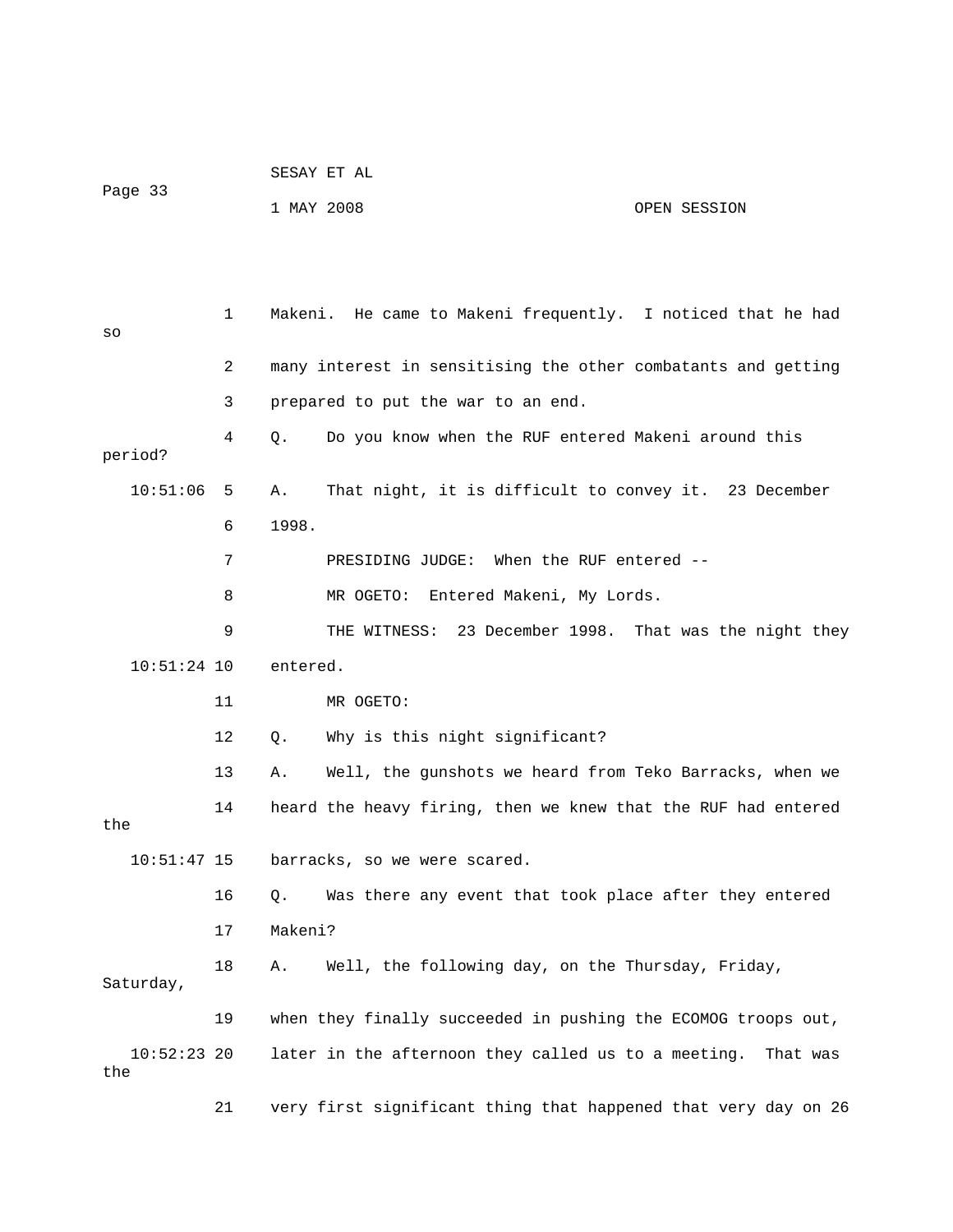Makeni. He came to Makeni frequently. I noticed that he had so many interest in sensitising the other combatants and getting prepared to put the war to an end.

Q. Do you know when the RUF entered Makeni around this period?

A. That night, it is difficult to convey it. 23 December 1998.

PRESIDING JUDGE: When the RUF entered --

MR OGETO: Entered Makeni, My Lords.

THE WITNESS: 23 December 1998. That was the night they entered.

MR OGETO:

Q. Why is this night significant?

A. Well, the gunshots we heard from Teko Barracks, when we heard the heavy firing, then we knew that the RUF had entered the barracks, so we were scared.

Q. Was there any event that took place after they entered Makeni?

A. Well, the following day, on the Thursday, Friday, Saturday, when they finally succeeded in pushing the ECOMOG troops out, later in the afternoon they called us to a meeting. That was the very first significant thing that happened that very day on 26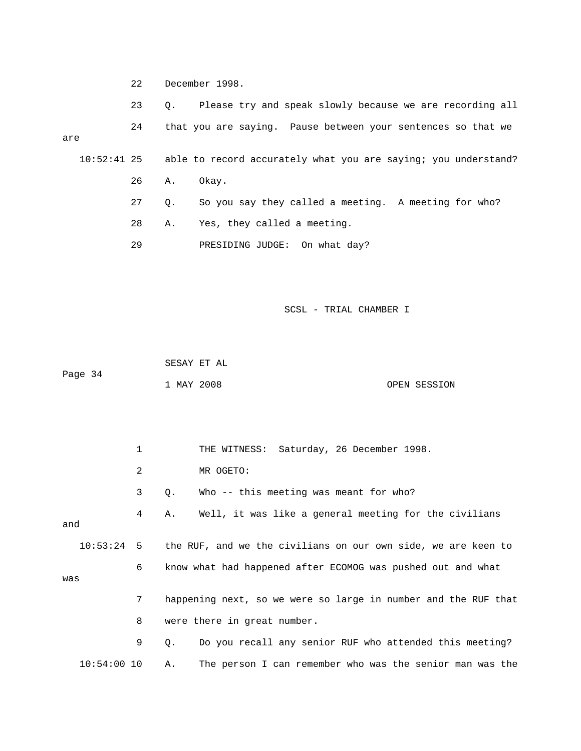22 December 1998.

23 Q. Please try and speak slowly because we are recording all

24 that you are saying. Pause between your sentences so that we are

10:52:41 25 able to record accurately what you are saying; you understand?

26 A. Okay.

27 Q. So you say they called a meeting. A meeting for who?

28 A. Yes, they called a meeting.

29 PRESIDING JUDGE: On what day?

1 THE WITNESS: Saturday, 26 December 1998.

2 MR OGETO:

3 Q. Who -- this meeting was meant for who?

4 A. Well, it was like a general meeting for the civilians and

10:53:24 5 the RUF, and we the civilians on our own side, we are keen to

6 know what had happened after ECOMOG was pushed out and what was

7 happening next, so we were so large in number and the RUF that

8 were there in great number.

9 Q. Do you recall any senior RUF who attended this meeting?

10:54:00 10 A. The person I can remember who was the senior man was the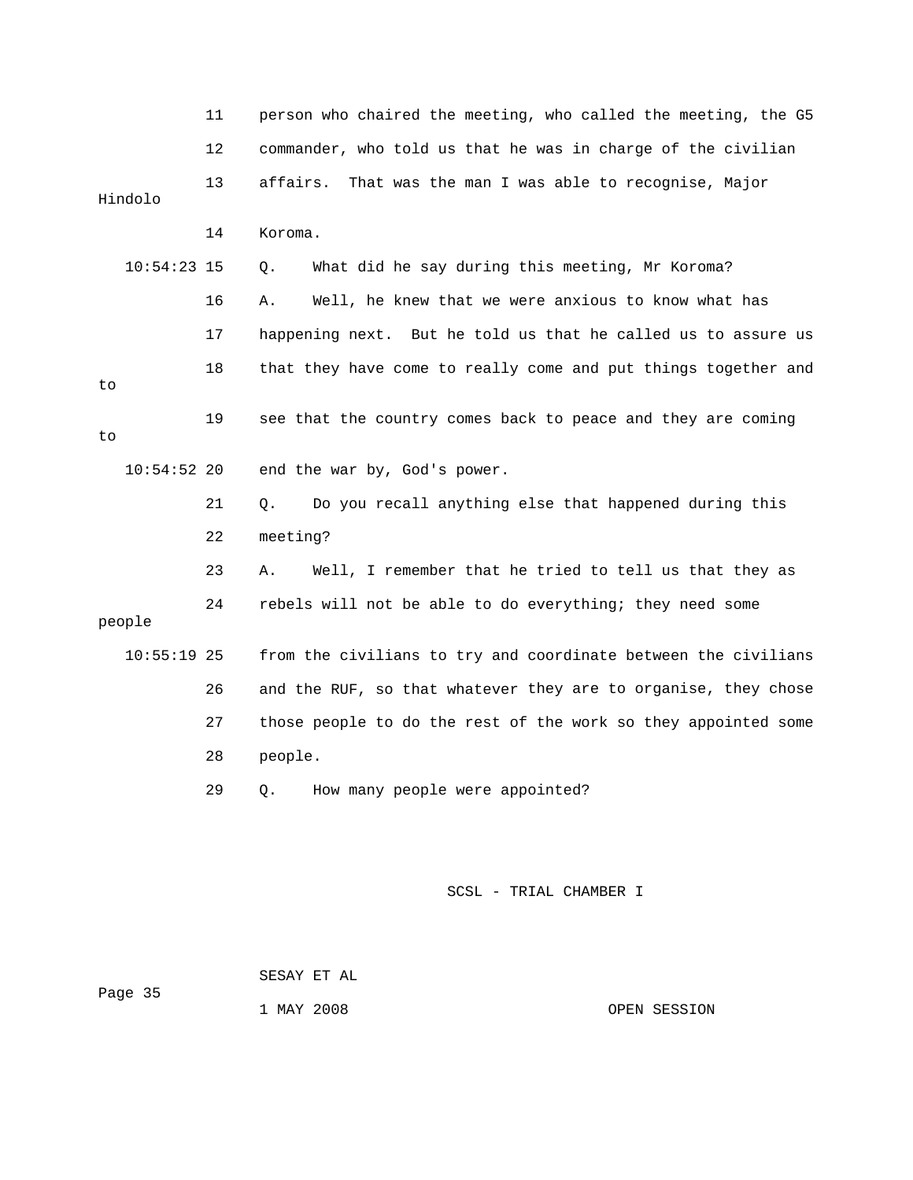11 person who chaired the meeting, who called the meeting, the G5

12 commander, who told us that he was in charge of the civilian

13 affairs. That was the man I was able to recognise, Major Hindolo

14 Koroma.

10:54:23 15 Q. What did he say during this meeting, Mr Koroma?

16 A. Well, he knew that we were anxious to know what has

17 happening next. But he told us that he called us to assure us

18 that they have come to really come and put things together and to

19 see that the country comes back to peace and they are coming to

10:54:52 20 end the war by, God's power.

21 Q. Do you recall anything else that happened during this

22 meeting?

23 A. Well, I remember that he tried to tell us that they as

24 rebels will not be able to do everything; they need some people

10:55:19 25 from the civilians to try and coordinate between the civilians

26 and the RUF, so that whatever they are to organise, they chose

27 those people to do the rest of the work so they appointed some

28 people.

29 Q. How many people were appointed?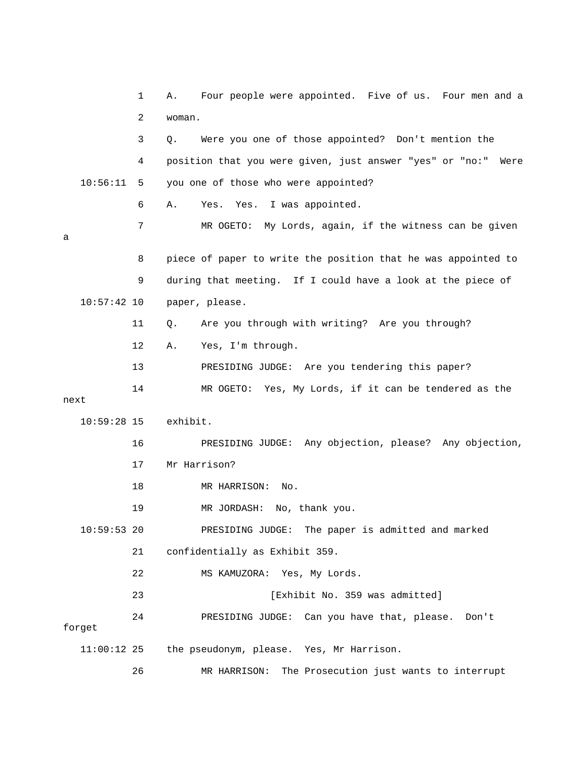1 A. Four people were appointed. Five of us. Four men and a

2 woman.

3 Q. Were you one of those appointed? Don't mention the

4 position that you were given, just answer "yes" or "no:" Were

10:56:11 5 you one of those who were appointed?

6 A. Yes. Yes. I was appointed.

7 MR OGETO: My Lords, again, if the witness can be given a

8 piece of paper to write the position that he was appointed to

9 during that meeting. If I could have a look at the piece of

10:57:42 10 paper, please.

11 Q. Are you through with writing? Are you through?

12 A. Yes, I'm through.

13 PRESIDING JUDGE: Are you tendering this paper?

14 MR OGETO: Yes, My Lords, if it can be tendered as the next

10:59:28 15 exhibit.

16 PRESIDING JUDGE: Any objection, please? Any objection,

17 Mr Harrison?

18 MR HARRISON: No.

19 MR JORDASH: No, thank you.

10:59:53 20 PRESIDING JUDGE: The paper is admitted and marked

21 confidentially as Exhibit 359.

22 MS KAMUZORA: Yes, My Lords.

23 [Exhibit No. 359 was admitted]

24 PRESIDING JUDGE: Can you have that, please. Don't forget

11:00:12 25 the pseudonym, please. Yes, Mr Harrison.

26 MR HARRISON: The Prosecution just wants to interrupt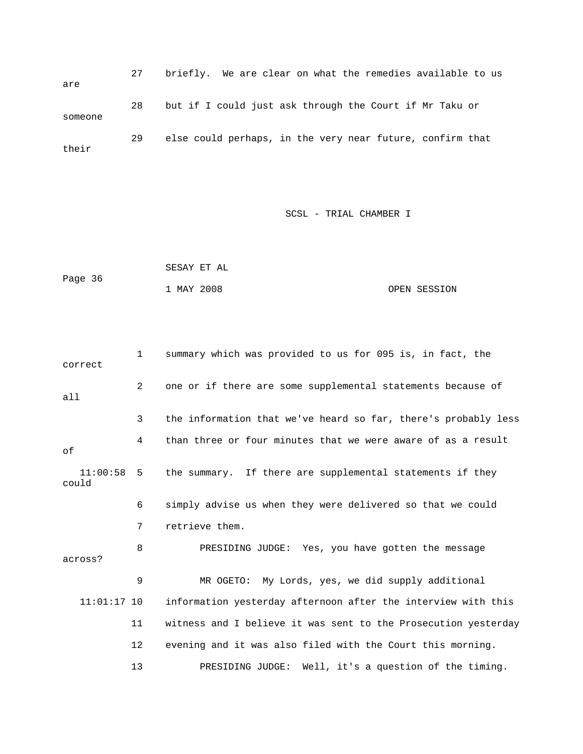27 briefly. We are clear on what the remedies available to us are

28 but if I could just ask through the Court if Mr Taku or someone

29 else could perhaps, in the very near future, confirm that their

SCSL - TRIAL CHAMBER I

SESAY ET AL

1 MAY 2008 OPEN SESSION

1 summary which was provided to us for 095 is, in fact, the correct

2 one or if there are some supplemental statements because of all

3 the information that we've heard so far, there's probably less

4 than three or four minutes that we were aware of as a result of

11:00:58 5 the summary. If there are supplemental statements if they could

6 simply advise us when they were delivered so that we could

7 retrieve them.

8 PRESIDING JUDGE: Yes, you have gotten the message across?

9 MR OGETO: My Lords, yes, we did supply additional

11:01:17 10 information yesterday afternoon after the interview with this

11 witness and I believe it was sent to the Prosecution yesterday

12 evening and it was also filed with the Court this morning.

13 PRESIDING JUDGE: Well, it's a question of the timing.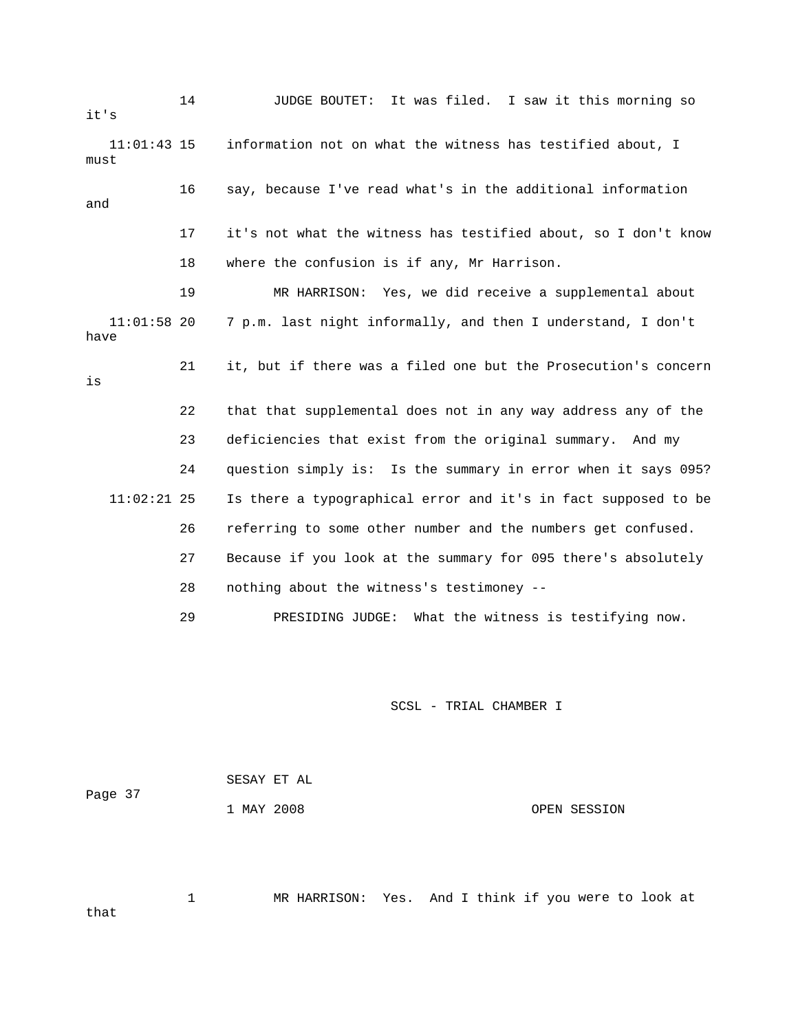14 JUDGE BOUTET: It was filed. I saw it this morning so it's

11:01:43 15 information not on what the witness has testified about, I must

16 say, because I've read what's in the additional information and

17 it's not what the witness has testified about, so I don't know

18 where the confusion is if any, Mr Harrison.

19 MR HARRISON: Yes, we did receive a supplemental about

11:01:58 20 7 p.m. last night informally, and then I understand, I don't have

21 it, but if there was a filed one but the Prosecution's concern is

22 that that supplemental does not in any way address any of the

23 deficiencies that exist from the original summary. And my

24 question simply is: Is the summary in error when it says 095?

11:02:21 25 Is there a typographical error and it's in fact supposed to be

26 referring to some other number and the numbers get confused.

27 Because if you look at the summary for 095 there's absolutely

28 nothing about the witness's testimoney --

29 PRESIDING JUDGE: What the witness is testifying now.

1 MR HARRISON: Yes. And I think if you were to look at that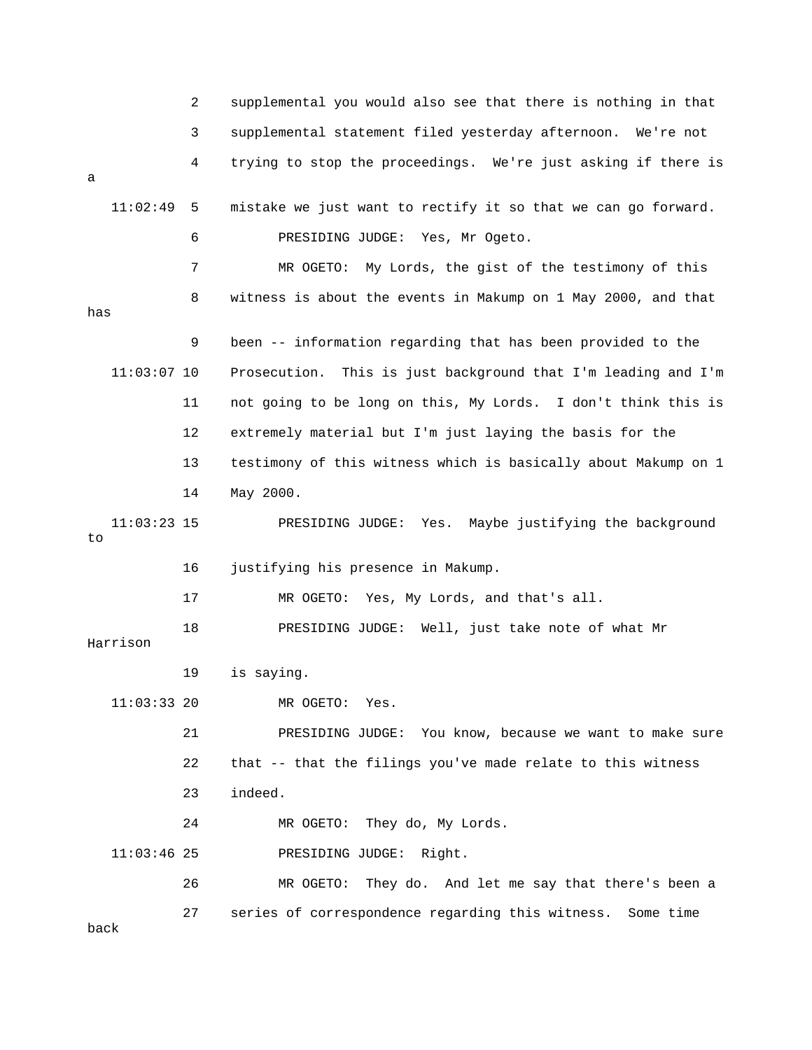2 supplemental you would also see that there is nothing in that

3 supplemental statement filed yesterday afternoon. We're not

4 trying to stop the proceedings. We're just asking if there is a

11:02:49 5 mistake we just want to rectify it so that we can go forward.

6 PRESIDING JUDGE: Yes, Mr Ogeto.

7 MR OGETO: My Lords, the gist of the testimony of this

8 witness is about the events in Makump on 1 May 2000, and that has

9 been -- information regarding that has been provided to the

11:03:07 10 Prosecution. This is just background that I'm leading and I'm

11 not going to be long on this, My Lords. I don't think this is

12 extremely material but I'm just laying the basis for the

13 testimony of this witness which is basically about Makump on 1

14 May 2000.

11:03:23 15 PRESIDING JUDGE: Yes. Maybe justifying the background to

16 justifying his presence in Makump.

17 MR OGETO: Yes, My Lords, and that's all.

18 PRESIDING JUDGE: Well, just take note of what Mr Harrison

19 is saying.

11:03:33 20 MR OGETO: Yes.

21 PRESIDING JUDGE: You know, because we want to make sure

22 that -- that the filings you've made relate to this witness

23 indeed.

24 MR OGETO: They do, My Lords.

11:03:46 25 PRESIDING JUDGE: Right.

26 MR OGETO: They do. And let me say that there's been a

27 series of correspondence regarding this witness. Some time back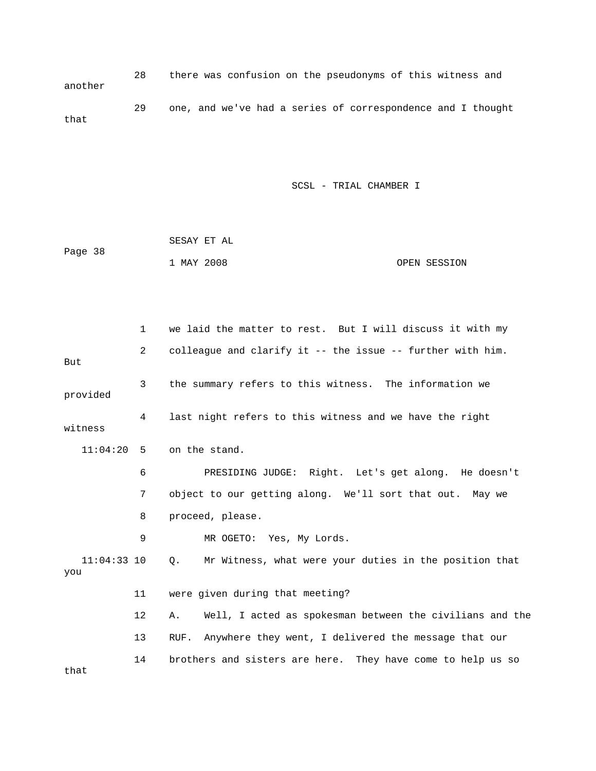28 there was confusion on the pseudonyms of this witness and another

29 one, and we've had a series of correspondence and I thought that

1 we laid the matter to rest. But I will discuss it with my

2 colleague and clarify it -- the issue -- further with him. But

3 the summary refers to this witness. The information we provided

4 last night refers to this witness and we have the right witness

11:04:20 5 on the stand.

6 PRESIDING JUDGE: Right. Let's get along. He doesn't

7 object to our getting along. We'll sort that out. May we

8 proceed, please.

9 MR OGETO: Yes, My Lords.

11:04:33 10 Q. Mr Witness, what were your duties in the position that you

11 were given during that meeting?

12 A. Well, I acted as spokesman between the civilians and the

13 RUF. Anywhere they went, I delivered the message that our

14 brothers and sisters are here. They have come to help us so that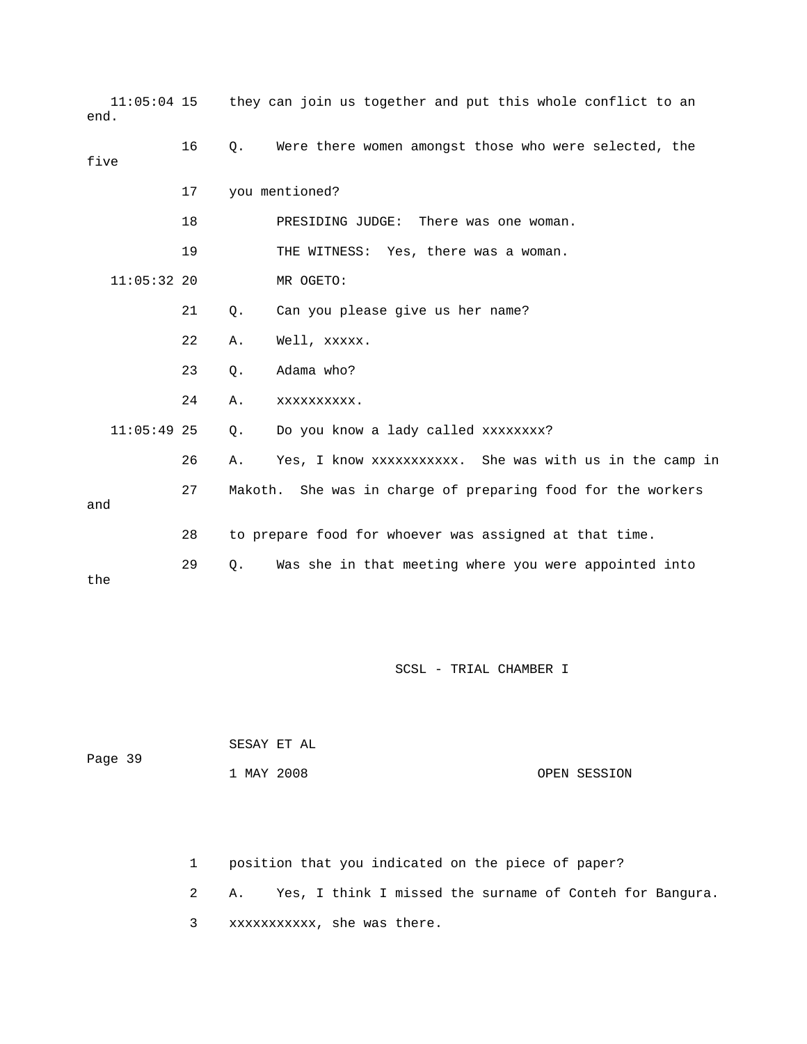11:05:04 15 they can join us together and put this whole conflict to an end.

16 Q. Were there women amongst those who were selected, the five

17 you mentioned?

18 PRESIDING JUDGE: There was one woman.

19 THE WITNESS: Yes, there was a woman.

11:05:32 20 MR OGETO:

21 Q. Can you please give us her name?

22 A. Well, xxxxx.

23 Q. Adama who?

24 A. xxxxxxxxxx.

11:05:49 25 Q. Do you know a lady called xxxxxxxx?

26 A. Yes, I know xxxxxxxxxxx. She was with us in the camp in

27 Makoth. She was in charge of preparing food for the workers and

28 to prepare food for whoever was assigned at that time.

29 Q. Was she in that meeting where you were appointed into the

1 position that you indicated on the piece of paper?

2 A. Yes, I think I missed the surname of Conteh for Bangura.

3 xxxxxxxxxxx, she was there.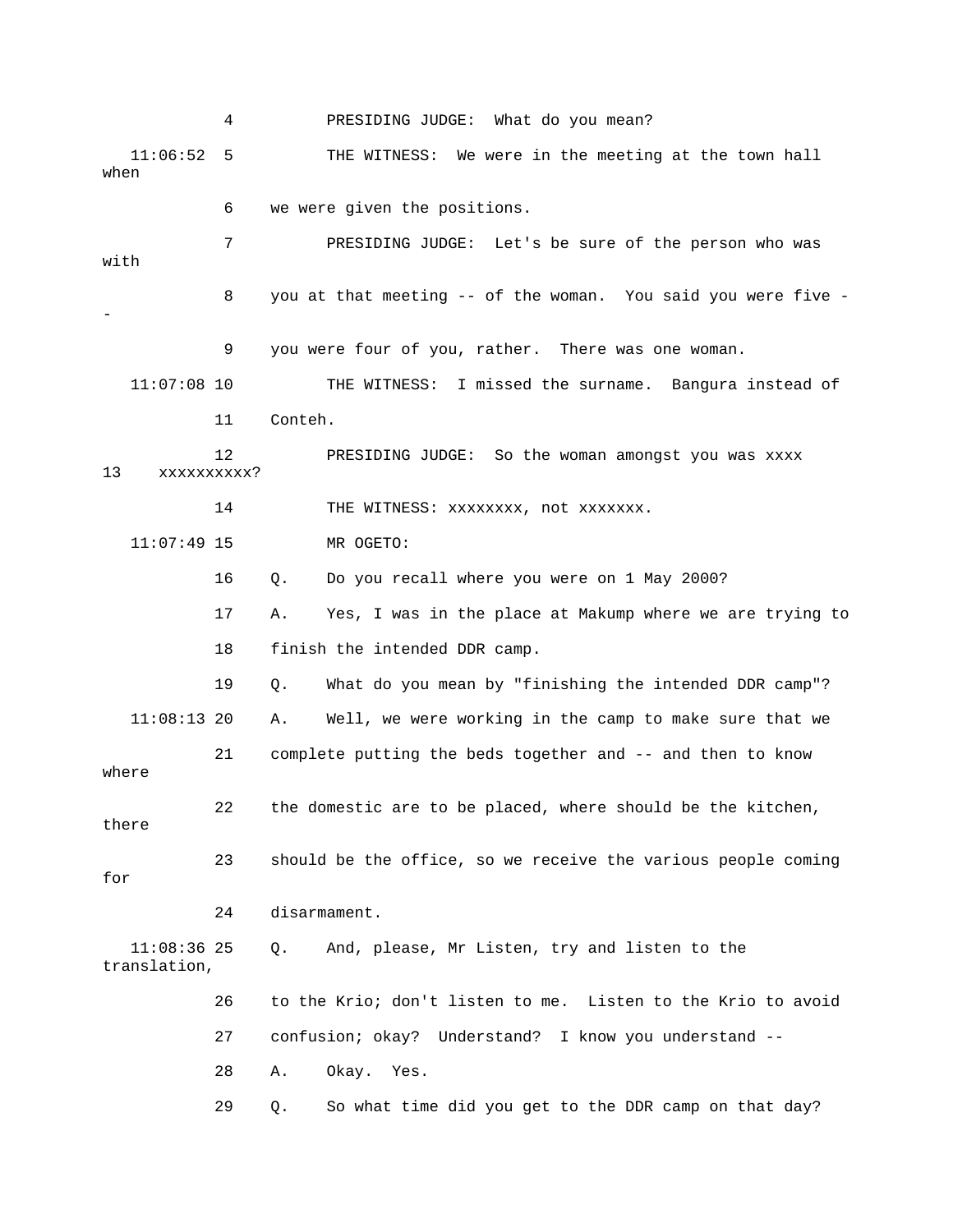4 PRESIDING JUDGE: What do you mean?

11:06:52 5 THE WITNESS: We were in the meeting at the town hall when

6 we were given the positions.

7 PRESIDING JUDGE: Let's be sure of the person who was with

8 you at that meeting -- of the woman. You said you were five --

9 you were four of you, rather. There was one woman.

11:07:08 10 THE WITNESS: I missed the surname. Bangura instead of

11 Conteh.

12 PRESIDING JUDGE: So the woman amongst you was xxxx

13 xxxxxxxxxx?

14 THE WITNESS: xxxxxxxx, not xxxxxxx.

11:07:49 15 MR OGETO:

16 Q. Do you recall where you were on 1 May 2000?

17 A. Yes, I was in the place at Makump where we are trying to

18 finish the intended DDR camp.

19 Q. What do you mean by "finishing the intended DDR camp"?

11:08:13 20 A. Well, we were working in the camp to make sure that we

21 complete putting the beds together and -- and then to know where

22 the domestic are to be placed, where should be the kitchen, there

23 should be the office, so we receive the various people coming for

24 disarmament.

11:08:36 25 Q. And, please, Mr Listen, try and listen to the translation,

26 to the Krio; don't listen to me. Listen to the Krio to avoid

27 confusion; okay? Understand? I know you understand --

28 A. Okay. Yes.

29 Q. So what time did you get to the DDR camp on that day?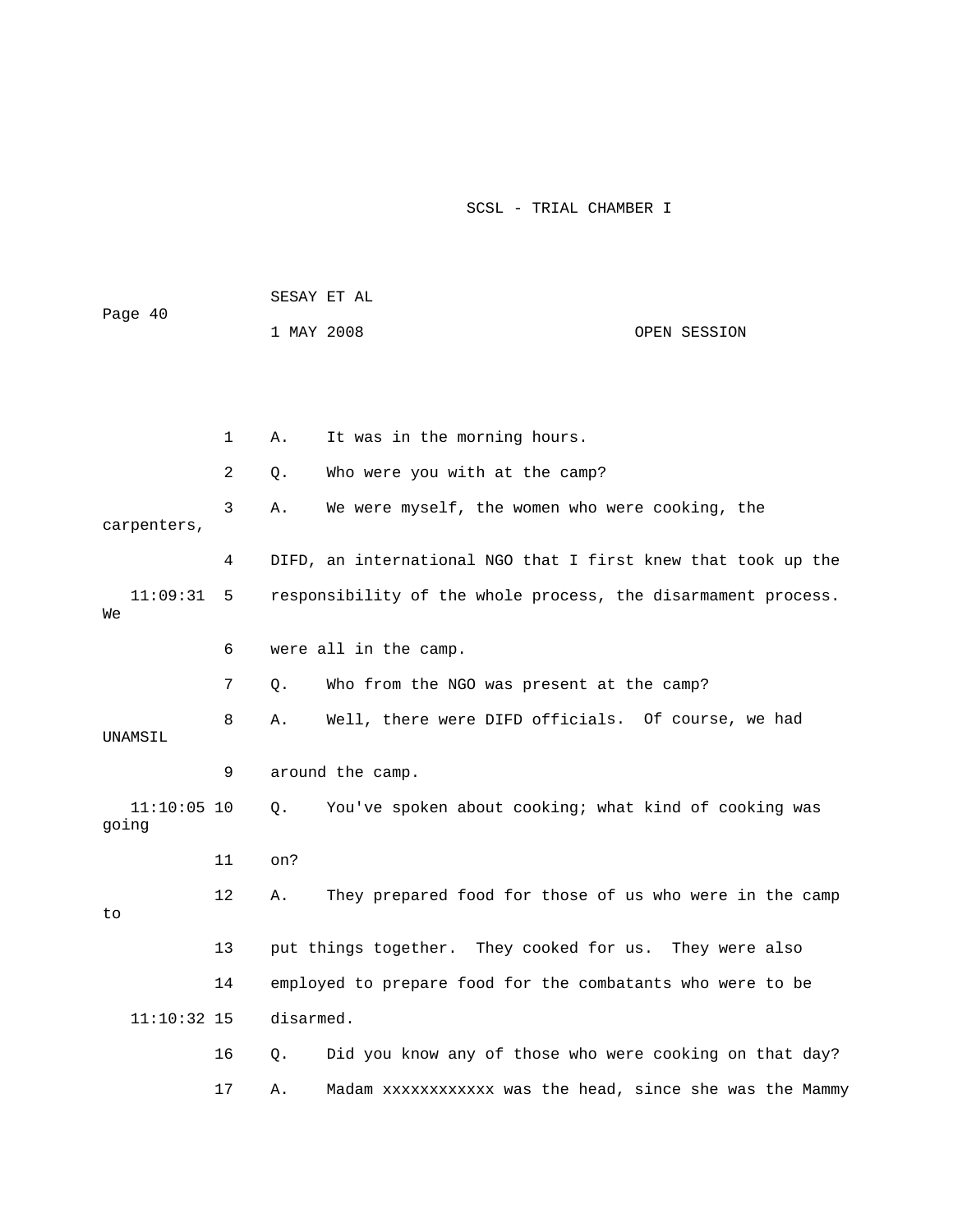1 A. It was in the morning hours.

2 Q. Who were you with at the camp?

3 A. We were myself, the women who were cooking, the carpenters,

4 DIFD, an international NGO that I first knew that took up the

11:09:31 5 responsibility of the whole process, the disarmament process. We

6 were all in the camp.

7 Q. Who from the NGO was present at the camp?

8 A. Well, there were DIFD officials. Of course, we had UNAMSIL

9 around the camp.

11:10:05 10 Q. You've spoken about cooking; what kind of cooking was going

11 on?

12 A. They prepared food for those of us who were in the camp to

13 put things together. They cooked for us. They were also

14 employed to prepare food for the combatants who were to be

11:10:32 15 disarmed.

16 Q. Did you know any of those who were cooking on that day?

17 A. Madam xxxxxxxxxxxx was the head, since she was the Mammy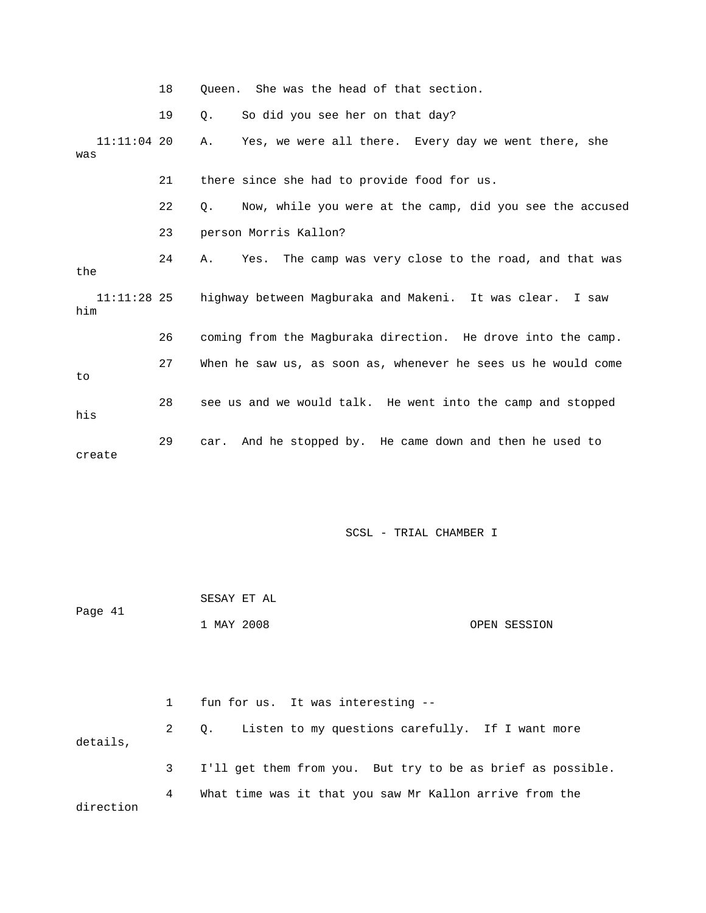18 Queen. She was the head of that section.

19 Q. So did you see her on that day?

11:11:04 20 A. Yes, we were all there. Every day we went there, she was

21 there since she had to provide food for us.

22 Q. Now, while you were at the camp, did you see the accused

23 person Morris Kallon?

24 A. Yes. The camp was very close to the road, and that was the

11:11:28 25 highway between Magburaka and Makeni. It was clear. I saw him

26 coming from the Magburaka direction. He drove into the camp.

27 When he saw us, as soon as, whenever he sees us he would come to

28 see us and we would talk. He went into the camp and stopped his

29 car. And he stopped by. He came down and then he used to create

1 fun for us. It was interesting --

2 Q. Listen to my questions carefully. If I want more details,

3 I'll get them from you. But try to be as brief as possible.

4 What time was it that you saw Mr Kallon arrive from the direction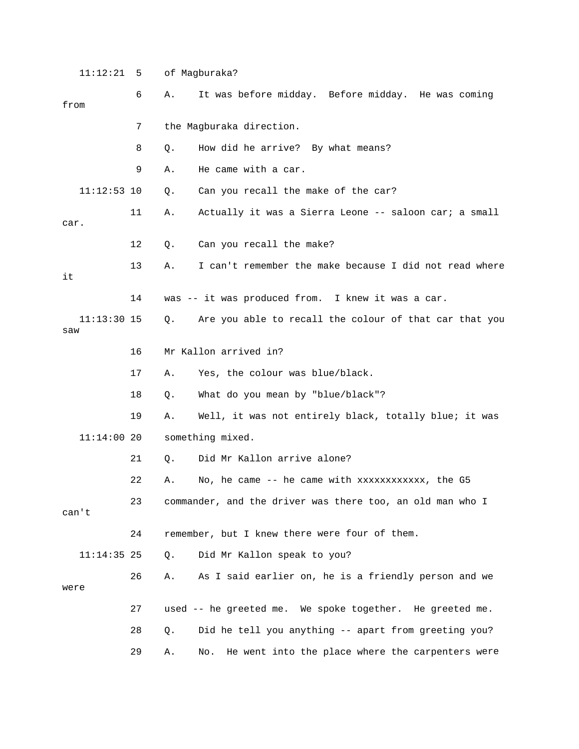11:12:21 5 of Magburaka?

6 A. It was before midday. Before midday. He was coming from

7 the Magburaka direction.

8 Q. How did he arrive? By what means?

9 A. He came with a car.

11:12:53 10 Q. Can you recall the make of the car?

11 A. Actually it was a Sierra Leone -- saloon car; a small car.

12 Q. Can you recall the make?

13 A. I can't remember the make because I did not read where it

14 was -- it was produced from. I knew it was a car.

11:13:30 15 Q. Are you able to recall the colour of that car that you saw

16 Mr Kallon arrived in?

17 A. Yes, the colour was blue/black.

18 Q. What do you mean by "blue/black"?

19 A. Well, it was not entirely black, totally blue; it was

11:14:00 20 something mixed.

21 Q. Did Mr Kallon arrive alone?

22 A. No, he came -- he came with xxxxxxxxxxxx, the G5

23 commander, and the driver was there too, an old man who I can't

24 remember, but I knew there were four of them.

11:14:35 25 Q. Did Mr Kallon speak to you?

26 A. As I said earlier on, he is a friendly person and we were

27 used -- he greeted me. We spoke together. He greeted me.

28 Q. Did he tell you anything -- apart from greeting you?

29 A. No. He went into the place where the carpenters were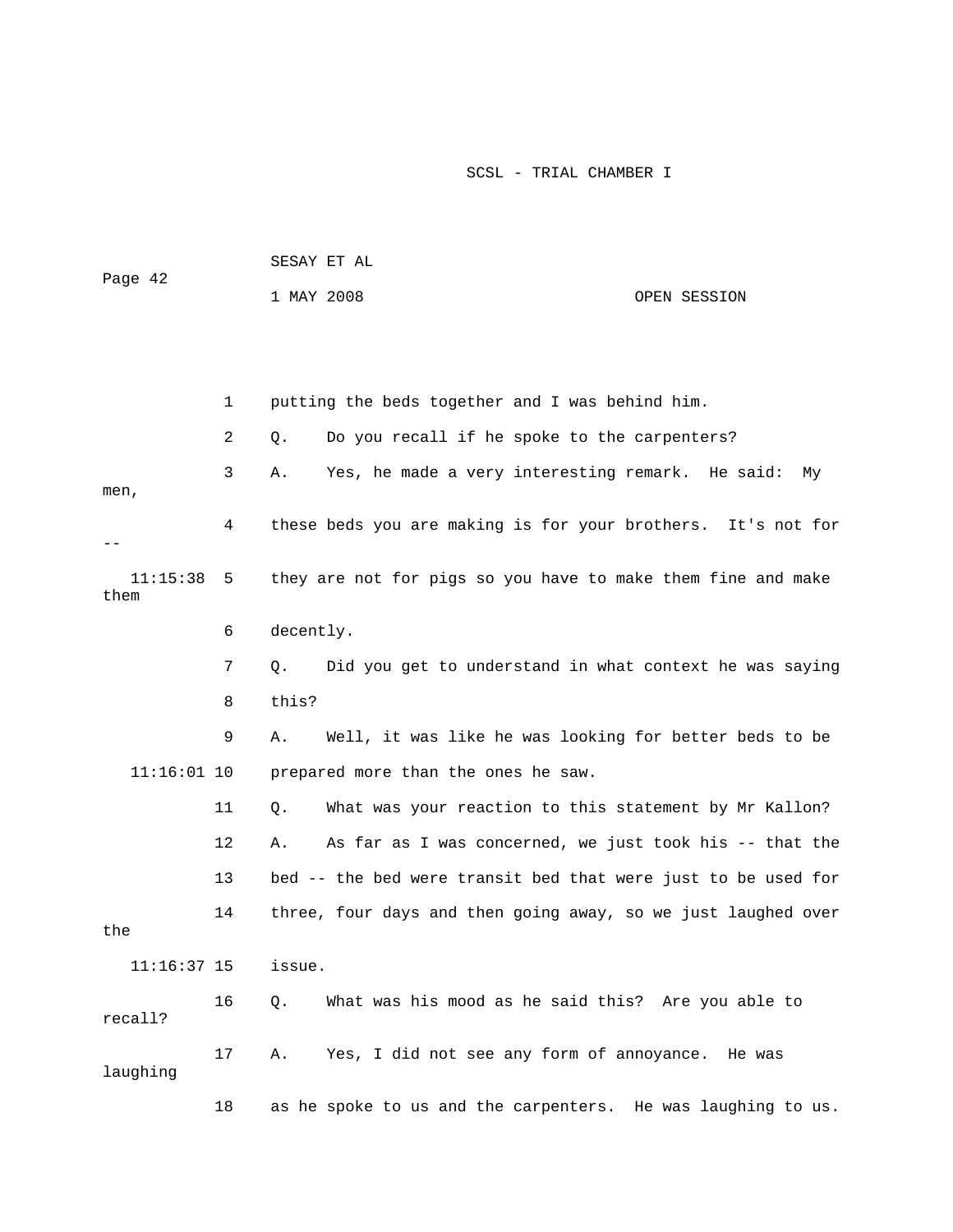putting the beds together and I was behind him.

Q. Do you recall if he spoke to the carpenters?

A. Yes, he made a very interesting remark. He said: My men, these beds you are making is for your brothers. It's not for -- they are not for pigs so you have to make them fine and make them decently.

Q. Did you get to understand in what context he was saying this?

A. Well, it was like he was looking for better beds to be prepared more than the ones he saw.

Q. What was your reaction to this statement by Mr Kallon?

A. As far as I was concerned, we just took his -- that the bed -- the bed were transit bed that were just to be used for three, four days and then going away, so we just laughed over the issue.

Q. What was his mood as he said this? Are you able to recall?

A. Yes, I did not see any form of annoyance. He was laughing as he spoke to us and the carpenters. He was laughing to us.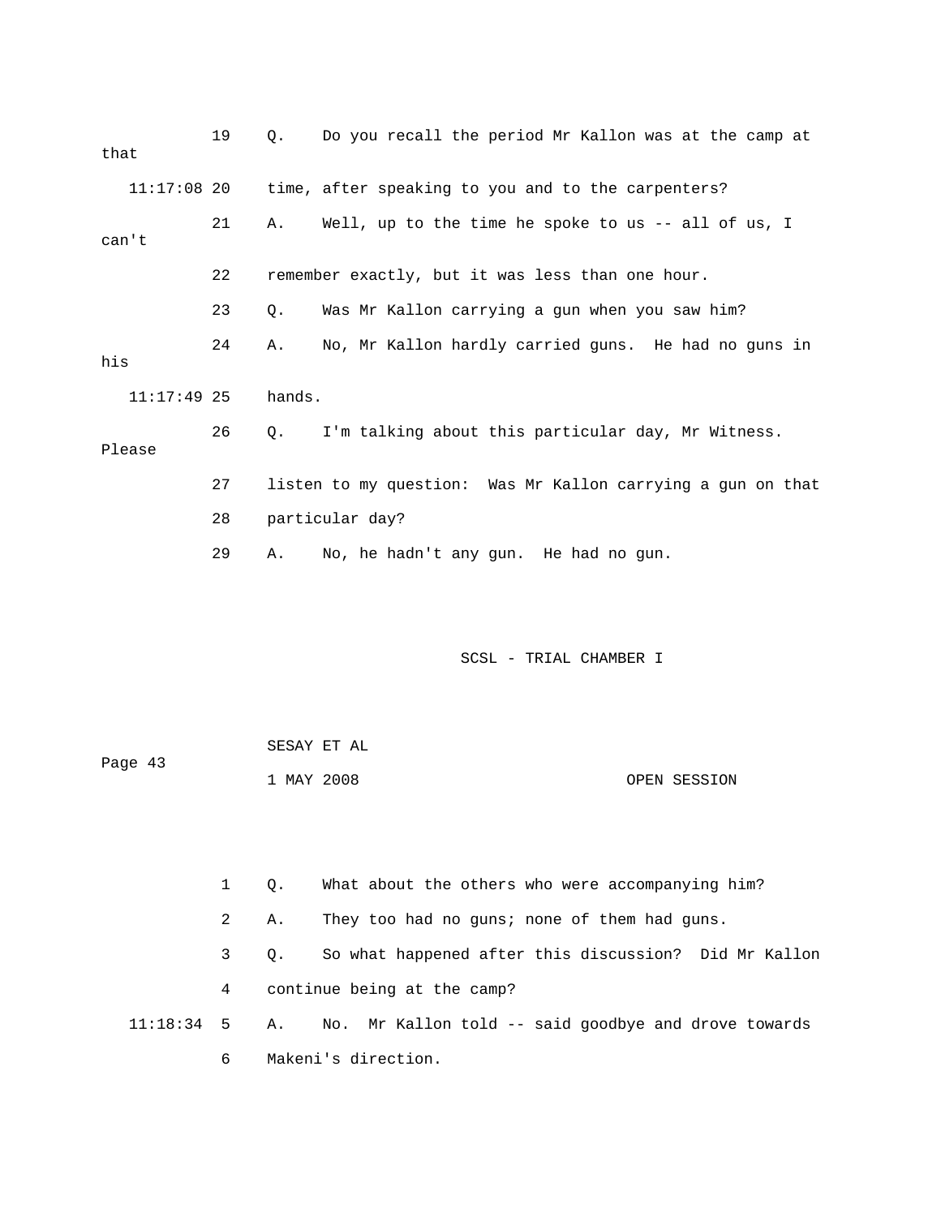19 Q. Do you recall the period Mr Kallon was at the camp at that

11:17:08 20 time, after speaking to you and to the carpenters?

21 A. Well, up to the time he spoke to us -- all of us, I can't

22 remember exactly, but it was less than one hour.

23 Q. Was Mr Kallon carrying a gun when you saw him?

24 A. No, Mr Kallon hardly carried guns. He had no guns in his

11:17:49 25 hands.

26 Q. I'm talking about this particular day, Mr Witness. Please

27 listen to my question: Was Mr Kallon carrying a gun on that

28 particular day?

29 A. No, he hadn't any gun. He had no gun.

1 Q. What about the others who were accompanying him?

2 A. They too had no guns; none of them had guns.

3 Q. So what happened after this discussion? Did Mr Kallon

4 continue being at the camp?

11:18:34 5 A. No. Mr Kallon told -- said goodbye and drove towards

6 Makeni's direction.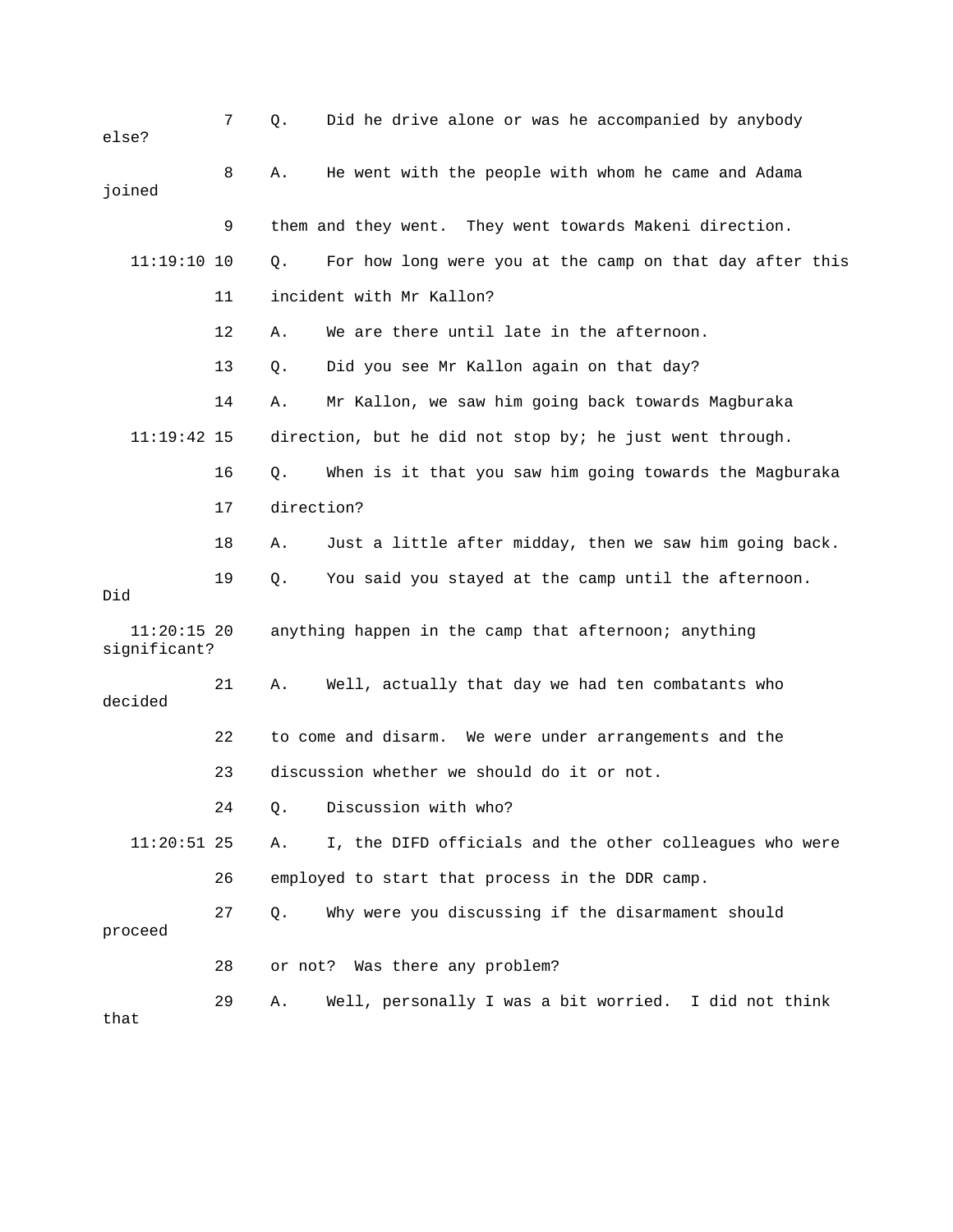7 Q. Did he drive alone or was he accompanied by anybody else?

8 A. He went with the people with whom he came and Adama joined

9 them and they went. They went towards Makeni direction.

11:19:10 10 Q. For how long were you at the camp on that day after this

11 incident with Mr Kallon?

12 A. We are there until late in the afternoon.

13 Q. Did you see Mr Kallon again on that day?

14 A. Mr Kallon, we saw him going back towards Magburaka

11:19:42 15 direction, but he did not stop by; he just went through.

16 Q. When is it that you saw him going towards the Magburaka

17 direction?

18 A. Just a little after midday, then we saw him going back.

19 Q. You said you stayed at the camp until the afternoon. Did

11:20:15 20 anything happen in the camp that afternoon; anything significant?

21 A. Well, actually that day we had ten combatants who decided

22 to come and disarm. We were under arrangements and the

23 discussion whether we should do it or not.

24 Q. Discussion with who?

11:20:51 25 A. I, the DIFD officials and the other colleagues who were

26 employed to start that process in the DDR camp.

27 Q. Why were you discussing if the disarmament should proceed

28 or not? Was there any problem?

29 A. Well, personally I was a bit worried. I did not think that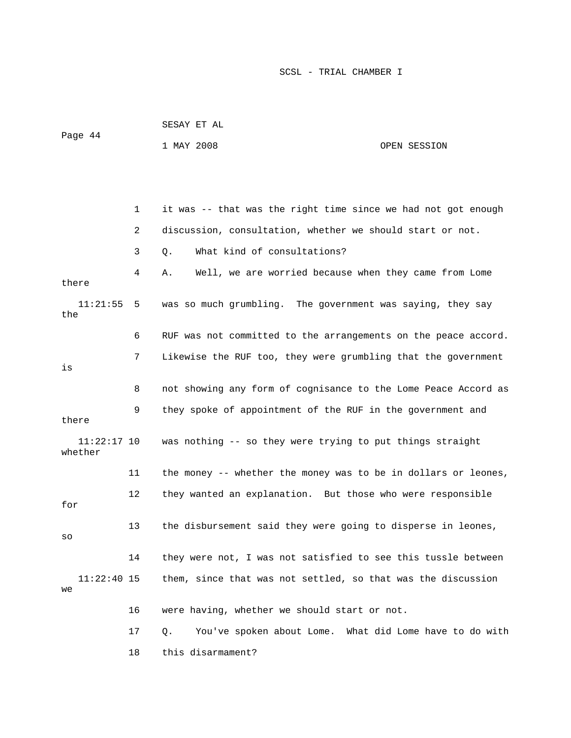1 it was -- that was the right time since we had not got enough

2 discussion, consultation, whether we should start or not.

3 Q. What kind of consultations?

4 A. Well, we are worried because when they came from Lome there

11:21:55 5 was so much grumbling. The government was saying, they say the

6 RUF was not committed to the arrangements on the peace accord.

7 Likewise the RUF too, they were grumbling that the government is

8 not showing any form of cognisance to the Lome Peace Accord as

9 they spoke of appointment of the RUF in the government and there

11:22:17 10 was nothing -- so they were trying to put things straight whether

11 the money -- whether the money was to be in dollars or leones,

12 they wanted an explanation. But those who were responsible for

13 the disbursement said they were going to disperse in leones, so

14 they were not, I was not satisfied to see this tussle between

11:22:40 15 them, since that was not settled, so that was the discussion we

16 were having, whether we should start or not.

17 Q. You've spoken about Lome. What did Lome have to do with

18 this disarmament?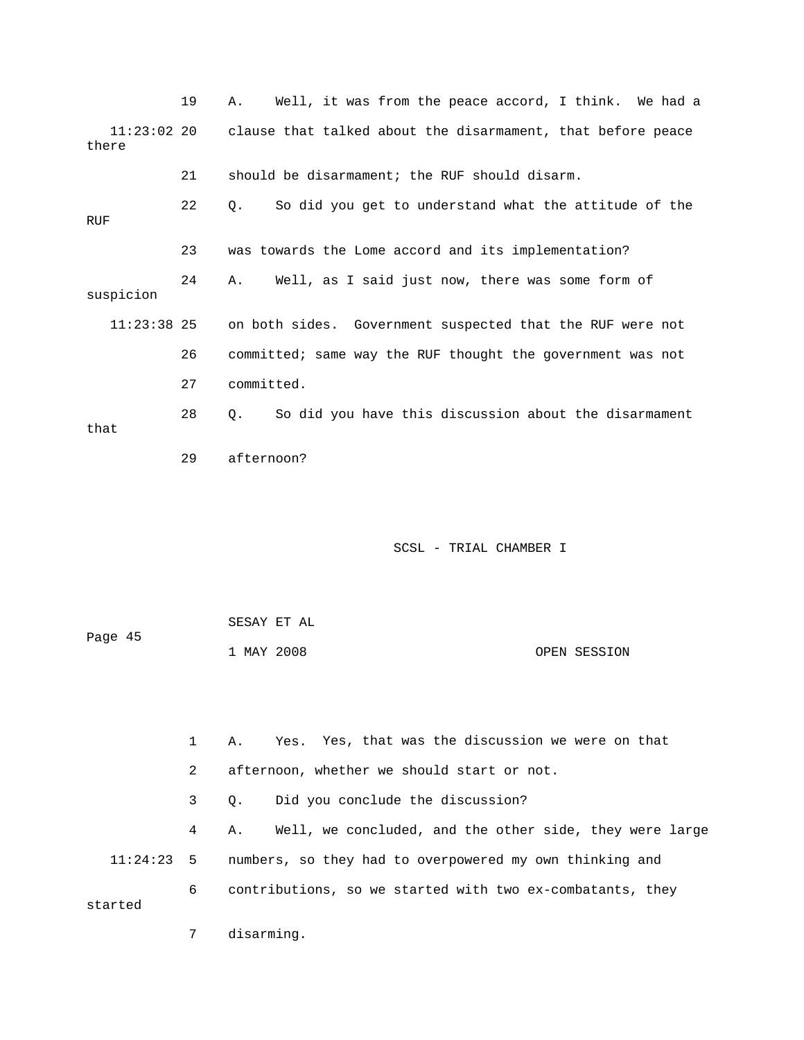19 A. Well, it was from the peace accord, I think. We had a

11:23:02 20 clause that talked about the disarmament, that before peace there

21 should be disarmament; the RUF should disarm.

22 Q. So did you get to understand what the attitude of the RUF

23 was towards the Lome accord and its implementation?

24 A. Well, as I said just now, there was some form of suspicion

11:23:38 25 on both sides. Government suspected that the RUF were not

26 committed; same way the RUF thought the government was not

27 committed.

28 Q. So did you have this discussion about the disarmament that

29 afternoon?

1 A. Yes. Yes, that was the discussion we were on that

2 afternoon, whether we should start or not.

3 Q. Did you conclude the discussion?

4 A. Well, we concluded, and the other side, they were large

11:24:23 5 numbers, so they had to overpowered my own thinking and

6 contributions, so we started with two ex-combatants, they started

7 disarming.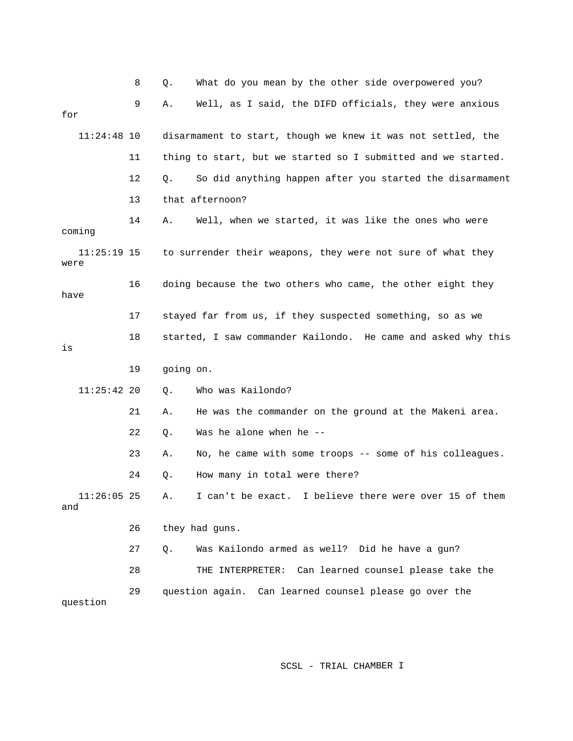8 Q. What do you mean by the other side overpowered you?

9 A. Well, as I said, the DIFD officials, they were anxious for

11:24:48 10 disarmament to start, though we knew it was not settled, the

11 thing to start, but we started so I submitted and we started.

12 Q. So did anything happen after you started the disarmament

13 that afternoon?

14 A. Well, when we started, it was like the ones who were coming

11:25:19 15 to surrender their weapons, they were not sure of what they were

16 doing because the two others who came, the other eight they have

17 stayed far from us, if they suspected something, so as we

18 started, I saw commander Kailondo. He came and asked why this is

19 going on.

11:25:42 20 Q. Who was Kailondo?

21 A. He was the commander on the ground at the Makeni area.

22 Q. Was he alone when he --

23 A. No, he came with some troops -- some of his colleagues.

24 Q. How many in total were there?

11:26:05 25 A. I can't be exact. I believe there were over 15 of them and

26 they had guns.

27 Q. Was Kailondo armed as well? Did he have a gun?

28 THE INTERPRETER: Can learned counsel please take the

29 question again. Can learned counsel please go over the question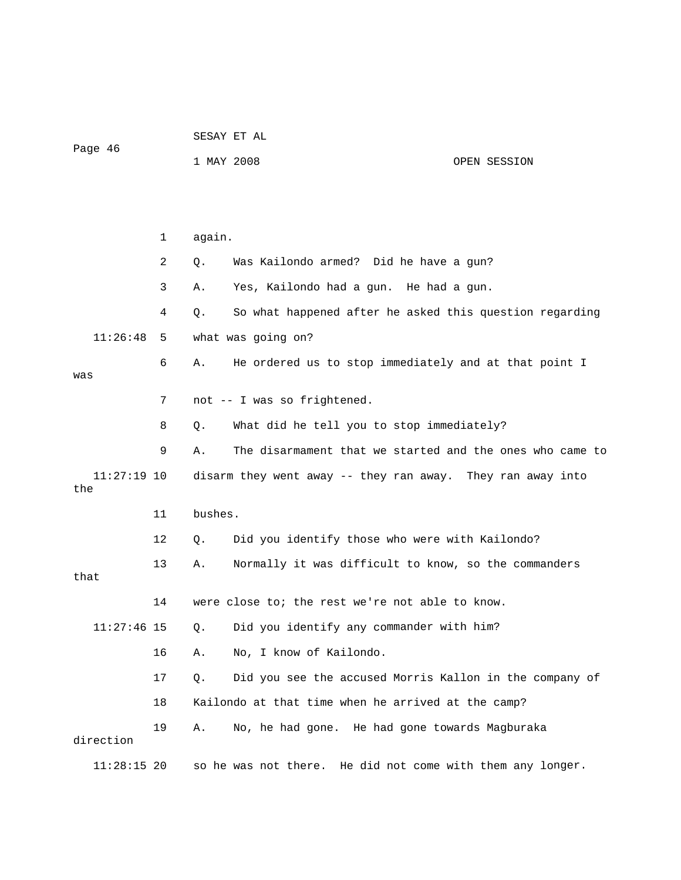again.

Q. Was Kailondo armed? Did he have a gun?

A. Yes, Kailondo had a gun. He had a gun.

Q. So what happened after he asked this question regarding what was going on?

A. He ordered us to stop immediately and at that point I was not -- I was so frightened.

Q. What did he tell you to stop immediately?

A. The disarmament that we started and the ones who came to disarm they went away -- they ran away. They ran away into the bushes.

Q. Did you identify those who were with Kailondo?

A. Normally it was difficult to know, so the commanders that were close to; the rest we're not able to know.

Q. Did you identify any commander with him?

A. No, I know of Kailondo.

Q. Did you see the accused Morris Kallon in the company of Kailondo at that time when he arrived at the camp?

A. No, he had gone. He had gone towards Magburaka direction so he was not there. He did not come with them any longer.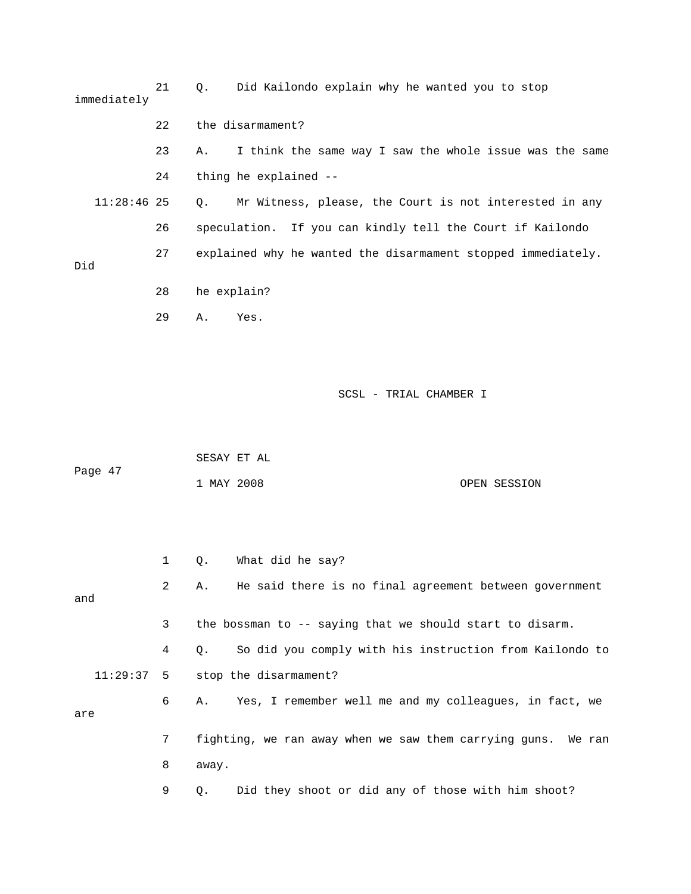21 Q. Did Kailondo explain why he wanted you to stop immediately

22 the disarmament?

23 A. I think the same way I saw the whole issue was the same

24 thing he explained --

11:28:46 25 Q. Mr Witness, please, the Court is not interested in any

26 speculation. If you can kindly tell the Court if Kailondo

27 explained why he wanted the disarmament stopped immediately. Did

28 he explain?

29 A. Yes.

1 Q. What did he say?

2 A. He said there is no final agreement between government and

3 the bossman to -- saying that we should start to disarm.

4 Q. So did you comply with his instruction from Kailondo to

11:29:37 5 stop the disarmament?

6 A. Yes, I remember well me and my colleagues, in fact, we are

7 fighting, we ran away when we saw them carrying guns. We ran

8 away.

9 Q. Did they shoot or did any of those with him shoot?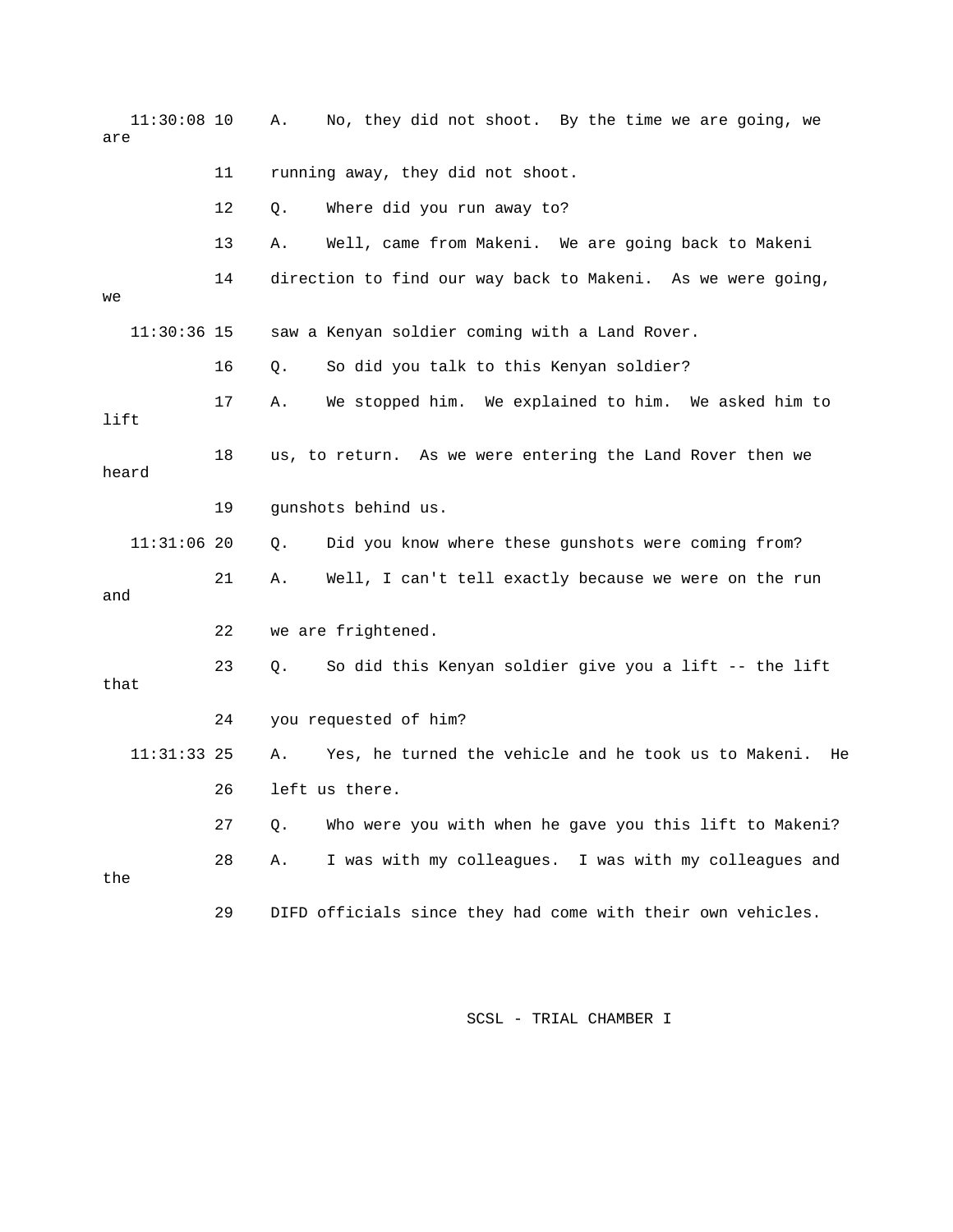11:30:08 10 A. No, they did not shoot. By the time we are going, we are

11 running away, they did not shoot.

12 Q. Where did you run away to?

13 A. Well, came from Makeni. We are going back to Makeni

14 direction to find our way back to Makeni. As we were going, we

11:30:36 15 saw a Kenyan soldier coming with a Land Rover.

16 Q. So did you talk to this Kenyan soldier?

17 A. We stopped him. We explained to him. We asked him to lift

18 us, to return. As we were entering the Land Rover then we heard

19 gunshots behind us.

11:31:06 20 Q. Did you know where these gunshots were coming from?

21 A. Well, I can't tell exactly because we were on the run and

22 we are frightened.

23 Q. So did this Kenyan soldier give you a lift -- the lift that

24 you requested of him?

11:31:33 25 A. Yes, he turned the vehicle and he took us to Makeni. He

26 left us there.

27 Q. Who were you with when he gave you this lift to Makeni?

28 A. I was with my colleagues. I was with my colleagues and the

29 DIFD officials since they had come with their own vehicles.

SCSL - TRIAL CHAMBER I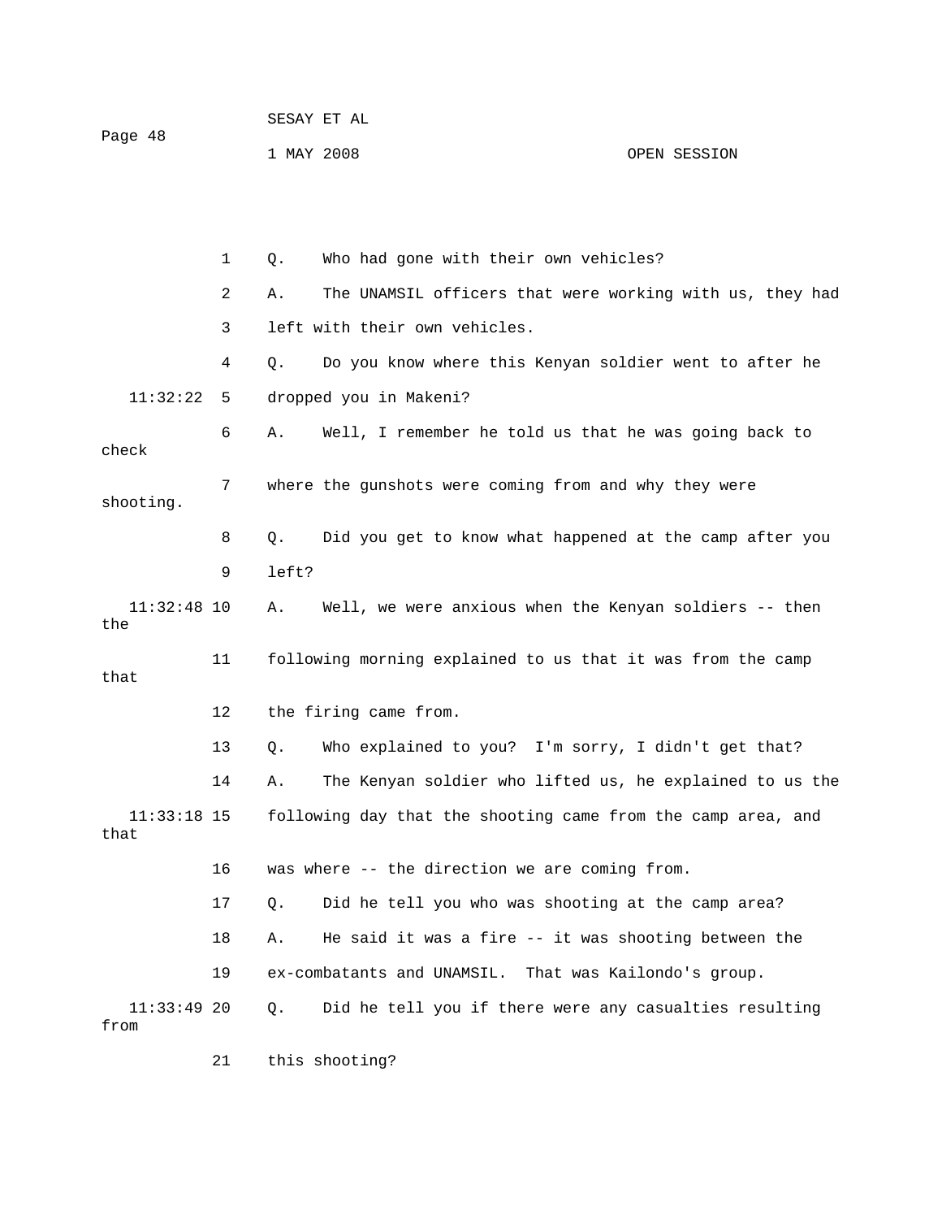1 Q. Who had gone with their own vehicles?

2 A. The UNAMSIL officers that were working with us, they had

3 left with their own vehicles.

4 Q. Do you know where this Kenyan soldier went to after he

11:32:22 5 dropped you in Makeni?

6 A. Well, I remember he told us that he was going back to check

7 where the gunshots were coming from and why they were shooting.

8 Q. Did you get to know what happened at the camp after you

9 left?

11:32:48 10 A. Well, we were anxious when the Kenyan soldiers -- then the

11 following morning explained to us that it was from the camp that

12 the firing came from.

13 Q. Who explained to you? I'm sorry, I didn't get that?

14 A. The Kenyan soldier who lifted us, he explained to us the

11:33:18 15 following day that the shooting came from the camp area, and that

16 was where -- the direction we are coming from.

17 Q. Did he tell you who was shooting at the camp area?

18 A. He said it was a fire -- it was shooting between the

19 ex-combatants and UNAMSIL. That was Kailondo's group.

11:33:49 20 Q. Did he tell you if there were any casualties resulting from

21 this shooting?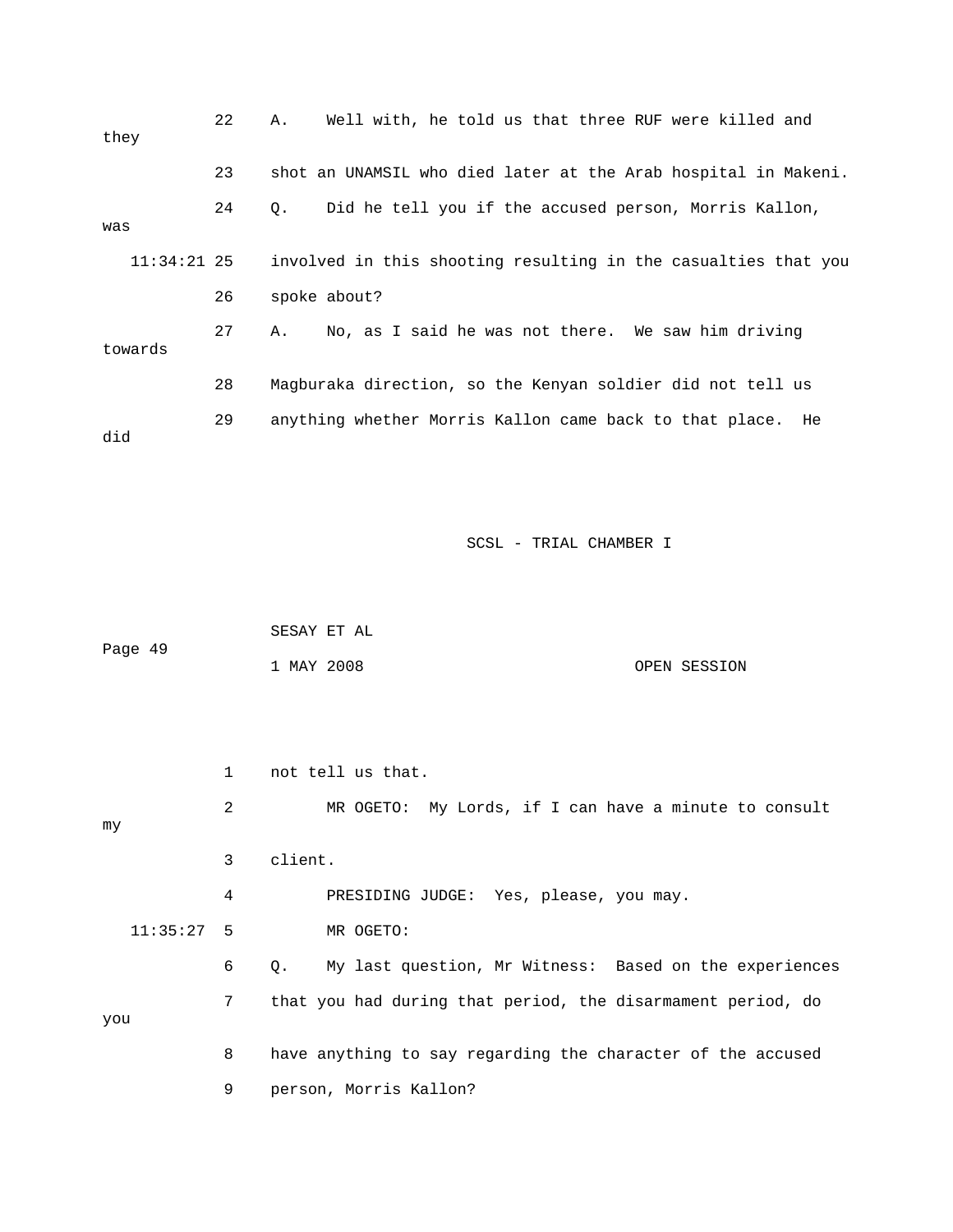22 A. Well with, he told us that three RUF were killed and they

23 shot an UNAMSIL who died later at the Arab hospital in Makeni.

24 Q. Did he tell you if the accused person, Morris Kallon, was

11:34:21 25 involved in this shooting resulting in the casualties that you

26 spoke about?

27 A. No, as I said he was not there. We saw him driving towards

28 Magburaka direction, so the Kenyan soldier did not tell us

29 anything whether Morris Kallon came back to that place. He did

1 not tell us that.

2 MR OGETO: My Lords, if I can have a minute to consult my

3 client.

4 PRESIDING JUDGE: Yes, please, you may.

11:35:27 5 MR OGETO:

6 Q. My last question, Mr Witness: Based on the experiences

7 that you had during that period, the disarmament period, do you

8 have anything to say regarding the character of the accused

9 person, Morris Kallon?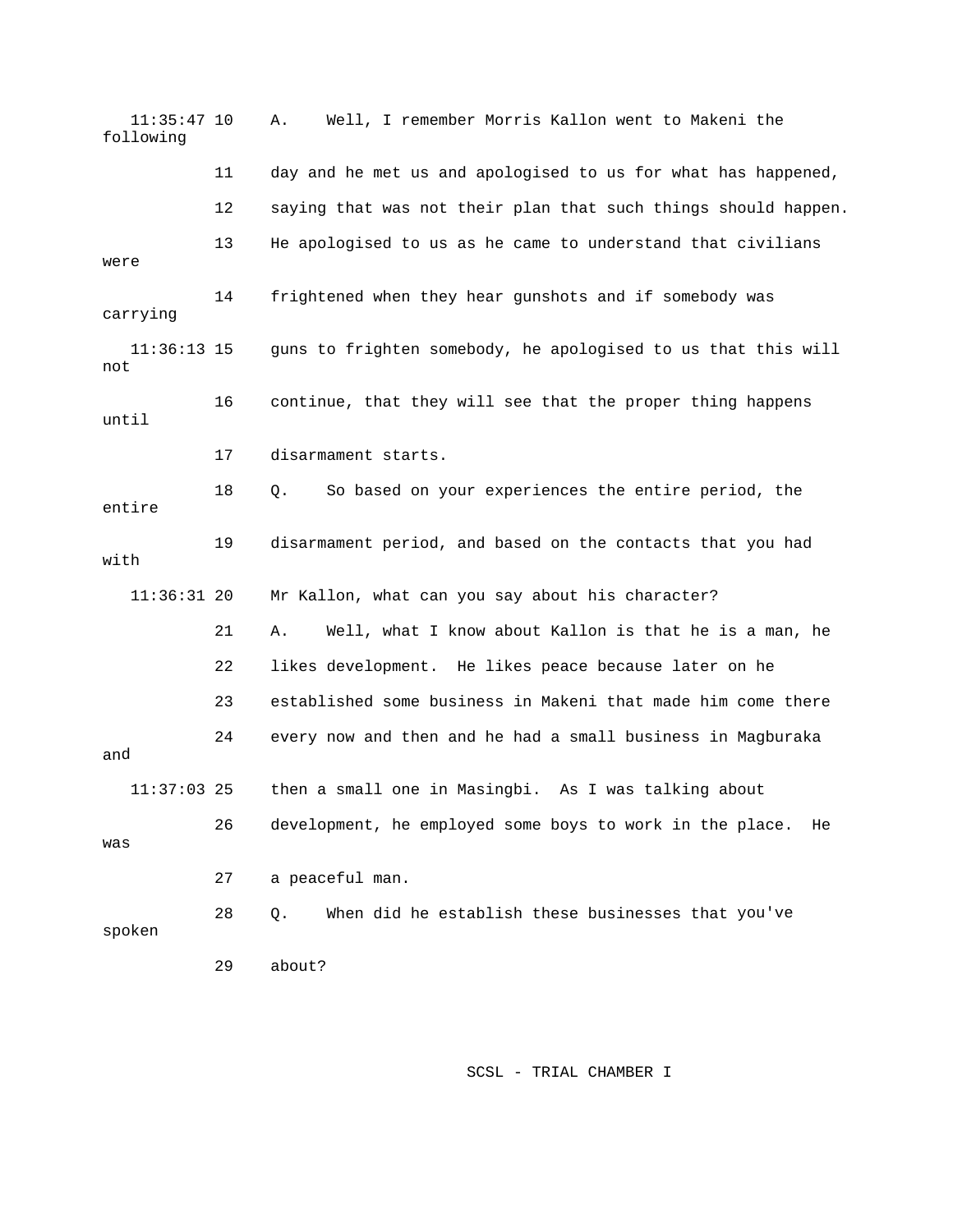11:35:47 10 A. Well, I remember Morris Kallon went to Makeni the following

11 day and he met us and apologised to us for what has happened,

12 saying that was not their plan that such things should happen.

13 He apologised to us as he came to understand that civilians were

14 frightened when they hear gunshots and if somebody was carrying

11:36:13 15 guns to frighten somebody, he apologised to us that this will not

16 continue, that they will see that the proper thing happens until

17 disarmament starts.

18 Q. So based on your experiences the entire period, the entire

19 disarmament period, and based on the contacts that you had with

11:36:31 20 Mr Kallon, what can you say about his character?

21 A. Well, what I know about Kallon is that he is a man, he

22 likes development. He likes peace because later on he

23 established some business in Makeni that made him come there

24 every now and then and he had a small business in Magburaka and

11:37:03 25 then a small one in Masingbi. As I was talking about

26 development, he employed some boys to work in the place. He was

27 a peaceful man.

28 Q. When did he establish these businesses that you've spoken

29 about?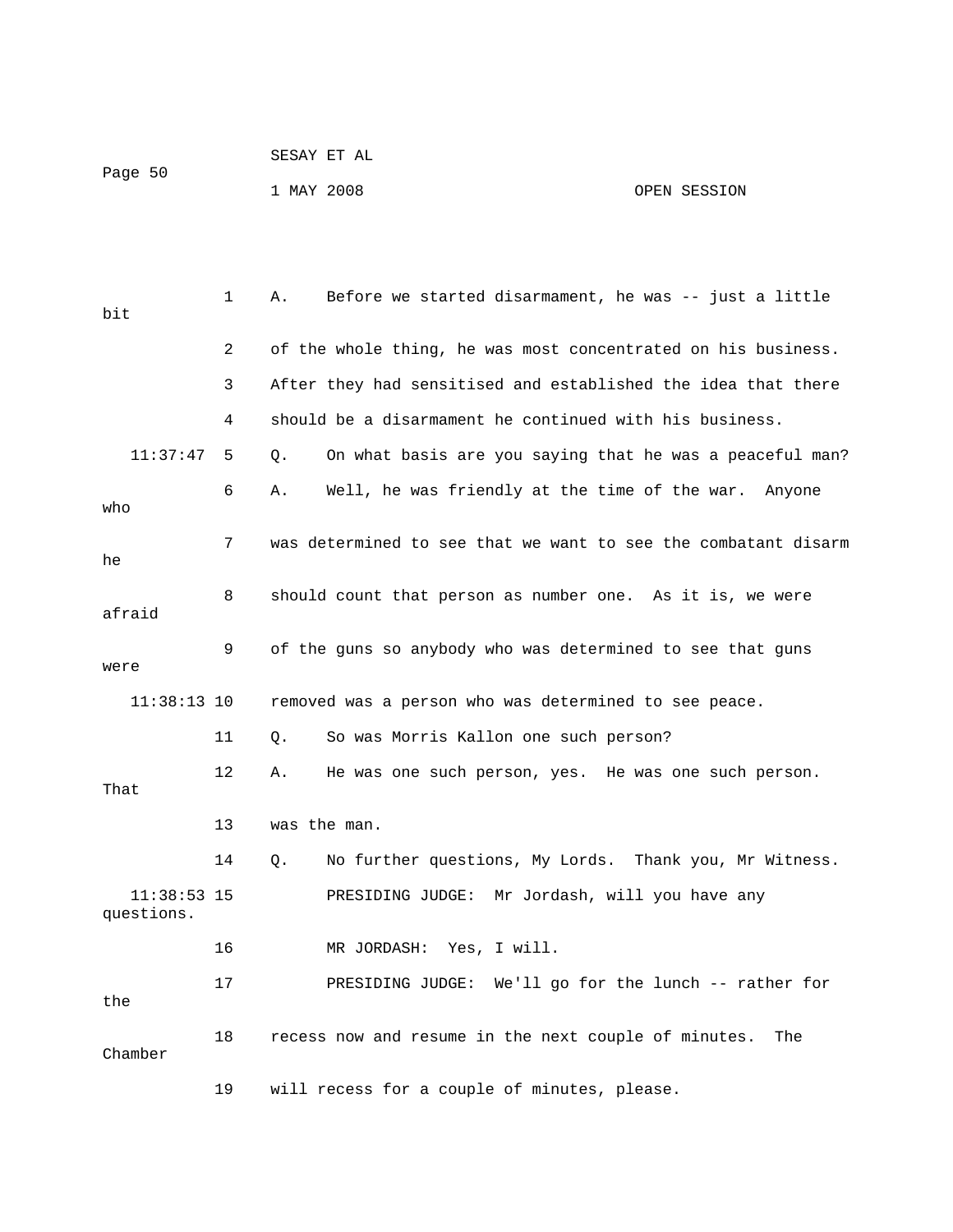A. Before we started disarmament, he was -- just a little bit of the whole thing, he was most concentrated on his business. After they had sensitised and established the idea that there should be a disarmament he continued with his business.

Q. On what basis are you saying that he was a peaceful man?

A. Well, he was friendly at the time of the war. Anyone who was determined to see that we want to see the combatant disarm he should count that person as number one. As it is, we were afraid of the guns so anybody who was determined to see that guns were removed was a person who was determined to see peace.

Q. So was Morris Kallon one such person?

A. He was one such person, yes. He was one such person. That was the man.

Q. No further questions, My Lords. Thank you, Mr Witness.

PRESIDING JUDGE: Mr Jordash, will you have any questions.

MR JORDASH: Yes, I will.

PRESIDING JUDGE: We'll go for the lunch -- rather for the recess now and resume in the next couple of minutes. The Chamber will recess for a couple of minutes, please.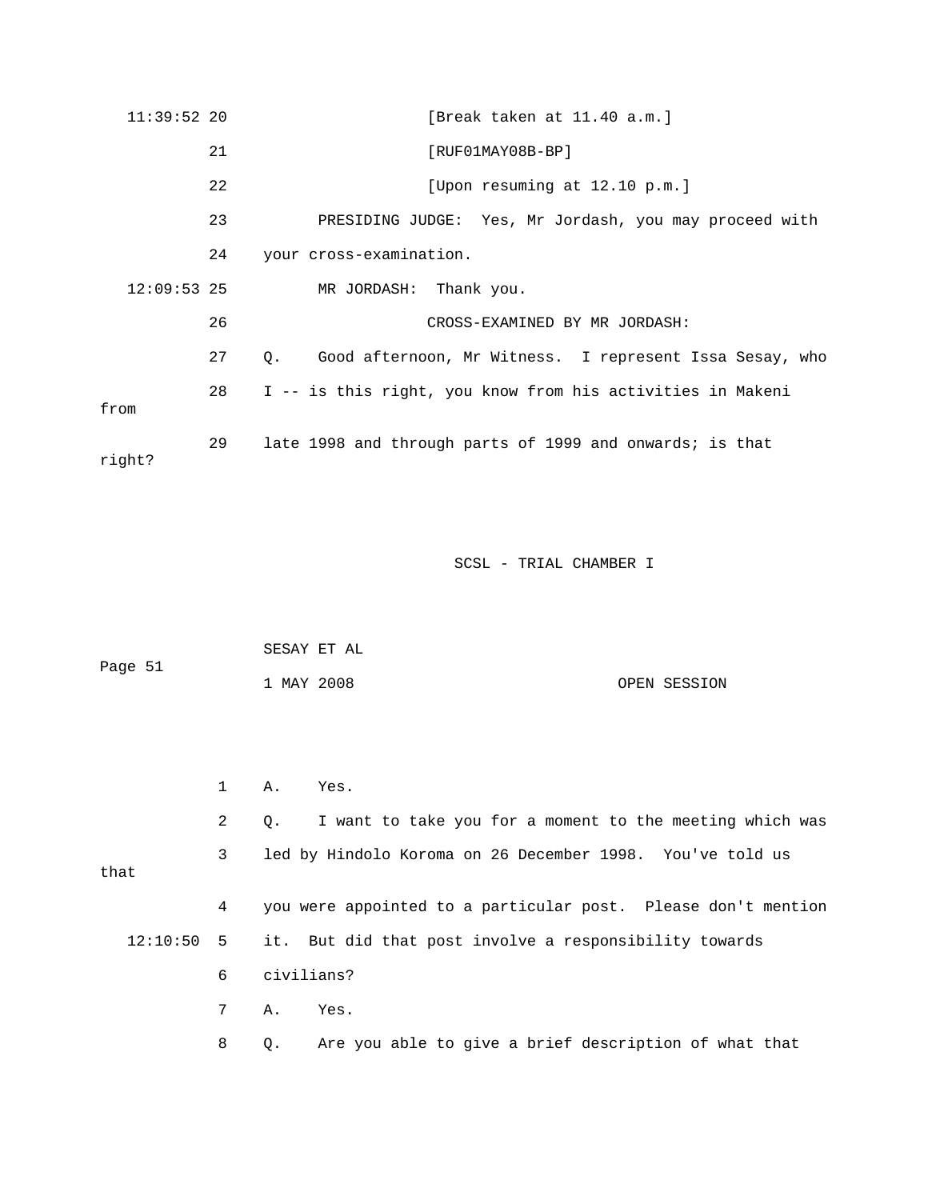11:39:52 20 [Break taken at 11.40 a.m.]

21 [RUF01MAY08B-BP]

22 [Upon resuming at 12.10 p.m.]

23 PRESIDING JUDGE: Yes, Mr Jordash, you may proceed with

24 your cross-examination.

12:09:53 25 MR JORDASH: Thank you.

26 CROSS-EXAMINED BY MR JORDASH:

27 Q. Good afternoon, Mr Witness. I represent Issa Sesay, who

28 I -- is this right, you know from his activities in Makeni from

29 late 1998 and through parts of 1999 and onwards; is that right?

1 A. Yes.

2 Q. I want to take you for a moment to the meeting which was

3 led by Hindolo Koroma on 26 December 1998. You've told us that

4 you were appointed to a particular post. Please don't mention

12:10:50 5 it. But did that post involve a responsibility towards

6 civilians?

7 A. Yes.

8 Q. Are you able to give a brief description of what that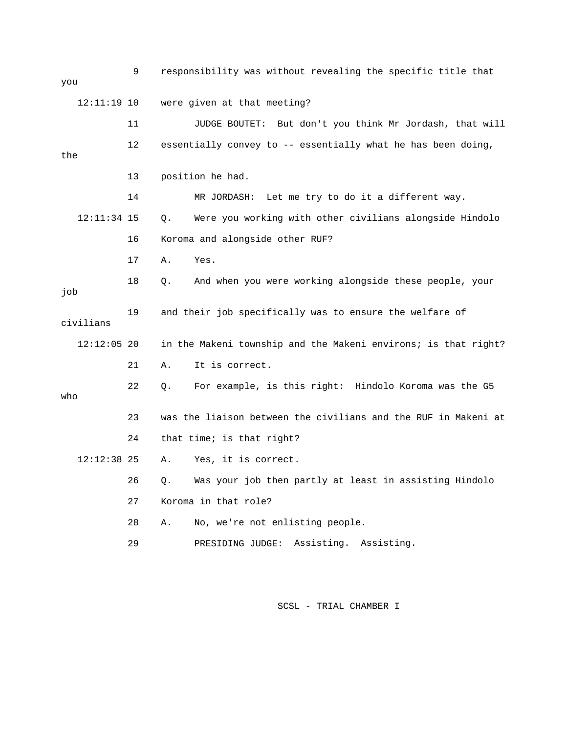9 responsibility was without revealing the specific title that you

12:11:19 10 were given at that meeting?

11 JUDGE BOUTET: But don't you think Mr Jordash, that will

12 essentially convey to -- essentially what he has been doing, the

13 position he had.

14 MR JORDASH: Let me try to do it a different way.

12:11:34 15 Q. Were you working with other civilians alongside Hindolo

16 Koroma and alongside other RUF?

17 A. Yes.

18 Q. And when you were working alongside these people, your job

19 and their job specifically was to ensure the welfare of civilians

12:12:05 20 in the Makeni township and the Makeni environs; is that right?

21 A. It is correct.

22 Q. For example, is this right: Hindolo Koroma was the G5 who

23 was the liaison between the civilians and the RUF in Makeni at

24 that time; is that right?

12:12:38 25 A. Yes, it is correct.

26 Q. Was your job then partly at least in assisting Hindolo

27 Koroma in that role?

28 A. No, we're not enlisting people.

29 PRESIDING JUDGE: Assisting. Assisting.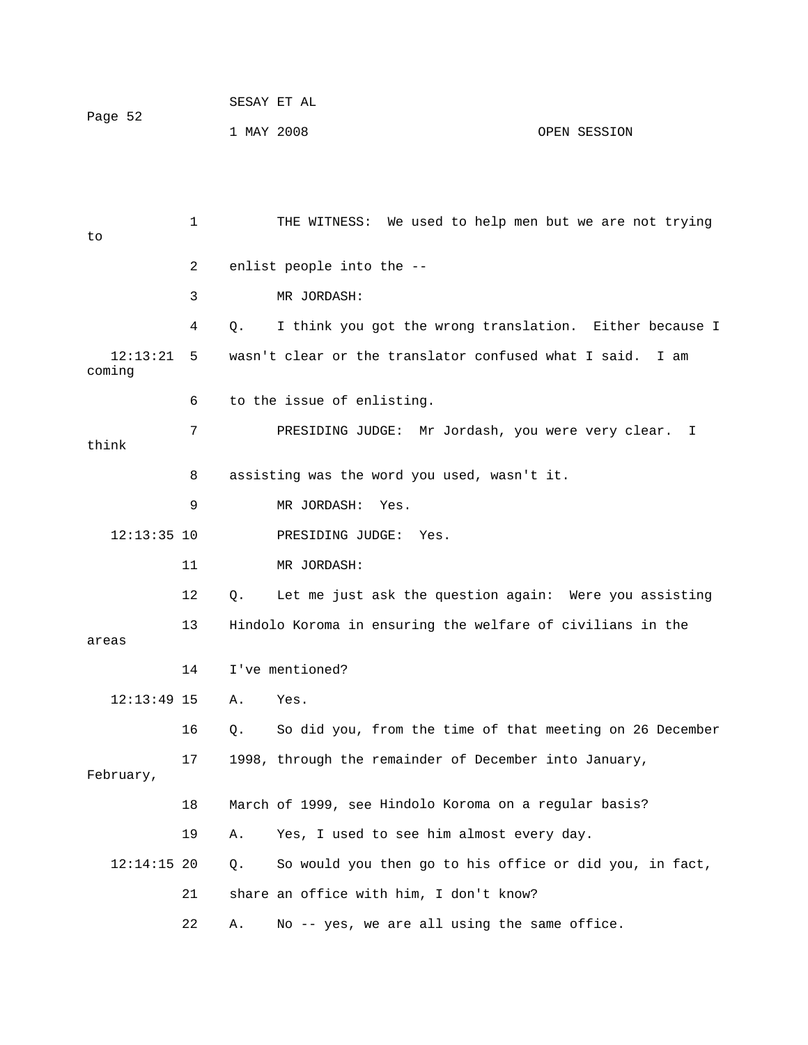1 THE WITNESS: We used to help men but we are not trying to

2 enlist people into the --

3 MR JORDASH:

4 Q. I think you got the wrong translation. Either because I

12:13:21 5 wasn't clear or the translator confused what I said. I am coming

6 to the issue of enlisting.

7 PRESIDING JUDGE: Mr Jordash, you were very clear. I think

8 assisting was the word you used, wasn't it.

9 MR JORDASH: Yes.

12:13:35 10 PRESIDING JUDGE: Yes.

11 MR JORDASH:

12 Q. Let me just ask the question again: Were you assisting

13 Hindolo Koroma in ensuring the welfare of civilians in the areas

14 I've mentioned?

12:13:49 15 A. Yes.

16 Q. So did you, from the time of that meeting on 26 December

17 1998, through the remainder of December into January, February,

18 March of 1999, see Hindolo Koroma on a regular basis?

19 A. Yes, I used to see him almost every day.

12:14:15 20 Q. So would you then go to his office or did you, in fact,

21 share an office with him, I don't know?

22 A. No -- yes, we are all using the same office.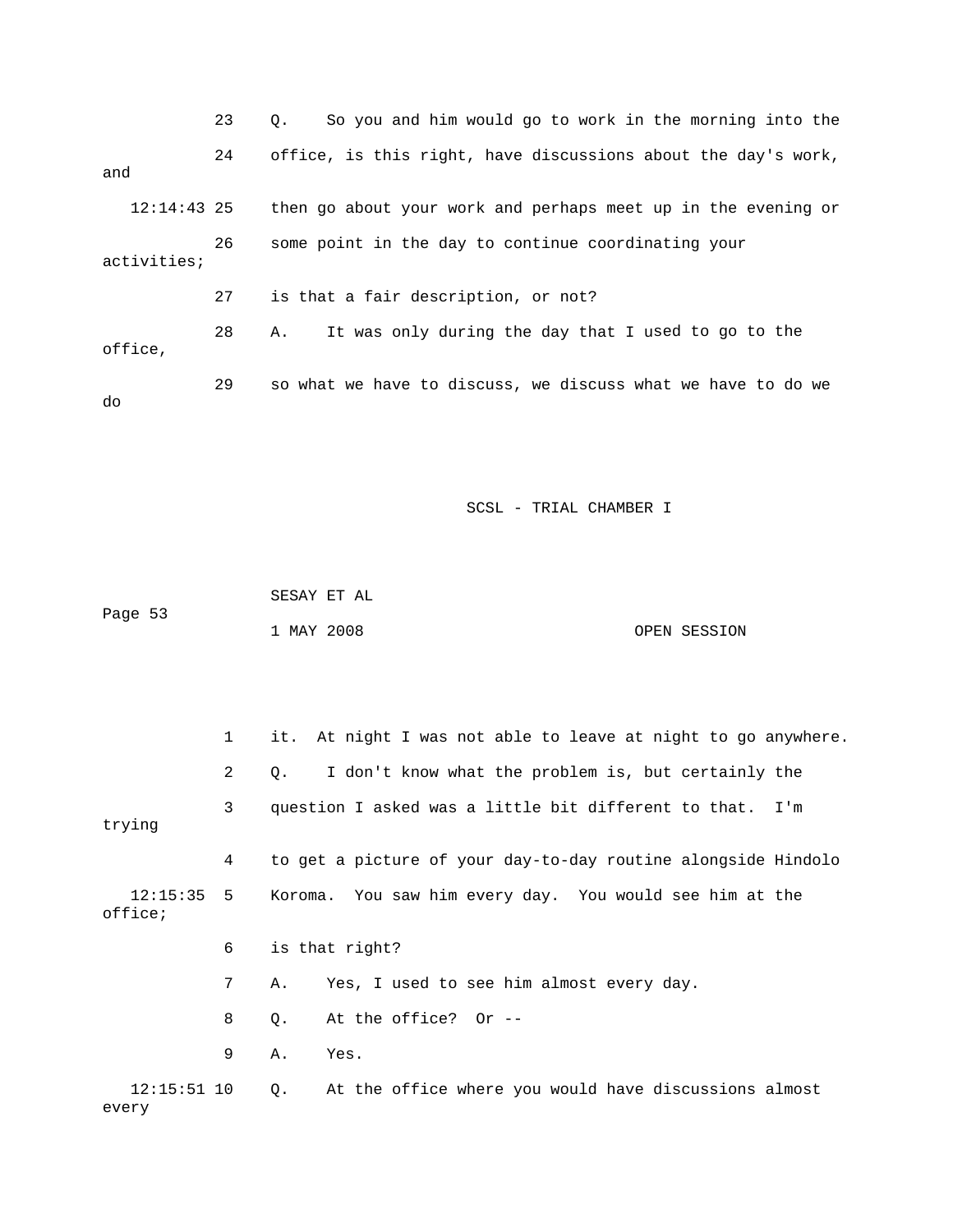23 Q. So you and him would go to work in the morning into the

24 office, is this right, have discussions about the day's work, and

12:14:43 25 then go about your work and perhaps meet up in the evening or

26 some point in the day to continue coordinating your activities;

27 is that a fair description, or not?

28 A. It was only during the day that I used to go to the office,

29 so what we have to discuss, we discuss what we have to do we do

1 it. At night I was not able to leave at night to go anywhere.

2 Q. I don't know what the problem is, but certainly the

3 question I asked was a little bit different to that. I'm trying

4 to get a picture of your day-to-day routine alongside Hindolo

12:15:35 5 Koroma. You saw him every day. You would see him at the office;

6 is that right?

7 A. Yes, I used to see him almost every day.

8 Q. At the office? Or --

9 A. Yes.

12:15:51 10 Q. At the office where you would have discussions almost every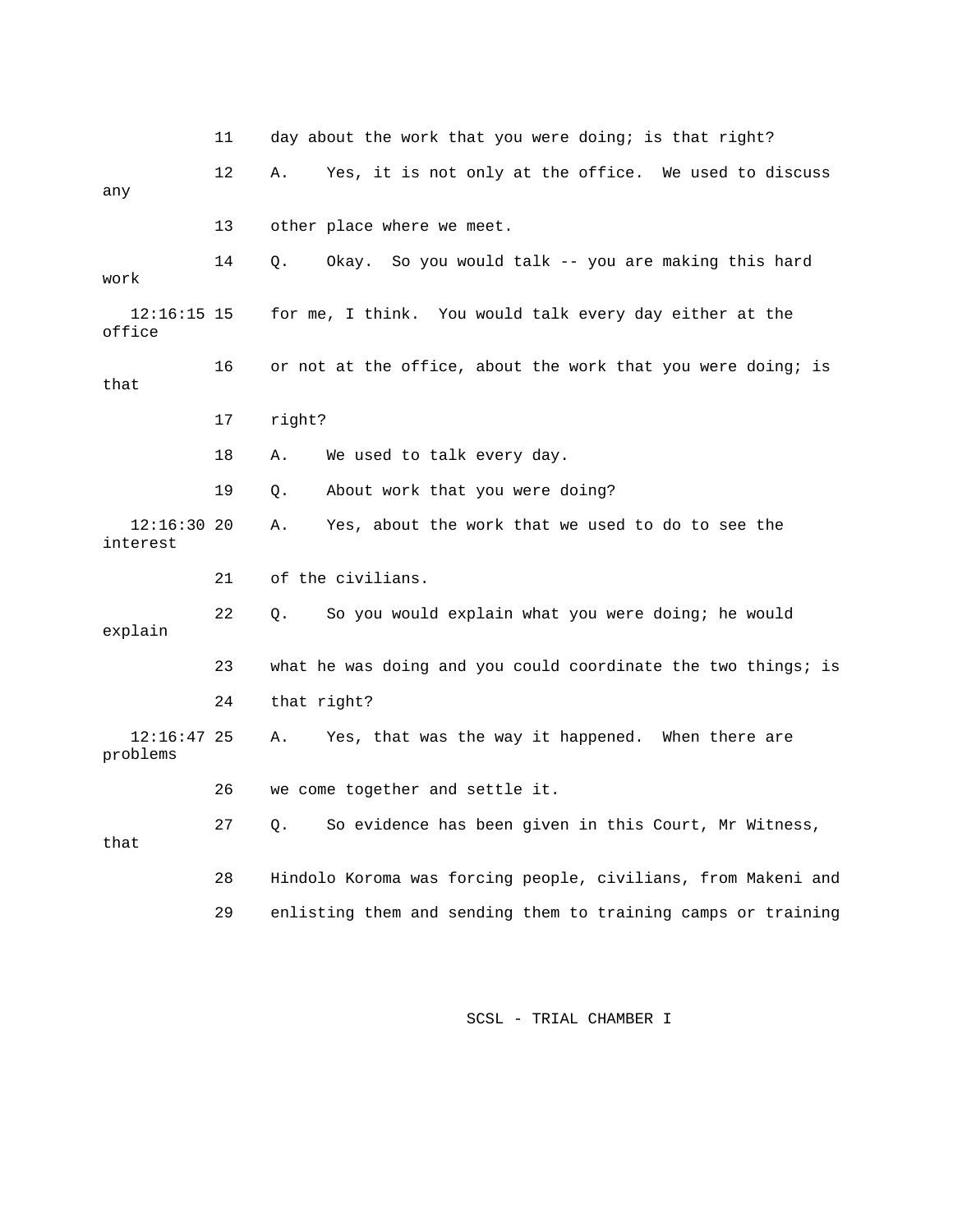11 day about the work that you were doing; is that right?

12 A. Yes, it is not only at the office. We used to discuss any

13 other place where we meet.

14 Q. Okay. So you would talk -- you are making this hard work

12:16:15 15 for me, I think. You would talk every day either at the office

16 or not at the office, about the work that you were doing; is that

17 right?

18 A. We used to talk every day.

19 Q. About work that you were doing?

12:16:30 20 A. Yes, about the work that we used to do to see the interest

21 of the civilians.

22 Q. So you would explain what you were doing; he would explain

23 what he was doing and you could coordinate the two things; is

24 that right?

12:16:47 25 A. Yes, that was the way it happened. When there are problems

26 we come together and settle it.

27 Q. So evidence has been given in this Court, Mr Witness, that

28 Hindolo Koroma was forcing people, civilians, from Makeni and

29 enlisting them and sending them to training camps or training

SCSL - TRIAL CHAMBER I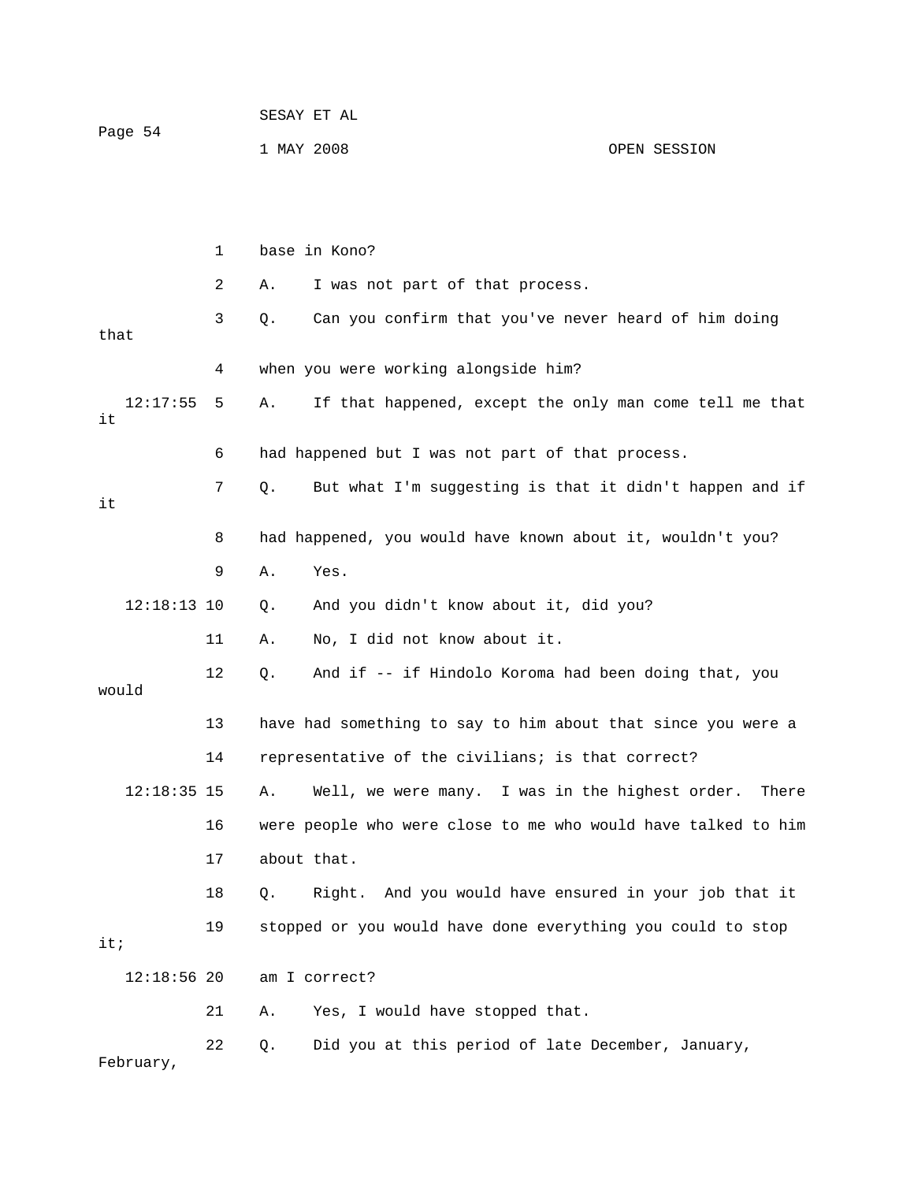base in Kono?

A. I was not part of that process.

Q. Can you confirm that you've never heard of him doing that when you were working alongside him?

A. If that happened, except the only man come tell me that it had happened but I was not part of that process.

Q. But what I'm suggesting is that it didn't happen and if it had happened, you would have known about it, wouldn't you?

A. Yes.

Q. And you didn't know about it, did you?

A. No, I did not know about it.

Q. And if -- if Hindolo Koroma had been doing that, you would have had something to say to him about that since you were a representative of the civilians; is that correct?

A. Well, we were many. I was in the highest order. There were people who were close to me who would have talked to him about that.

Q. Right. And you would have ensured in your job that it stopped or you would have done everything you could to stop it; am I correct?

A. Yes, I would have stopped that.

Q. Did you at this period of late December, January, February,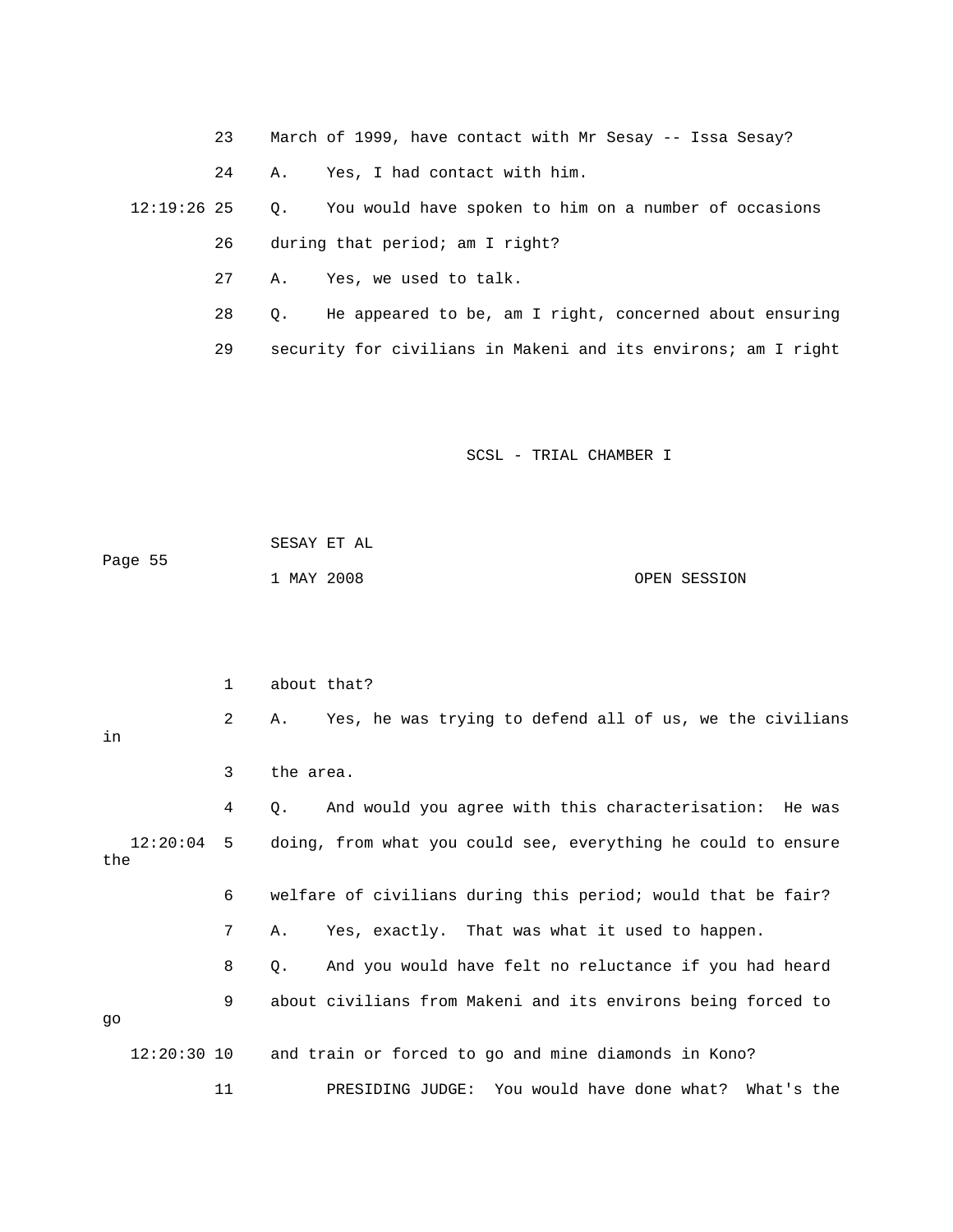23 March of 1999, have contact with Mr Sesay -- Issa Sesay?

24 A. Yes, I had contact with him.

12:19:26 25 Q. You would have spoken to him on a number of occasions

26 during that period; am I right?

27 A. Yes, we used to talk.

28 Q. He appeared to be, am I right, concerned about ensuring

29 security for civilians in Makeni and its environs; am I right

1 about that?

2 A. Yes, he was trying to defend all of us, we the civilians in

3 the area.

4 Q. And would you agree with this characterisation: He was

12:20:04 5 doing, from what you could see, everything he could to ensure the

6 welfare of civilians during this period; would that be fair?

7 A. Yes, exactly. That was what it used to happen.

8 Q. And you would have felt no reluctance if you had heard

9 about civilians from Makeni and its environs being forced to go

12:20:30 10 and train or forced to go and mine diamonds in Kono?

11 PRESIDING JUDGE: You would have done what? What's the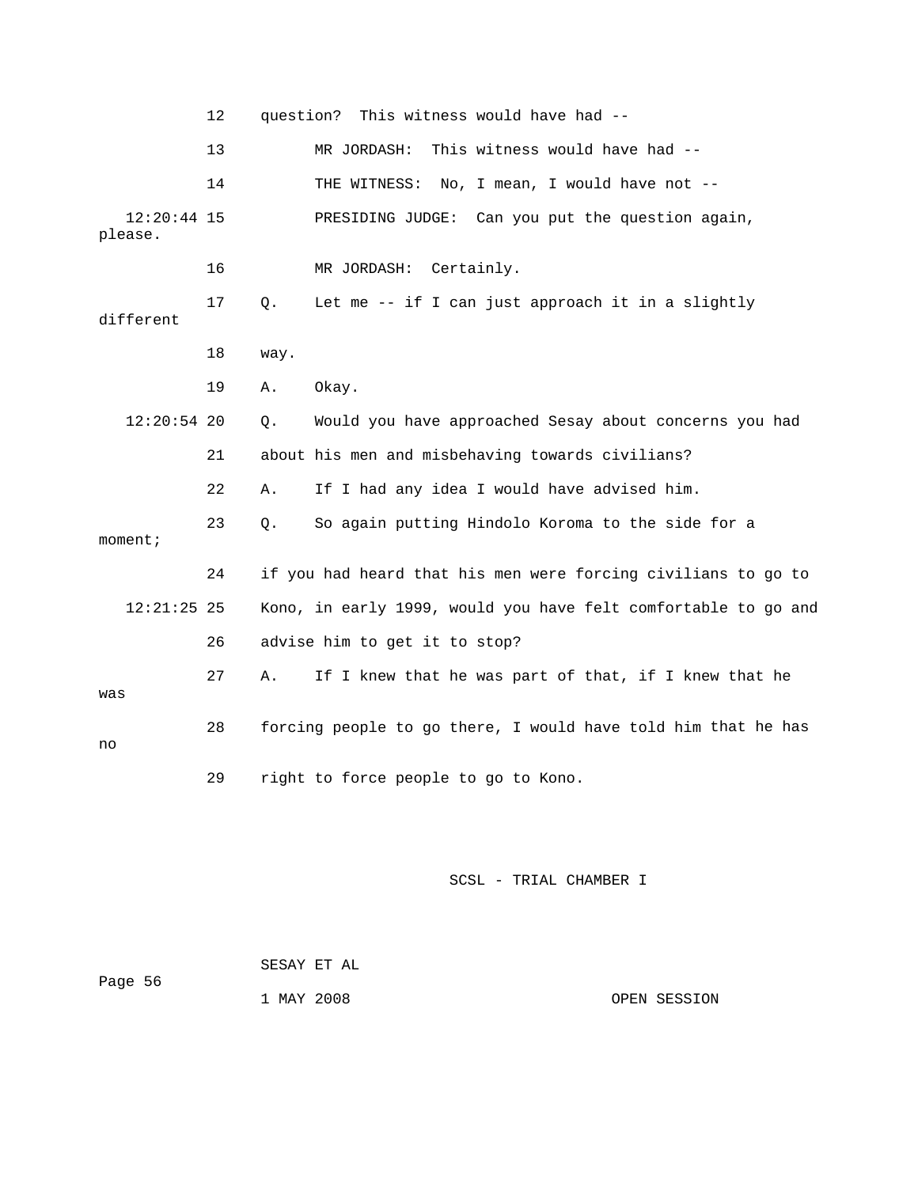12 question? This witness would have had --

13 MR JORDASH: This witness would have had --

14 THE WITNESS: No, I mean, I would have not --

12:20:44 15 PRESIDING JUDGE: Can you put the question again, please.

16 MR JORDASH: Certainly.

17 Q. Let me -- if I can just approach it in a slightly different

18 way.

19 A. Okay.

12:20:54 20 Q. Would you have approached Sesay about concerns you had

21 about his men and misbehaving towards civilians?

22 A. If I had any idea I would have advised him.

23 Q. So again putting Hindolo Koroma to the side for a moment;

24 if you had heard that his men were forcing civilians to go to

12:21:25 25 Kono, in early 1999, would you have felt comfortable to go and

26 advise him to get it to stop?

27 A. If I knew that he was part of that, if I knew that he was

28 forcing people to go there, I would have told him that he has no

29 right to force people to go to Kono.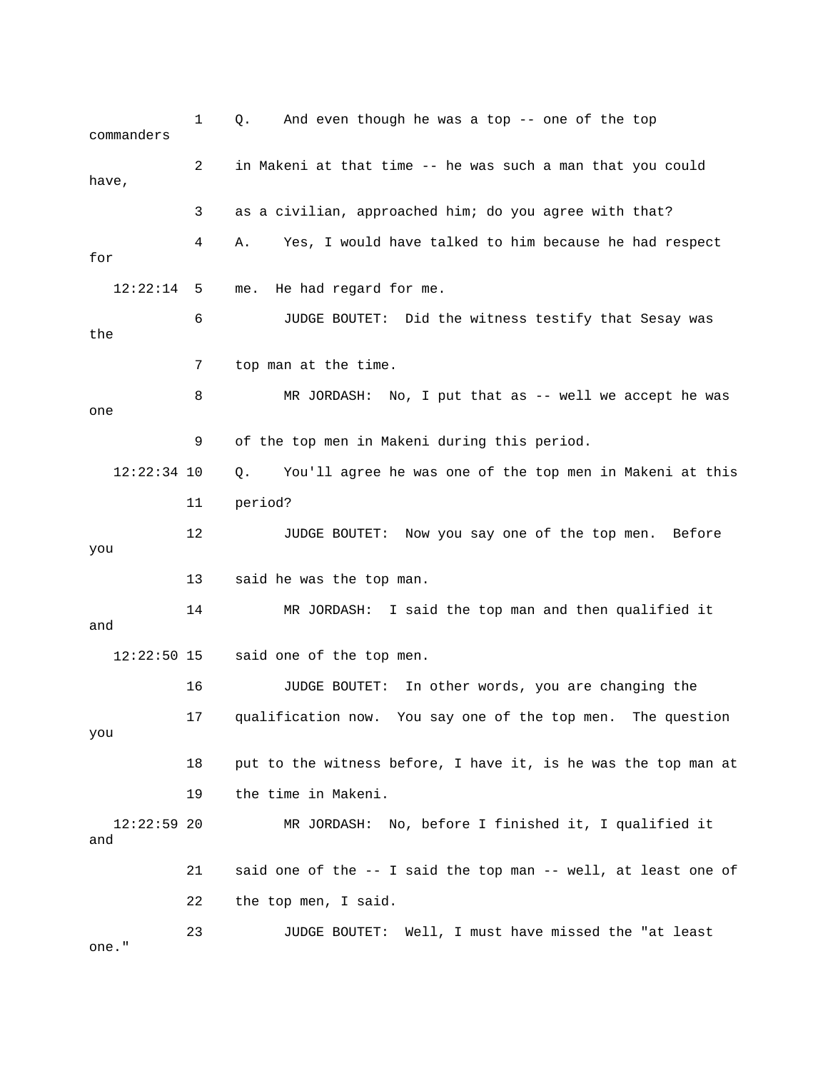1 Q. And even though he was a top -- one of the top commanders

2 in Makeni at that time -- he was such a man that you could have,

3 as a civilian, approached him; do you agree with that?

4 A. Yes, I would have talked to him because he had respect for

12:22:14 5 me. He had regard for me.

6 JUDGE BOUTET: Did the witness testify that Sesay was the

7 top man at the time.

8 MR JORDASH: No, I put that as -- well we accept he was one

9 of the top men in Makeni during this period.

12:22:34 10 Q. You'll agree he was one of the top men in Makeni at this

11 period?

12 JUDGE BOUTET: Now you say one of the top men. Before you

13 said he was the top man.

14 MR JORDASH: I said the top man and then qualified it and

12:22:50 15 said one of the top men.

16 JUDGE BOUTET: In other words, you are changing the

17 qualification now. You say one of the top men. The question you

18 put to the witness before, I have it, is he was the top man at

19 the time in Makeni.

12:22:59 20 MR JORDASH: No, before I finished it, I qualified it and

21 said one of the -- I said the top man -- well, at least one of

22 the top men, I said.

23 JUDGE BOUTET: Well, I must have missed the "at least one."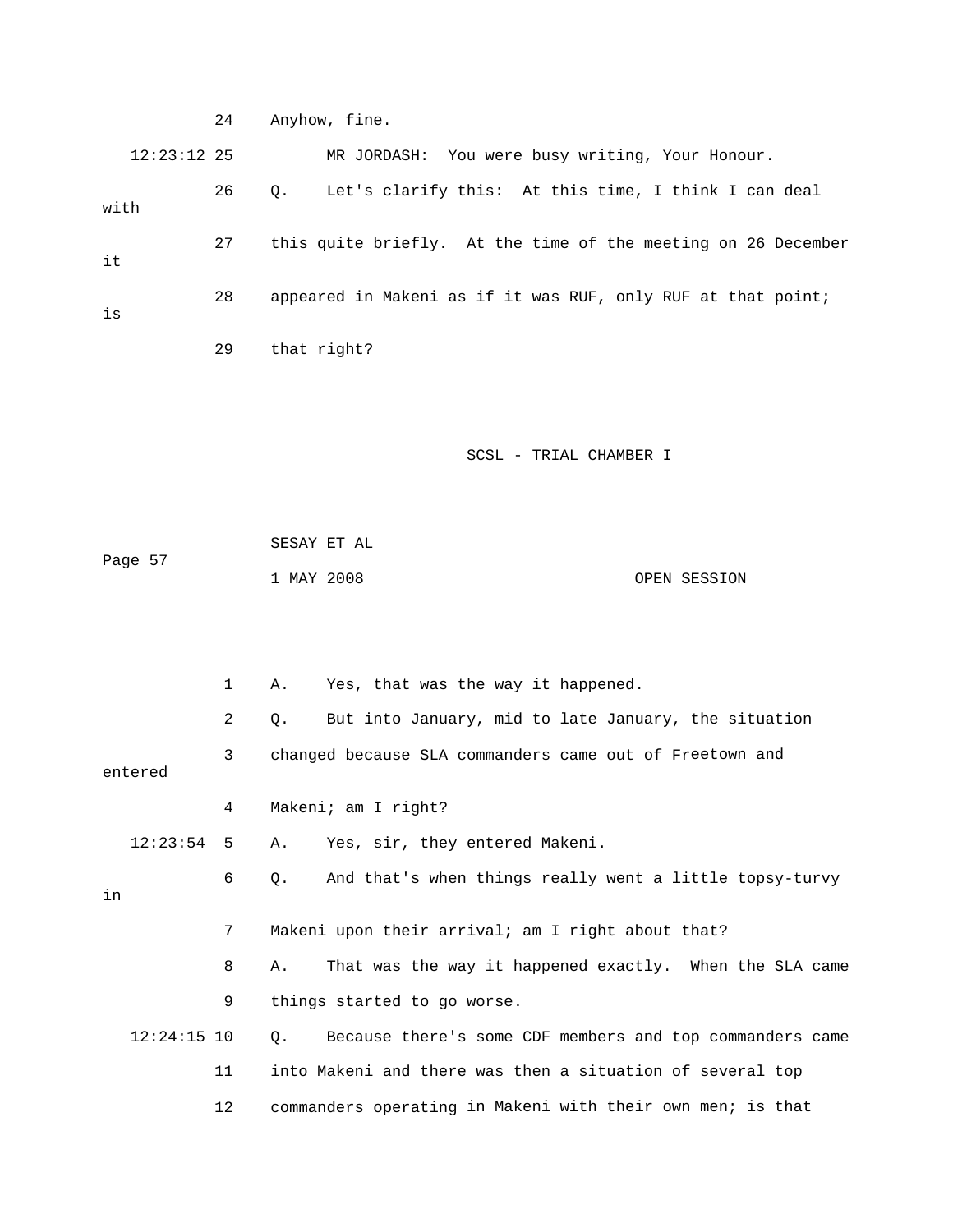24 Anyhow, fine.

12:23:12 25 MR JORDASH: You were busy writing, Your Honour.

26 Q. Let's clarify this: At this time, I think I can deal with

27 this quite briefly. At the time of the meeting on 26 December it

28 appeared in Makeni as if it was RUF, only RUF at that point; is

29 that right?

SCSL - TRIAL CHAMBER I

SESAY ET AL

Page 57

1 MAY 2008 OPEN SESSION

1 A. Yes, that was the way it happened.

2 Q. But into January, mid to late January, the situation

3 changed because SLA commanders came out of Freetown and entered

4 Makeni; am I right?

12:23:54 5 A. Yes, sir, they entered Makeni.

6 Q. And that's when things really went a little topsy-turvy in

7 Makeni upon their arrival; am I right about that?

8 A. That was the way it happened exactly. When the SLA came

9 things started to go worse.

12:24:15 10 Q. Because there's some CDF members and top commanders came

11 into Makeni and there was then a situation of several top

12 commanders operating in Makeni with their own men; is that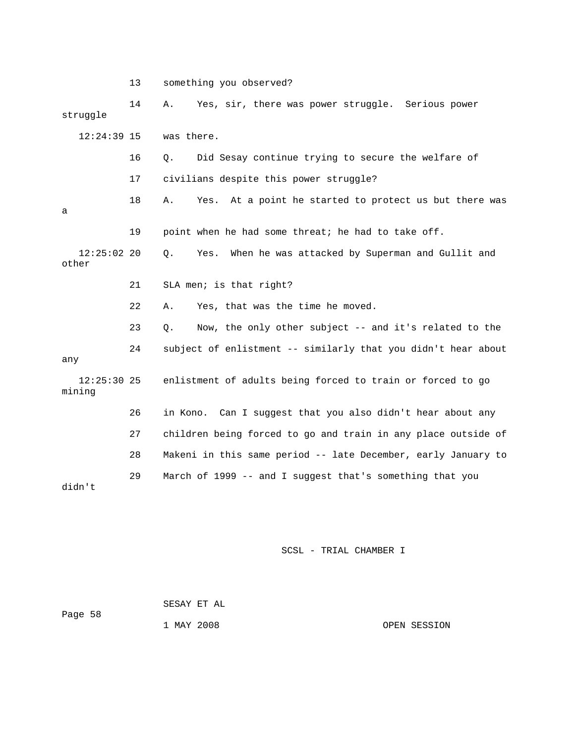13 something you observed?

14 A. Yes, sir, there was power struggle. Serious power struggle

12:24:39 15 was there.

16 Q. Did Sesay continue trying to secure the welfare of

17 civilians despite this power struggle?

18 A. Yes. At a point he started to protect us but there was a

19 point when he had some threat; he had to take off.

12:25:02 20 Q. Yes. When he was attacked by Superman and Gullit and other

21 SLA men; is that right?

22 A. Yes, that was the time he moved.

23 Q. Now, the only other subject -- and it's related to the

24 subject of enlistment -- similarly that you didn't hear about any

12:25:30 25 enlistment of adults being forced to train or forced to go mining

26 in Kono. Can I suggest that you also didn't hear about any

27 children being forced to go and train in any place outside of

28 Makeni in this same period -- late December, early January to

29 March of 1999 -- and I suggest that's something that you didn't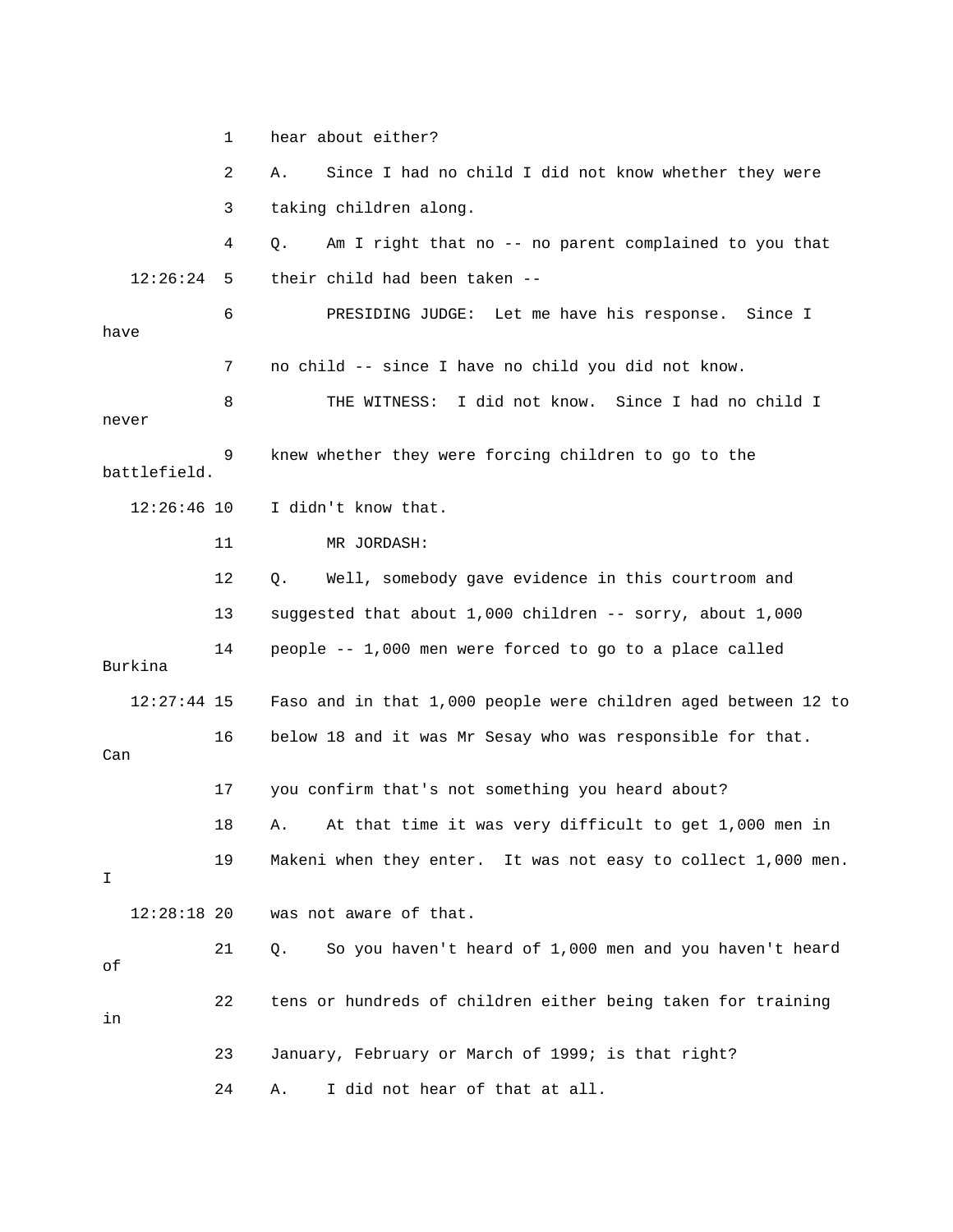1 hear about either?

2 A. Since I had no child I did not know whether they were

3 taking children along.

4 Q. Am I right that no -- no parent complained to you that

12:26:24 5 their child had been taken --

6 PRESIDING JUDGE: Let me have his response. Since I have

7 no child -- since I have no child you did not know.

8 THE WITNESS: I did not know. Since I had no child I never

9 knew whether they were forcing children to go to the battlefield.

12:26:46 10 I didn't know that.

11 MR JORDASH:

12 Q. Well, somebody gave evidence in this courtroom and

13 suggested that about 1,000 children -- sorry, about 1,000

14 people -- 1,000 men were forced to go to a place called Burkina

12:27:44 15 Faso and in that 1,000 people were children aged between 12 to

16 below 18 and it was Mr Sesay who was responsible for that. Can

17 you confirm that's not something you heard about?

18 A. At that time it was very difficult to get 1,000 men in

19 Makeni when they enter. It was not easy to collect 1,000 men. I

12:28:18 20 was not aware of that.

21 Q. So you haven't heard of 1,000 men and you haven't heard of

22 tens or hundreds of children either being taken for training in

23 January, February or March of 1999; is that right?

24 A. I did not hear of that at all.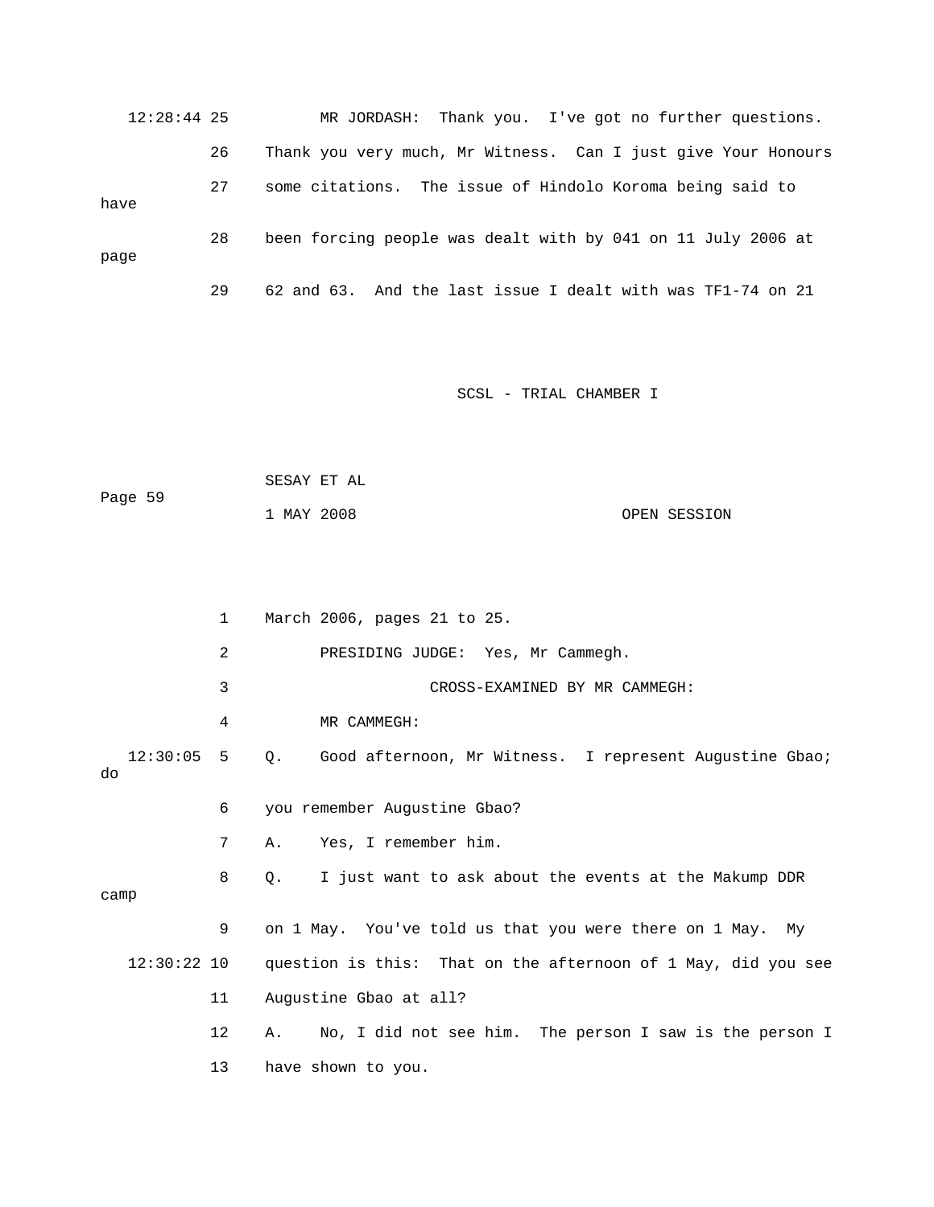12:28:44 25 MR JORDASH: Thank you. I've got no further questions.

26 Thank you very much, Mr Witness. Can I just give Your Honours

27 some citations. The issue of Hindolo Koroma being said to have

28 been forcing people was dealt with by 041 on 11 July 2006 at page

29 62 and 63. And the last issue I dealt with was TF1-74 on 21

1 March 2006, pages 21 to 25.

2 PRESIDING JUDGE: Yes, Mr Cammegh.

3 CROSS-EXAMINED BY MR CAMMEGH:

4 MR CAMMEGH:

12:30:05 5 Q. Good afternoon, Mr Witness. I represent Augustine Gbao; do

6 you remember Augustine Gbao?

7 A. Yes, I remember him.

8 Q. I just want to ask about the events at the Makump DDR camp

9 on 1 May. You've told us that you were there on 1 May. My

12:30:22 10 question is this: That on the afternoon of 1 May, did you see

11 Augustine Gbao at all?

12 A. No, I did not see him. The person I saw is the person I

13 have shown to you.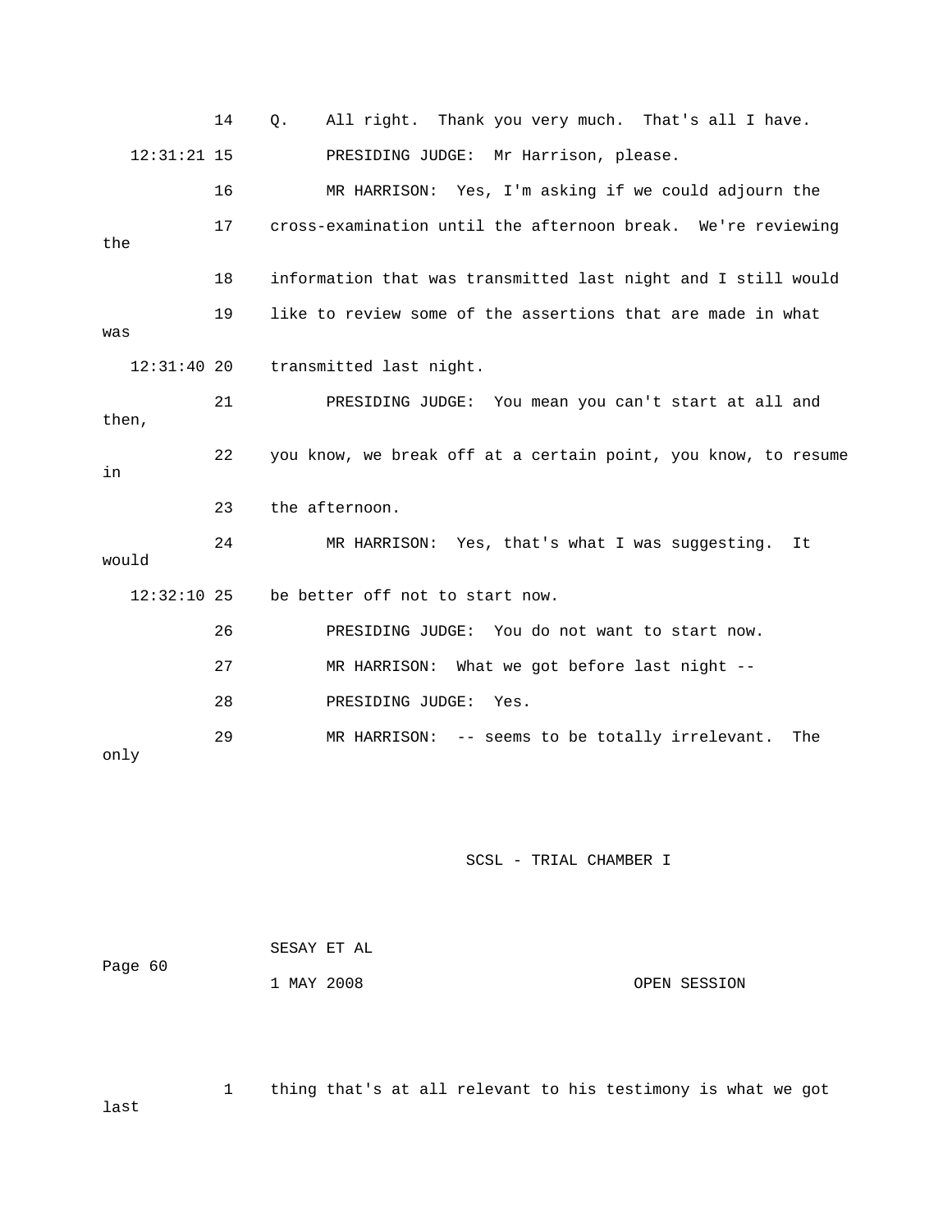14 Q. All right. Thank you very much. That's all I have.

12:31:21 15 PRESIDING JUDGE: Mr Harrison, please.

16 MR HARRISON: Yes, I'm asking if we could adjourn the

17 cross-examination until the afternoon break. We're reviewing the

18 information that was transmitted last night and I still would

19 like to review some of the assertions that are made in what was

12:31:40 20 transmitted last night.

21 PRESIDING JUDGE: You mean you can't start at all and then,

22 you know, we break off at a certain point, you know, to resume in

23 the afternoon.

24 MR HARRISON: Yes, that's what I was suggesting. It would

12:32:10 25 be better off not to start now.

26 PRESIDING JUDGE: You do not want to start now.

27 MR HARRISON: What we got before last night --

28 PRESIDING JUDGE: Yes.

29 MR HARRISON: -- seems to be totally irrelevant. The only

1 thing that's at all relevant to his testimony is what we got last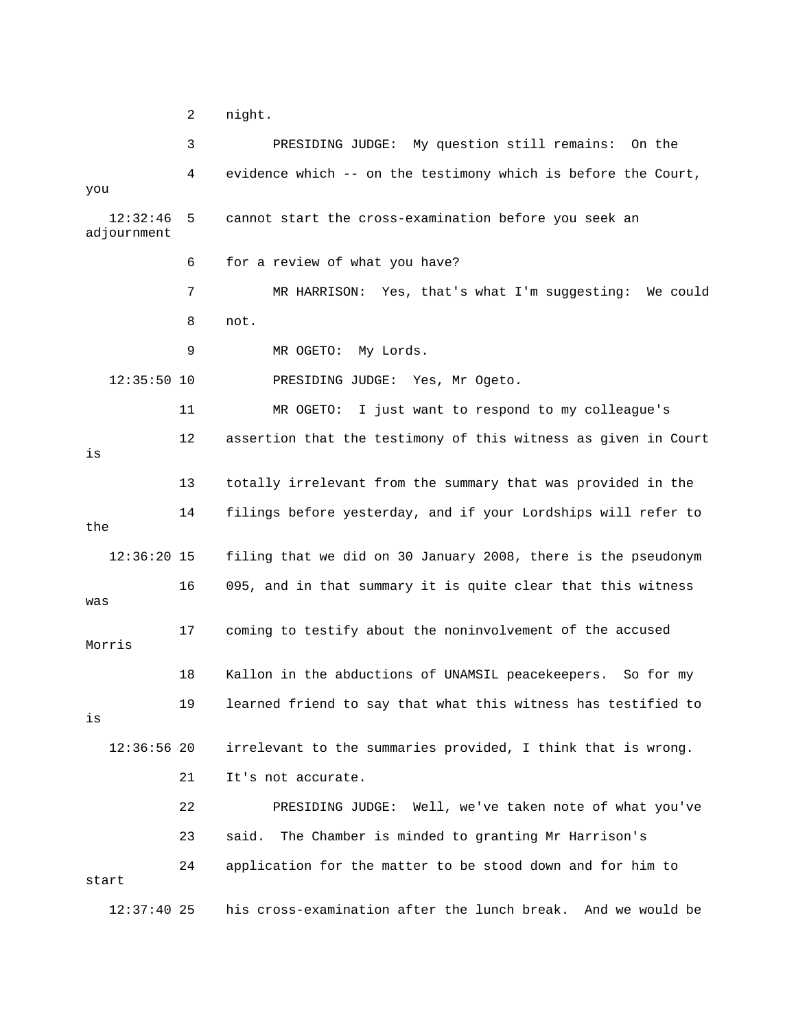2 night.

3 PRESIDING JUDGE: My question still remains: On the

4 evidence which -- on the testimony which is before the Court, you

12:32:46 5 cannot start the cross-examination before you seek an adjournment

6 for a review of what you have?

7 MR HARRISON: Yes, that's what I'm suggesting: We could

8 not.

9 MR OGETO: My Lords.

12:35:50 10 PRESIDING JUDGE: Yes, Mr Ogeto.

11 MR OGETO: I just want to respond to my colleague's

12 assertion that the testimony of this witness as given in Court is

13 totally irrelevant from the summary that was provided in the

14 filings before yesterday, and if your Lordships will refer to the

12:36:20 15 filing that we did on 30 January 2008, there is the pseudonym

16 095, and in that summary it is quite clear that this witness was

17 coming to testify about the noninvolvement of the accused Morris

18 Kallon in the abductions of UNAMSIL peacekeepers. So for my

19 learned friend to say that what this witness has testified to is

12:36:56 20 irrelevant to the summaries provided, I think that is wrong.

21 It's not accurate.

22 PRESIDING JUDGE: Well, we've taken note of what you've

23 said. The Chamber is minded to granting Mr Harrison's

24 application for the matter to be stood down and for him to start

12:37:40 25 his cross-examination after the lunch break. And we would be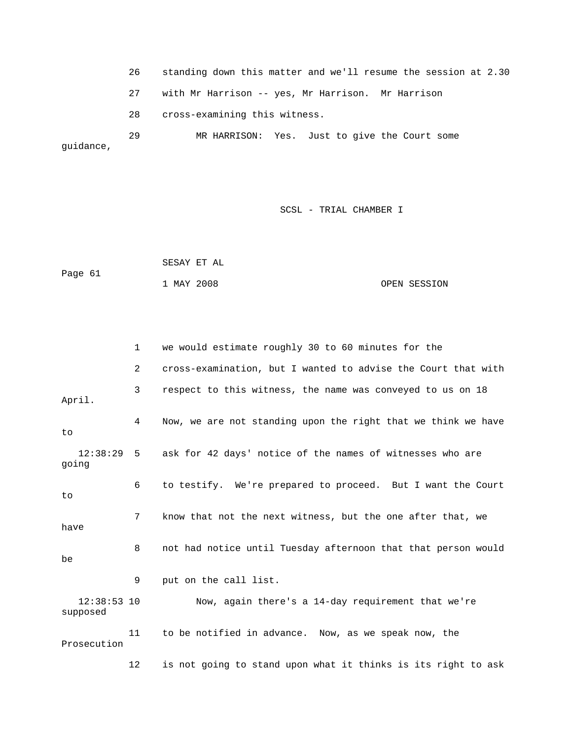26 standing down this matter and we'll resume the session at 2.30

27 with Mr Harrison -- yes, Mr Harrison. Mr Harrison

28 cross-examining this witness.

29 MR HARRISON: Yes. Just to give the Court some guidance,

1 we would estimate roughly 30 to 60 minutes for the

2 cross-examination, but I wanted to advise the Court that with

3 respect to this witness, the name was conveyed to us on 18 April.

4 Now, we are not standing upon the right that we think we have to

12:38:29 5 ask for 42 days' notice of the names of witnesses who are going

6 to testify. We're prepared to proceed. But I want the Court to

7 know that not the next witness, but the one after that, we have

8 not had notice until Tuesday afternoon that that person would be

9 put on the call list.

12:38:53 10 Now, again there's a 14-day requirement that we're supposed

11 to be notified in advance. Now, as we speak now, the Prosecution

12 is not going to stand upon what it thinks is its right to ask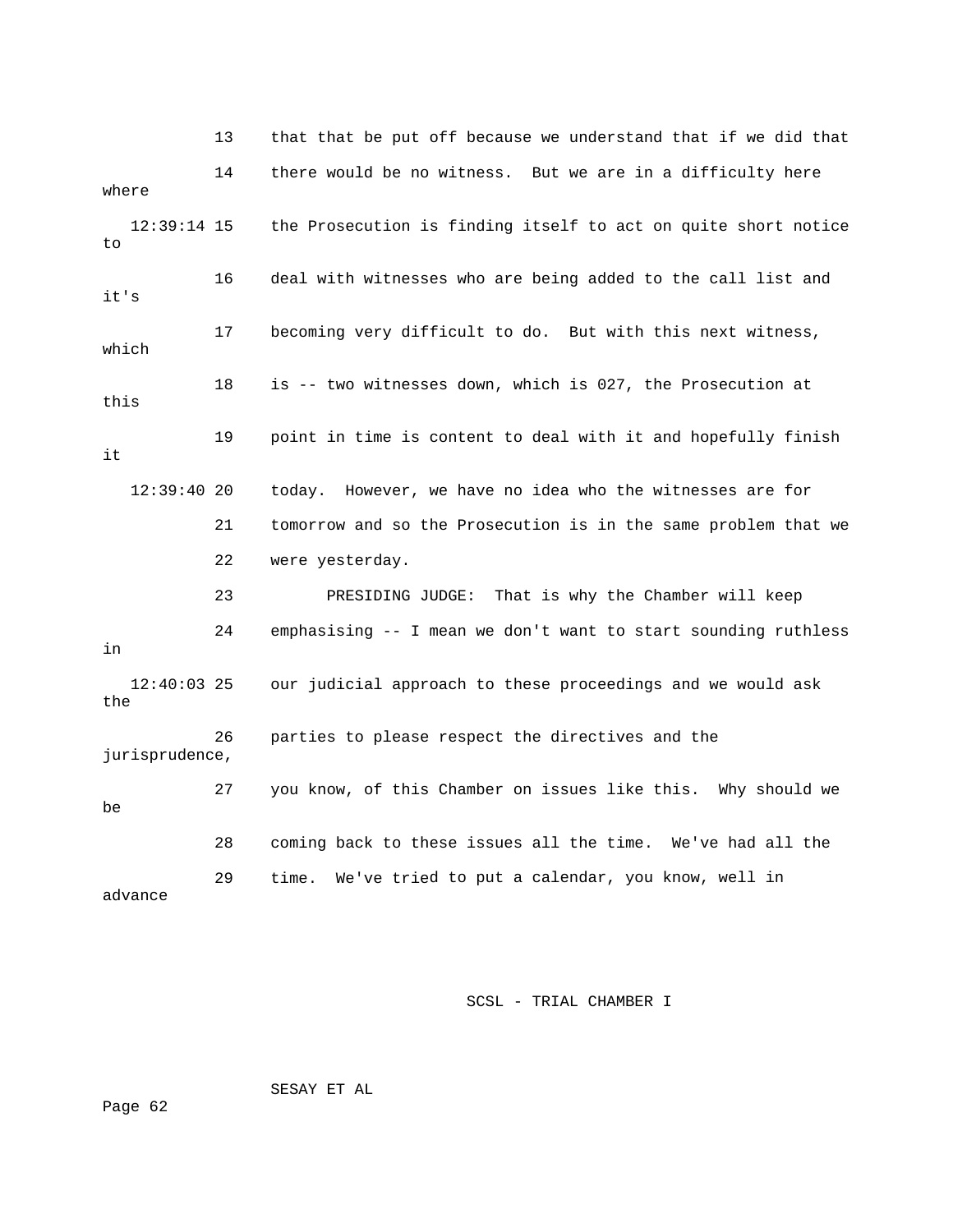13 that that be put off because we understand that if we did that

14 there would be no witness. But we are in a difficulty here where

12:39:14 15 the Prosecution is finding itself to act on quite short notice to

16 deal with witnesses who are being added to the call list and it's

17 becoming very difficult to do. But with this next witness, which

18 is -- two witnesses down, which is 027, the Prosecution at this

19 point in time is content to deal with it and hopefully finish it

12:39:40 20 today. However, we have no idea who the witnesses are for

21 tomorrow and so the Prosecution is in the same problem that we

22 were yesterday.

23 PRESIDING JUDGE: That is why the Chamber will keep

24 emphasising -- I mean we don't want to start sounding ruthless in

12:40:03 25 our judicial approach to these proceedings and we would ask the

26 parties to please respect the directives and the jurisprudence,

27 you know, of this Chamber on issues like this. Why should we be

28 coming back to these issues all the time. We've had all the

29 time. We've tried to put a calendar, you know, well in advance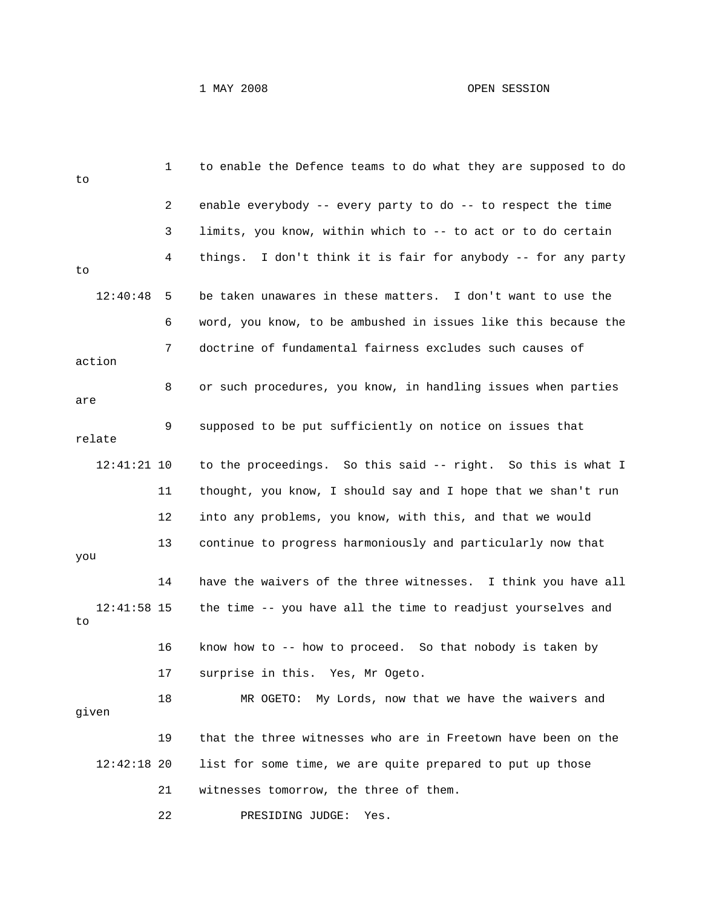to enable the Defence teams to do what they are supposed to do to enable everybody -- every party to do -- to respect the time limits, you know, within which to -- to act or to do certain things. I don't think it is fair for anybody -- for any party to be taken unawares in these matters. I don't want to use the word, you know, to be ambushed in issues like this because the doctrine of fundamental fairness excludes such causes of action or such procedures, you know, in handling issues when parties are supposed to be put sufficiently on notice on issues that relate to the proceedings. So this said -- right. So this is what I thought, you know, I should say and I hope that we shan't run into any problems, you know, with this, and that we would continue to progress harmoniously and particularly now that you have the waivers of the three witnesses. I think you have all the time -- you have all the time to readjust yourselves and to know how to -- how to proceed. So that nobody is taken by surprise in this. Yes, Mr Ogeto.

MR OGETO: My Lords, now that we have the waivers and given that the three witnesses who are in Freetown have been on the list for some time, we are quite prepared to put up those witnesses tomorrow, the three of them.

PRESIDING JUDGE: Yes.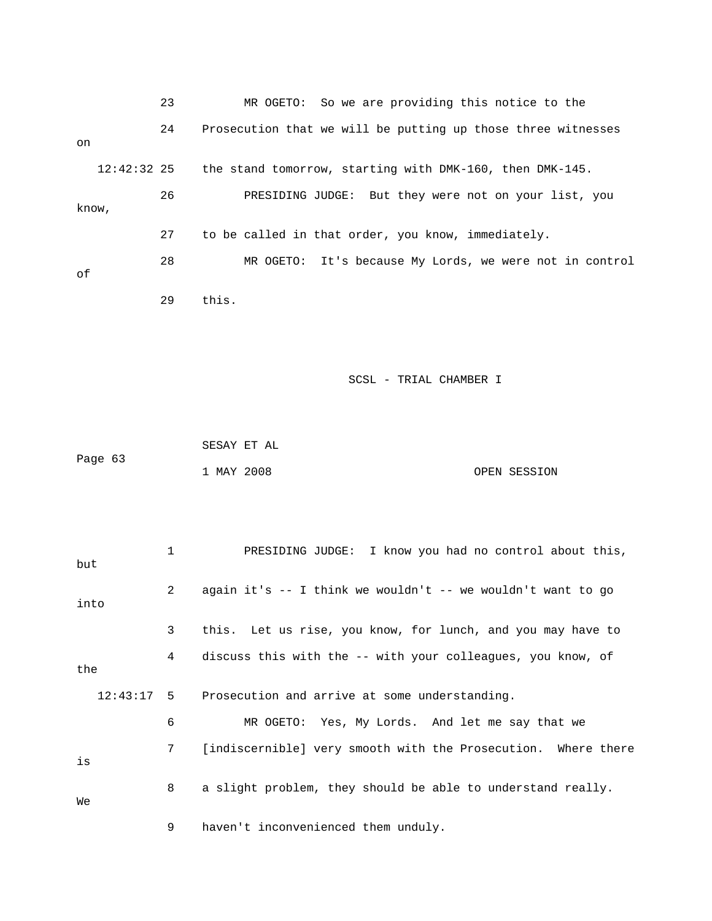23 MR OGETO: So we are providing this notice to the

24 Prosecution that we will be putting up those three witnesses on

12:42:32 25 the stand tomorrow, starting with DMK-160, then DMK-145.

26 PRESIDING JUDGE: But they were not on your list, you know,

27 to be called in that order, you know, immediately.

28 MR OGETO: It's because My Lords, we were not in control of

29 this.

SCSL - TRIAL CHAMBER I

SESAY ET AL

1 MAY 2008 OPEN SESSION

1 PRESIDING JUDGE: I know you had no control about this, but

2 again it's -- I think we wouldn't -- we wouldn't want to go into

3 this. Let us rise, you know, for lunch, and you may have to

4 discuss this with the -- with your colleagues, you know, of the

12:43:17 5 Prosecution and arrive at some understanding.

6 MR OGETO: Yes, My Lords. And let me say that we

7 [indiscernible] very smooth with the Prosecution. Where there is

8 a slight problem, they should be able to understand really. We

9 haven't inconvenienced them unduly.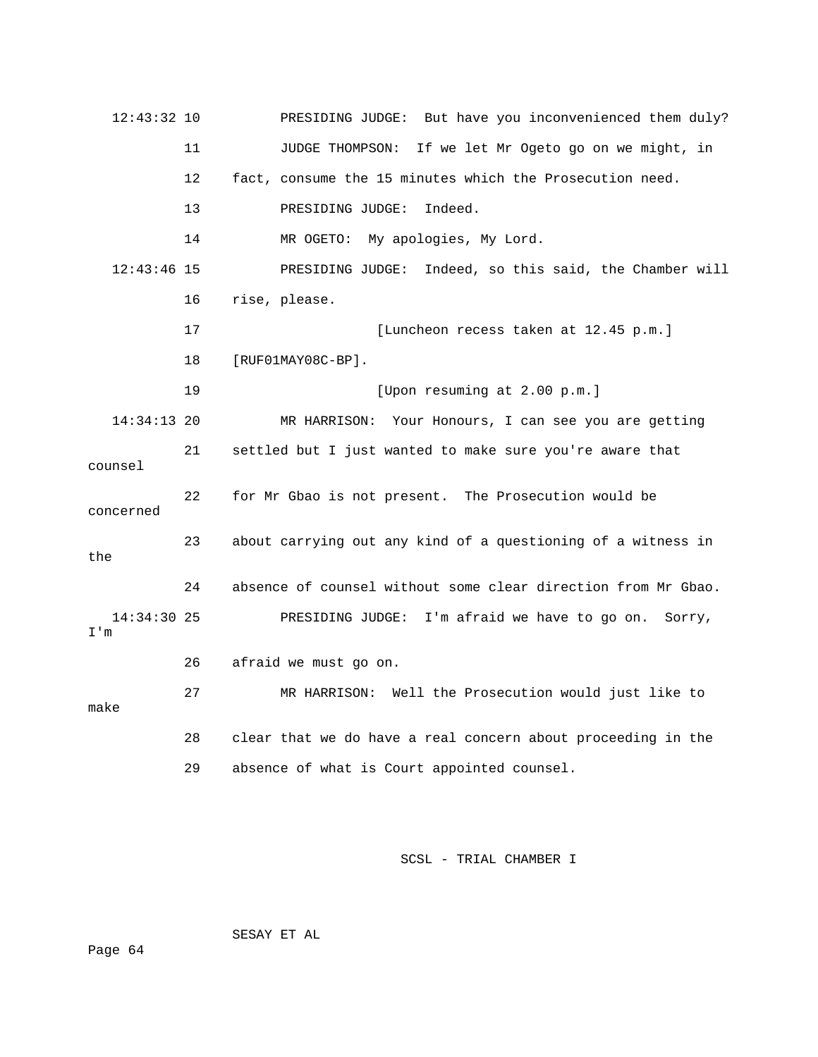12:43:32 10 PRESIDING JUDGE: But have you inconvenienced them duly?

11 JUDGE THOMPSON: If we let Mr Ogeto go on we might, in

12 fact, consume the 15 minutes which the Prosecution need.

13 PRESIDING JUDGE: Indeed.

14 MR OGETO: My apologies, My Lord.

12:43:46 15 PRESIDING JUDGE: Indeed, so this said, the Chamber will

16 rise, please.

17 [Luncheon recess taken at 12.45 p.m.]

18 [RUF01MAY08C-BP].

19 [Upon resuming at 2.00 p.m.]

14:34:13 20 MR HARRISON: Your Honours, I can see you are getting

21 settled but I just wanted to make sure you're aware that counsel

22 for Mr Gbao is not present. The Prosecution would be concerned

23 about carrying out any kind of a questioning of a witness in the

24 absence of counsel without some clear direction from Mr Gbao.

14:34:30 25 PRESIDING JUDGE: I'm afraid we have to go on. Sorry, I'm

26 afraid we must go on.

27 MR HARRISON: Well the Prosecution would just like to make

28 clear that we do have a real concern about proceeding in the

29 absence of what is Court appointed counsel.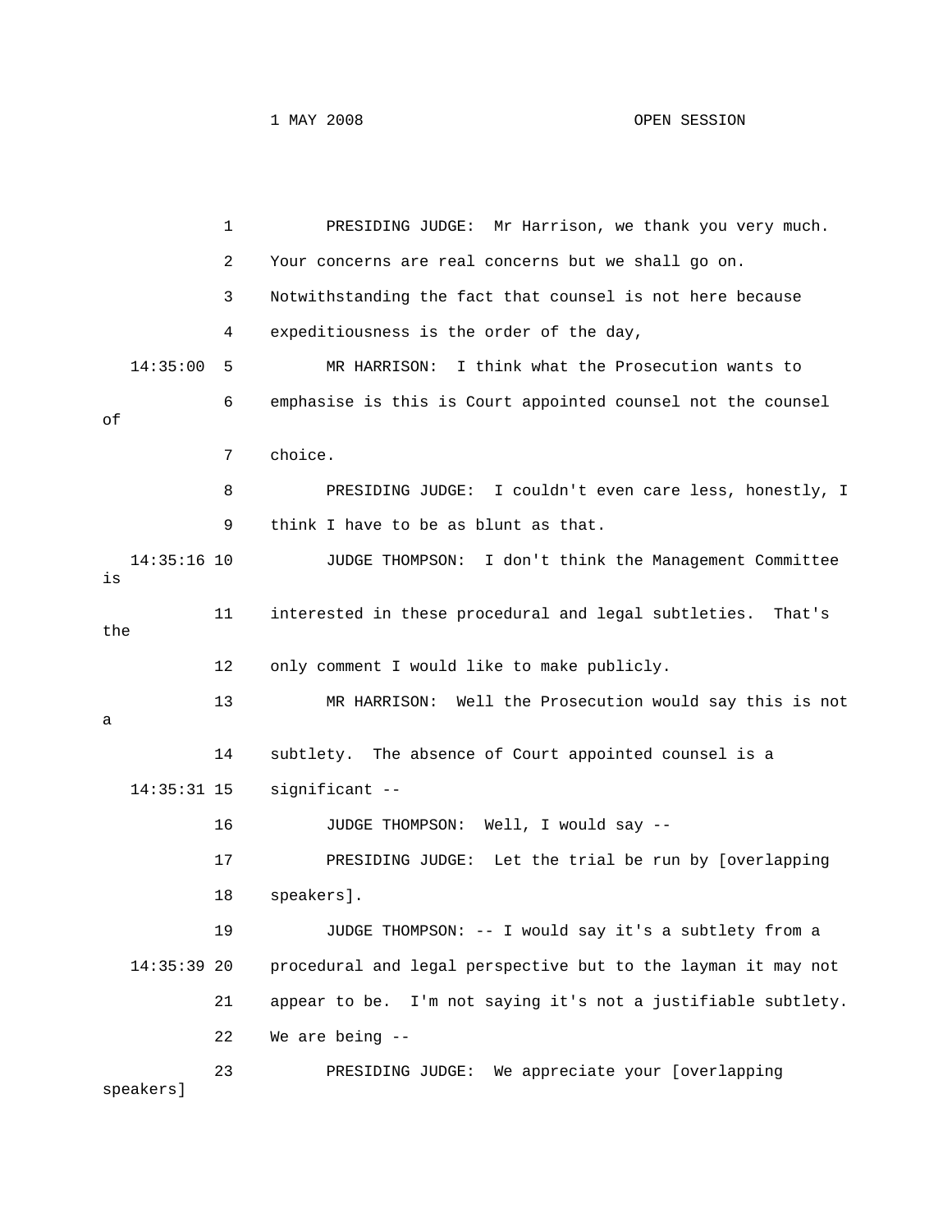1 PRESIDING JUDGE: Mr Harrison, we thank you very much.
2 Your concerns are real concerns but we shall go on.
3 Notwithstanding the fact that counsel is not here because
4 expeditiousness is the order of the day,
14:35:00 5 MR HARRISON: I think what the Prosecution wants to
6 emphasise is this is Court appointed counsel not the counsel of
7 choice.
8 PRESIDING JUDGE: I couldn't even care less, honestly, I
9 think I have to be as blunt as that.
14:35:16 10 JUDGE THOMPSON: I don't think the Management Committee is
11 interested in these procedural and legal subtleties. That's the
12 only comment I would like to make publicly.
13 MR HARRISON: Well the Prosecution would say this is not a
14 subtlety. The absence of Court appointed counsel is a
14:35:31 15 significant --
16 JUDGE THOMPSON: Well, I would say --
17 PRESIDING JUDGE: Let the trial be run by [overlapping
18 speakers].
19 JUDGE THOMPSON: -- I would say it's a subtlety from a
14:35:39 20 procedural and legal perspective but to the layman it may not
21 appear to be. I'm not saying it's not a justifiable subtlety.
22 We are being --
23 PRESIDING JUDGE: We appreciate your [overlapping speakers]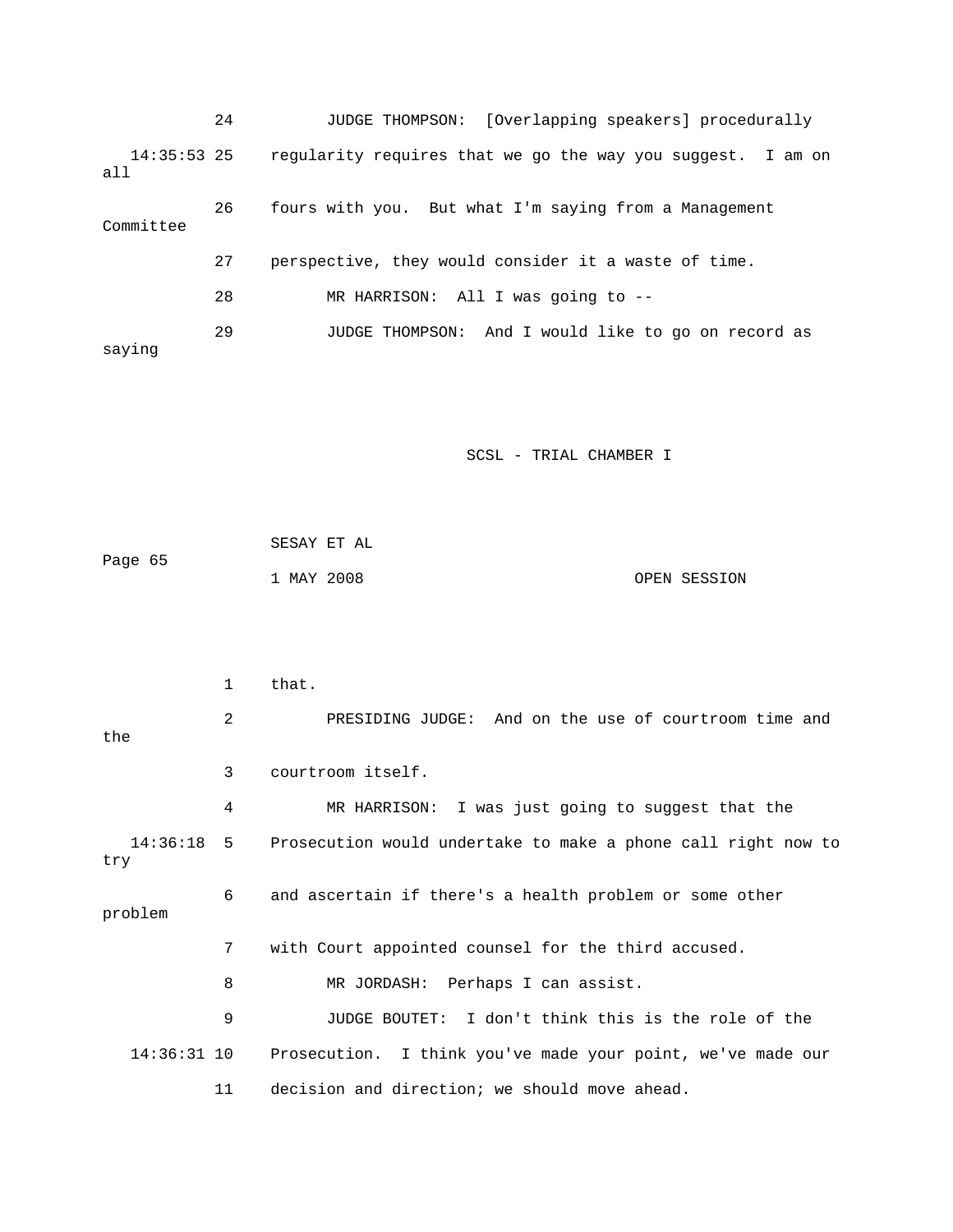24 JUDGE THOMPSON: [Overlapping speakers] procedurally

14:35:53 25 regularity requires that we go the way you suggest. I am on all

26 fours with you. But what I'm saying from a Management Committee

27 perspective, they would consider it a waste of time.

28 MR HARRISON: All I was going to --

29 JUDGE THOMPSON: And I would like to go on record as saying

1 that.

2 PRESIDING JUDGE: And on the use of courtroom time and the

3 courtroom itself.

4 MR HARRISON: I was just going to suggest that the

14:36:18 5 Prosecution would undertake to make a phone call right now to try

6 and ascertain if there's a health problem or some other problem

7 with Court appointed counsel for the third accused.

8 MR JORDASH: Perhaps I can assist.

9 JUDGE BOUTET: I don't think this is the role of the

14:36:31 10 Prosecution. I think you've made your point, we've made our

11 decision and direction; we should move ahead.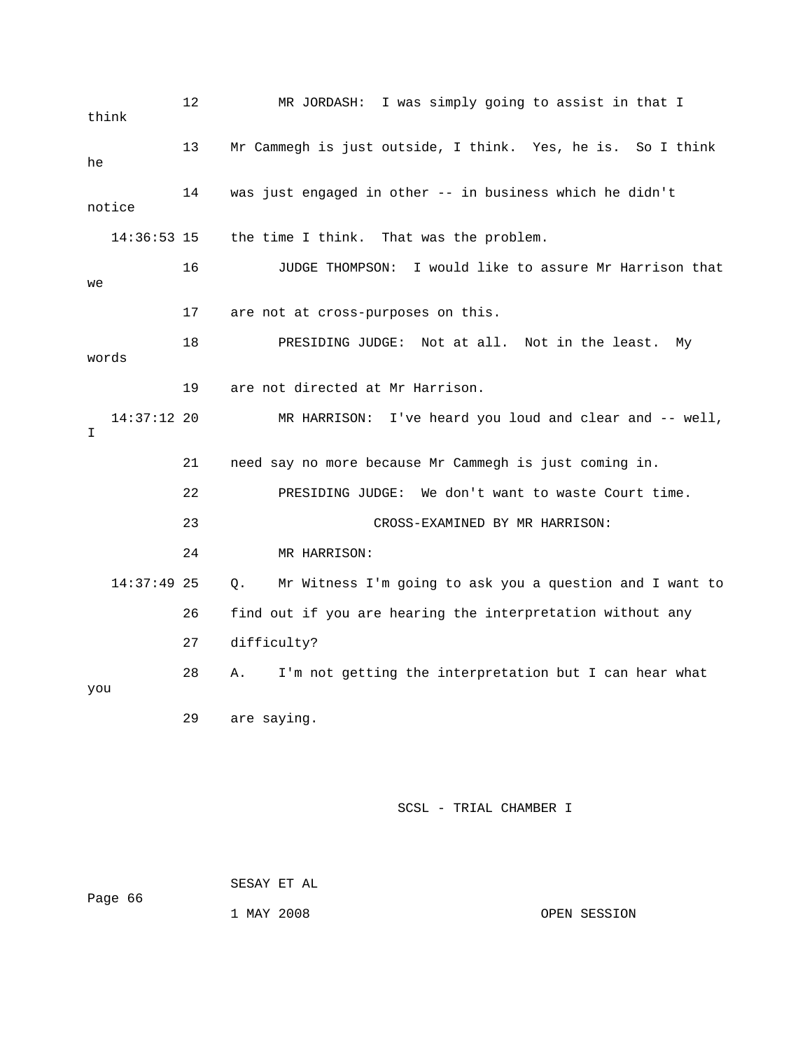12 MR JORDASH: I was simply going to assist in that I think

13 Mr Cammegh is just outside, I think. Yes, he is. So I think he

14 was just engaged in other -- in business which he didn't notice

14:36:53 15 the time I think. That was the problem.

16 JUDGE THOMPSON: I would like to assure Mr Harrison that we

17 are not at cross-purposes on this.

18 PRESIDING JUDGE: Not at all. Not in the least. My words

19 are not directed at Mr Harrison.

14:37:12 20 MR HARRISON: I've heard you loud and clear and -- well, I

21 need say no more because Mr Cammegh is just coming in.

22 PRESIDING JUDGE: We don't want to waste Court time.

23 CROSS-EXAMINED BY MR HARRISON:

24 MR HARRISON:

14:37:49 25 Q. Mr Witness I'm going to ask you a question and I want to

26 find out if you are hearing the interpretation without any

27 difficulty?

28 A. I'm not getting the interpretation but I can hear what you

29 are saying.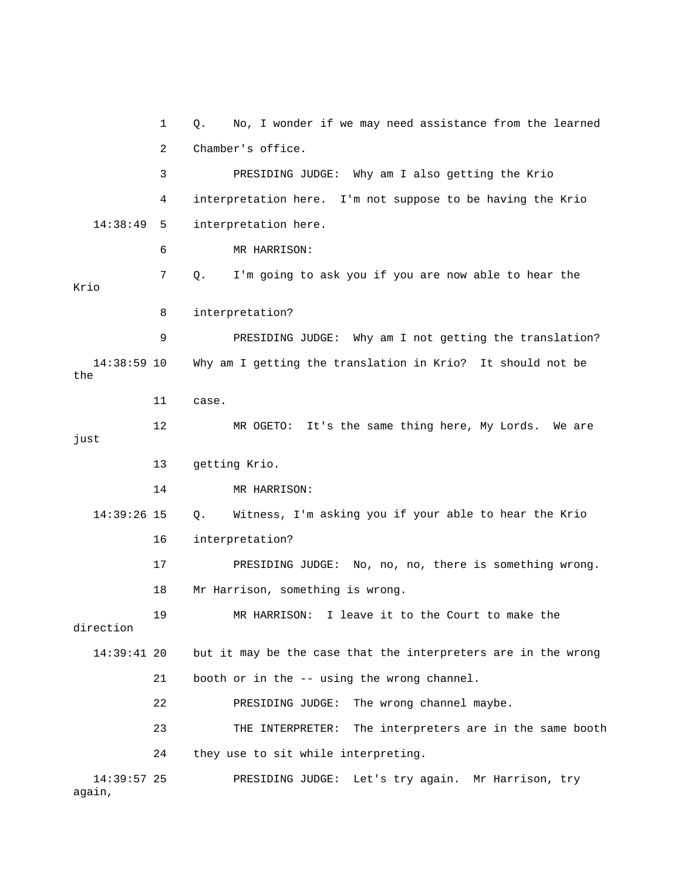1 Q. No, I wonder if we may need assistance from the learned

2 Chamber's office.

3 PRESIDING JUDGE: Why am I also getting the Krio

4 interpretation here. I'm not suppose to be having the Krio

14:38:49 5 interpretation here.

6 MR HARRISON:

7 Q. I'm going to ask you if you are now able to hear the Krio

8 interpretation?

9 PRESIDING JUDGE: Why am I not getting the translation?

14:38:59 10 Why am I getting the translation in Krio? It should not be the

11 case.

12 MR OGETO: It's the same thing here, My Lords. We are just

13 getting Krio.

14 MR HARRISON:

14:39:26 15 Q. Witness, I'm asking you if your able to hear the Krio

16 interpretation?

17 PRESIDING JUDGE: No, no, no, there is something wrong.

18 Mr Harrison, something is wrong.

19 MR HARRISON: I leave it to the Court to make the direction

14:39:41 20 but it may be the case that the interpreters are in the wrong

21 booth or in the -- using the wrong channel.

22 PRESIDING JUDGE: The wrong channel maybe.

23 THE INTERPRETER: The interpreters are in the same booth

24 they use to sit while interpreting.

14:39:57 25 PRESIDING JUDGE: Let's try again. Mr Harrison, try again,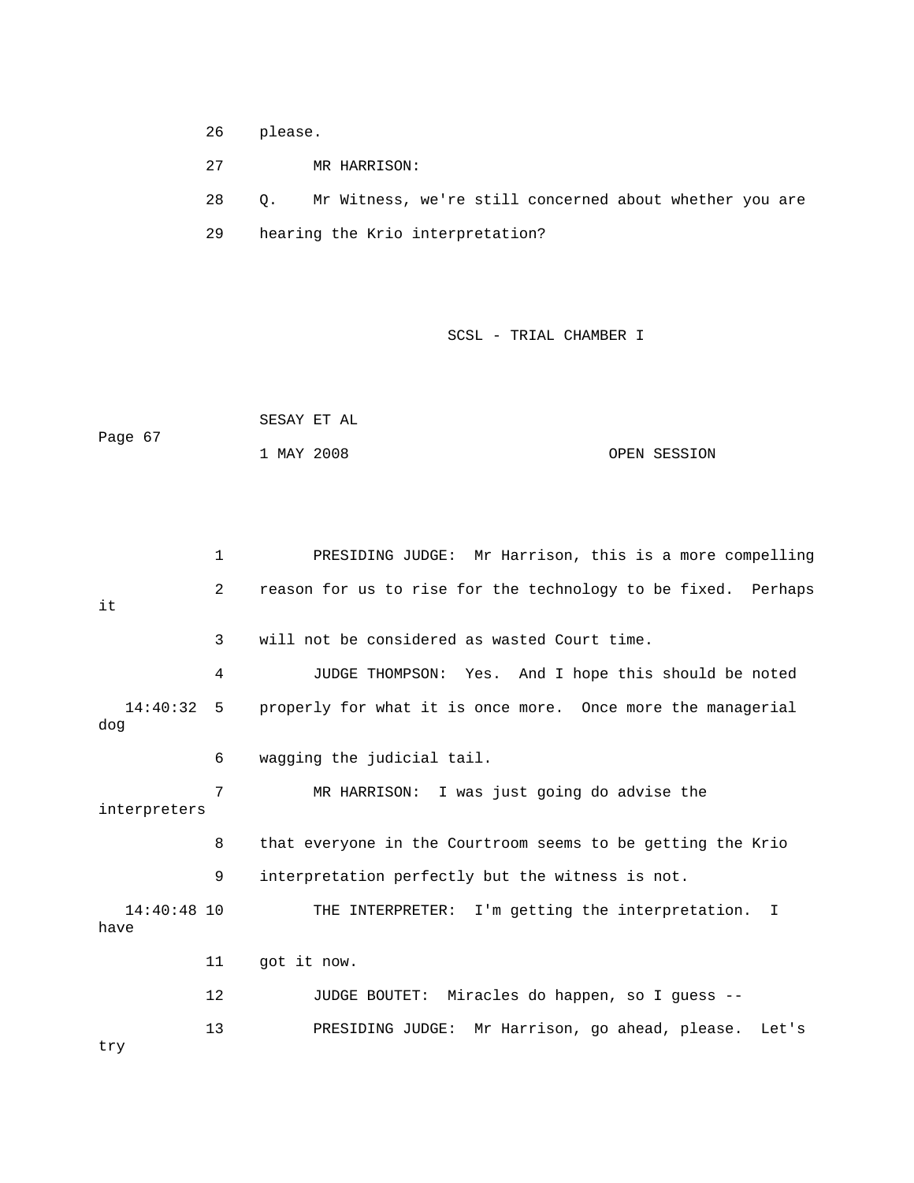26 please.

27 MR HARRISON:

28 Q. Mr Witness, we're still concerned about whether you are

29 hearing the Krio interpretation?

1 PRESIDING JUDGE: Mr Harrison, this is a more compelling

2 reason for us to rise for the technology to be fixed. Perhaps it

3 will not be considered as wasted Court time.

4 JUDGE THOMPSON: Yes. And I hope this should be noted

14:40:32 5 properly for what it is once more. Once more the managerial dog

6 wagging the judicial tail.

7 MR HARRISON: I was just going do advise the interpreters

8 that everyone in the Courtroom seems to be getting the Krio

9 interpretation perfectly but the witness is not.

14:40:48 10 THE INTERPRETER: I'm getting the interpretation. I have

11 got it now.

12 JUDGE BOUTET: Miracles do happen, so I guess --

13 PRESIDING JUDGE: Mr Harrison, go ahead, please. Let's try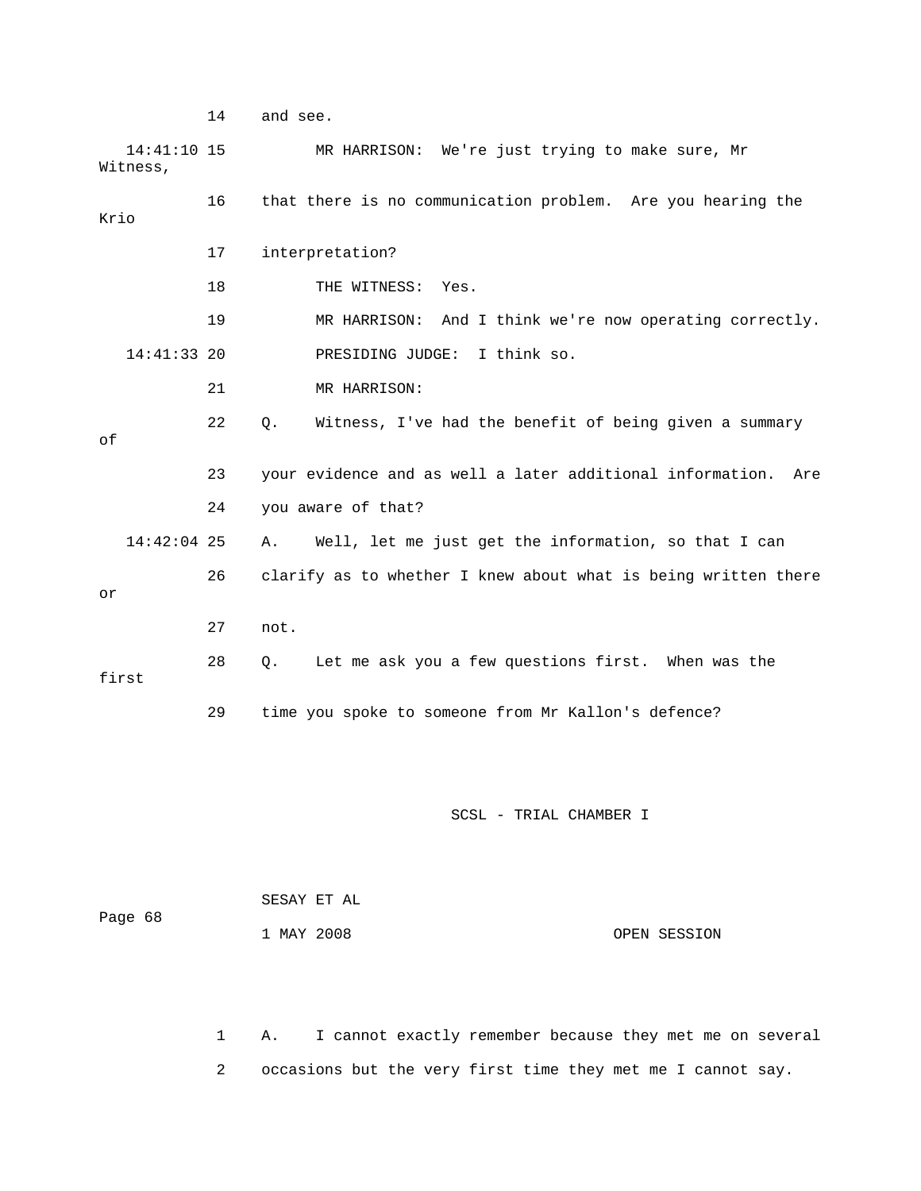14 and see.

14:41:10 15 MR HARRISON: We're just trying to make sure, Mr Witness,

16 that there is no communication problem. Are you hearing the Krio

17 interpretation?

18 THE WITNESS: Yes.

19 MR HARRISON: And I think we're now operating correctly.

14:41:33 20 PRESIDING JUDGE: I think so.

21 MR HARRISON:

22 Q. Witness, I've had the benefit of being given a summary of

23 your evidence and as well a later additional information. Are

24 you aware of that?

14:42:04 25 A. Well, let me just get the information, so that I can

26 clarify as to whether I knew about what is being written there or

27 not.

28 Q. Let me ask you a few questions first. When was the first

29 time you spoke to someone from Mr Kallon's defence?

1 A. I cannot exactly remember because they met me on several

2 occasions but the very first time they met me I cannot say.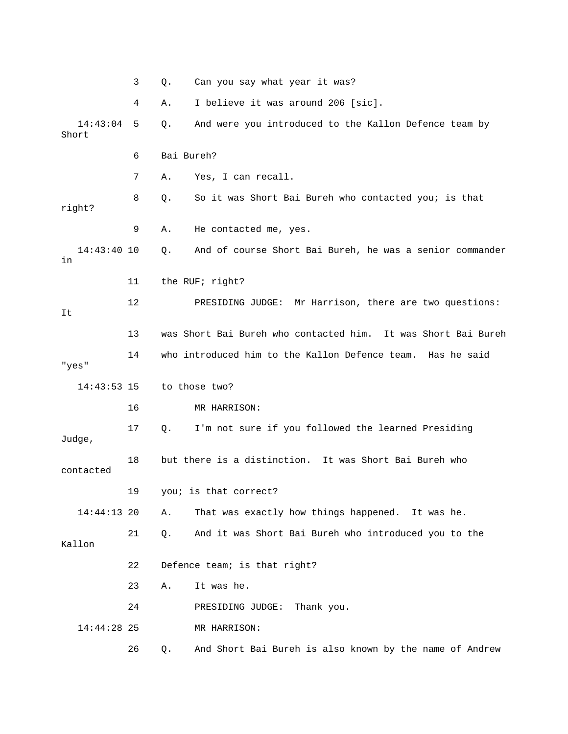3 Q. Can you say what year it was?

4 A. I believe it was around 206 [sic].

14:43:04 5 Q. And were you introduced to the Kallon Defence team by Short

6 Bai Bureh?

7 A. Yes, I can recall.

8 Q. So it was Short Bai Bureh who contacted you; is that right?

9 A. He contacted me, yes.

14:43:40 10 Q. And of course Short Bai Bureh, he was a senior commander in

11 the RUF; right?

12 PRESIDING JUDGE: Mr Harrison, there are two questions: It

13 was Short Bai Bureh who contacted him. It was Short Bai Bureh

14 who introduced him to the Kallon Defence team. Has he said "yes"

14:43:53 15 to those two?

16 MR HARRISON:

17 Q. I'm not sure if you followed the learned Presiding Judge,

18 but there is a distinction. It was Short Bai Bureh who contacted

19 you; is that correct?

14:44:13 20 A. That was exactly how things happened. It was he.

21 Q. And it was Short Bai Bureh who introduced you to the Kallon

22 Defence team; is that right?

23 A. It was he.

24 PRESIDING JUDGE: Thank you.

14:44:28 25 MR HARRISON:

26 Q. And Short Bai Bureh is also known by the name of Andrew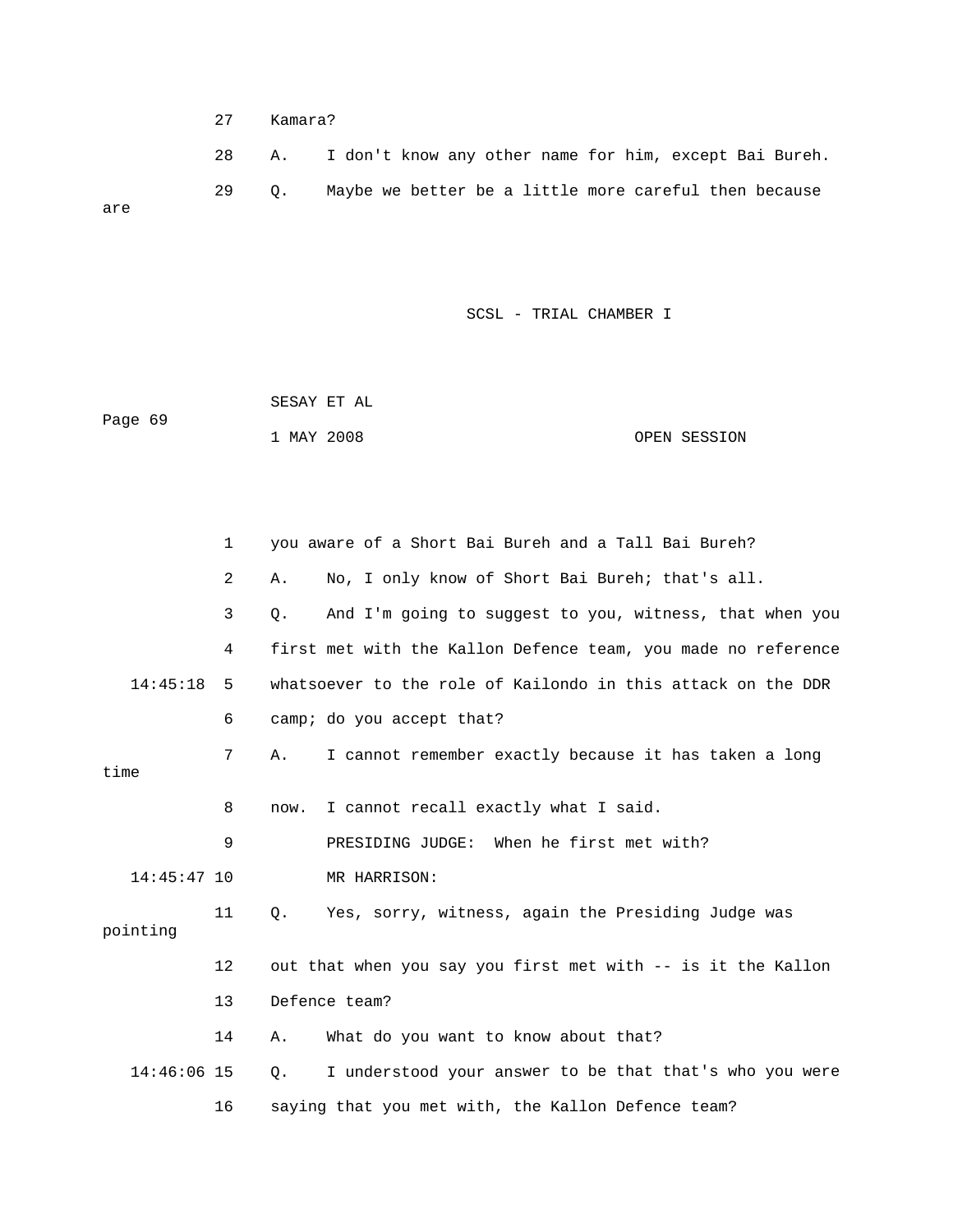27 Kamara?

28 A. I don't know any other name for him, except Bai Bureh.

29 Q. Maybe we better be a little more careful then because are

1 you aware of a Short Bai Bureh and a Tall Bai Bureh?

2 A. No, I only know of Short Bai Bureh; that's all.

3 Q. And I'm going to suggest to you, witness, that when you

4 first met with the Kallon Defence team, you made no reference

14:45:18 5 whatsoever to the role of Kailondo in this attack on the DDR

6 camp; do you accept that?

7 A. I cannot remember exactly because it has taken a long time

8 now. I cannot recall exactly what I said.

9 PRESIDING JUDGE: When he first met with?

14:45:47 10 MR HARRISON:

11 Q. Yes, sorry, witness, again the Presiding Judge was pointing

12 out that when you say you first met with -- is it the Kallon

13 Defence team?

14 A. What do you want to know about that?

14:46:06 15 Q. I understood your answer to be that that's who you were

16 saying that you met with, the Kallon Defence team?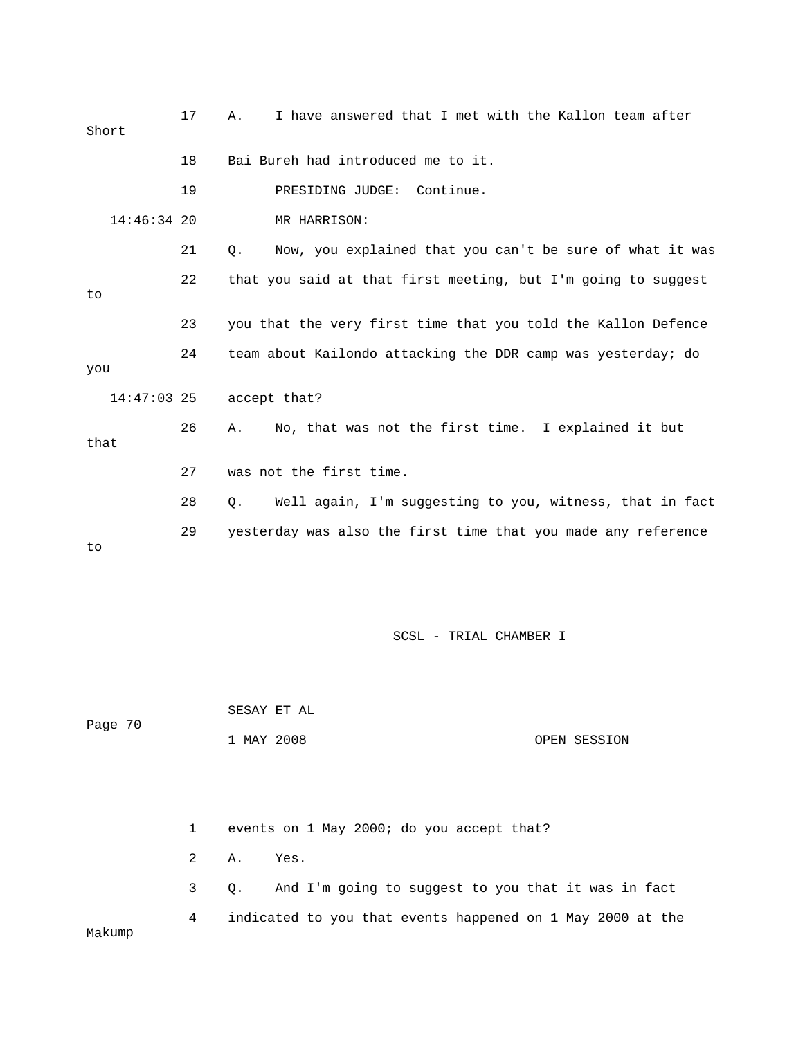17 A. I have answered that I met with the Kallon team after Short

18 Bai Bureh had introduced me to it.

19 PRESIDING JUDGE: Continue.

14:46:34 20 MR HARRISON:

21 Q. Now, you explained that you can't be sure of what it was

22 that you said at that first meeting, but I'm going to suggest to

23 you that the very first time that you told the Kallon Defence

24 team about Kailondo attacking the DDR camp was yesterday; do you

14:47:03 25 accept that?

26 A. No, that was not the first time. I explained it but that

27 was not the first time.

28 Q. Well again, I'm suggesting to you, witness, that in fact

29 yesterday was also the first time that you made any reference to

SCSL - TRIAL CHAMBER I

SESAY ET AL

Page 70

1 MAY 2008 OPEN SESSION

1 events on 1 May 2000; do you accept that?

2 A. Yes.

3 Q. And I'm going to suggest to you that it was in fact

4 indicated to you that events happened on 1 May 2000 at the Makump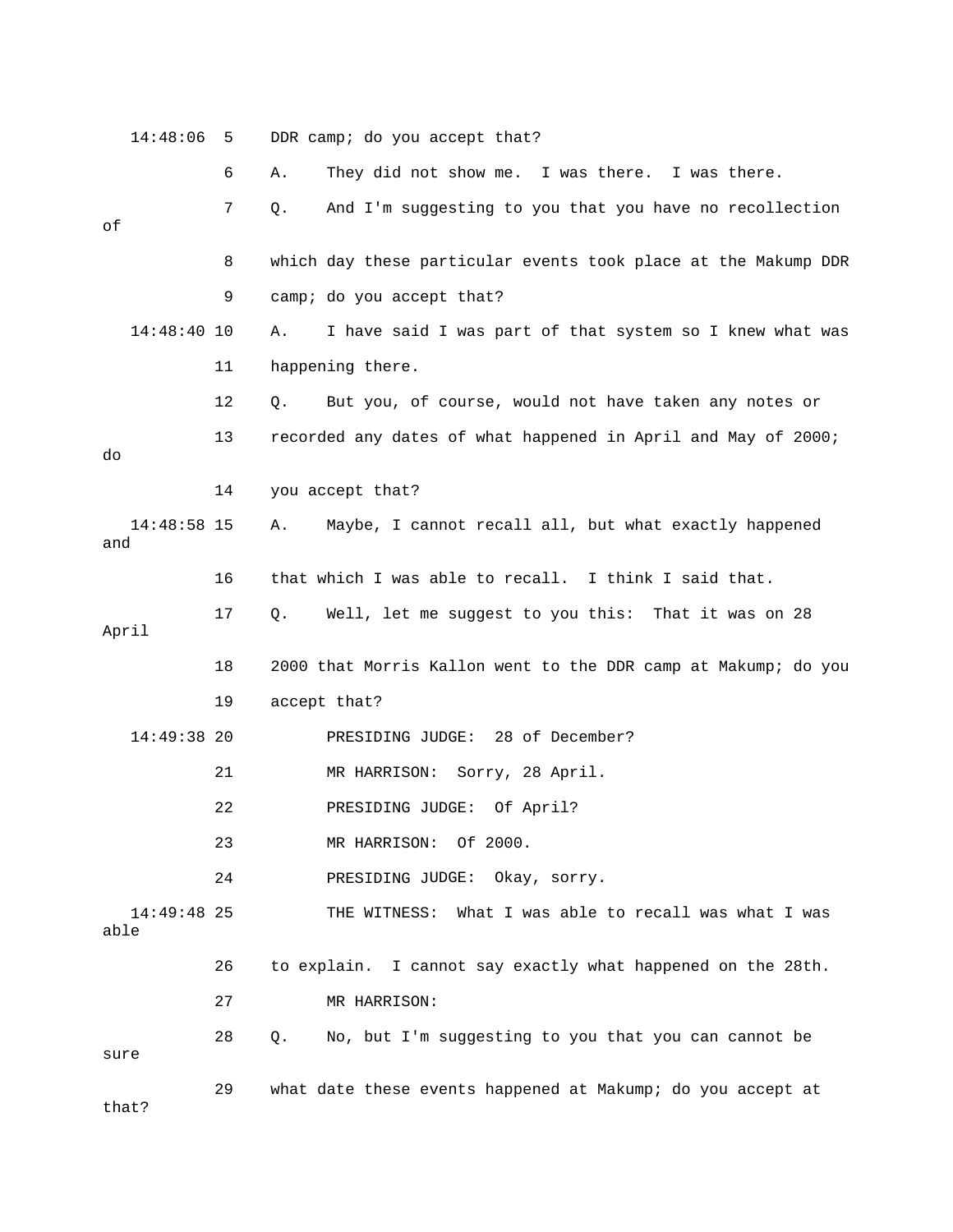14:48:06 5 DDR camp; do you accept that?

6 A. They did not show me. I was there. I was there.

7 Q. And I'm suggesting to you that you have no recollection of

8 which day these particular events took place at the Makump DDR

9 camp; do you accept that?

14:48:40 10 A. I have said I was part of that system so I knew what was

11 happening there.

12 Q. But you, of course, would not have taken any notes or

13 recorded any dates of what happened in April and May of 2000; do

14 you accept that?

14:48:58 15 A. Maybe, I cannot recall all, but what exactly happened and

16 that which I was able to recall. I think I said that.

17 Q. Well, let me suggest to you this: That it was on 28 April

18 2000 that Morris Kallon went to the DDR camp at Makump; do you

19 accept that?

14:49:38 20 PRESIDING JUDGE: 28 of December?

21 MR HARRISON: Sorry, 28 April.

22 PRESIDING JUDGE: Of April?

23 MR HARRISON: Of 2000.

24 PRESIDING JUDGE: Okay, sorry.

14:49:48 25 THE WITNESS: What I was able to recall was what I was able

26 to explain. I cannot say exactly what happened on the 28th.

27 MR HARRISON:

28 Q. No, but I'm suggesting to you that you can cannot be sure

29 what date these events happened at Makump; do you accept at that?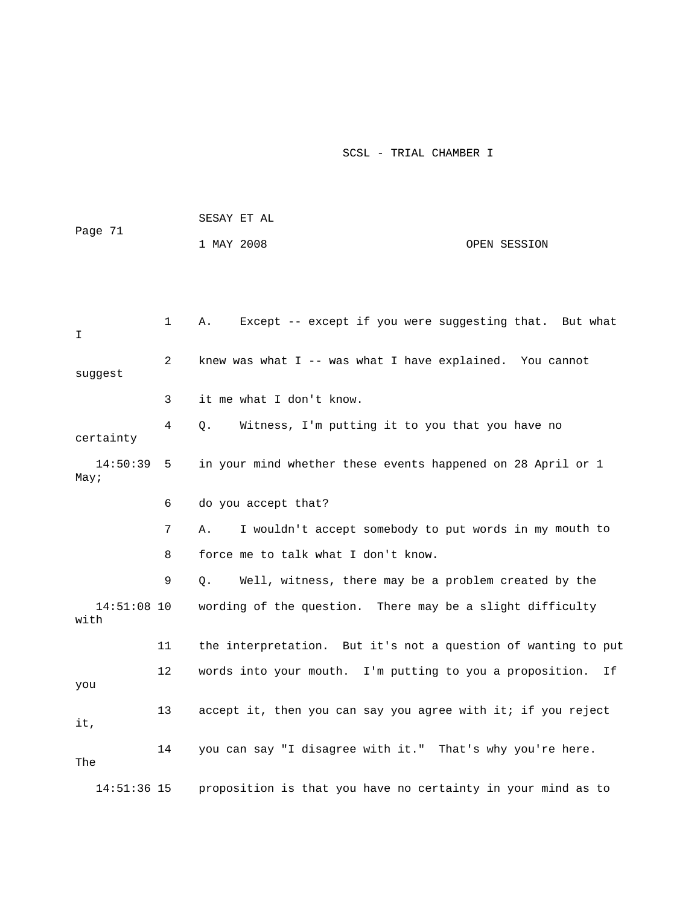1 A. Except -- except if you were suggesting that. But what I

2 knew was what I -- was what I have explained. You cannot suggest

3 it me what I don't know.

4 Q. Witness, I'm putting it to you that you have no certainty

14:50:39 5 in your mind whether these events happened on 28 April or 1 May;

6 do you accept that?

7 A. I wouldn't accept somebody to put words in my mouth to

8 force me to talk what I don't know.

9 Q. Well, witness, there may be a problem created by the

14:51:08 10 wording of the question. There may be a slight difficulty with

11 the interpretation. But it's not a question of wanting to put

12 words into your mouth. I'm putting to you a proposition. If you

13 accept it, then you can say you agree with it; if you reject it,

14 you can say "I disagree with it." That's why you're here. The

14:51:36 15 proposition is that you have no certainty in your mind as to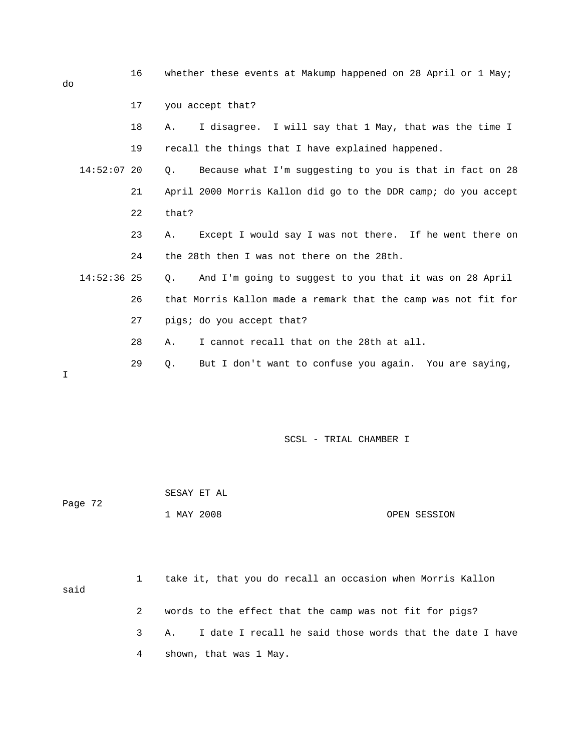16 whether these events at Makump happened on 28 April or 1 May; do

17 you accept that?

18 A. I disagree. I will say that 1 May, that was the time I

19 recall the things that I have explained happened.

14:52:07 20 Q. Because what I'm suggesting to you is that in fact on 28

21 April 2000 Morris Kallon did go to the DDR camp; do you accept

22 that?

23 A. Except I would say I was not there. If he went there on

24 the 28th then I was not there on the 28th.

14:52:36 25 Q. And I'm going to suggest to you that it was on 28 April

26 that Morris Kallon made a remark that the camp was not fit for

27 pigs; do you accept that?

28 A. I cannot recall that on the 28th at all.

29 Q. But I don't want to confuse you again. You are saying, I

1 take it, that you do recall an occasion when Morris Kallon said

2 words to the effect that the camp was not fit for pigs?

3 A. I date I recall he said those words that the date I have

4 shown, that was 1 May.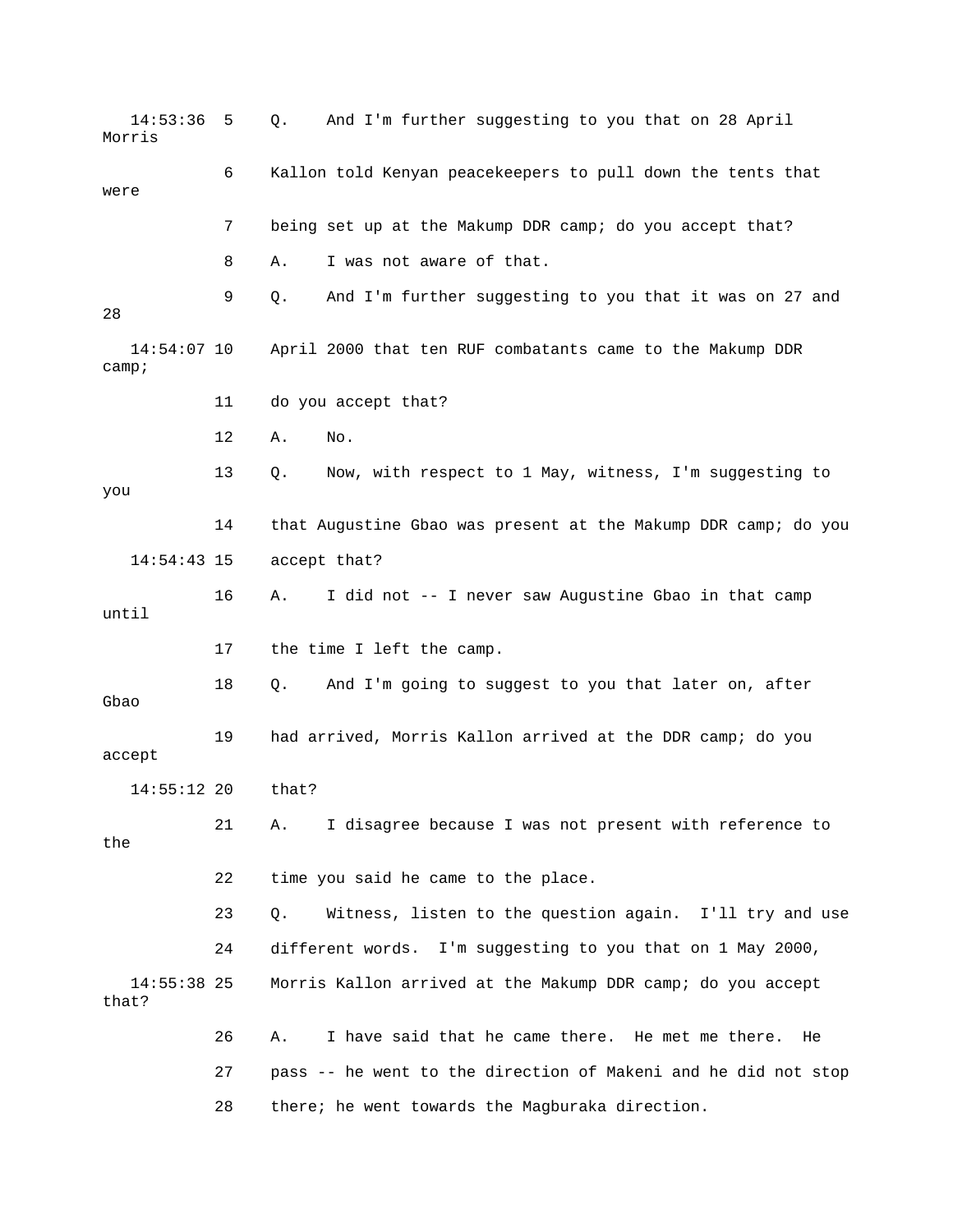14:53:36 5 Q. And I'm further suggesting to you that on 28 April Morris

6 Kallon told Kenyan peacekeepers to pull down the tents that were

7 being set up at the Makump DDR camp; do you accept that?

8 A. I was not aware of that.

9 Q. And I'm further suggesting to you that it was on 27 and 28

14:54:07 10 April 2000 that ten RUF combatants came to the Makump DDR camp;

11 do you accept that?

12 A. No.

13 Q. Now, with respect to 1 May, witness, I'm suggesting to you

14 that Augustine Gbao was present at the Makump DDR camp; do you

14:54:43 15 accept that?

16 A. I did not -- I never saw Augustine Gbao in that camp until

17 the time I left the camp.

18 Q. And I'm going to suggest to you that later on, after Gbao

19 had arrived, Morris Kallon arrived at the DDR camp; do you accept

14:55:12 20 that?

21 A. I disagree because I was not present with reference to the

22 time you said he came to the place.

23 Q. Witness, listen to the question again. I'll try and use

24 different words. I'm suggesting to you that on 1 May 2000,

14:55:38 25 Morris Kallon arrived at the Makump DDR camp; do you accept that?

26 A. I have said that he came there. He met me there. He

27 pass -- he went to the direction of Makeni and he did not stop

28 there; he went towards the Magburaka direction.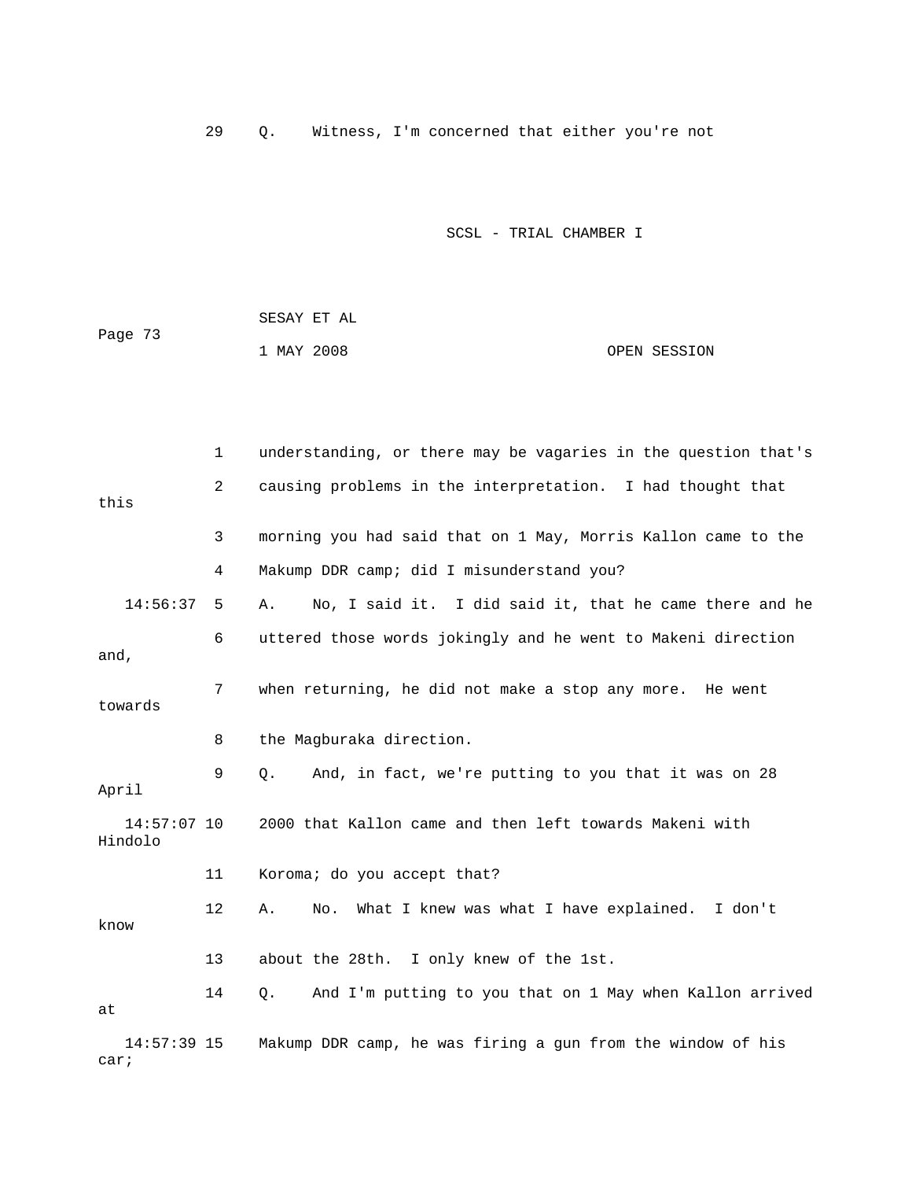29 Q. Witness, I'm concerned that either you're not

1 understanding, or there may be vagaries in the question that's
2 causing problems in the interpretation. I had thought that this
3 morning you had said that on 1 May, Morris Kallon came to the
4 Makump DDR camp; did I misunderstand you?

14:56:37 5 A. No, I said it. I did said it, that he came there and he
6 uttered those words jokingly and he went to Makeni direction and,
7 when returning, he did not make a stop any more. He went towards
8 the Magburaka direction.

9 Q. And, in fact, we're putting to you that it was on 28 April

14:57:07 10 2000 that Kallon came and then left towards Makeni with Hindolo
11 Koroma; do you accept that?

12 A. No. What I knew was what I have explained. I don't know
13 about the 28th. I only knew of the 1st.

14 Q. And I'm putting to you that on 1 May when Kallon arrived at

14:57:39 15 Makump DDR camp, he was firing a gun from the window of his car;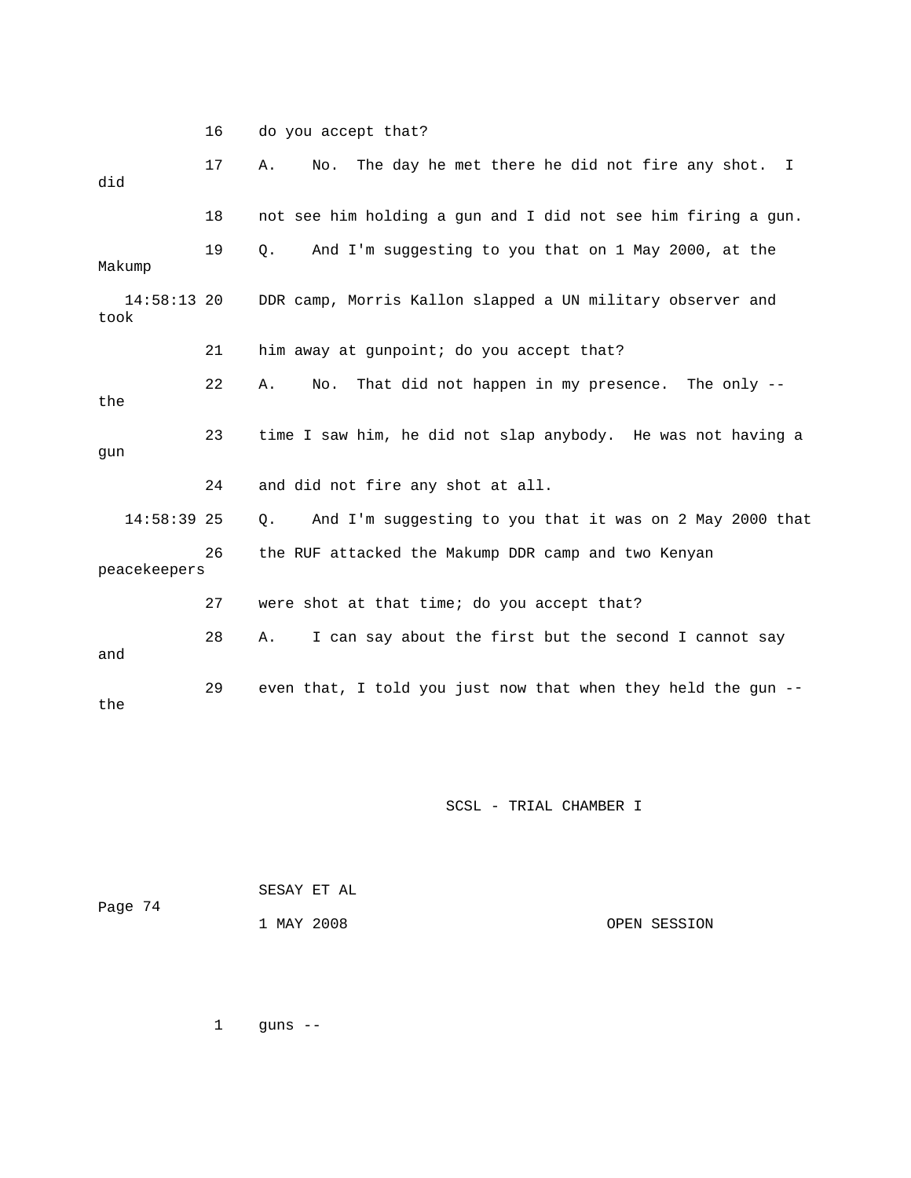16 do you accept that?

17 A. No. The day he met there he did not fire any shot. I did

18 not see him holding a gun and I did not see him firing a gun.

19 Q. And I'm suggesting to you that on 1 May 2000, at the Makump

14:58:13 20 DDR camp, Morris Kallon slapped a UN military observer and took

21 him away at gunpoint; do you accept that?

22 A. No. That did not happen in my presence. The only -- the

23 time I saw him, he did not slap anybody. He was not having a gun

24 and did not fire any shot at all.

14:58:39 25 Q. And I'm suggesting to you that it was on 2 May 2000 that

26 the RUF attacked the Makump DDR camp and two Kenyan peacekeepers

27 were shot at that time; do you accept that?

28 A. I can say about the first but the second I cannot say and

29 even that, I told you just now that when they held the gun -- the

1 guns --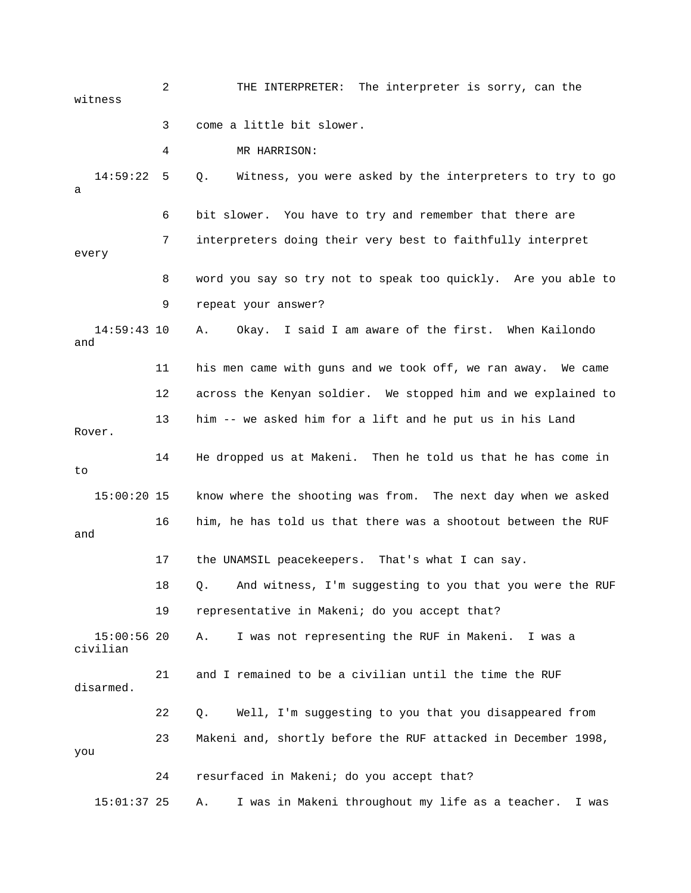2 THE INTERPRETER: The interpreter is sorry, can the witness

3 come a little bit slower.

4 MR HARRISON:

14:59:22 5 Q. Witness, you were asked by the interpreters to try to go a

6 bit slower. You have to try and remember that there are

7 interpreters doing their very best to faithfully interpret every

8 word you say so try not to speak too quickly. Are you able to

9 repeat your answer?

14:59:43 10 A. Okay. I said I am aware of the first. When Kailondo and

11 his men came with guns and we took off, we ran away. We came

12 across the Kenyan soldier. We stopped him and we explained to

13 him -- we asked him for a lift and he put us in his Land Rover.

14 He dropped us at Makeni. Then he told us that he has come in to

15:00:20 15 know where the shooting was from. The next day when we asked

16 him, he has told us that there was a shootout between the RUF and

17 the UNAMSIL peacekeepers. That's what I can say.

18 Q. And witness, I'm suggesting to you that you were the RUF

19 representative in Makeni; do you accept that?

15:00:56 20 A. I was not representing the RUF in Makeni. I was a civilian

21 and I remained to be a civilian until the time the RUF disarmed.

22 Q. Well, I'm suggesting to you that you disappeared from

23 Makeni and, shortly before the RUF attacked in December 1998, you

24 resurfaced in Makeni; do you accept that?

15:01:37 25 A. I was in Makeni throughout my life as a teacher. I was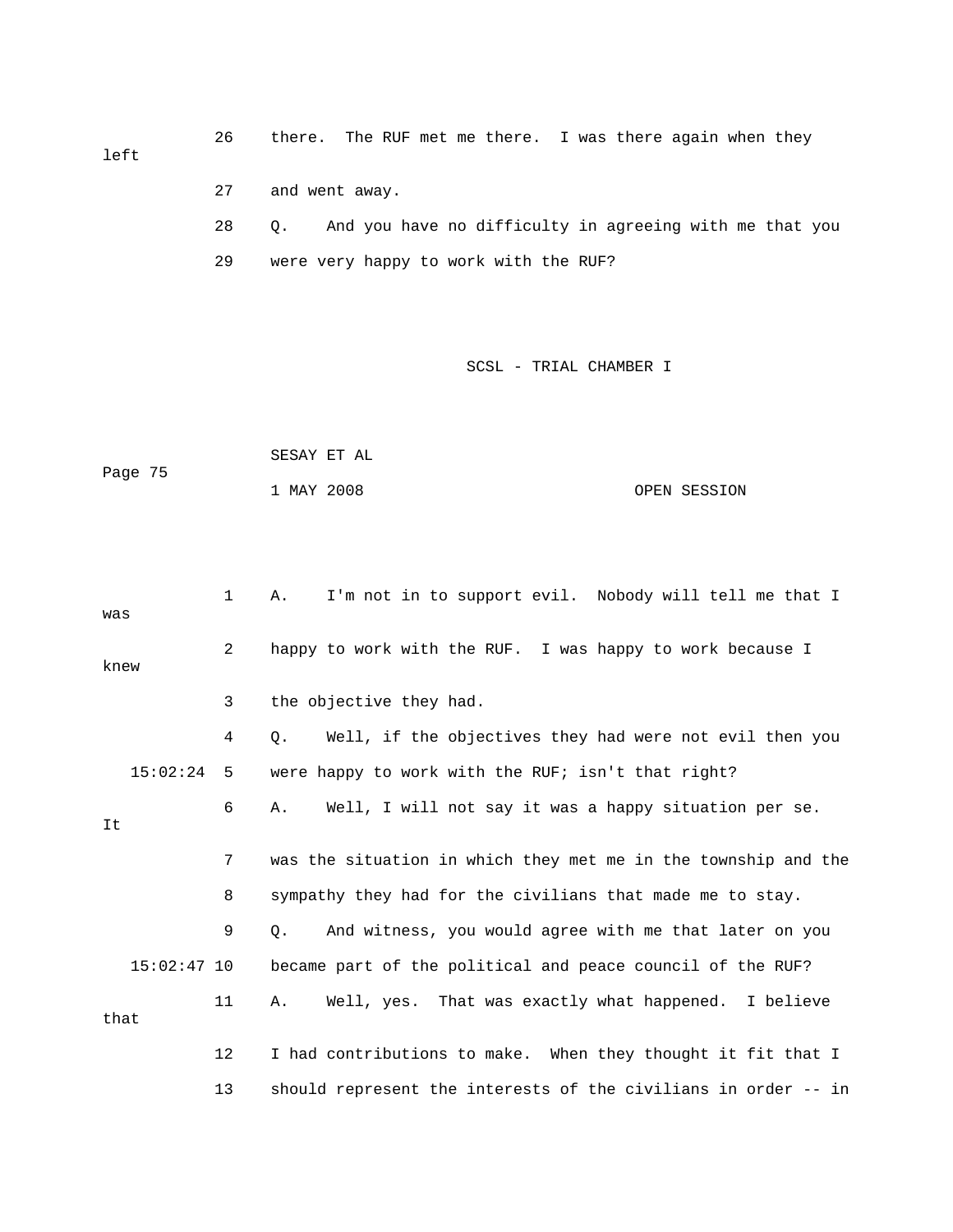26 there. The RUF met me there. I was there again when they left

27 and went away.

28 Q. And you have no difficulty in agreeing with me that you

29 were very happy to work with the RUF?

1 A. I'm not in to support evil. Nobody will tell me that I was

2 happy to work with the RUF. I was happy to work because I knew

3 the objective they had.

4 Q. Well, if the objectives they had were not evil then you

15:02:24 5 were happy to work with the RUF; isn't that right?

6 A. Well, I will not say it was a happy situation per se. It

7 was the situation in which they met me in the township and the

8 sympathy they had for the civilians that made me to stay.

9 Q. And witness, you would agree with me that later on you

15:02:47 10 became part of the political and peace council of the RUF?

11 A. Well, yes. That was exactly what happened. I believe that

12 I had contributions to make. When they thought it fit that I

13 should represent the interests of the civilians in order -- in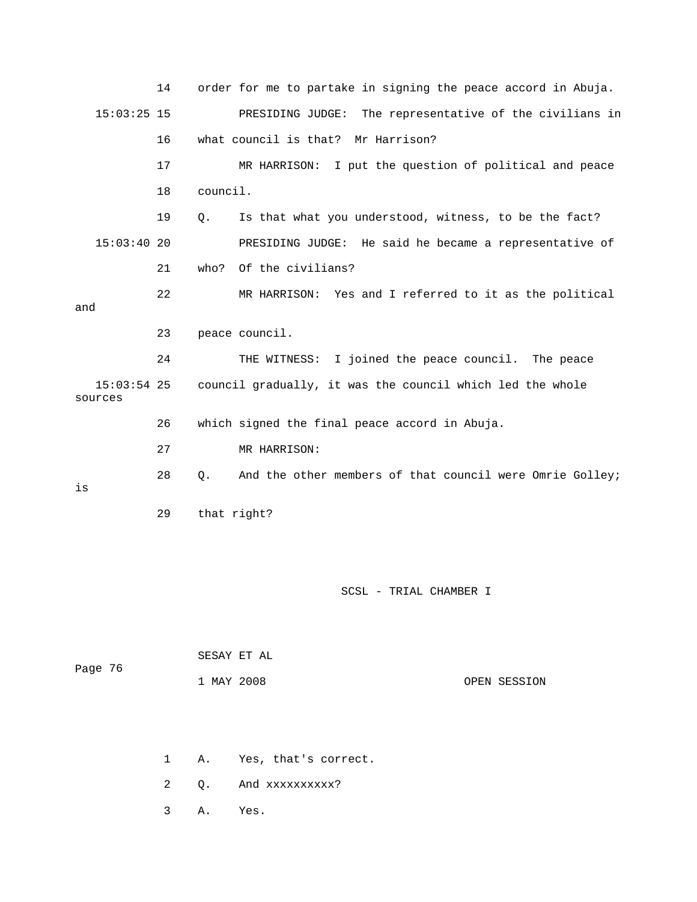14 order for me to partake in signing the peace accord in Abuja.

15:03:25 15 PRESIDING JUDGE: The representative of the civilians in

16 what council is that? Mr Harrison?

17 MR HARRISON: I put the question of political and peace

18 council.

19 Q. Is that what you understood, witness, to be the fact?

15:03:40 20 PRESIDING JUDGE: He said he became a representative of

21 who? Of the civilians?

22 MR HARRISON: Yes and I referred to it as the political and

23 peace council.

24 THE WITNESS: I joined the peace council. The peace

15:03:54 25 council gradually, it was the council which led the whole sources

26 which signed the final peace accord in Abuja.

27 MR HARRISON:

28 Q. And the other members of that council were Omrie Golley; is

29 that right?

1 A. Yes, that's correct.

2 Q. And xxxxxxxxxx?

3 A. Yes.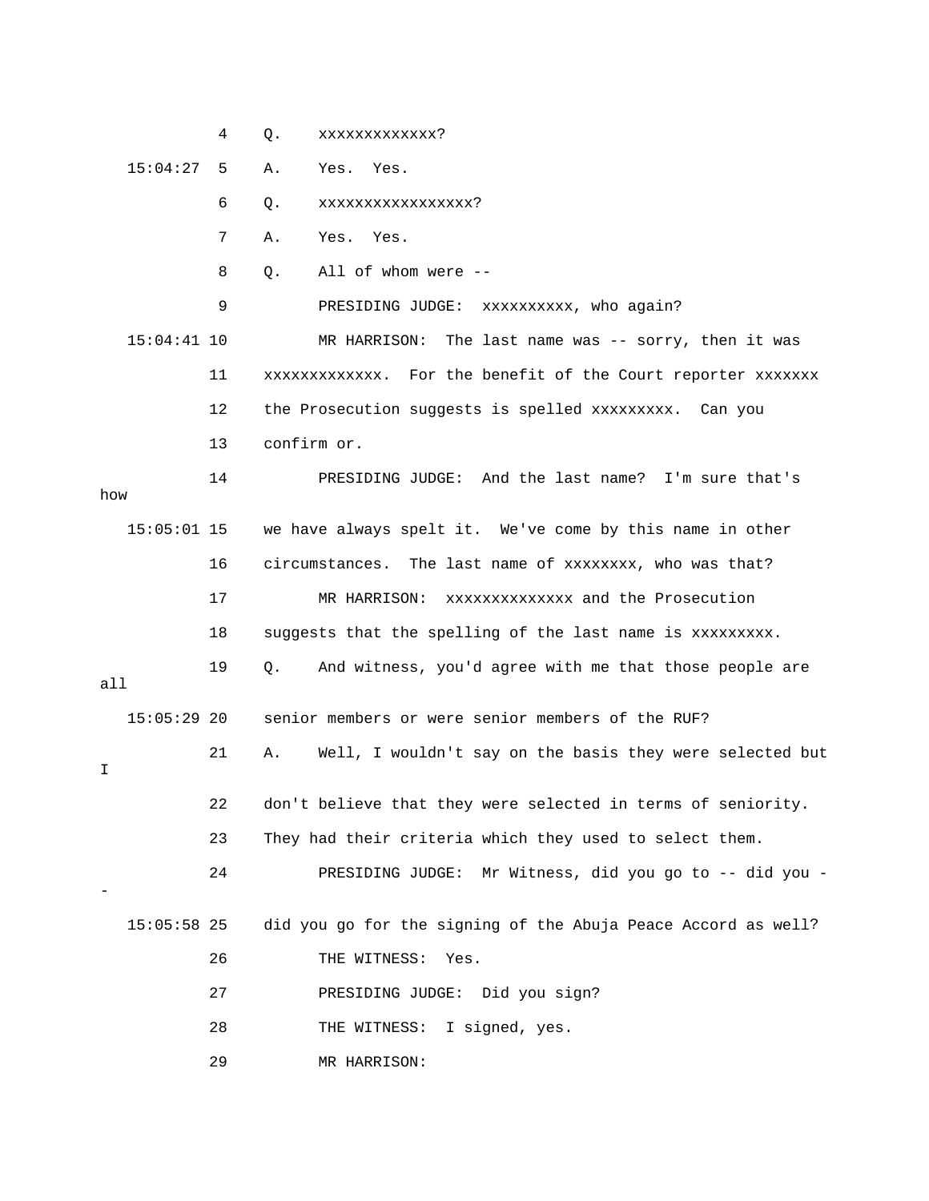4 Q. xxxxxxxxxxxxx?

15:04:27 5 A. Yes. Yes.

6 Q. xxxxxxxxxxxxxxxxx?

7 A. Yes. Yes.

8 Q. All of whom were --

9 PRESIDING JUDGE: xxxxxxxxxx, who again?

15:04:41 10 MR HARRISON: The last name was -- sorry, then it was

11 xxxxxxxxxxxxx. For the benefit of the Court reporter xxxxxxx

12 the Prosecution suggests is spelled xxxxxxxxx. Can you

13 confirm or.

14 PRESIDING JUDGE: And the last name? I'm sure that's how

15:05:01 15 we have always spelt it. We've come by this name in other

16 circumstances. The last name of xxxxxxxx, who was that?

17 MR HARRISON: xxxxxxxxxxxxxx and the Prosecution

18 suggests that the spelling of the last name is xxxxxxxxx.

19 Q. And witness, you'd agree with me that those people are all

15:05:29 20 senior members or were senior members of the RUF?

21 A. Well, I wouldn't say on the basis they were selected but I

22 don't believe that they were selected in terms of seniority.

23 They had their criteria which they used to select them.

24 PRESIDING JUDGE: Mr Witness, did you go to -- did you --

15:05:58 25 did you go for the signing of the Abuja Peace Accord as well?

26 THE WITNESS: Yes.

27 PRESIDING JUDGE: Did you sign?

28 THE WITNESS: I signed, yes.

29 MR HARRISON: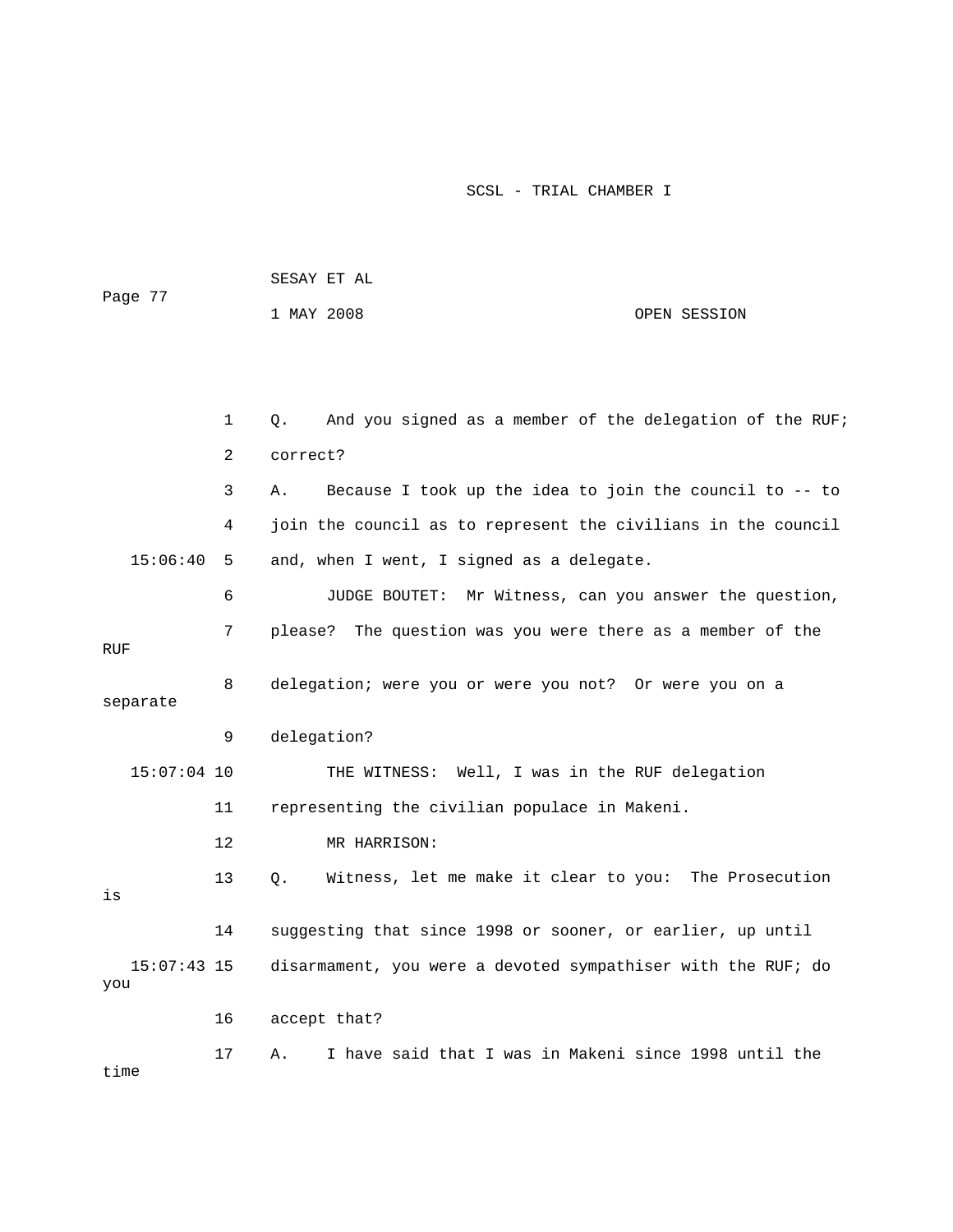1 Q. And you signed as a member of the delegation of the RUF;

2 correct?

3 A. Because I took up the idea to join the council to -- to

4 join the council as to represent the civilians in the council

15:06:40 5 and, when I went, I signed as a delegate.

6 JUDGE BOUTET: Mr Witness, can you answer the question,

7 please? The question was you were there as a member of the RUF

8 delegation; were you or were you not? Or were you on a separate

9 delegation?

15:07:04 10 THE WITNESS: Well, I was in the RUF delegation

11 representing the civilian populace in Makeni.

12 MR HARRISON:

13 Q. Witness, let me make it clear to you: The Prosecution is

14 suggesting that since 1998 or sooner, or earlier, up until

15:07:43 15 disarmament, you were a devoted sympathiser with the RUF; do you

16 accept that?

17 A. I have said that I was in Makeni since 1998 until the time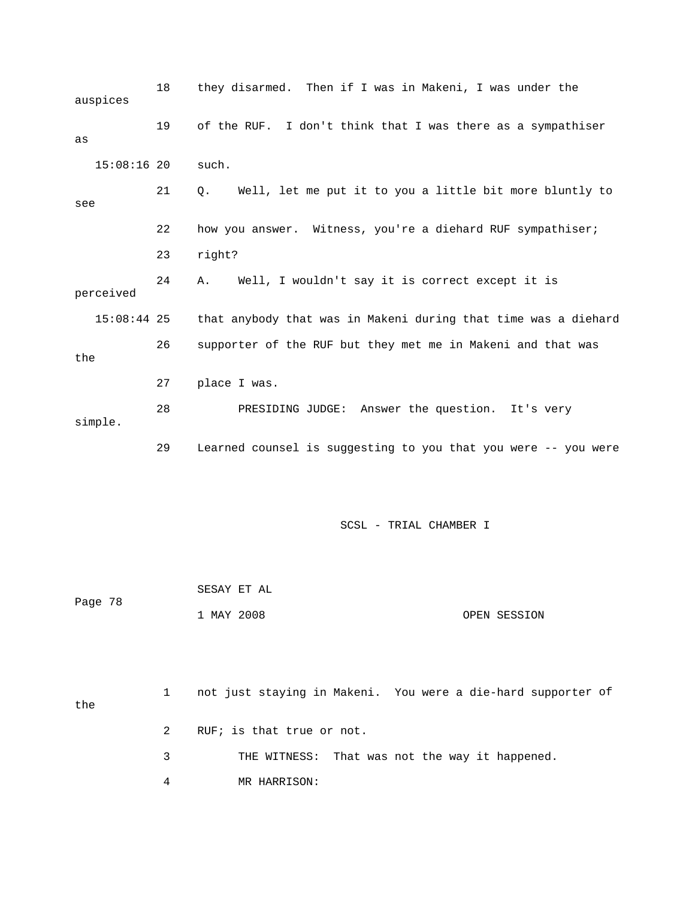18 they disarmed. Then if I was in Makeni, I was under the auspices

19 of the RUF. I don't think that I was there as a sympathiser as

15:08:16 20 such.

21 Q. Well, let me put it to you a little bit more bluntly to see

22 how you answer. Witness, you're a diehard RUF sympathiser;

23 right?

24 A. Well, I wouldn't say it is correct except it is perceived

15:08:44 25 that anybody that was in Makeni during that time was a diehard

26 supporter of the RUF but they met me in Makeni and that was the

27 place I was.

28 PRESIDING JUDGE: Answer the question. It's very simple.

29 Learned counsel is suggesting to you that you were -- you were

1 not just staying in Makeni. You were a die-hard supporter of the

2 RUF; is that true or not.

3 THE WITNESS: That was not the way it happened.

4 MR HARRISON: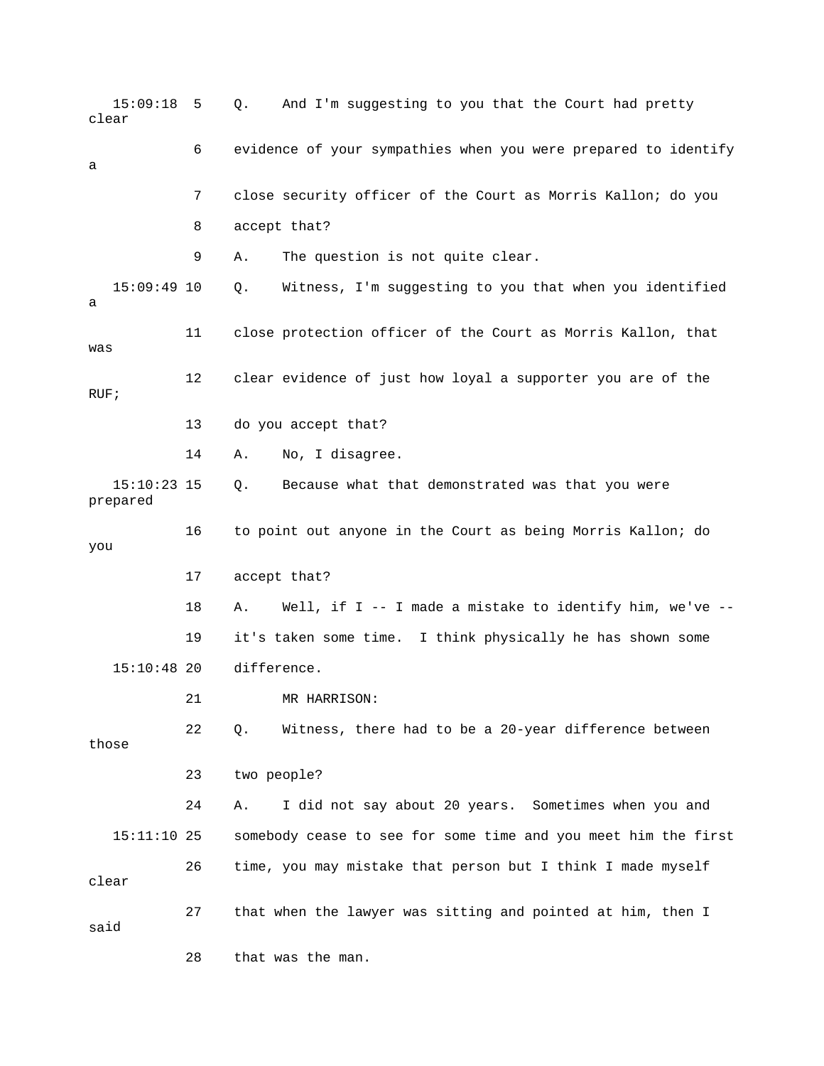15:09:18 5 Q. And I'm suggesting to you that the Court had pretty clear

6 evidence of your sympathies when you were prepared to identify a

7 close security officer of the Court as Morris Kallon; do you

8 accept that?

9 A. The question is not quite clear.

15:09:49 10 Q. Witness, I'm suggesting to you that when you identified a

11 close protection officer of the Court as Morris Kallon, that was

12 clear evidence of just how loyal a supporter you are of the RUF;

13 do you accept that?

14 A. No, I disagree.

15:10:23 15 Q. Because what that demonstrated was that you were prepared

16 to point out anyone in the Court as being Morris Kallon; do you

17 accept that?

18 A. Well, if I -- I made a mistake to identify him, we've --

19 it's taken some time. I think physically he has shown some

15:10:48 20 difference.

21 MR HARRISON:

22 Q. Witness, there had to be a 20-year difference between those

23 two people?

24 A. I did not say about 20 years. Sometimes when you and

15:11:10 25 somebody cease to see for some time and you meet him the first

26 time, you may mistake that person but I think I made myself clear

27 that when the lawyer was sitting and pointed at him, then I said

28 that was the man.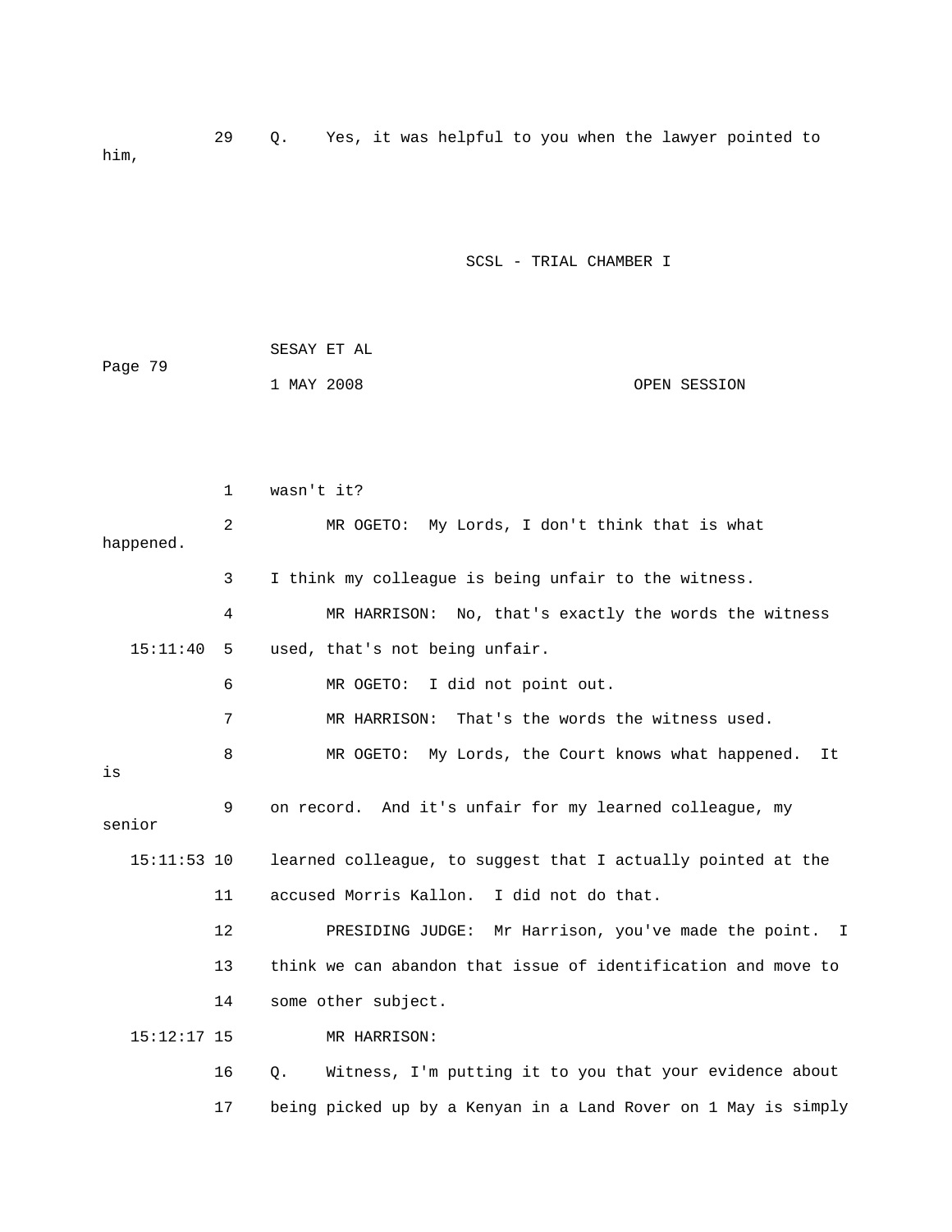29 Q. Yes, it was helpful to you when the lawyer pointed to him,

1 wasn't it?

2 MR OGETO: My Lords, I don't think that is what happened.

3 I think my colleague is being unfair to the witness.

4 MR HARRISON: No, that's exactly the words the witness

15:11:40 5 used, that's not being unfair.

6 MR OGETO: I did not point out.

7 MR HARRISON: That's the words the witness used.

8 MR OGETO: My Lords, the Court knows what happened. It is

9 on record. And it's unfair for my learned colleague, my senior

15:11:53 10 learned colleague, to suggest that I actually pointed at the

11 accused Morris Kallon. I did not do that.

12 PRESIDING JUDGE: Mr Harrison, you've made the point. I

13 think we can abandon that issue of identification and move to

14 some other subject.

15:12:17 15 MR HARRISON:

16 Q. Witness, I'm putting it to you that your evidence about

17 being picked up by a Kenyan in a Land Rover on 1 May is simply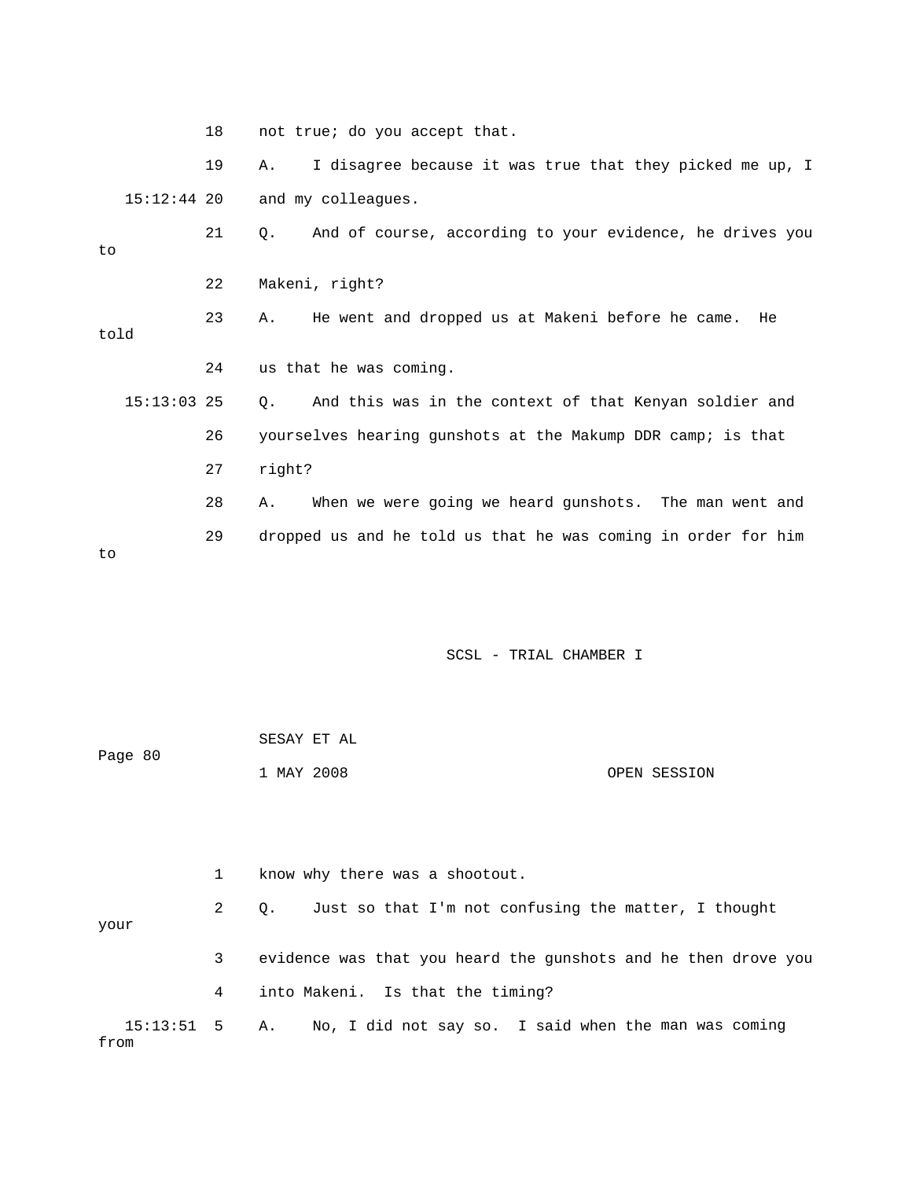18 not true; do you accept that.

19 A. I disagree because it was true that they picked me up, I

15:12:44 20 and my colleagues.

21 Q. And of course, according to your evidence, he drives you to

22 Makeni, right?

23 A. He went and dropped us at Makeni before he came. He told

24 us that he was coming.

15:13:03 25 Q. And this was in the context of that Kenyan soldier and

26 yourselves hearing gunshots at the Makump DDR camp; is that

27 right?

28 A. When we were going we heard gunshots. The man went and

29 dropped us and he told us that he was coming in order for him to

1 know why there was a shootout.

2 Q. Just so that I'm not confusing the matter, I thought your

3 evidence was that you heard the gunshots and he then drove you

4 into Makeni. Is that the timing?

15:13:51 5 A. No, I did not say so. I said when the man was coming from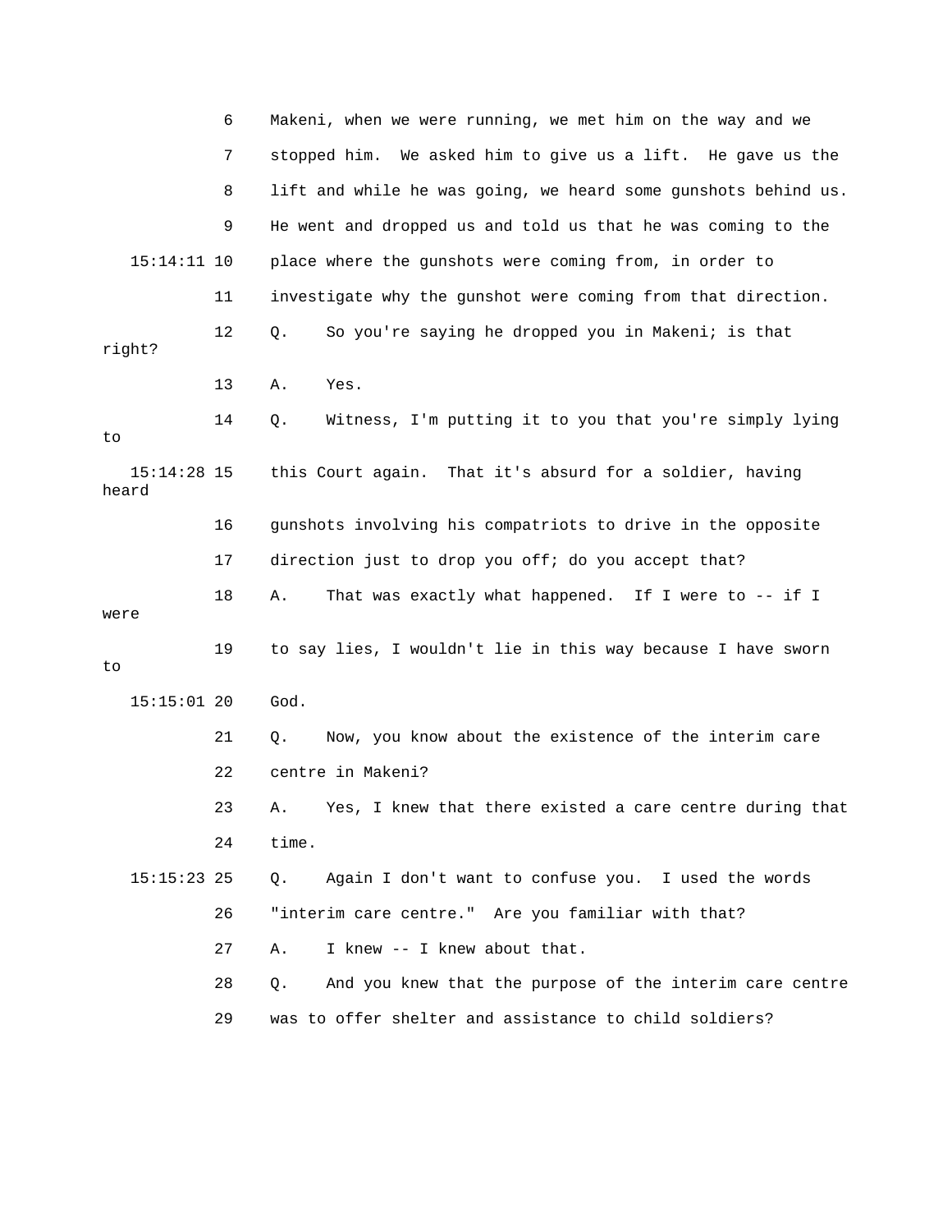6 Makeni, when we were running, we met him on the way and we

7 stopped him. We asked him to give us a lift. He gave us the

8 lift and while he was going, we heard some gunshots behind us.

9 He went and dropped us and told us that he was coming to the

15:14:11 10 place where the gunshots were coming from, in order to

11 investigate why the gunshot were coming from that direction.

12 Q. So you're saying he dropped you in Makeni; is that right?

13 A. Yes.

14 Q. Witness, I'm putting it to you that you're simply lying to

15:14:28 15 this Court again. That it's absurd for a soldier, having heard

16 gunshots involving his compatriots to drive in the opposite

17 direction just to drop you off; do you accept that?

18 A. That was exactly what happened. If I were to -- if I were

19 to say lies, I wouldn't lie in this way because I have sworn to

15:15:01 20 God.

21 Q. Now, you know about the existence of the interim care

22 centre in Makeni?

23 A. Yes, I knew that there existed a care centre during that

24 time.

15:15:23 25 Q. Again I don't want to confuse you. I used the words

26 "interim care centre." Are you familiar with that?

27 A. I knew -- I knew about that.

28 Q. And you knew that the purpose of the interim care centre

29 was to offer shelter and assistance to child soldiers?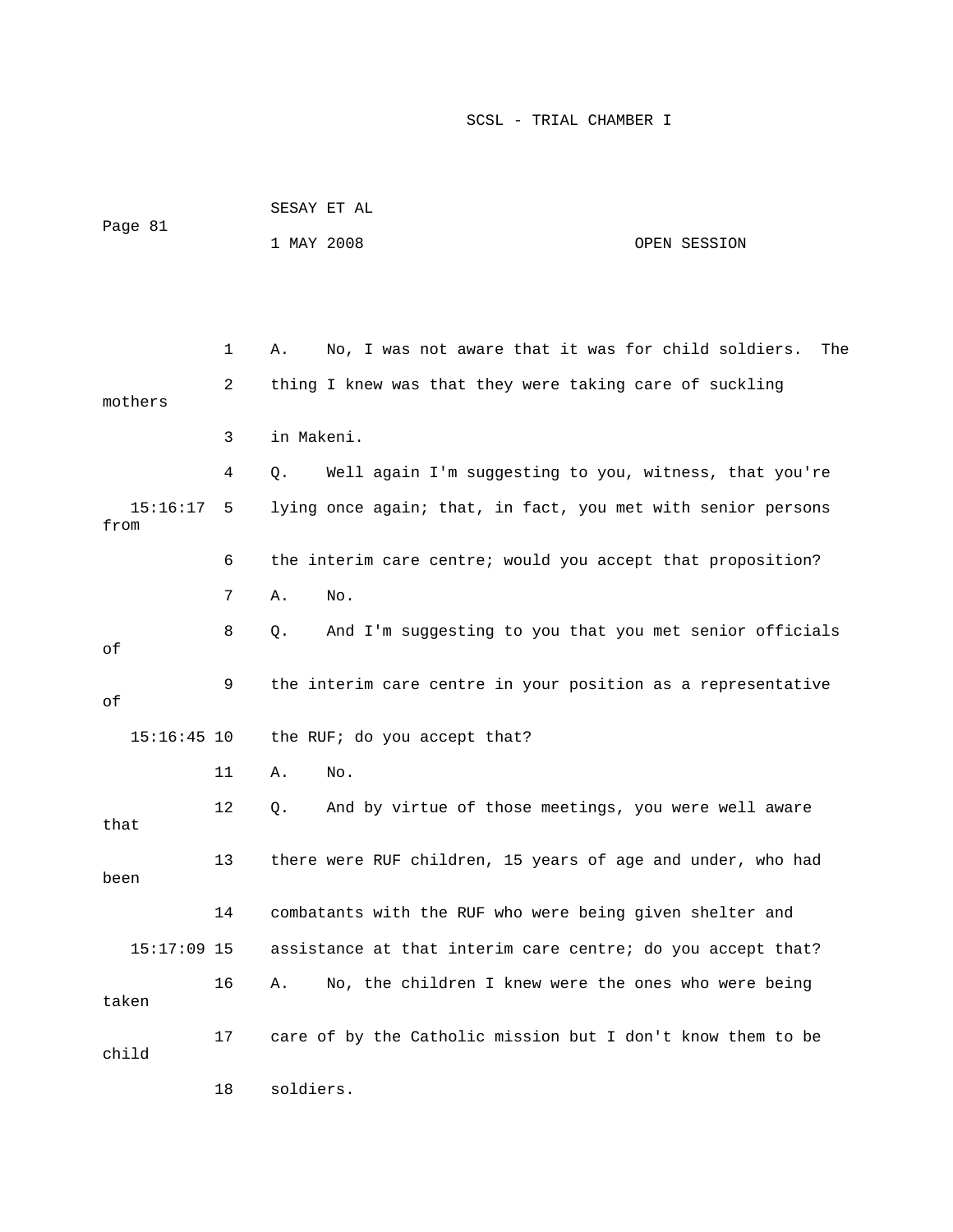1 A. No, I was not aware that it was for child soldiers. The thing I knew was that they were taking care of suckling mothers in Makeni.

4 Q. Well again I'm suggesting to you, witness, that you're

15:16:17 5 lying once again; that, in fact, you met with senior persons from the interim care centre; would you accept that proposition?

7 A. No.

8 Q. And I'm suggesting to you that you met senior officials of the interim care centre in your position as a representative of

15:16:45 10 the RUF; do you accept that?

11 A. No.

12 Q. And by virtue of those meetings, you were well aware that there were RUF children, 15 years of age and under, who had been combatants with the RUF who were being given shelter and

15:17:09 15 assistance at that interim care centre; do you accept that?

16 A. No, the children I knew were the ones who were being taken care of by the Catholic mission but I don't know them to be child soldiers.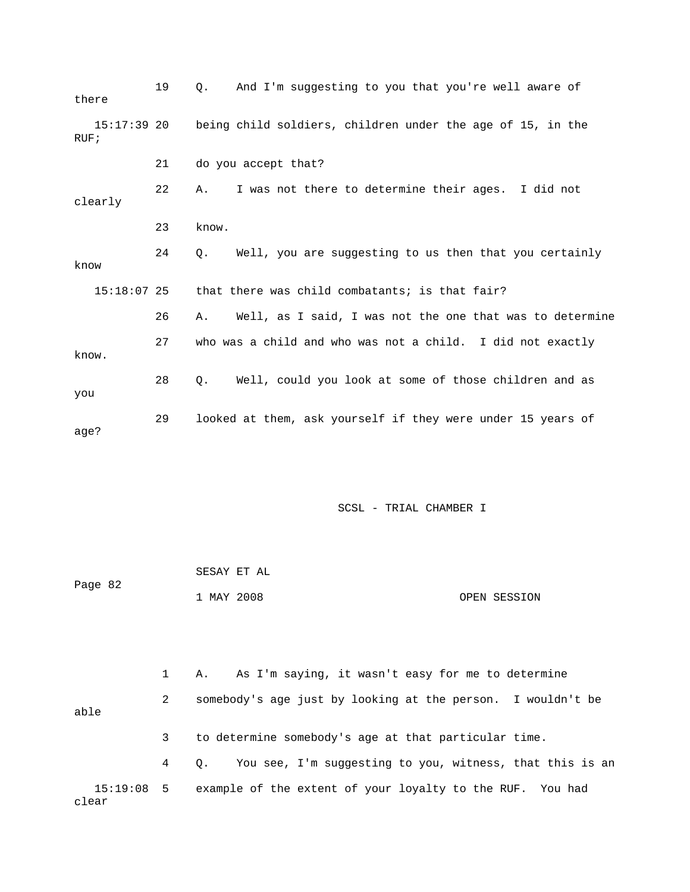19 Q. And I'm suggesting to you that you're well aware of there

15:17:39 20 being child soldiers, children under the age of 15, in the RUF;

21 do you accept that?

22 A. I was not there to determine their ages. I did not clearly

23 know.

24 Q. Well, you are suggesting to us then that you certainly know

15:18:07 25 that there was child combatants; is that fair?

26 A. Well, as I said, I was not the one that was to determine

27 who was a child and who was not a child. I did not exactly know.

28 Q. Well, could you look at some of those children and as you

29 looked at them, ask yourself if they were under 15 years of age?

1 A. As I'm saying, it wasn't easy for me to determine

2 somebody's age just by looking at the person. I wouldn't be able

3 to determine somebody's age at that particular time.

4 Q. You see, I'm suggesting to you, witness, that this is an

15:19:08 5 example of the extent of your loyalty to the RUF. You had clear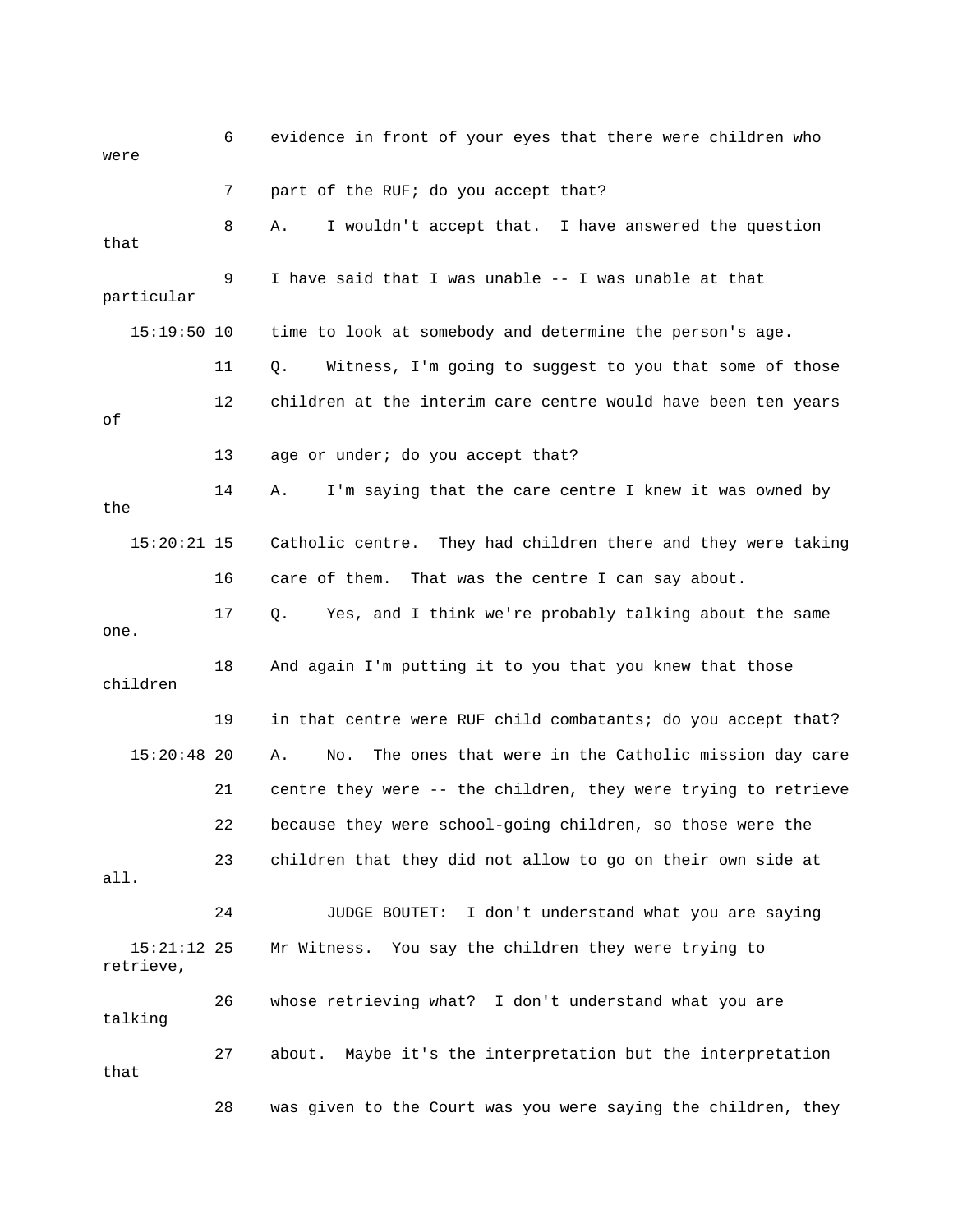6 evidence in front of your eyes that there were children who were

7 part of the RUF; do you accept that?

8 A. I wouldn't accept that. I have answered the question that

9 I have said that I was unable -- I was unable at that particular

15:19:50 10 time to look at somebody and determine the person's age.

11 Q. Witness, I'm going to suggest to you that some of those

12 children at the interim care centre would have been ten years of

13 age or under; do you accept that?

14 A. I'm saying that the care centre I knew it was owned by the

15:20:21 15 Catholic centre. They had children there and they were taking

16 care of them. That was the centre I can say about.

17 Q. Yes, and I think we're probably talking about the same one.

18 And again I'm putting it to you that you knew that those children

19 in that centre were RUF child combatants; do you accept that?

15:20:48 20 A. No. The ones that were in the Catholic mission day care

21 centre they were -- the children, they were trying to retrieve

22 because they were school-going children, so those were the

23 children that they did not allow to go on their own side at all.

24 JUDGE BOUTET: I don't understand what you are saying

15:21:12 25 Mr Witness. You say the children they were trying to retrieve,

26 whose retrieving what? I don't understand what you are talking

27 about. Maybe it's the interpretation but the interpretation that

28 was given to the Court was you were saying the children, they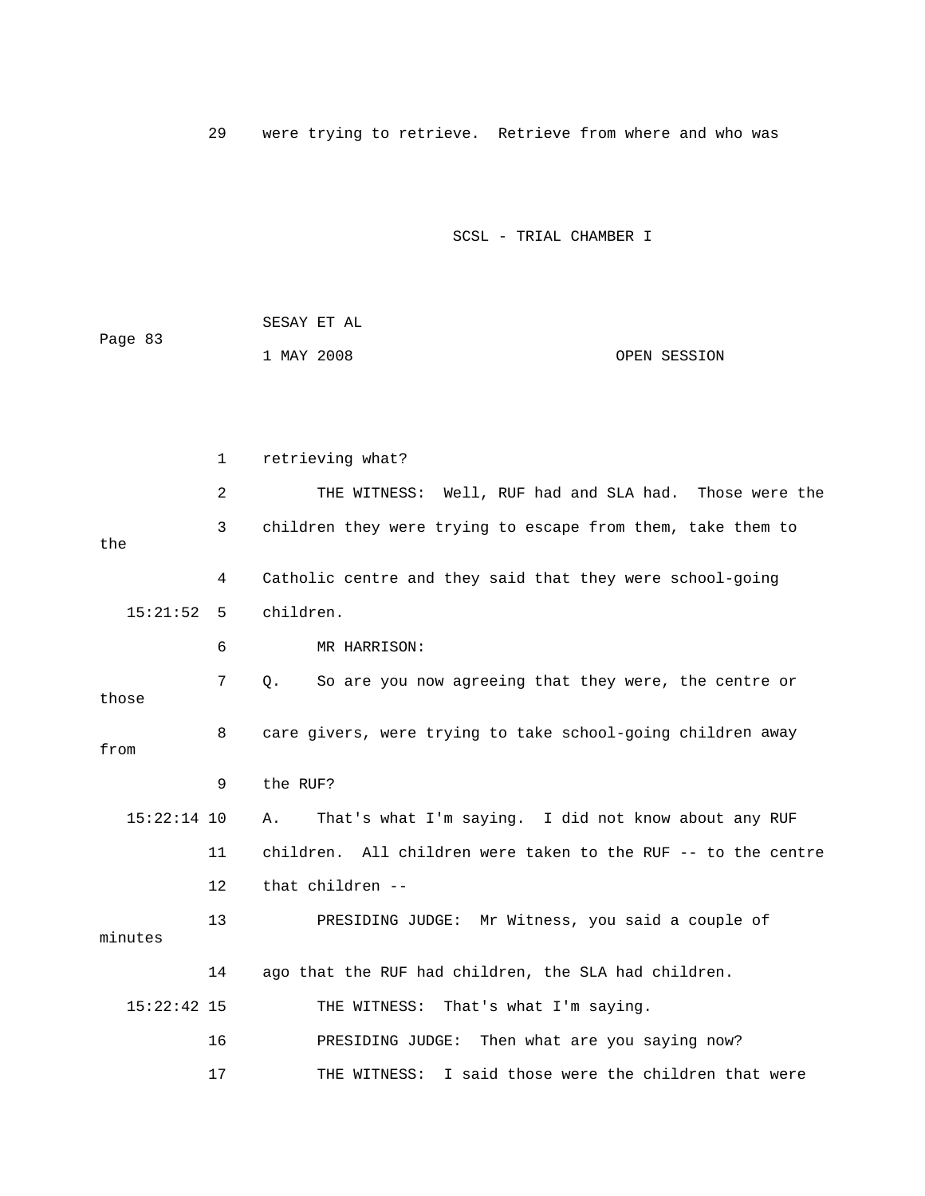29 were trying to retrieve. Retrieve from where and who was

1 retrieving what?

2 THE WITNESS: Well, RUF had and SLA had. Those were the

3 children they were trying to escape from them, take them to the

4 Catholic centre and they said that they were school-going

15:21:52 5 children.

6 MR HARRISON:

7 Q. So are you now agreeing that they were, the centre or those

8 care givers, were trying to take school-going children away from

9 the RUF?

15:22:14 10 A. That's what I'm saying. I did not know about any RUF

11 children. All children were taken to the RUF -- to the centre

12 that children --

13 PRESIDING JUDGE: Mr Witness, you said a couple of minutes

14 ago that the RUF had children, the SLA had children.

15:22:42 15 THE WITNESS: That's what I'm saying.

16 PRESIDING JUDGE: Then what are you saying now?

17 THE WITNESS: I said those were the children that were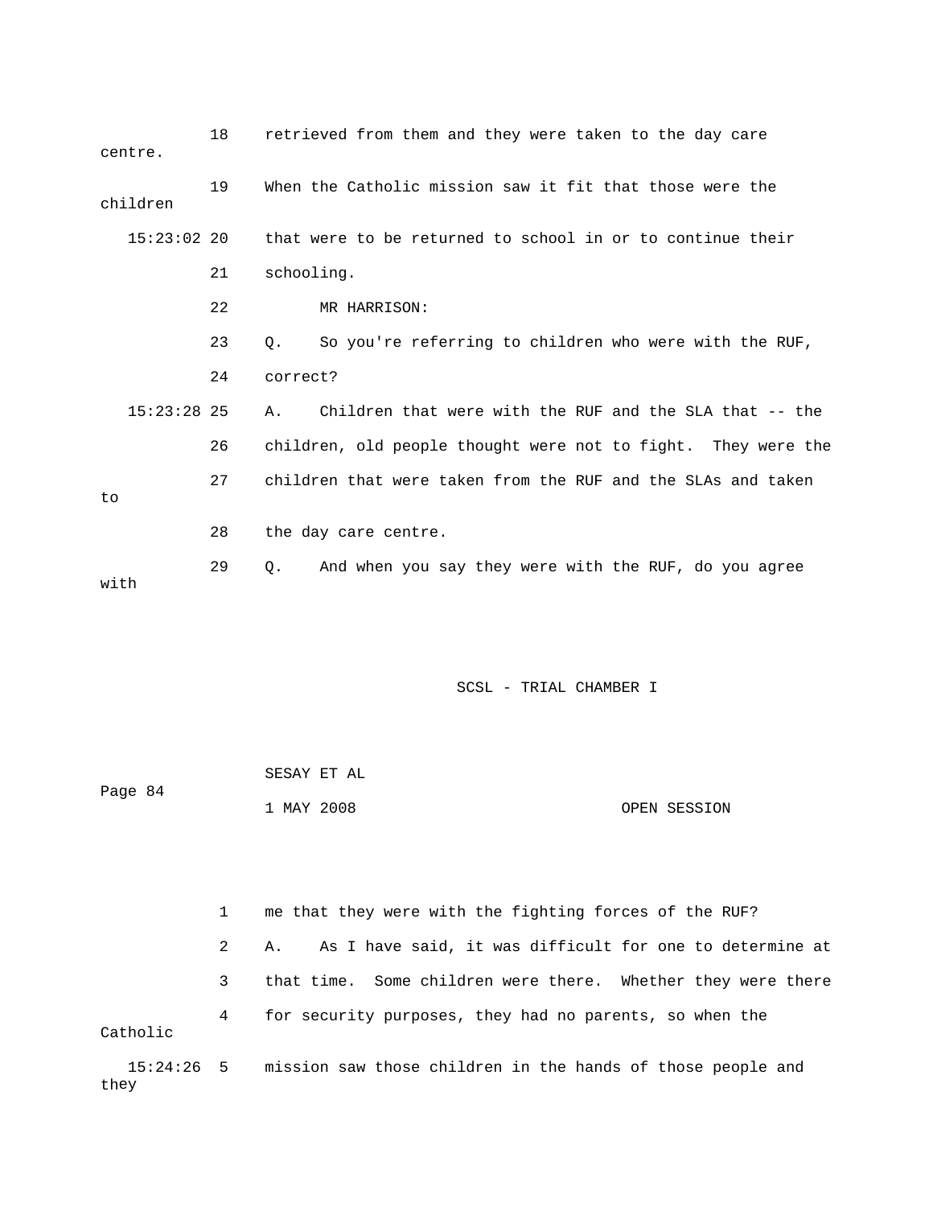18 retrieved from them and they were taken to the day care centre.

19 When the Catholic mission saw it fit that those were the children

15:23:02 20 that were to be returned to school in or to continue their

21 schooling.

22 MR HARRISON:

23 Q. So you're referring to children who were with the RUF,

24 correct?

15:23:28 25 A. Children that were with the RUF and the SLA that -- the

26 children, old people thought were not to fight. They were the

27 children that were taken from the RUF and the SLAs and taken to

28 the day care centre.

29 Q. And when you say they were with the RUF, do you agree with

1 me that they were with the fighting forces of the RUF?

2 A. As I have said, it was difficult for one to determine at

3 that time. Some children were there. Whether they were there

4 for security purposes, they had no parents, so when the Catholic

15:24:26 5 mission saw those children in the hands of those people and they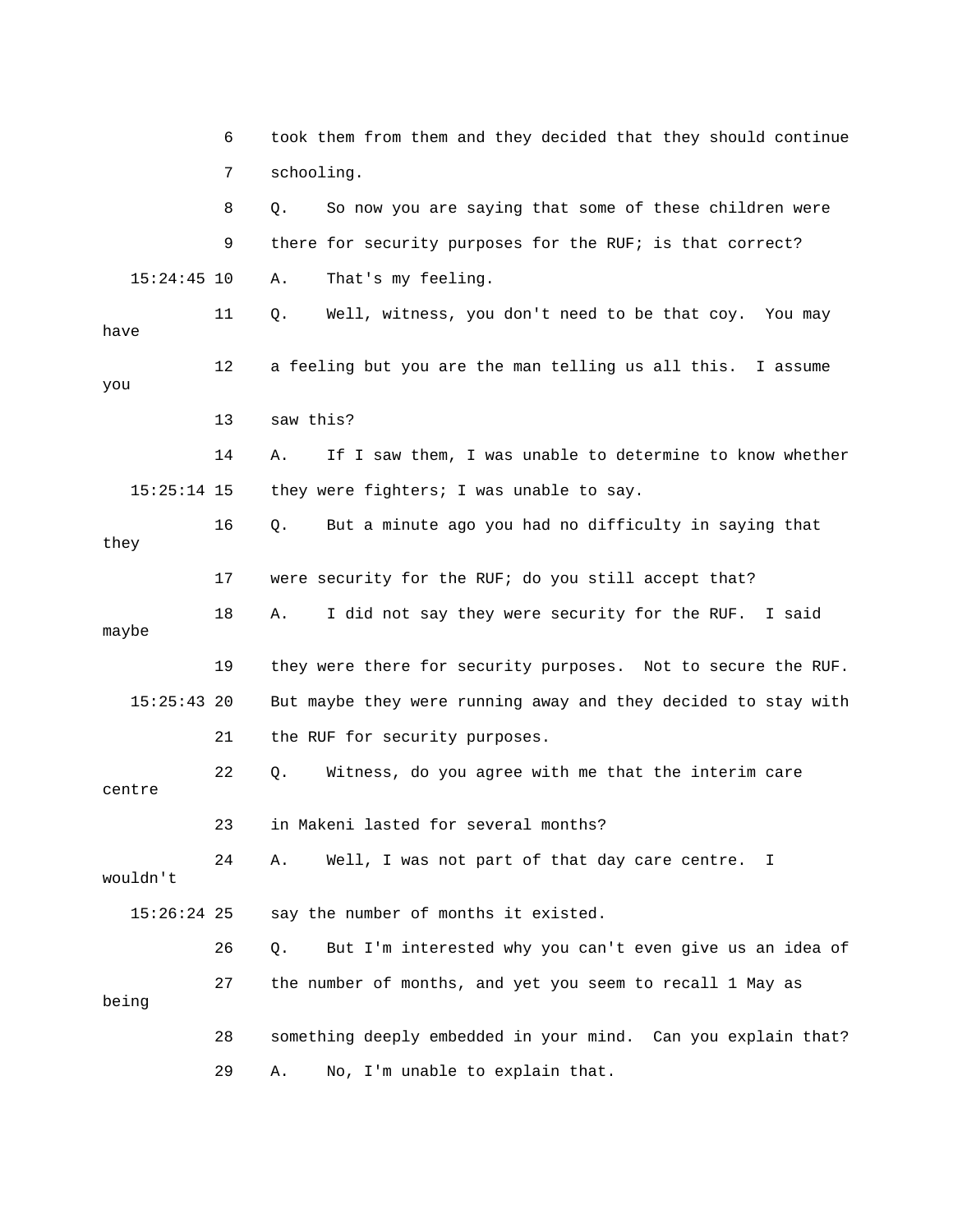6 took them from them and they decided that they should continue

7 schooling.

8 Q. So now you are saying that some of these children were

9 there for security purposes for the RUF; is that correct?

15:24:45 10 A. That's my feeling.

11 Q. Well, witness, you don't need to be that coy. You may have

12 a feeling but you are the man telling us all this. I assume you

13 saw this?

14 A. If I saw them, I was unable to determine to know whether

15:25:14 15 they were fighters; I was unable to say.

16 Q. But a minute ago you had no difficulty in saying that they

17 were security for the RUF; do you still accept that?

18 A. I did not say they were security for the RUF. I said maybe

19 they were there for security purposes. Not to secure the RUF.

15:25:43 20 But maybe they were running away and they decided to stay with

21 the RUF for security purposes.

22 Q. Witness, do you agree with me that the interim care centre

23 in Makeni lasted for several months?

24 A. Well, I was not part of that day care centre. I wouldn't

15:26:24 25 say the number of months it existed.

26 Q. But I'm interested why you can't even give us an idea of

27 the number of months, and yet you seem to recall 1 May as being

28 something deeply embedded in your mind. Can you explain that?

29 A. No, I'm unable to explain that.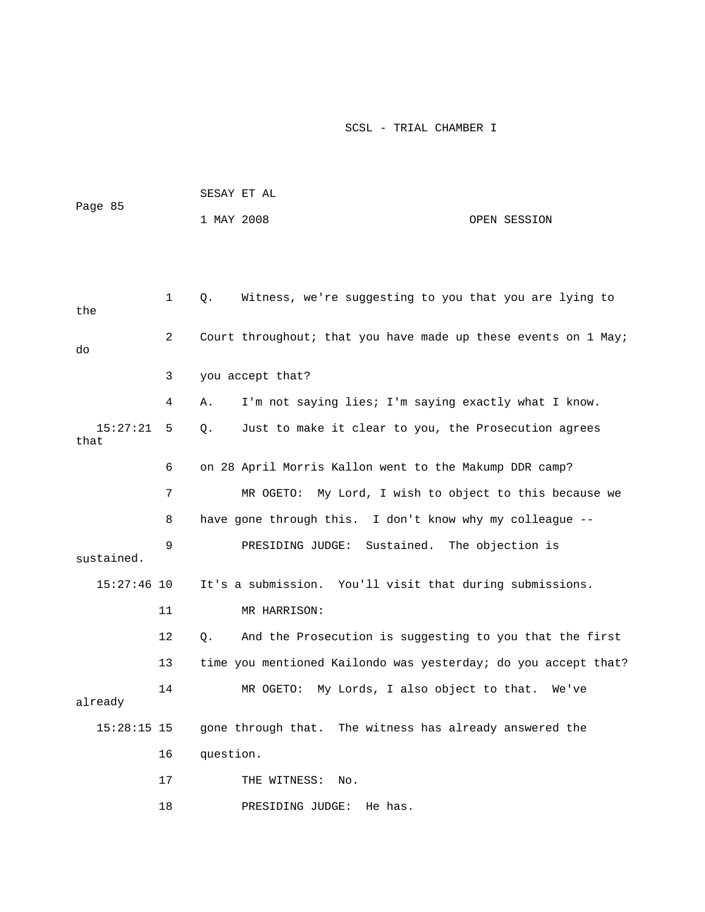1 Q. Witness, we're suggesting to you that you are lying to the

2 Court throughout; that you have made up these events on 1 May; do

3 you accept that?

4 A. I'm not saying lies; I'm saying exactly what I know.

15:27:21 5 Q. Just to make it clear to you, the Prosecution agrees that

6 on 28 April Morris Kallon went to the Makump DDR camp?

7 MR OGETO: My Lord, I wish to object to this because we

8 have gone through this. I don't know why my colleague --

9 PRESIDING JUDGE: Sustained. The objection is sustained.

15:27:46 10 It's a submission. You'll visit that during submissions.

11 MR HARRISON:

12 Q. And the Prosecution is suggesting to you that the first

13 time you mentioned Kailondo was yesterday; do you accept that?

14 MR OGETO: My Lords, I also object to that. We've already

15:28:15 15 gone through that. The witness has already answered the

16 question.

17 THE WITNESS: No.

18 PRESIDING JUDGE: He has.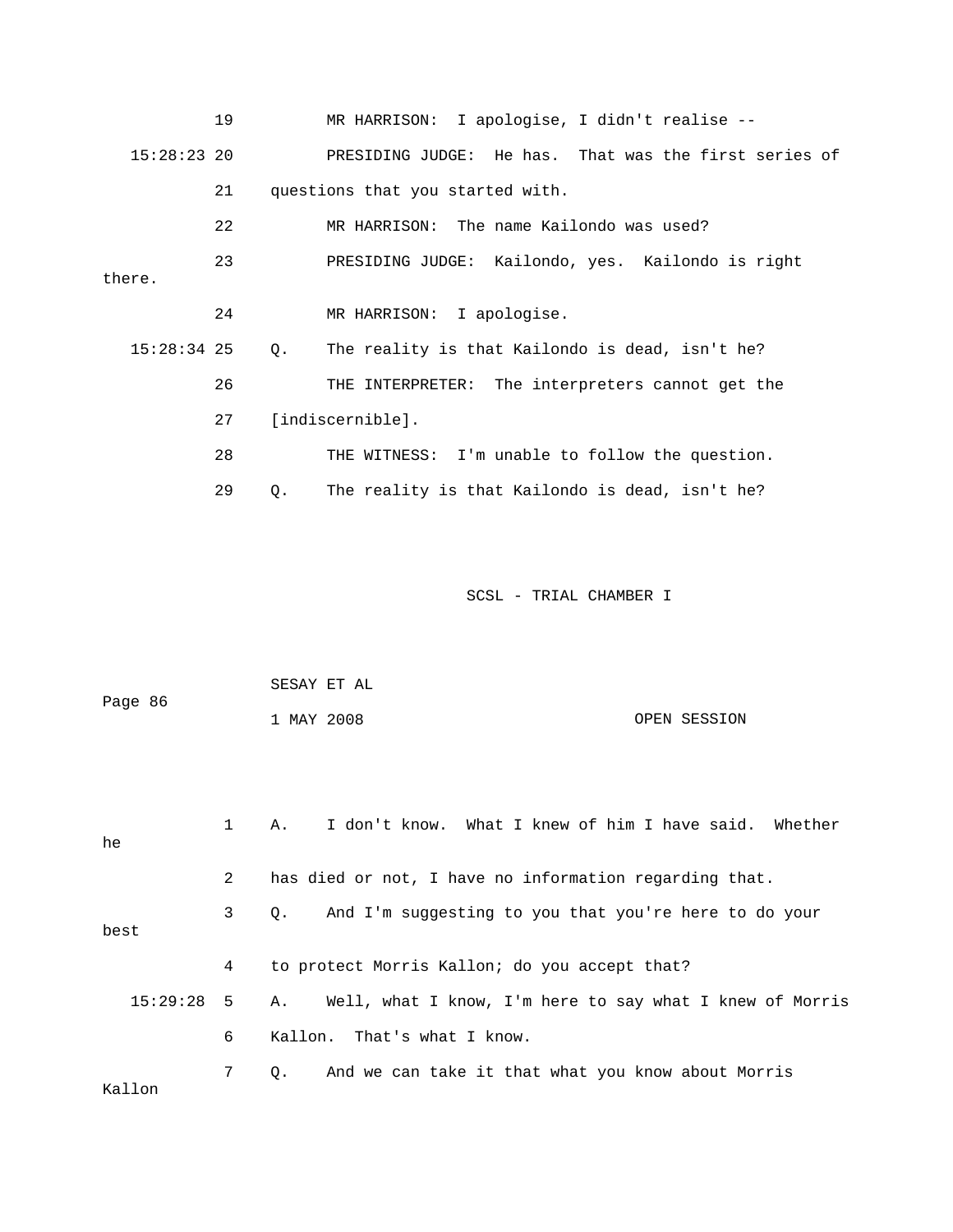19 MR HARRISON: I apologise, I didn't realise --

15:28:23 20 PRESIDING JUDGE: He has. That was the first series of

21 questions that you started with.

22 MR HARRISON: The name Kailondo was used?

23 PRESIDING JUDGE: Kailondo, yes. Kailondo is right there.

24 MR HARRISON: I apologise.

15:28:34 25 Q. The reality is that Kailondo is dead, isn't he?

26 THE INTERPRETER: The interpreters cannot get the

27 [indiscernible].

28 THE WITNESS: I'm unable to follow the question.

29 Q. The reality is that Kailondo is dead, isn't he?

1 A. I don't know. What I knew of him I have said. Whether he

2 has died or not, I have no information regarding that.

3 Q. And I'm suggesting to you that you're here to do your best

4 to protect Morris Kallon; do you accept that?

15:29:28 5 A. Well, what I know, I'm here to say what I knew of Morris

6 Kallon. That's what I know.

7 Q. And we can take it that what you know about Morris Kallon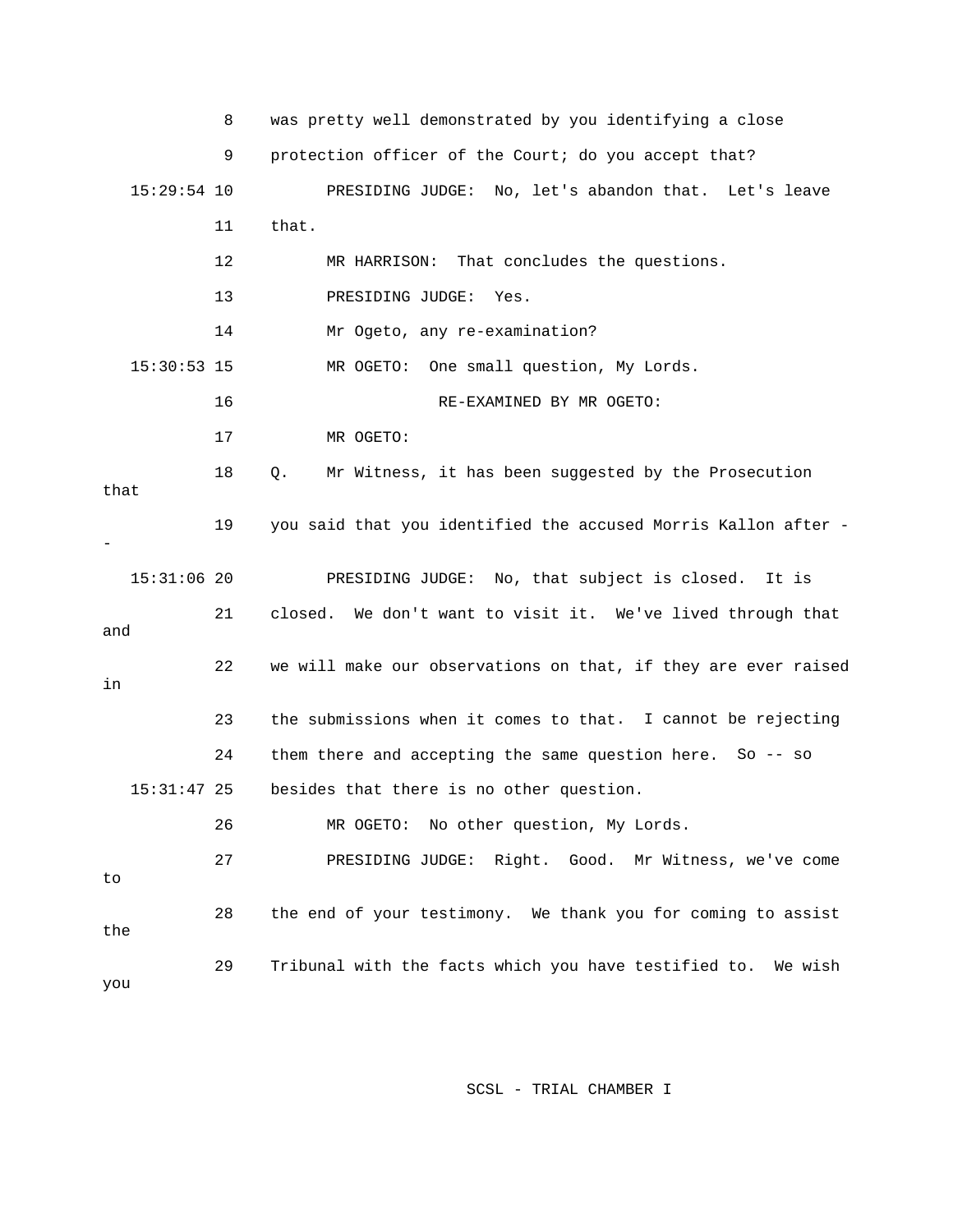8 was pretty well demonstrated by you identifying a close

9 protection officer of the Court; do you accept that?

15:29:54 10 PRESIDING JUDGE: No, let's abandon that. Let's leave

11 that.

12 MR HARRISON: That concludes the questions.

13 PRESIDING JUDGE: Yes.

14 Mr Ogeto, any re-examination?

15:30:53 15 MR OGETO: One small question, My Lords.

16 RE-EXAMINED BY MR OGETO:

17 MR OGETO:

18 Q. Mr Witness, it has been suggested by the Prosecution that

19 you said that you identified the accused Morris Kallon after --

15:31:06 20 PRESIDING JUDGE: No, that subject is closed. It is

21 closed. We don't want to visit it. We've lived through that and

22 we will make our observations on that, if they are ever raised in

23 the submissions when it comes to that. I cannot be rejecting

24 them there and accepting the same question here. So -- so

15:31:47 25 besides that there is no other question.

26 MR OGETO: No other question, My Lords.

27 PRESIDING JUDGE: Right. Good. Mr Witness, we've come to

28 the end of your testimony. We thank you for coming to assist the

29 Tribunal with the facts which you have testified to. We wish you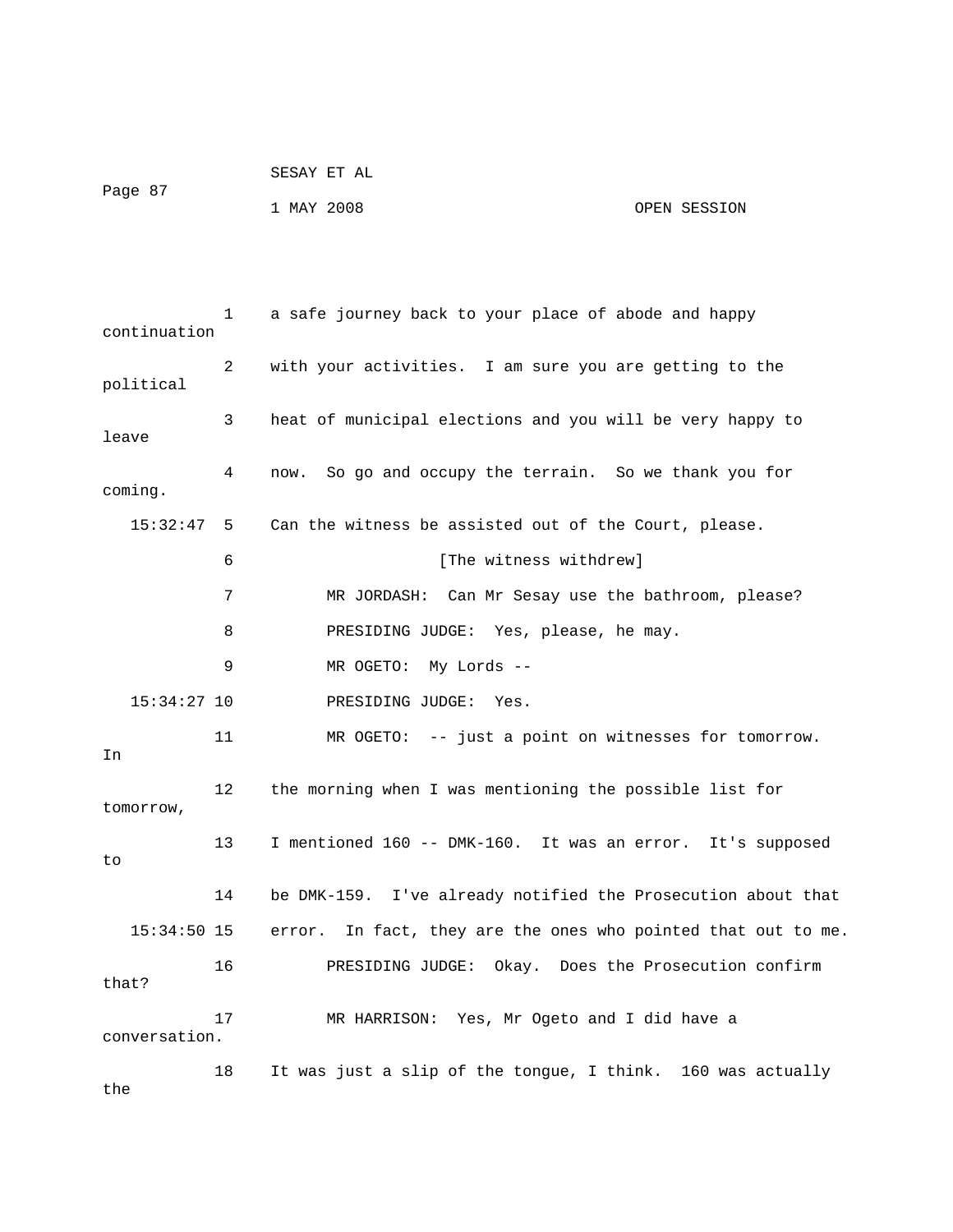1 a safe journey back to your place of abode and happy continuation

2 with your activities. I am sure you are getting to the political

3 heat of municipal elections and you will be very happy to leave

4 now. So go and occupy the terrain. So we thank you for coming.

15:32:47 5 Can the witness be assisted out of the Court, please.

6 [The witness withdrew]

7 MR JORDASH: Can Mr Sesay use the bathroom, please?

8 PRESIDING JUDGE: Yes, please, he may.

9 MR OGETO: My Lords --

15:34:27 10 PRESIDING JUDGE: Yes.

11 MR OGETO: -- just a point on witnesses for tomorrow. In

12 the morning when I was mentioning the possible list for tomorrow,

13 I mentioned 160 -- DMK-160. It was an error. It's supposed to

14 be DMK-159. I've already notified the Prosecution about that

15:34:50 15 error. In fact, they are the ones who pointed that out to me.

16 PRESIDING JUDGE: Okay. Does the Prosecution confirm that?

17 MR HARRISON: Yes, Mr Ogeto and I did have a conversation.

18 It was just a slip of the tongue, I think. 160 was actually the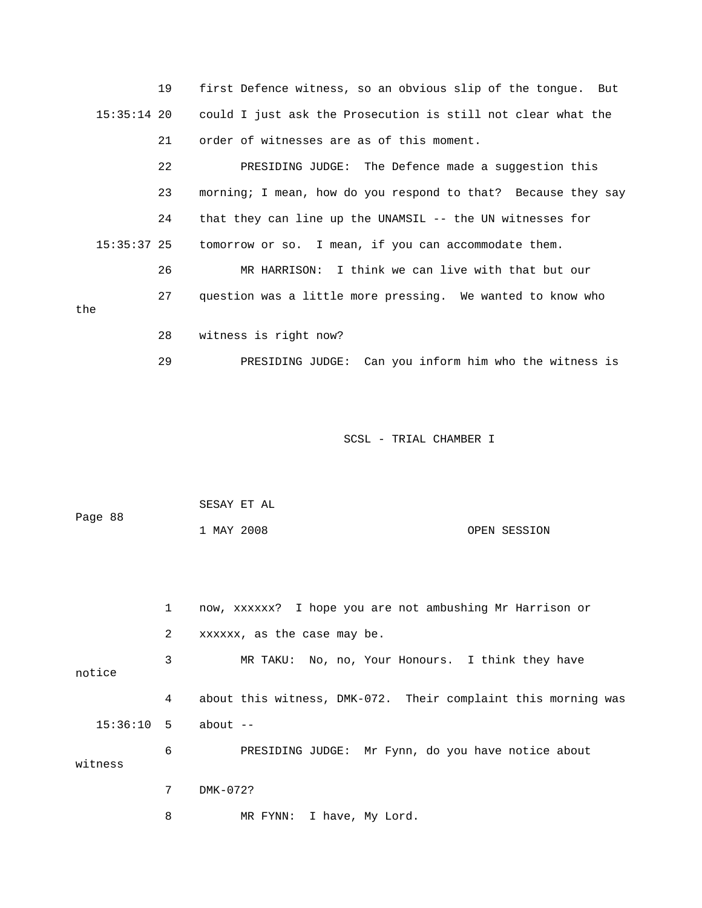19 first Defence witness, so an obvious slip of the tongue. But

15:35:14 20 could I just ask the Prosecution is still not clear what the

21 order of witnesses are as of this moment.

22 PRESIDING JUDGE: The Defence made a suggestion this

23 morning; I mean, how do you respond to that? Because they say

24 that they can line up the UNAMSIL -- the UN witnesses for

15:35:37 25 tomorrow or so. I mean, if you can accommodate them.

26 MR HARRISON: I think we can live with that but our

27 question was a little more pressing. We wanted to know who the

28 witness is right now?

29 PRESIDING JUDGE: Can you inform him who the witness is

1 now, xxxxxx? I hope you are not ambushing Mr Harrison or

2 xxxxxx, as the case may be.

3 MR TAKU: No, no, Your Honours. I think they have notice

4 about this witness, DMK-072. Their complaint this morning was

15:36:10 5 about --

6 PRESIDING JUDGE: Mr Fynn, do you have notice about witness

7 DMK-072?

8 MR FYNN: I have, My Lord.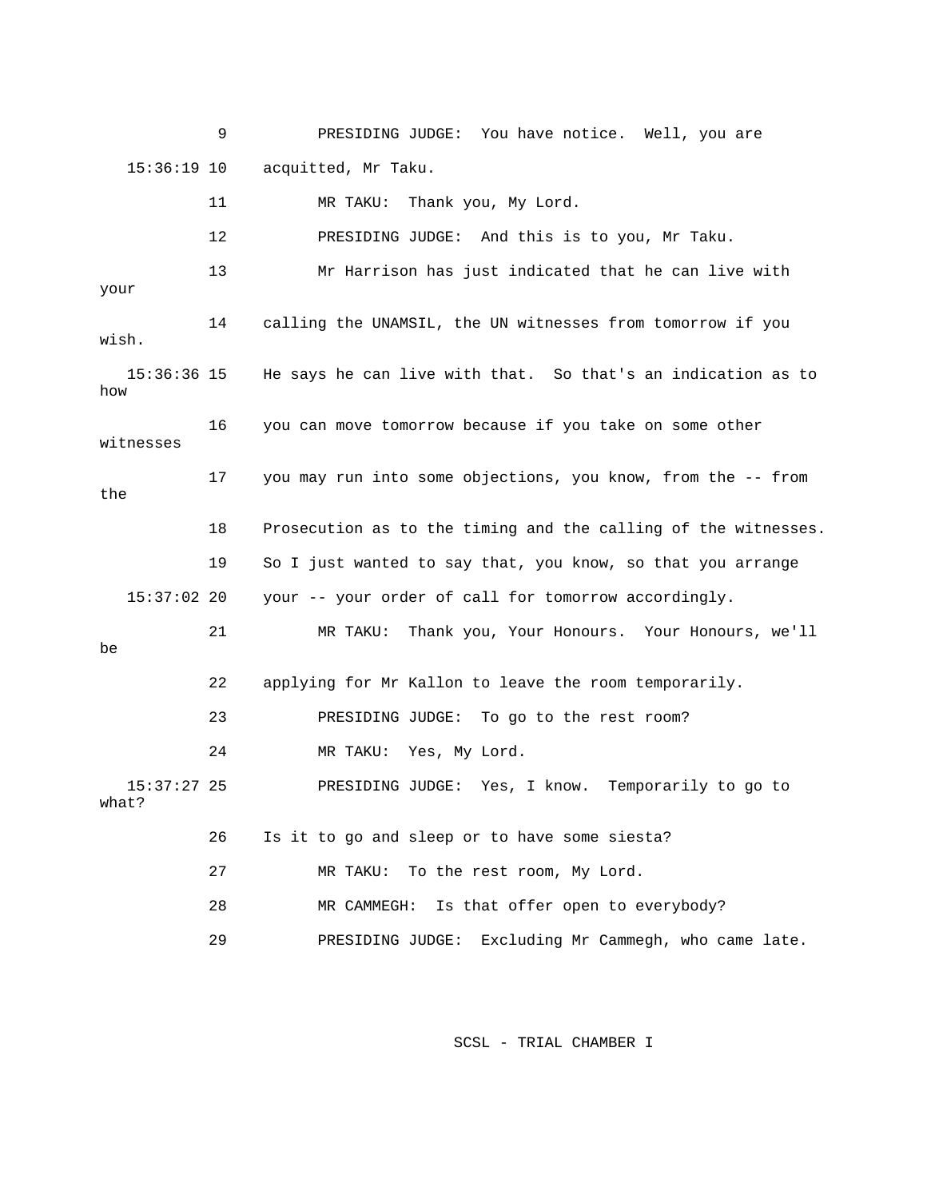PRESIDING JUDGE: You have notice. Well, you are acquitted, Mr Taku.

MR TAKU: Thank you, My Lord.

PRESIDING JUDGE: And this is to you, Mr Taku. Mr Harrison has just indicated that he can live with your calling the UNAMSIL, the UN witnesses from tomorrow if you wish. He says he can live with that. So that's an indication as to how you can move tomorrow because if you take on some other witnesses you may run into some objections, you know, from the -- from the Prosecution as to the timing and the calling of the witnesses. So I just wanted to say that, you know, so that you arrange your -- your order of call for tomorrow accordingly.

MR TAKU: Thank you, Your Honours. Your Honours, we'll be applying for Mr Kallon to leave the room temporarily.

PRESIDING JUDGE: To go to the rest room?

MR TAKU: Yes, My Lord.

PRESIDING JUDGE: Yes, I know. Temporarily to go to what? Is it to go and sleep or to have some siesta?

MR TAKU: To the rest room, My Lord.

MR CAMMEGH: Is that offer open to everybody?

PRESIDING JUDGE: Excluding Mr Cammegh, who came late.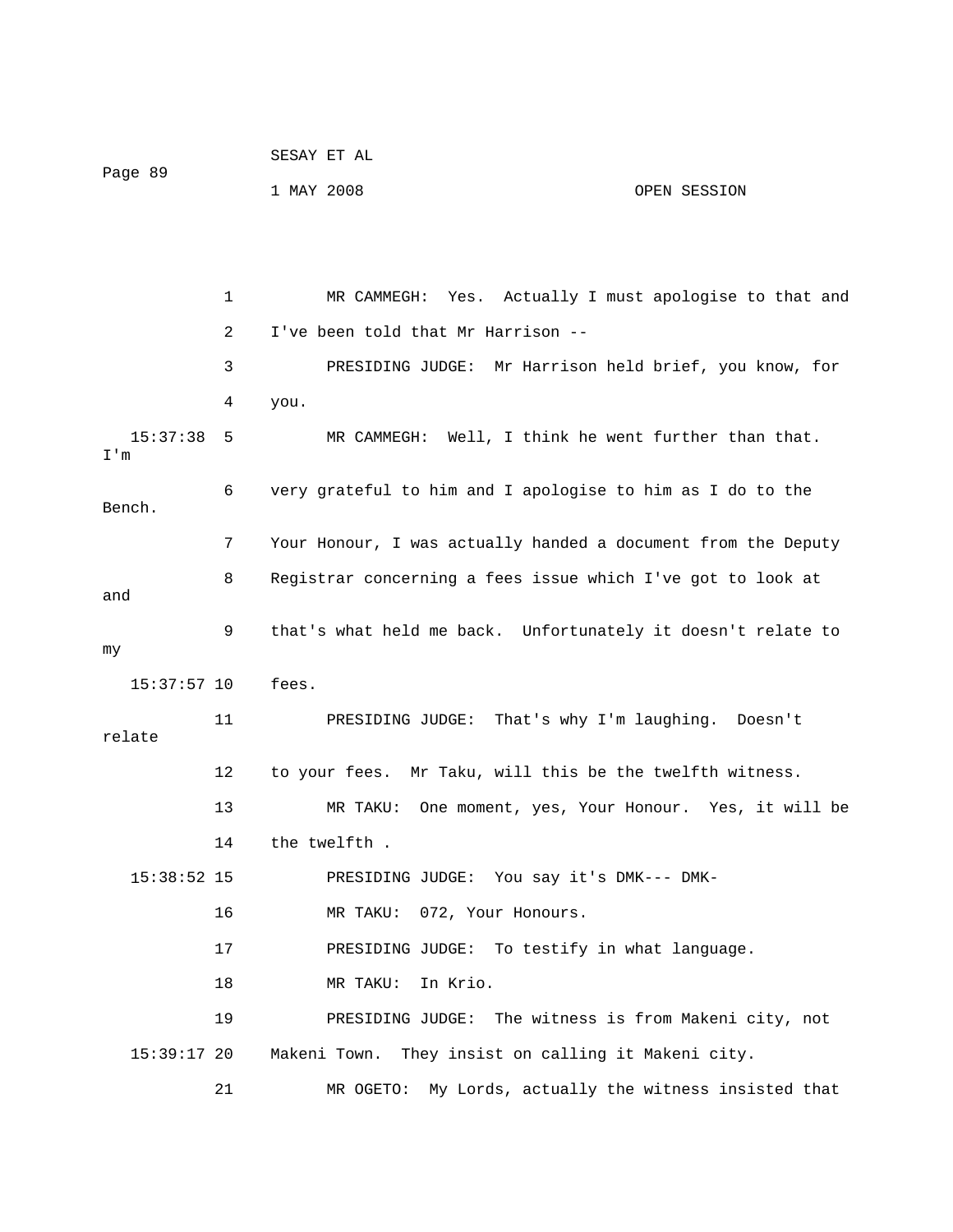1 MR CAMMEGH: Yes. Actually I must apologise to that and

2 I've been told that Mr Harrison --

3 PRESIDING JUDGE: Mr Harrison held brief, you know, for

4 you.

15:37:38 5 MR CAMMEGH: Well, I think he went further than that. I'm

6 very grateful to him and I apologise to him as I do to the Bench.

7 Your Honour, I was actually handed a document from the Deputy

8 Registrar concerning a fees issue which I've got to look at and

9 that's what held me back. Unfortunately it doesn't relate to my

15:37:57 10 fees.

11 PRESIDING JUDGE: That's why I'm laughing. Doesn't relate

12 to your fees. Mr Taku, will this be the twelfth witness.

13 MR TAKU: One moment, yes, Your Honour. Yes, it will be

14 the twelfth .

15:38:52 15 PRESIDING JUDGE: You say it's DMK--- DMK-

16 MR TAKU: 072, Your Honours.

17 PRESIDING JUDGE: To testify in what language.

18 MR TAKU: In Krio.

19 PRESIDING JUDGE: The witness is from Makeni city, not

15:39:17 20 Makeni Town. They insist on calling it Makeni city.

21 MR OGETO: My Lords, actually the witness insisted that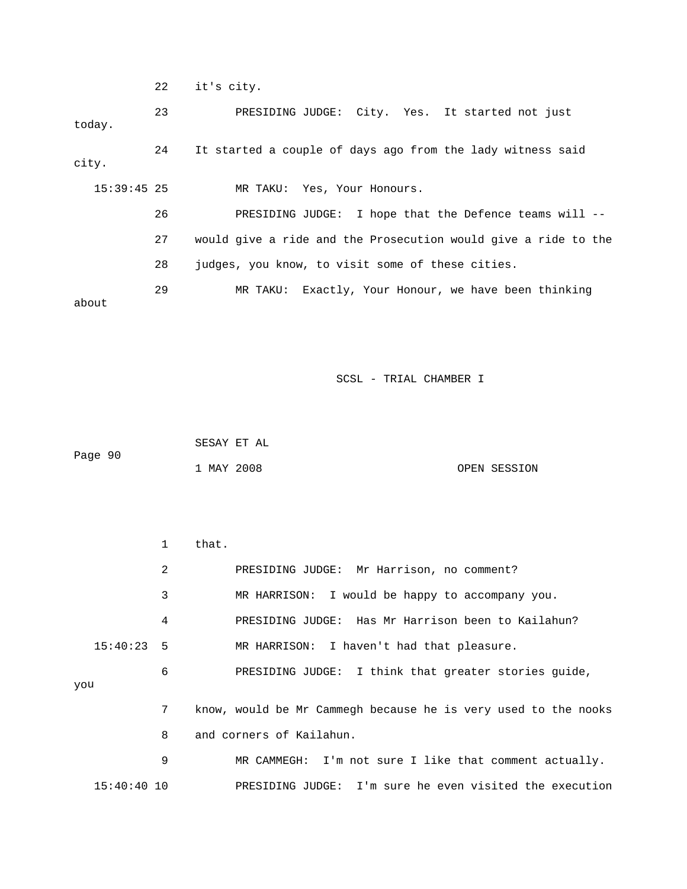22 it's city.

23 PRESIDING JUDGE: City. Yes. It started not just today.

24 It started a couple of days ago from the lady witness said city.

15:39:45 25 MR TAKU: Yes, Your Honours.

26 PRESIDING JUDGE: I hope that the Defence teams will --

27 would give a ride and the Prosecution would give a ride to the

28 judges, you know, to visit some of these cities.

29 MR TAKU: Exactly, Your Honour, we have been thinking about

1 that.

2 PRESIDING JUDGE: Mr Harrison, no comment?

3 MR HARRISON: I would be happy to accompany you.

4 PRESIDING JUDGE: Has Mr Harrison been to Kailahun?

15:40:23 5 MR HARRISON: I haven't had that pleasure.

6 PRESIDING JUDGE: I think that greater stories guide, you

7 know, would be Mr Cammegh because he is very used to the nooks

8 and corners of Kailahun.

9 MR CAMMEGH: I'm not sure I like that comment actually.

15:40:40 10 PRESIDING JUDGE: I'm sure he even visited the execution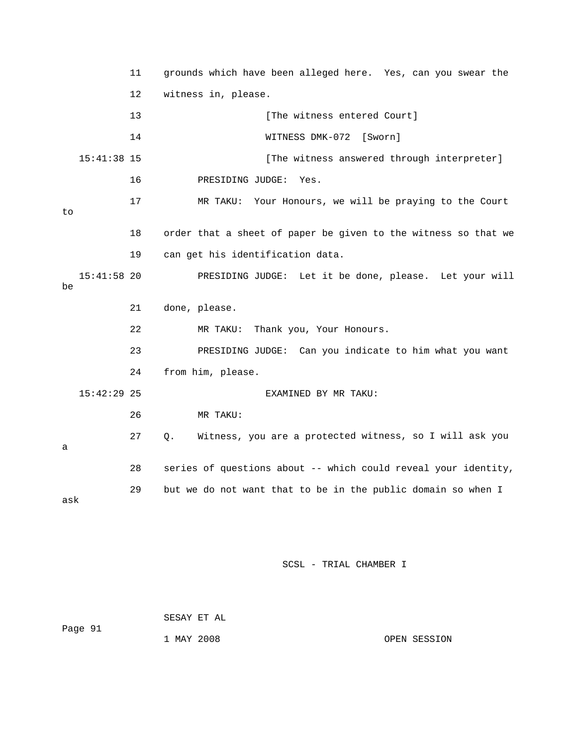11 grounds which have been alleged here. Yes, can you swear the

12 witness in, please.

13 [The witness entered Court]

14 WITNESS DMK-072 [Sworn]

15:41:38 15 [The witness answered through interpreter]

16 PRESIDING JUDGE: Yes.

17 MR TAKU: Your Honours, we will be praying to the Court to

18 order that a sheet of paper be given to the witness so that we

19 can get his identification data.

15:41:58 20 PRESIDING JUDGE: Let it be done, please. Let your will be

21 done, please.

22 MR TAKU: Thank you, Your Honours.

23 PRESIDING JUDGE: Can you indicate to him what you want

24 from him, please.

15:42:29 25 EXAMINED BY MR TAKU:

26 MR TAKU:

27 Q. Witness, you are a protected witness, so I will ask you a

28 series of questions about -- which could reveal your identity,

29 but we do not want that to be in the public domain so when I ask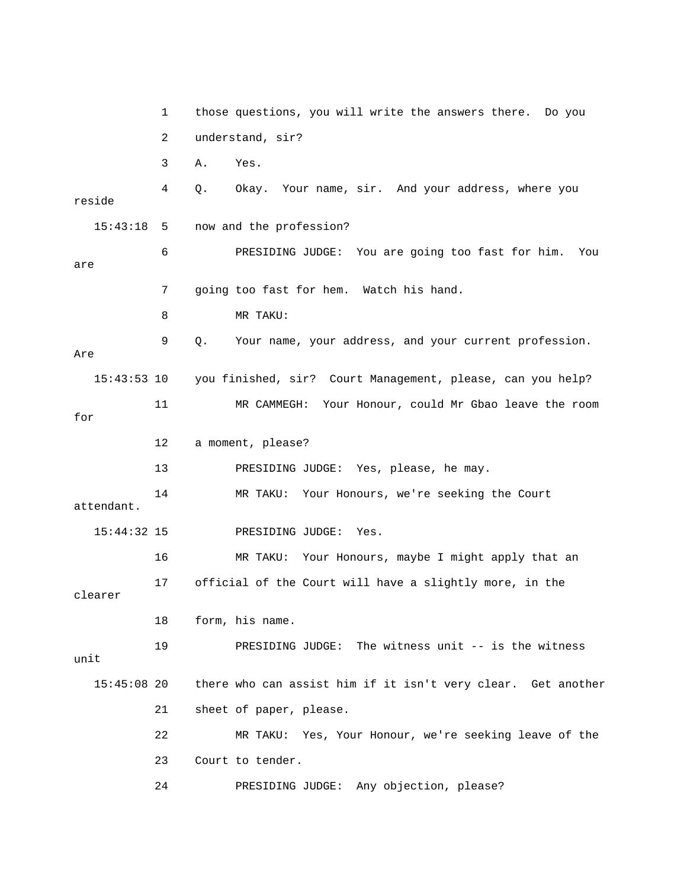1 those questions, you will write the answers there. Do you

2 understand, sir?

3 A. Yes.

4 Q. Okay. Your name, sir. And your address, where you reside

15:43:18 5 now and the profession?

6 PRESIDING JUDGE: You are going too fast for him. You are

7 going too fast for hem. Watch his hand.

8 MR TAKU:

9 Q. Your name, your address, and your current profession. Are

15:43:53 10 you finished, sir? Court Management, please, can you help?

11 MR CAMMEGH: Your Honour, could Mr Gbao leave the room for

12 a moment, please?

13 PRESIDING JUDGE: Yes, please, he may.

14 MR TAKU: Your Honours, we're seeking the Court attendant.

15:44:32 15 PRESIDING JUDGE: Yes.

16 MR TAKU: Your Honours, maybe I might apply that an

17 official of the Court will have a slightly more, in the clearer

18 form, his name.

19 PRESIDING JUDGE: The witness unit -- is the witness unit

15:45:08 20 there who can assist him if it isn't very clear. Get another

21 sheet of paper, please.

22 MR TAKU: Yes, Your Honour, we're seeking leave of the

23 Court to tender.

24 PRESIDING JUDGE: Any objection, please?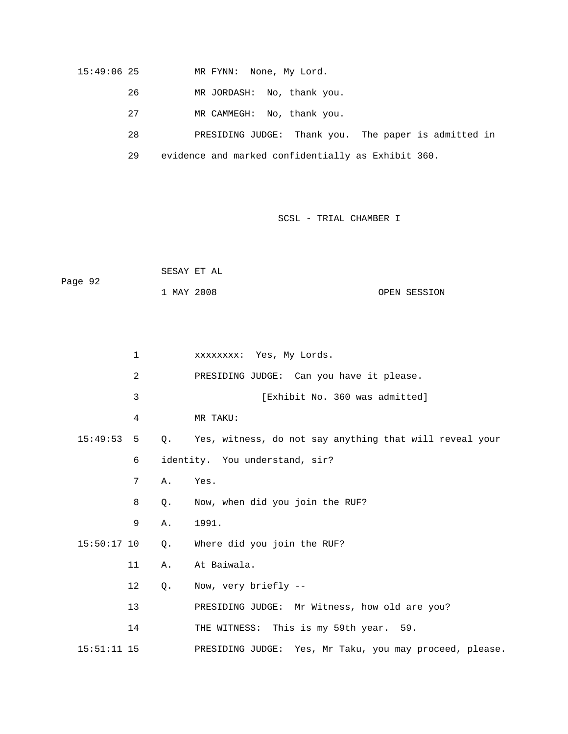15:49:06 25 MR FYNN: None, My Lord.

26 MR JORDASH: No, thank you.

27 MR CAMMEGH: No, thank you.

28 PRESIDING JUDGE: Thank you. The paper is admitted in

29 evidence and marked confidentially as Exhibit 360.

1 xxxxxxxx: Yes, My Lords.

2 PRESIDING JUDGE: Can you have it please.

3 [Exhibit No. 360 was admitted]

4 MR TAKU:

15:49:53 5 Q. Yes, witness, do not say anything that will reveal your

6 identity. You understand, sir?

7 A. Yes.

8 Q. Now, when did you join the RUF?

9 A. 1991.

15:50:17 10 Q. Where did you join the RUF?

11 A. At Baiwala.

12 Q. Now, very briefly --

13 PRESIDING JUDGE: Mr Witness, how old are you?

14 THE WITNESS: This is my 59th year. 59.

15:51:11 15 PRESIDING JUDGE: Yes, Mr Taku, you may proceed, please.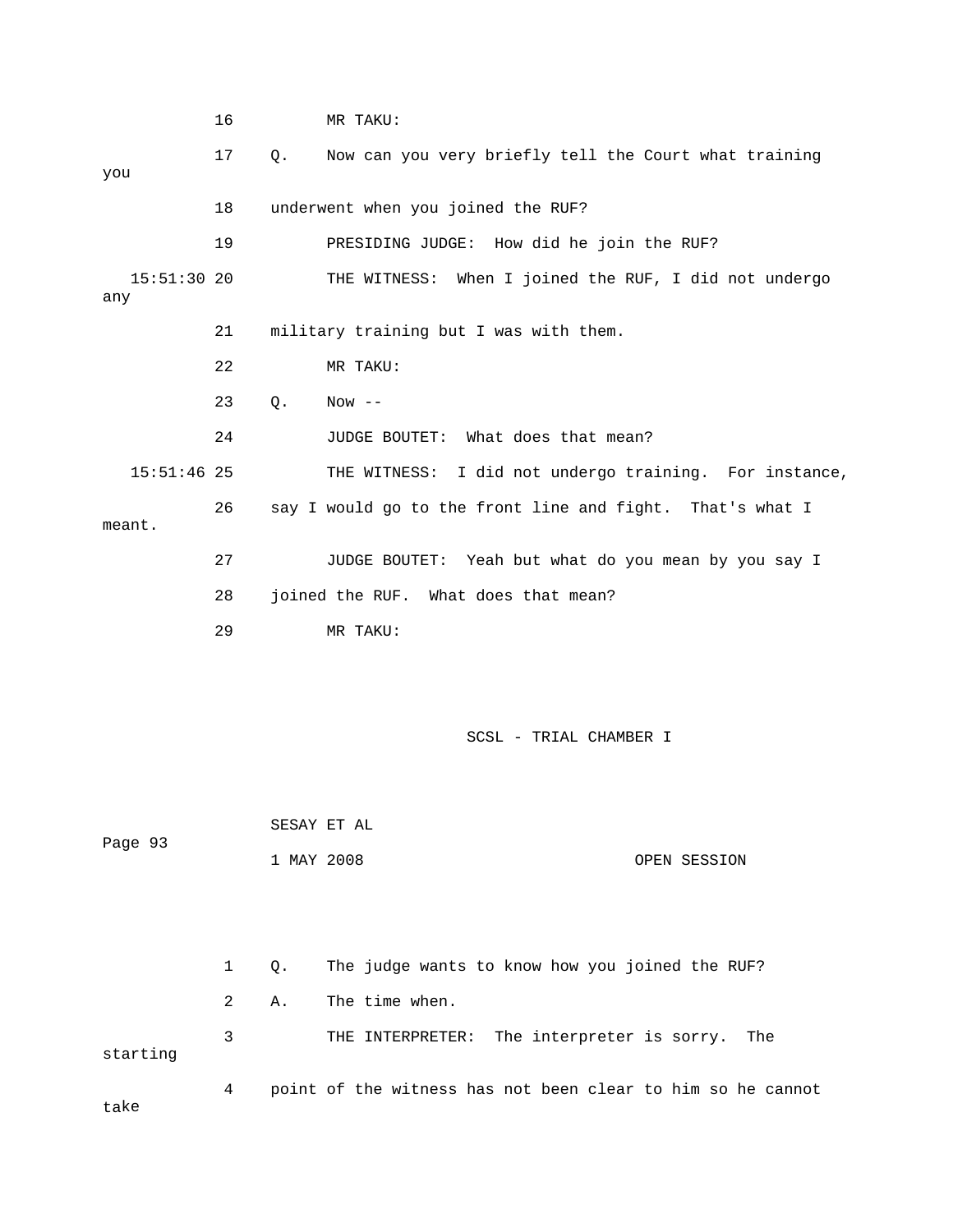16 MR TAKU:

17 Q. Now can you very briefly tell the Court what training you

18 underwent when you joined the RUF?

19 PRESIDING JUDGE: How did he join the RUF?

15:51:30 20 THE WITNESS: When I joined the RUF, I did not undergo any

21 military training but I was with them.

22 MR TAKU:

23 Q. Now --

24 JUDGE BOUTET: What does that mean?

15:51:46 25 THE WITNESS: I did not undergo training. For instance,

26 say I would go to the front line and fight. That's what I meant.

27 JUDGE BOUTET: Yeah but what do you mean by you say I

28 joined the RUF. What does that mean?

29 MR TAKU:

SCSL - TRIAL CHAMBER I

SESAY ET AL

Page 93

1 MAY 2008 OPEN SESSION

1 Q. The judge wants to know how you joined the RUF?

2 A. The time when.

3 THE INTERPRETER: The interpreter is sorry. The starting

4 point of the witness has not been clear to him so he cannot take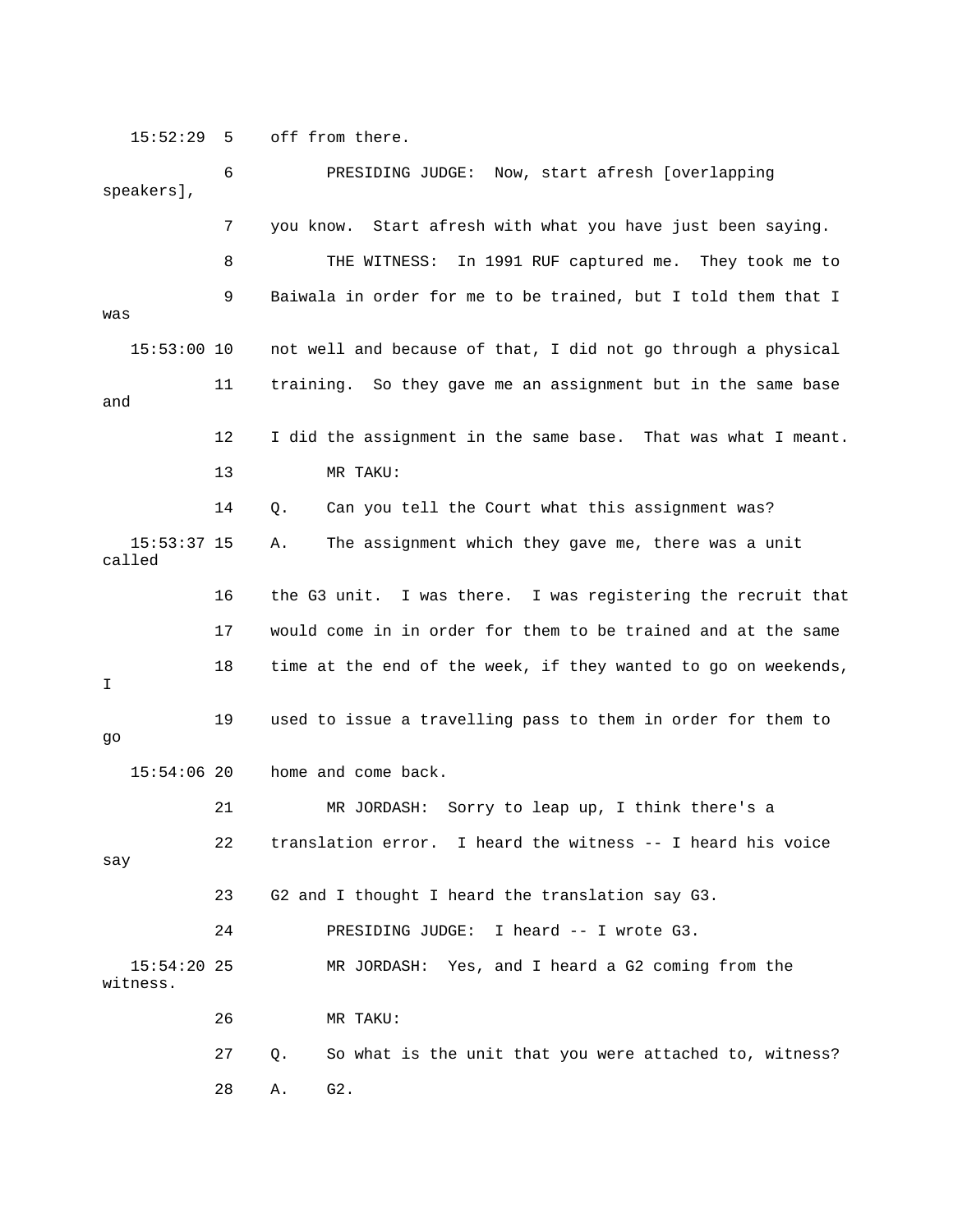15:52:29 5 off from there.

6 PRESIDING JUDGE: Now, start afresh [overlapping speakers],

7 you know. Start afresh with what you have just been saying.

8 THE WITNESS: In 1991 RUF captured me. They took me to

9 Baiwala in order for me to be trained, but I told them that I was

15:53:00 10 not well and because of that, I did not go through a physical

11 training. So they gave me an assignment but in the same base and

12 I did the assignment in the same base. That was what I meant.

13 MR TAKU:

14 Q. Can you tell the Court what this assignment was?

15:53:37 15 A. The assignment which they gave me, there was a unit called

16 the G3 unit. I was there. I was registering the recruit that

17 would come in in order for them to be trained and at the same

18 time at the end of the week, if they wanted to go on weekends, I

19 used to issue a travelling pass to them in order for them to go

15:54:06 20 home and come back.

21 MR JORDASH: Sorry to leap up, I think there's a

22 translation error. I heard the witness -- I heard his voice say

23 G2 and I thought I heard the translation say G3.

24 PRESIDING JUDGE: I heard -- I wrote G3.

15:54:20 25 MR JORDASH: Yes, and I heard a G2 coming from the witness.

26 MR TAKU:

27 Q. So what is the unit that you were attached to, witness?

28 A. G2.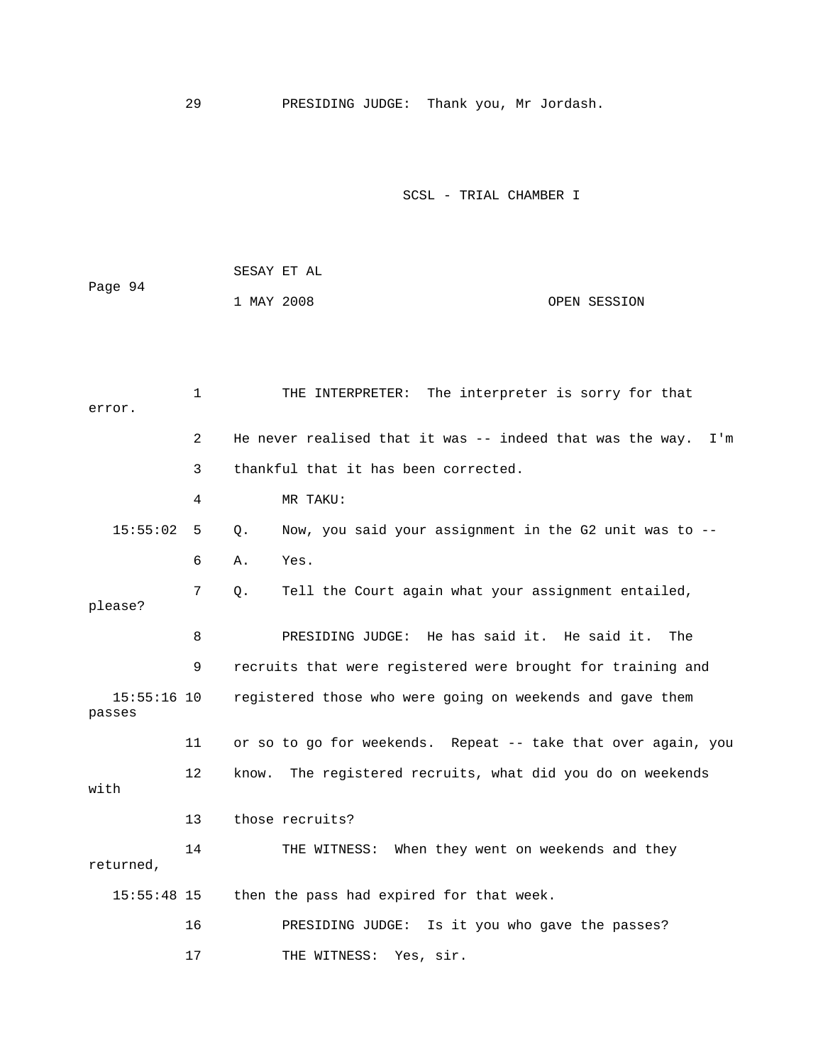29 PRESIDING JUDGE: Thank you, Mr Jordash.

SCSL - TRIAL CHAMBER I

SESAY ET AL

Page 94

1 MAY 2008 OPEN SESSION

1 THE INTERPRETER: The interpreter is sorry for that error.

2 He never realised that it was -- indeed that was the way. I'm

3 thankful that it has been corrected.

4 MR TAKU:

15:55:02 5 Q. Now, you said your assignment in the G2 unit was to --

6 A. Yes.

7 Q. Tell the Court again what your assignment entailed, please?

8 PRESIDING JUDGE: He has said it. He said it. The

9 recruits that were registered were brought for training and

15:55:16 10 registered those who were going on weekends and gave them passes

11 or so to go for weekends. Repeat -- take that over again, you

12 know. The registered recruits, what did you do on weekends with

13 those recruits?

14 THE WITNESS: When they went on weekends and they returned,

15:55:48 15 then the pass had expired for that week.

16 PRESIDING JUDGE: Is it you who gave the passes?

17 THE WITNESS: Yes, sir.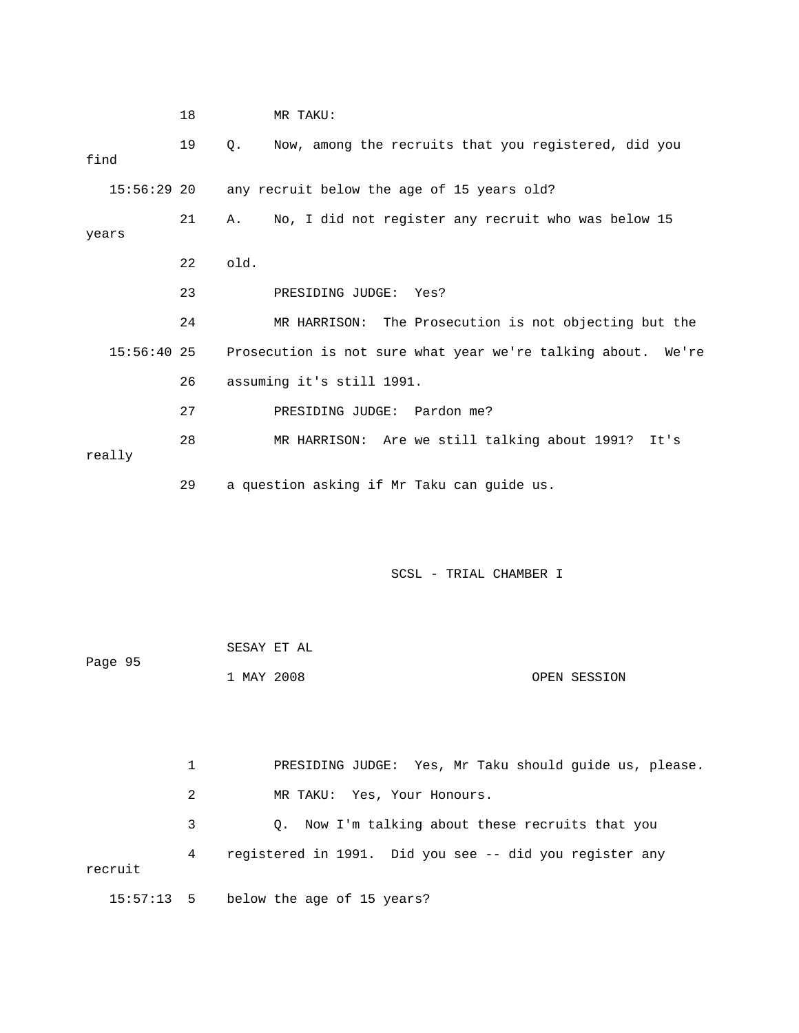18 MR TAKU:

19 Q. Now, among the recruits that you registered, did you find

15:56:29 20 any recruit below the age of 15 years old?

21 A. No, I did not register any recruit who was below 15 years

22 old.

23 PRESIDING JUDGE: Yes?

24 MR HARRISON: The Prosecution is not objecting but the

15:56:40 25 Prosecution is not sure what year we're talking about. We're

26 assuming it's still 1991.

27 PRESIDING JUDGE: Pardon me?

28 MR HARRISON: Are we still talking about 1991? It's really

29 a question asking if Mr Taku can guide us.

1 PRESIDING JUDGE: Yes, Mr Taku should guide us, please.

2 MR TAKU: Yes, Your Honours.

3 Q. Now I'm talking about these recruits that you

4 registered in 1991. Did you see -- did you register any recruit

15:57:13 5 below the age of 15 years?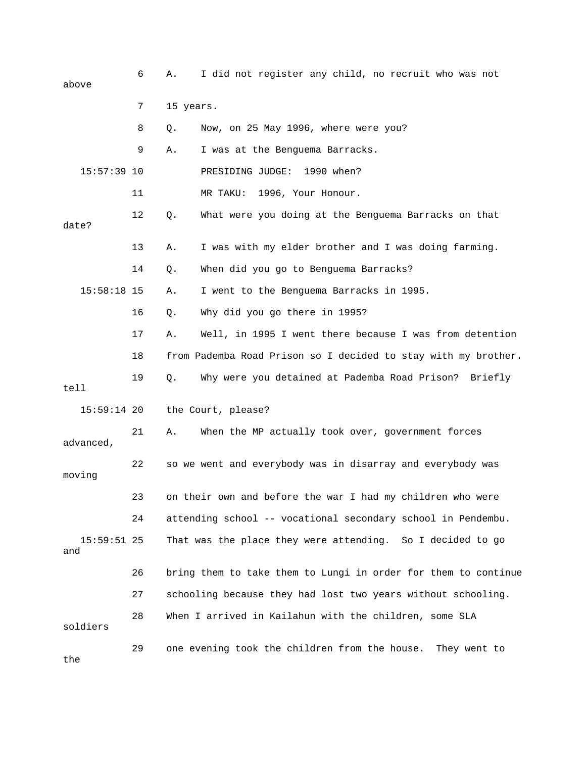6 A. I did not register any child, no recruit who was not above

7 15 years.

8 Q. Now, on 25 May 1996, where were you?

9 A. I was at the Benguema Barracks.

15:57:39 10 PRESIDING JUDGE: 1990 when?

11 MR TAKU: 1996, Your Honour.

12 Q. What were you doing at the Benguema Barracks on that date?

13 A. I was with my elder brother and I was doing farming.

14 Q. When did you go to Benguema Barracks?

15:58:18 15 A. I went to the Benguema Barracks in 1995.

16 Q. Why did you go there in 1995?

17 A. Well, in 1995 I went there because I was from detention

18 from Pademba Road Prison so I decided to stay with my brother.

19 Q. Why were you detained at Pademba Road Prison? Briefly tell

15:59:14 20 the Court, please?

21 A. When the MP actually took over, government forces advanced,

22 so we went and everybody was in disarray and everybody was moving

23 on their own and before the war I had my children who were

24 attending school -- vocational secondary school in Pendembu.

15:59:51 25 That was the place they were attending. So I decided to go and

26 bring them to take them to Lungi in order for them to continue

27 schooling because they had lost two years without schooling.

28 When I arrived in Kailahun with the children, some SLA soldiers

29 one evening took the children from the house. They went to the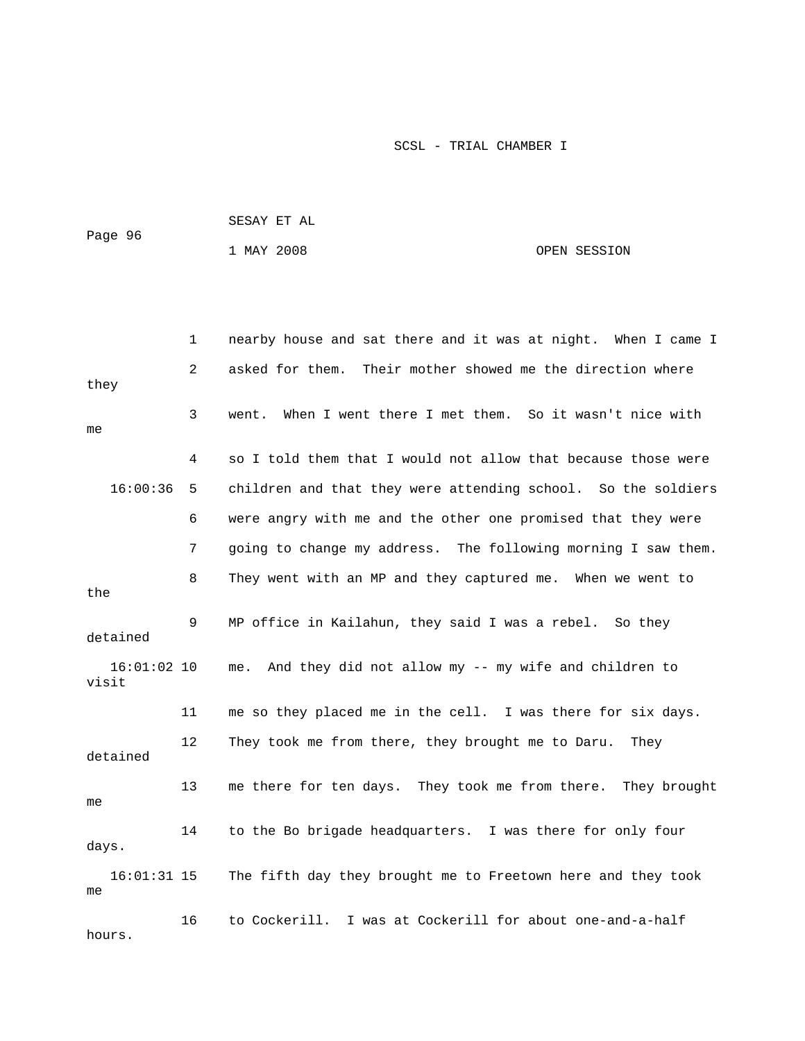1 nearby house and sat there and it was at night. When I came I
2 asked for them. Their mother showed me the direction where they
3 went. When I went there I met them. So it wasn't nice with me
4 so I told them that I would not allow that because those were
16:00:36 5 children and that they were attending school. So the soldiers
6 were angry with me and the other one promised that they were
7 going to change my address. The following morning I saw them.
8 They went with an MP and they captured me. When we went to the
9 MP office in Kailahun, they said I was a rebel. So they detained
16:01:02 10 me. And they did not allow my -- my wife and children to visit
11 me so they placed me in the cell. I was there for six days.
12 They took me from there, they brought me to Daru. They detained
13 me there for ten days. They took me from there. They brought me
14 to the Bo brigade headquarters. I was there for only four days.
16:01:31 15 The fifth day they brought me to Freetown here and they took me
16 to Cockerill. I was at Cockerill for about one-and-a-half hours.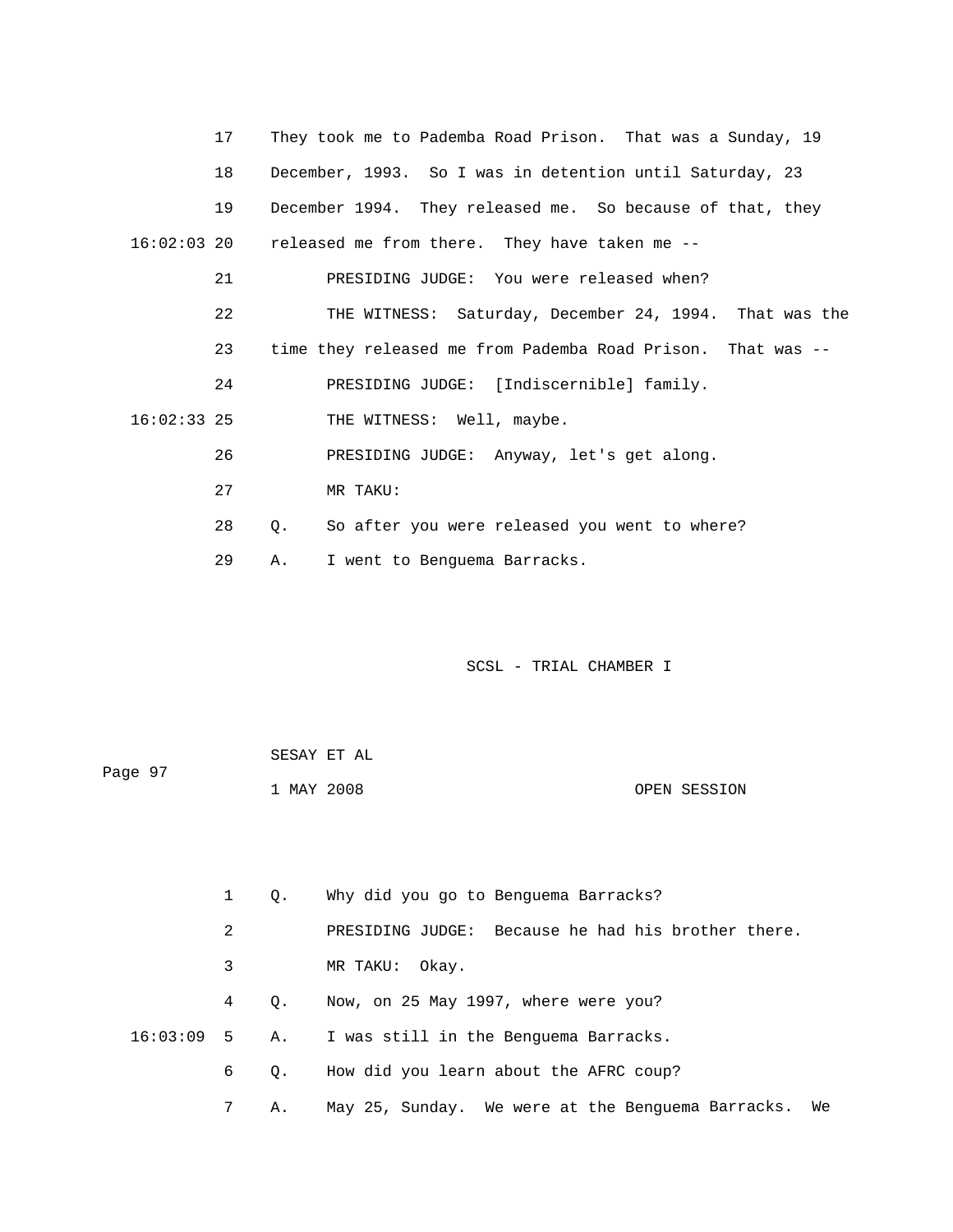17 They took me to Pademba Road Prison. That was a Sunday, 19

18 December, 1993. So I was in detention until Saturday, 23

19 December 1994. They released me. So because of that, they

16:02:03 20 released me from there. They have taken me --

21 PRESIDING JUDGE: You were released when?

22 THE WITNESS: Saturday, December 24, 1994. That was the

23 time they released me from Pademba Road Prison. That was --

24 PRESIDING JUDGE: [Indiscernible] family.

16:02:33 25 THE WITNESS: Well, maybe.

26 PRESIDING JUDGE: Anyway, let's get along.

27 MR TAKU:

28 Q. So after you were released you went to where?

29 A. I went to Benguema Barracks.

SCSL - TRIAL CHAMBER I

SESAY ET AL

Page 97

1 MAY 2008 OPEN SESSION

1 Q. Why did you go to Benguema Barracks?

2 PRESIDING JUDGE: Because he had his brother there.

3 MR TAKU: Okay.

4 Q. Now, on 25 May 1997, where were you?

16:03:09 5 A. I was still in the Benguema Barracks.

6 Q. How did you learn about the AFRC coup?

7 A. May 25, Sunday. We were at the Benguema Barracks. We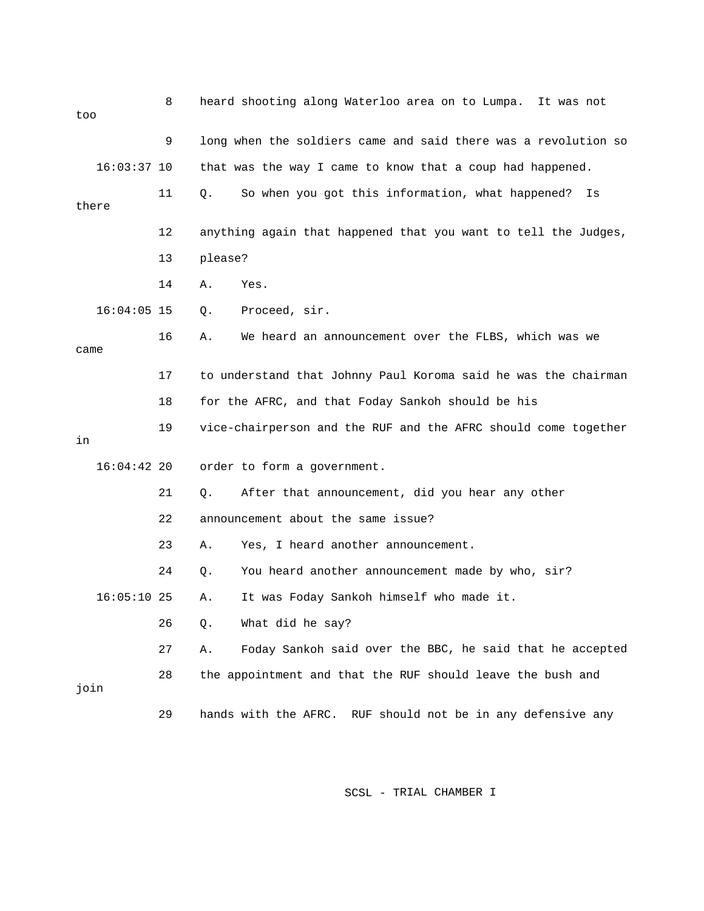8 heard shooting along Waterloo area on to Lumpa. It was not too

9 long when the soldiers came and said there was a revolution so

16:03:37 10 that was the way I came to know that a coup had happened.

11 Q. So when you got this information, what happened? Is there

12 anything again that happened that you want to tell the Judges,

13 please?

14 A. Yes.

16:04:05 15 Q. Proceed, sir.

16 A. We heard an announcement over the FLBS, which was we came

17 to understand that Johnny Paul Koroma said he was the chairman

18 for the AFRC, and that Foday Sankoh should be his

19 vice-chairperson and the RUF and the AFRC should come together in

16:04:42 20 order to form a government.

21 Q. After that announcement, did you hear any other

22 announcement about the same issue?

23 A. Yes, I heard another announcement.

24 Q. You heard another announcement made by who, sir?

16:05:10 25 A. It was Foday Sankoh himself who made it.

26 Q. What did he say?

27 A. Foday Sankoh said over the BBC, he said that he accepted

28 the appointment and that the RUF should leave the bush and join

29 hands with the AFRC. RUF should not be in any defensive any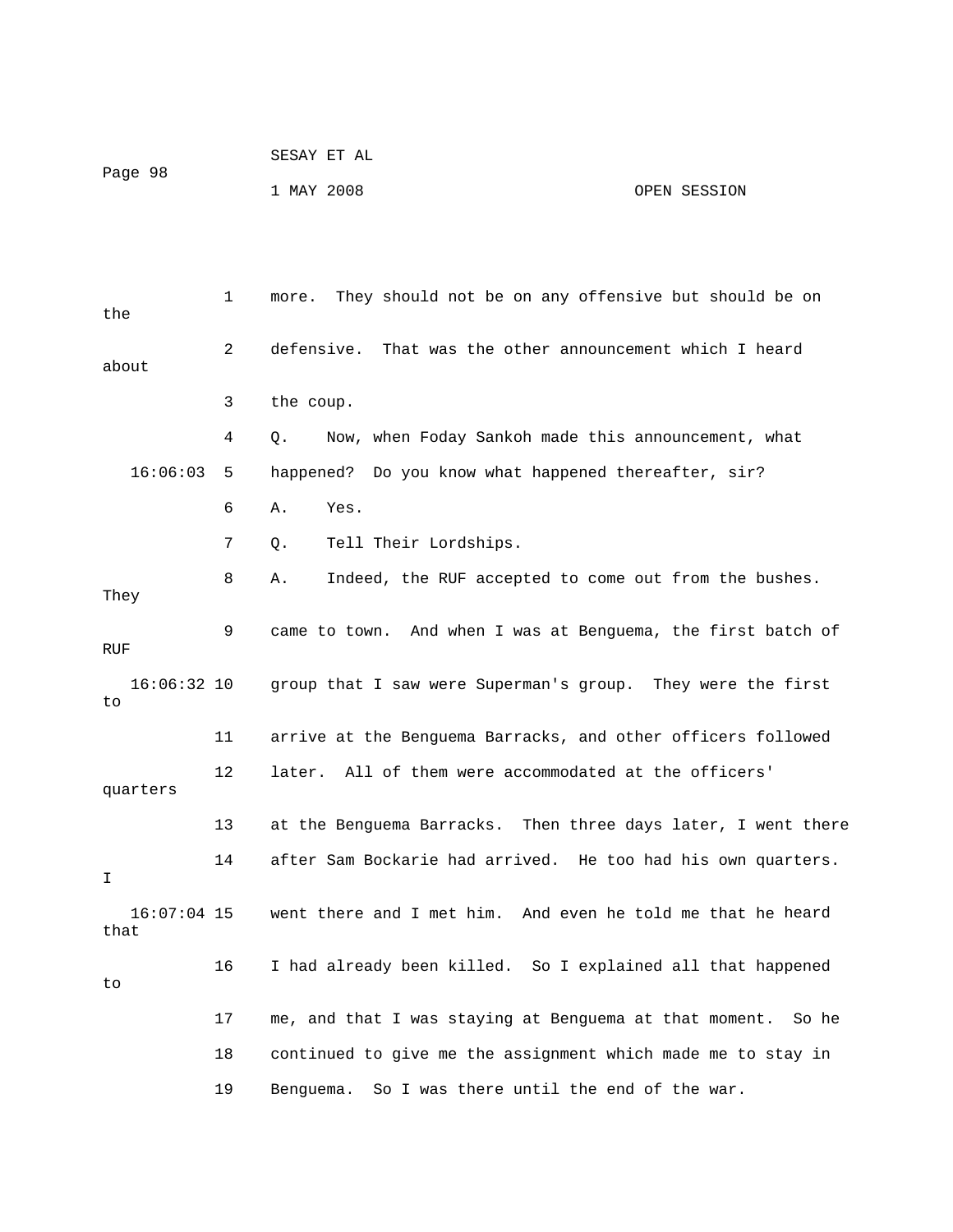more. They should not be on any offensive but should be on the defensive. That was the other announcement which I heard about the coup.

Q. Now, when Foday Sankoh made this announcement, what happened? Do you know what happened thereafter, sir?

A. Yes.

Q. Tell Their Lordships.

A. Indeed, the RUF accepted to come out from the bushes. They came to town. And when I was at Benguema, the first batch of RUF group that I saw were Superman's group. They were the first to arrive at the Benguema Barracks, and other officers followed later. All of them were accommodated at the officers' quarters at the Benguema Barracks. Then three days later, I went there after Sam Bockarie had arrived. He too had his own quarters. I went there and I met him. And even he told me that he heard that I had already been killed. So I explained all that happened to me, and that I was staying at Benguema at that moment. So he continued to give me the assignment which made me to stay in Benguema. So I was there until the end of the war.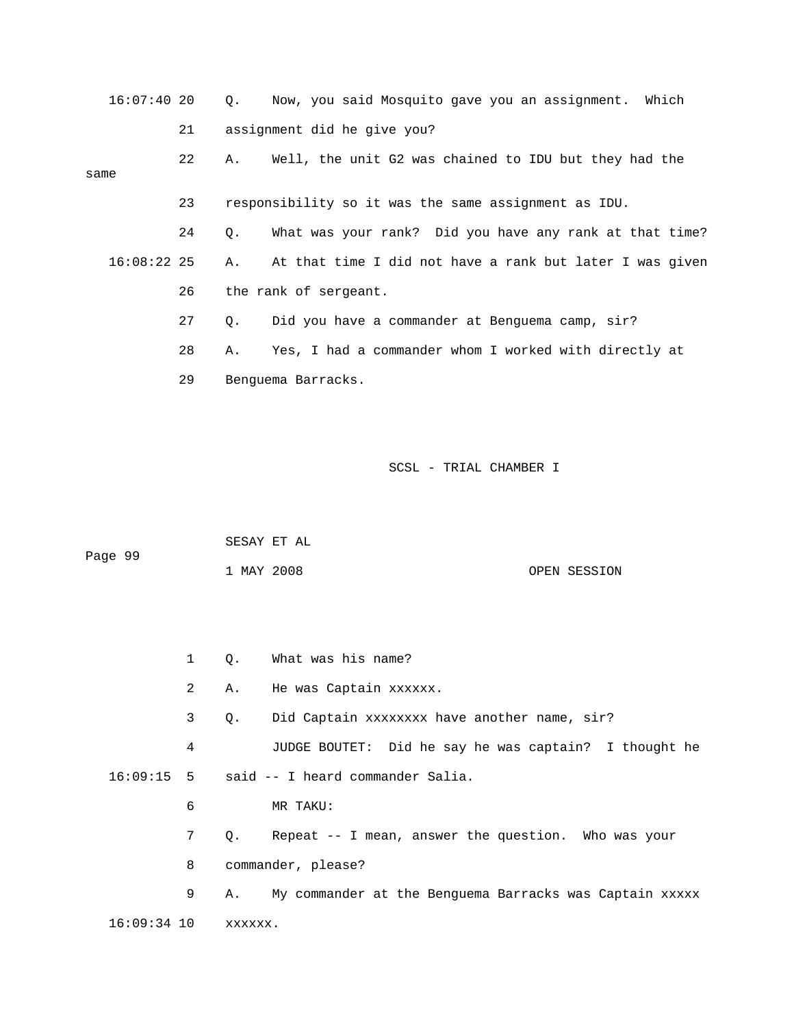16:07:40 20 Q. Now, you said Mosquito gave you an assignment. Which

21 assignment did he give you?

22 A. Well, the unit G2 was chained to IDU but they had the same

23 responsibility so it was the same assignment as IDU.

24 Q. What was your rank? Did you have any rank at that time?

16:08:22 25 A. At that time I did not have a rank but later I was given

26 the rank of sergeant.

27 Q. Did you have a commander at Benguema camp, sir?

28 A. Yes, I had a commander whom I worked with directly at

29 Benguema Barracks.

SCSL - TRIAL CHAMBER I

SESAY ET AL

Page 99

1 MAY 2008 OPEN SESSION

1 Q. What was his name?

2 A. He was Captain xxxxxx.

3 Q. Did Captain xxxxxxxx have another name, sir?

4 JUDGE BOUTET: Did he say he was captain? I thought he

16:09:15 5 said -- I heard commander Salia.

6 MR TAKU:

7 Q. Repeat -- I mean, answer the question. Who was your

8 commander, please?

9 A. My commander at the Benguema Barracks was Captain xxxxx

16:09:34 10 xxxxxx.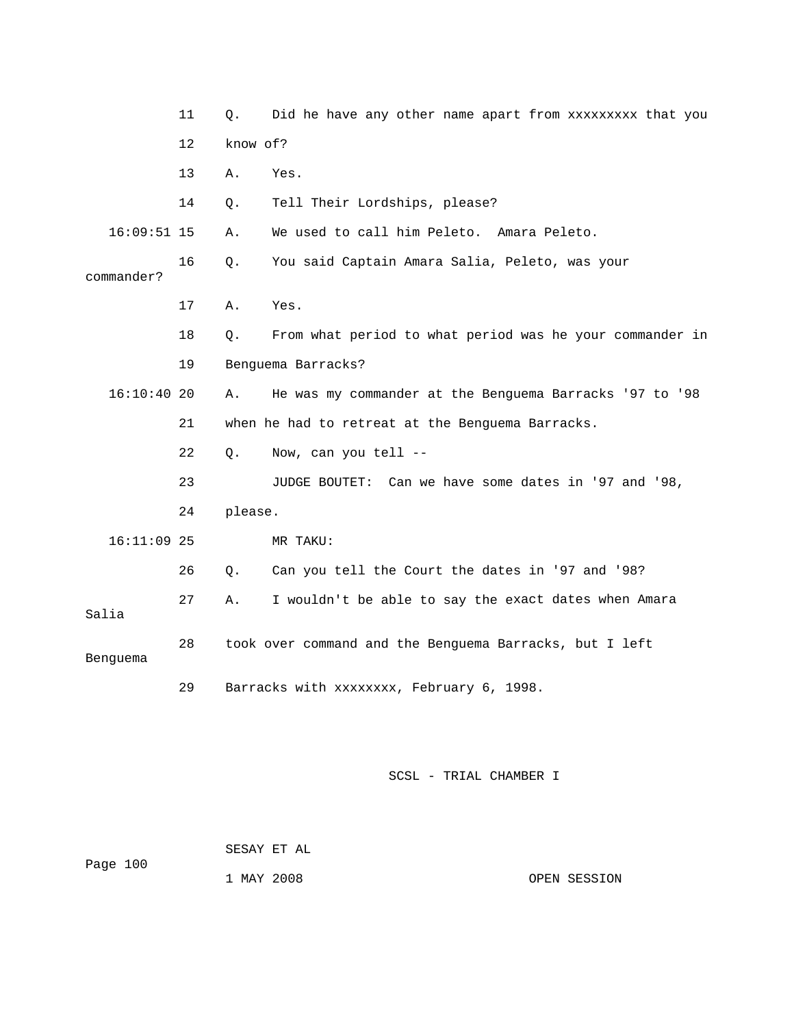11 Q. Did he have any other name apart from xxxxxxxxx that you

12 know of?

13 A. Yes.

14 Q. Tell Their Lordships, please?

16:09:51 15 A. We used to call him Peleto. Amara Peleto.

16 Q. You said Captain Amara Salia, Peleto, was your commander?

17 A. Yes.

18 Q. From what period to what period was he your commander in

19 Benguema Barracks?

16:10:40 20 A. He was my commander at the Benguema Barracks '97 to '98

21 when he had to retreat at the Benguema Barracks.

22 Q. Now, can you tell --

23 JUDGE BOUTET: Can we have some dates in '97 and '98,

24 please.

16:11:09 25 MR TAKU:

26 Q. Can you tell the Court the dates in '97 and '98?

27 A. I wouldn't be able to say the exact dates when Amara Salia

28 took over command and the Benguema Barracks, but I left Benguema

29 Barracks with xxxxxxxx, February 6, 1998.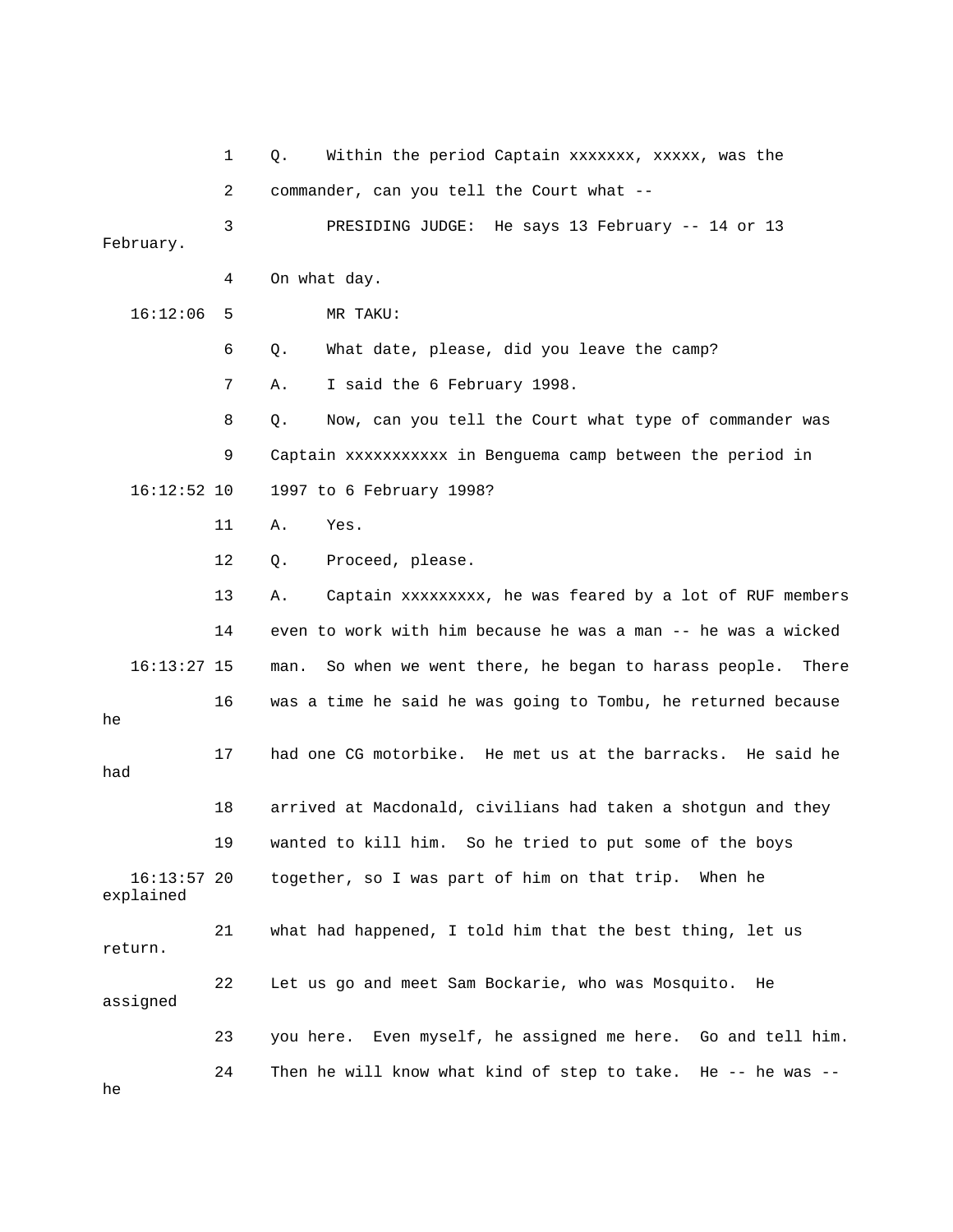1 Q. Within the period Captain xxxxxxx, xxxxx, was the

2 commander, can you tell the Court what --

3 PRESIDING JUDGE: He says 13 February -- 14 or 13 February.

4 On what day.

16:12:06 5 MR TAKU:

6 Q. What date, please, did you leave the camp?

7 A. I said the 6 February 1998.

8 Q. Now, can you tell the Court what type of commander was

9 Captain xxxxxxxxxxx in Benguema camp between the period in

16:12:52 10 1997 to 6 February 1998?

11 A. Yes.

12 Q. Proceed, please.

13 A. Captain xxxxxxxxx, he was feared by a lot of RUF members

14 even to work with him because he was a man -- he was a wicked

16:13:27 15 man. So when we went there, he began to harass people. There

16 was a time he said he was going to Tombu, he returned because he

17 had one CG motorbike. He met us at the barracks. He said he had

18 arrived at Macdonald, civilians had taken a shotgun and they

19 wanted to kill him. So he tried to put some of the boys

16:13:57 20 together, so I was part of him on that trip. When he explained

21 what had happened, I told him that the best thing, let us return.

22 Let us go and meet Sam Bockarie, who was Mosquito. He assigned

23 you here. Even myself, he assigned me here. Go and tell him.

24 Then he will know what kind of step to take. He -- he was -- he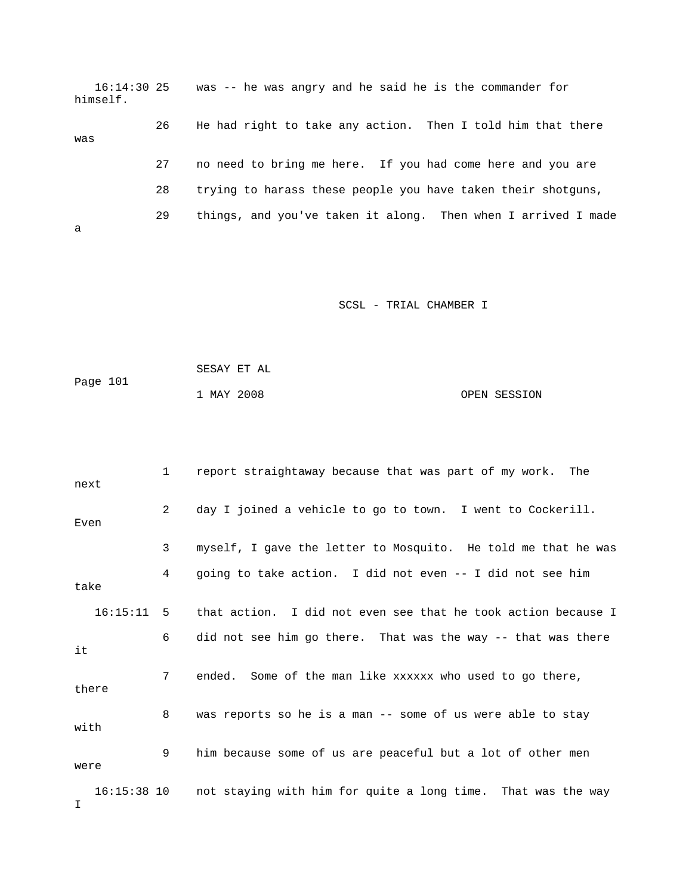16:14:30 25 was -- he was angry and he said he is the commander for himself.

26 He had right to take any action. Then I told him that there was

27 no need to bring me here. If you had come here and you are

28 trying to harass these people you have taken their shotguns,

29 things, and you've taken it along. Then when I arrived I made a

SCSL - TRIAL CHAMBER I

SESAY ET AL

1 MAY 2008 OPEN SESSION

1 report straightaway because that was part of my work. The next

2 day I joined a vehicle to go to town. I went to Cockerill. Even

3 myself, I gave the letter to Mosquito. He told me that he was

4 going to take action. I did not even -- I did not see him take

16:15:11 5 that action. I did not even see that he took action because I

6 did not see him go there. That was the way -- that was there it

7 ended. Some of the man like xxxxxx who used to go there, there

8 was reports so he is a man -- some of us were able to stay with

9 him because some of us are peaceful but a lot of other men were

16:15:38 10 not staying with him for quite a long time. That was the way I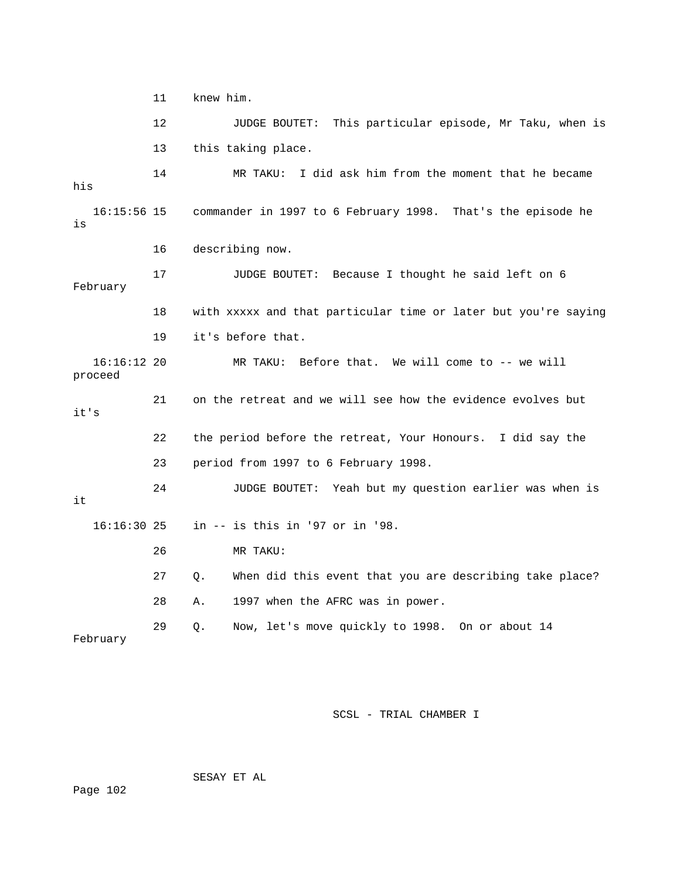11 knew him.

12 JUDGE BOUTET: This particular episode, Mr Taku, when is

13 this taking place.

14 MR TAKU: I did ask him from the moment that he became his

16:15:56 15 commander in 1997 to 6 February 1998. That's the episode he is

16 describing now.

17 JUDGE BOUTET: Because I thought he said left on 6 February

18 with xxxxx and that particular time or later but you're saying

19 it's before that.

16:16:12 20 MR TAKU: Before that. We will come to -- we will proceed

21 on the retreat and we will see how the evidence evolves but it's

22 the period before the retreat, Your Honours. I did say the

23 period from 1997 to 6 February 1998.

24 JUDGE BOUTET: Yeah but my question earlier was when is it

16:16:30 25 in -- is this in '97 or in '98.

26 MR TAKU:

27 Q. When did this event that you are describing take place?

28 A. 1997 when the AFRC was in power.

29 Q. Now, let's move quickly to 1998. On or about 14 February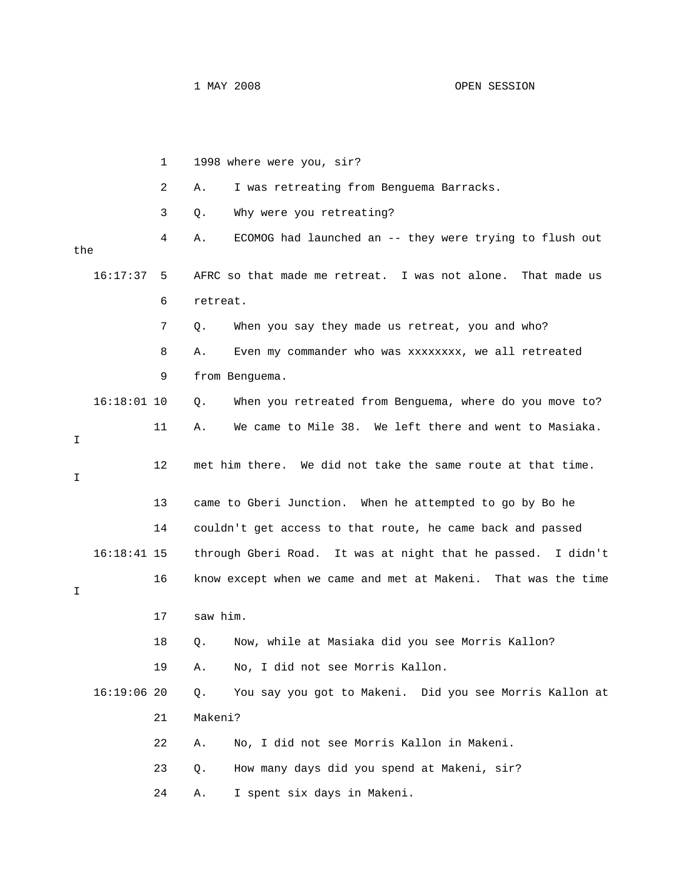1998 where were you, sir?

A. I was retreating from Benguema Barracks.

Q. Why were you retreating?

A. ECOMOG had launched an -- they were trying to flush out the AFRC so that made me retreat. I was not alone. That made us retreat.

Q. When you say they made us retreat, you and who?

A. Even my commander who was xxxxxxxx, we all retreated from Benguema.

Q. When you retreated from Benguema, where do you move to?

A. We came to Mile 38. We left there and went to Masiaka. I met him there. We did not take the same route at that time. I came to Gberi Junction. When he attempted to go by Bo he couldn't get access to that route, he came back and passed through Gberi Road. It was at night that he passed. I didn't know except when we came and met at Makeni. That was the time I saw him.

Q. Now, while at Masiaka did you see Morris Kallon?

A. No, I did not see Morris Kallon.

Q. You say you got to Makeni. Did you see Morris Kallon at Makeni?

A. No, I did not see Morris Kallon in Makeni.

Q. How many days did you spend at Makeni, sir?

A. I spent six days in Makeni.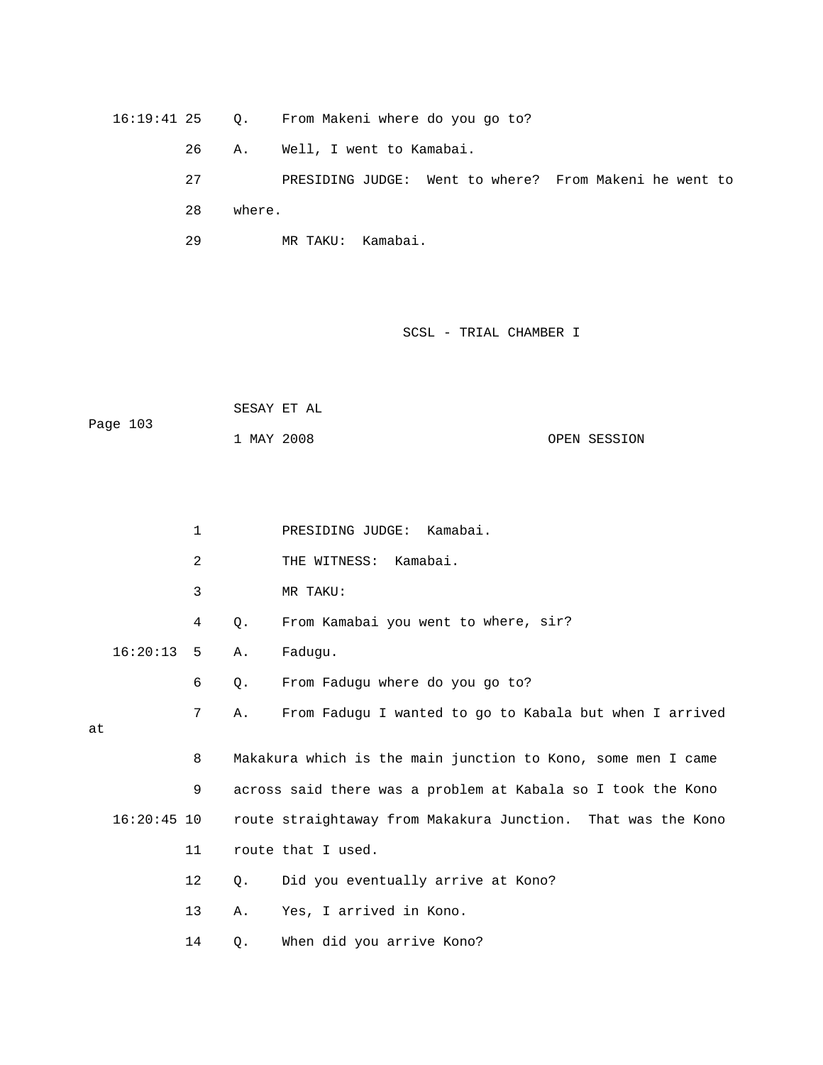16:19:41 25 Q. From Makeni where do you go to?

26 A. Well, I went to Kamabai.

27 PRESIDING JUDGE: Went to where? From Makeni he went to

28 where.

29 MR TAKU: Kamabai.

SCSL - TRIAL CHAMBER I

SESAY ET AL

Page 103

1 MAY 2008 OPEN SESSION

1 PRESIDING JUDGE: Kamabai.

2 THE WITNESS: Kamabai.

3 MR TAKU:

4 Q. From Kamabai you went to where, sir?

16:20:13 5 A. Fadugu.

6 Q. From Fadugu where do you go to?

7 A. From Fadugu I wanted to go to Kabala but when I arrived at

8 Makakura which is the main junction to Kono, some men I came

9 across said there was a problem at Kabala so I took the Kono

16:20:45 10 route straightaway from Makakura Junction. That was the Kono

11 route that I used.

12 Q. Did you eventually arrive at Kono?

13 A. Yes, I arrived in Kono.

14 Q. When did you arrive Kono?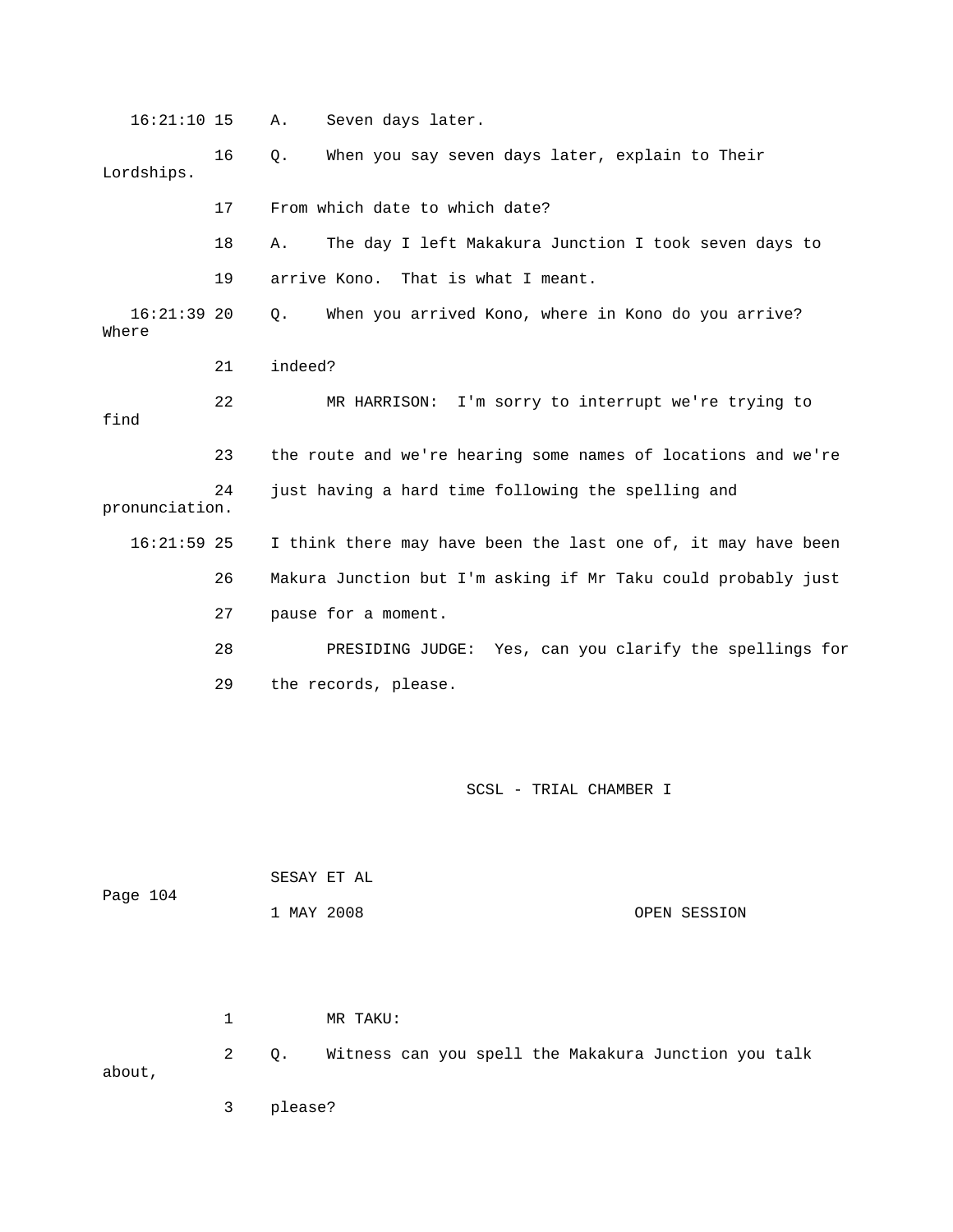16:21:10 15 A. Seven days later.

16 Q. When you say seven days later, explain to Their Lordships.

17 From which date to which date?

18 A. The day I left Makakura Junction I took seven days to

19 arrive Kono. That is what I meant.

16:21:39 20 Q. When you arrived Kono, where in Kono do you arrive? Where

21 indeed?

22 MR HARRISON: I'm sorry to interrupt we're trying to find

23 the route and we're hearing some names of locations and we're

24 just having a hard time following the spelling and pronunciation.

16:21:59 25 I think there may have been the last one of, it may have been

26 Makura Junction but I'm asking if Mr Taku could probably just

27 pause for a moment.

28 PRESIDING JUDGE: Yes, can you clarify the spellings for

29 the records, please.

1 MR TAKU:

2 Q. Witness can you spell the Makakura Junction you talk about,

3 please?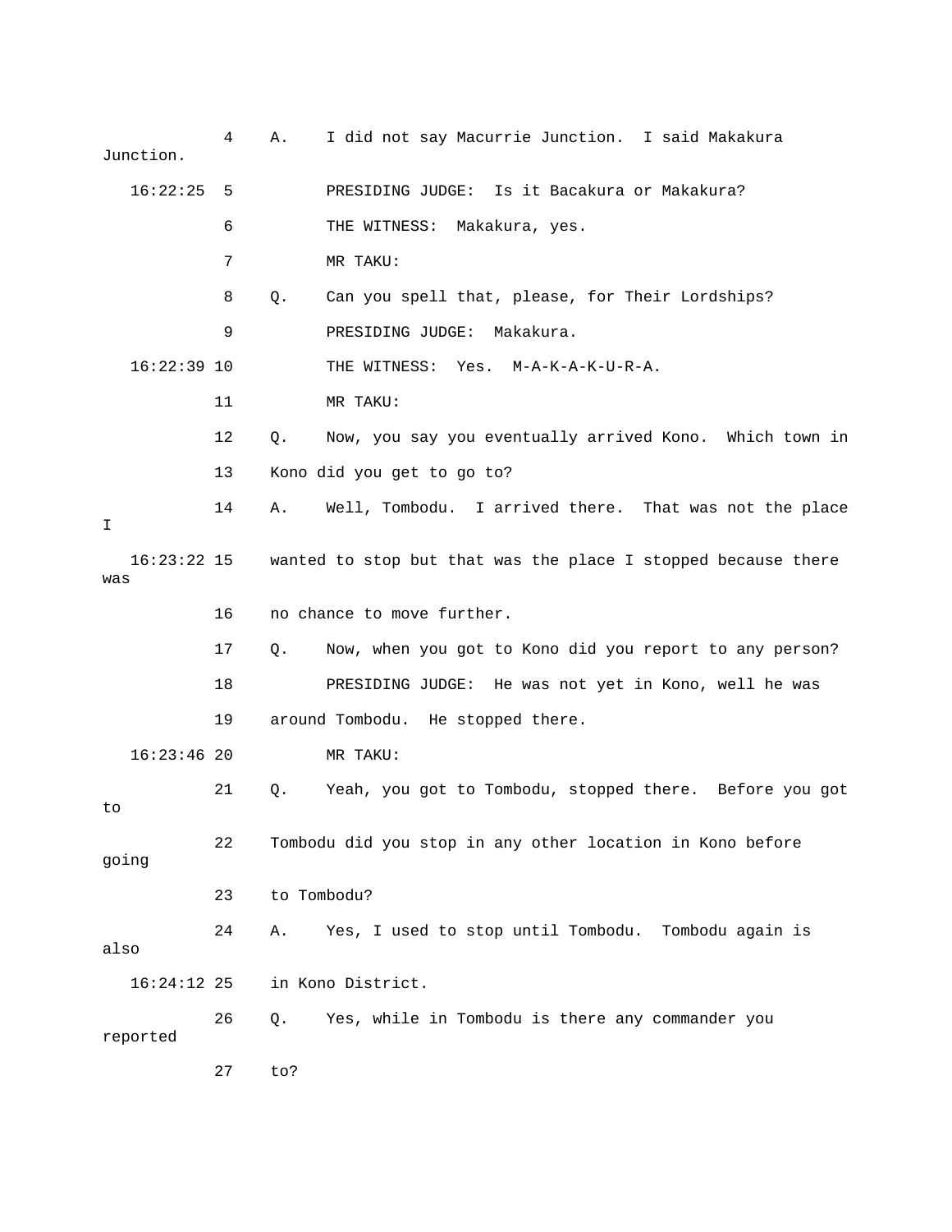A. I did not say Macurrie Junction. I said Makakura Junction.

PRESIDING JUDGE: Is it Bacakura or Makakura?

THE WITNESS: Makakura, yes.

MR TAKU:

Q. Can you spell that, please, for Their Lordships?

PRESIDING JUDGE: Makakura.

THE WITNESS: Yes. M-A-K-A-K-U-R-A.

MR TAKU:

Q. Now, you say you eventually arrived Kono. Which town in Kono did you get to go to?

A. Well, Tombodu. I arrived there. That was not the place I wanted to stop but that was the place I stopped because there was no chance to move further.

Q. Now, when you got to Kono did you report to any person?

PRESIDING JUDGE: He was not yet in Kono, well he was around Tombodu. He stopped there.

MR TAKU:

Q. Yeah, you got to Tombodu, stopped there. Before you got to Tombodu did you stop in any other location in Kono before going to Tombodu?

A. Yes, I used to stop until Tombodu. Tombodu again is also in Kono District.

Q. Yes, while in Tombodu is there any commander you reported to?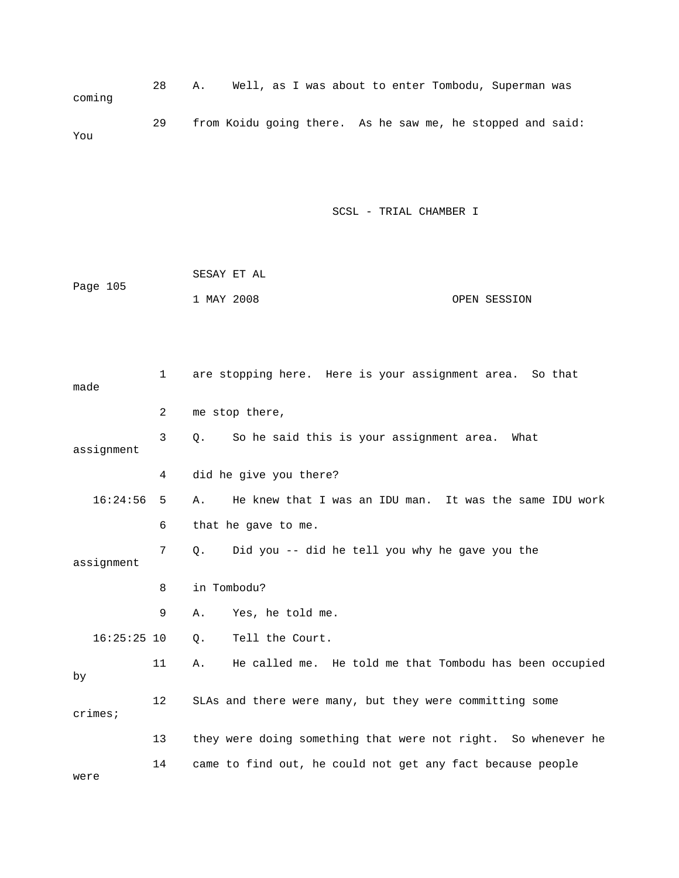28 A. Well, as I was about to enter Tombodu, Superman was coming

29 from Koidu going there. As he saw me, he stopped and said: You

1 are stopping here. Here is your assignment area. So that made

2 me stop there,

3 Q. So he said this is your assignment area. What assignment

4 did he give you there?

16:24:56 5 A. He knew that I was an IDU man. It was the same IDU work

6 that he gave to me.

7 Q. Did you -- did he tell you why he gave you the assignment

8 in Tombodu?

9 A. Yes, he told me.

16:25:25 10 Q. Tell the Court.

11 A. He called me. He told me that Tombodu has been occupied by

12 SLAs and there were many, but they were committing some crimes;

13 they were doing something that were not right. So whenever he

14 came to find out, he could not get any fact because people were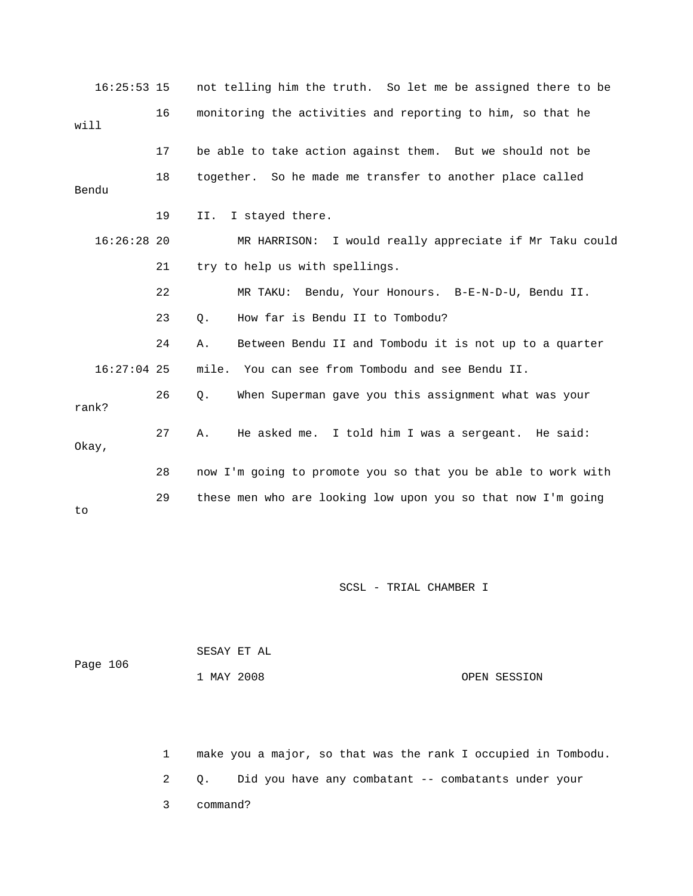16:25:53 15 not telling him the truth. So let me be assigned there to be

16 monitoring the activities and reporting to him, so that he will

17 be able to take action against them. But we should not be

18 together. So he made me transfer to another place called Bendu

19 II. I stayed there.

16:26:28 20 MR HARRISON: I would really appreciate if Mr Taku could

21 try to help us with spellings.

22 MR TAKU: Bendu, Your Honours. B-E-N-D-U, Bendu II.

23 Q. How far is Bendu II to Tombodu?

24 A. Between Bendu II and Tombodu it is not up to a quarter

16:27:04 25 mile. You can see from Tombodu and see Bendu II.

26 Q. When Superman gave you this assignment what was your rank?

27 A. He asked me. I told him I was a sergeant. He said: Okay,

28 now I'm going to promote you so that you be able to work with

29 these men who are looking low upon you so that now I'm going to

SESAY ET AL

1 MAY 2008 OPEN SESSION

1 make you a major, so that was the rank I occupied in Tombodu.

2 Q. Did you have any combatant -- combatants under your

3 command?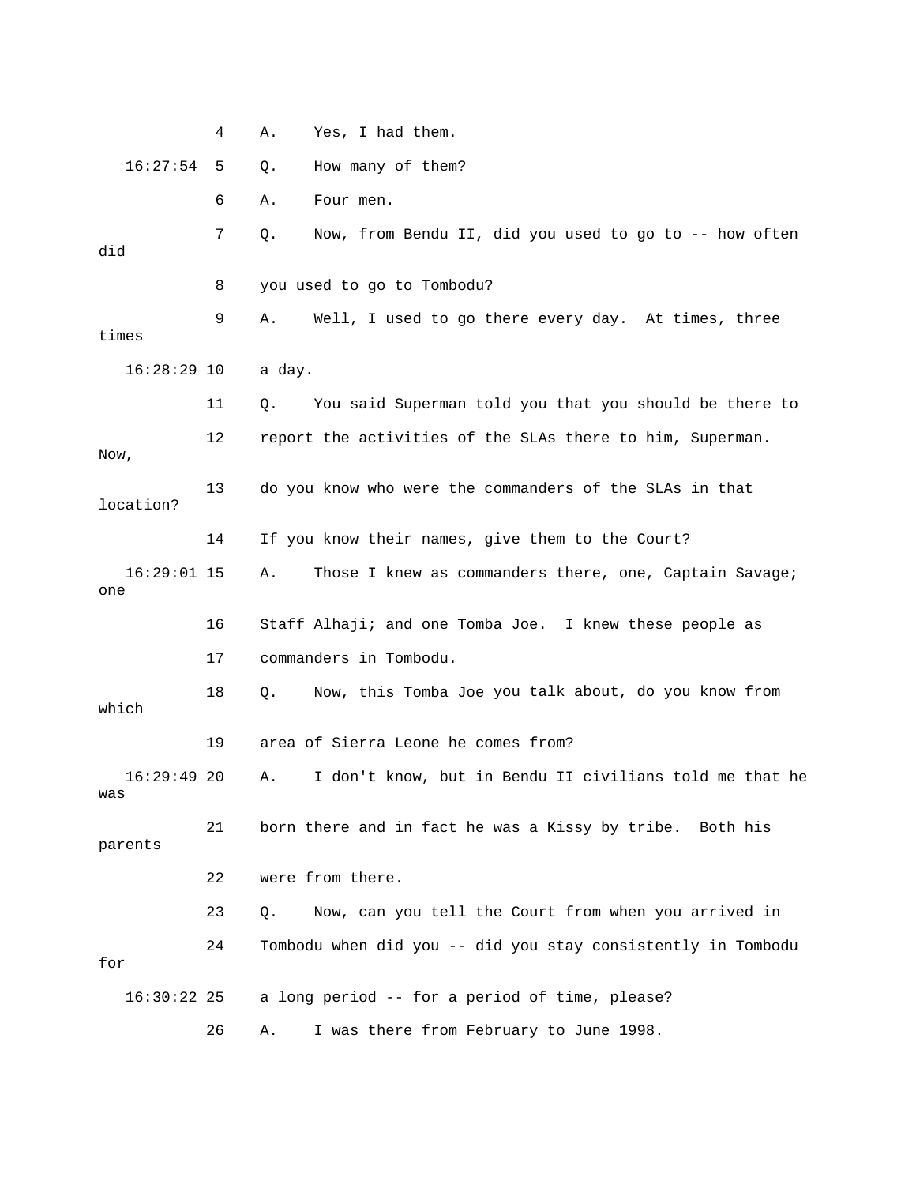4 A. Yes, I had them.

16:27:54 5 Q. How many of them?

6 A. Four men.

7 Q. Now, from Bendu II, did you used to go to -- how often did

8 you used to go to Tombodu?

9 A. Well, I used to go there every day. At times, three times

16:28:29 10 a day.

11 Q. You said Superman told you that you should be there to

12 report the activities of the SLAs there to him, Superman. Now,

13 do you know who were the commanders of the SLAs in that location?

14 If you know their names, give them to the Court?

16:29:01 15 A. Those I knew as commanders there, one, Captain Savage; one

16 Staff Alhaji; and one Tomba Joe. I knew these people as

17 commanders in Tombodu.

18 Q. Now, this Tomba Joe you talk about, do you know from which

19 area of Sierra Leone he comes from?

16:29:49 20 A. I don't know, but in Bendu II civilians told me that he was

21 born there and in fact he was a Kissy by tribe. Both his parents

22 were from there.

23 Q. Now, can you tell the Court from when you arrived in

24 Tombodu when did you -- did you stay consistently in Tombodu for

16:30:22 25 a long period -- for a period of time, please?

26 A. I was there from February to June 1998.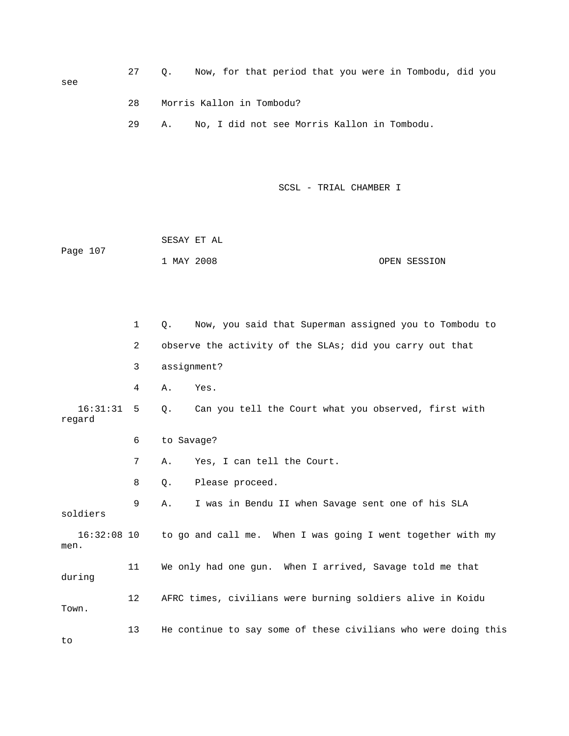27 Q. Now, for that period that you were in Tombodu, did you see

28 Morris Kallon in Tombodu?

29 A. No, I did not see Morris Kallon in Tombodu.

1 Q. Now, you said that Superman assigned you to Tombodu to

2 observe the activity of the SLAs; did you carry out that

3 assignment?

4 A. Yes.

16:31:31 5 Q. Can you tell the Court what you observed, first with regard

6 to Savage?

7 A. Yes, I can tell the Court.

8 Q. Please proceed.

9 A. I was in Bendu II when Savage sent one of his SLA soldiers

16:32:08 10 to go and call me. When I was going I went together with my men.

11 We only had one gun. When I arrived, Savage told me that during

12 AFRC times, civilians were burning soldiers alive in Koidu Town.

13 He continue to say some of these civilians who were doing this to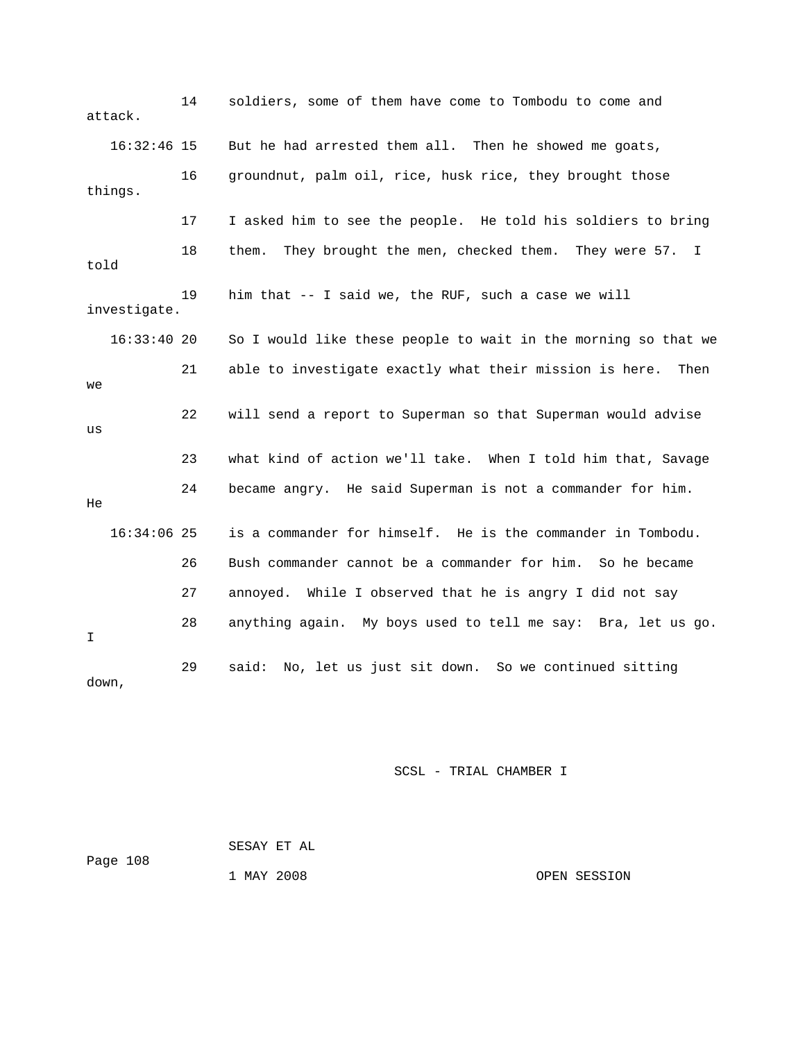14 soldiers, some of them have come to Tombodu to come and attack.

16:32:46 15 But he had arrested them all. Then he showed me goats,

16 groundnut, palm oil, rice, husk rice, they brought those things.

17 I asked him to see the people. He told his soldiers to bring

18 them. They brought the men, checked them. They were 57. I told

19 him that -- I said we, the RUF, such a case we will investigate.

16:33:40 20 So I would like these people to wait in the morning so that we

21 able to investigate exactly what their mission is here. Then we

22 will send a report to Superman so that Superman would advise us

23 what kind of action we'll take. When I told him that, Savage

24 became angry. He said Superman is not a commander for him. He

16:34:06 25 is a commander for himself. He is the commander in Tombodu.

26 Bush commander cannot be a commander for him. So he became

27 annoyed. While I observed that he is angry I did not say

28 anything again. My boys used to tell me say: Bra, let us go. I

29 said: No, let us just sit down. So we continued sitting down,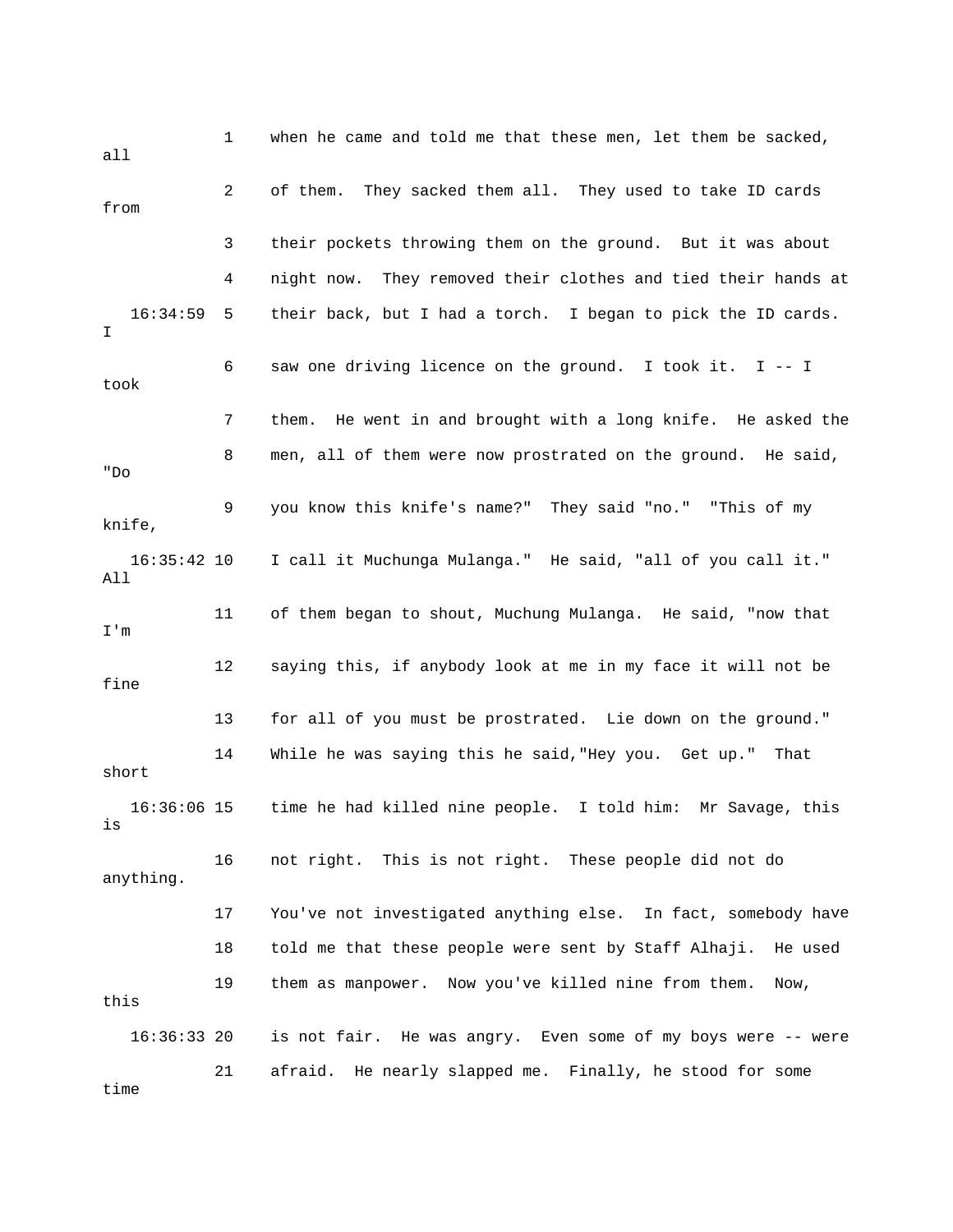1 when he came and told me that these men, let them be sacked, all

2 of them. They sacked them all. They used to take ID cards from

3 their pockets throwing them on the ground. But it was about

4 night now. They removed their clothes and tied their hands at

16:34:59 5 their back, but I had a torch. I began to pick the ID cards. I

6 saw one driving licence on the ground. I took it. I -- I took

7 them. He went in and brought with a long knife. He asked the

8 men, all of them were now prostrated on the ground. He said, "Do

9 you know this knife's name?" They said "no." "This of my knife,

16:35:42 10 I call it Muchunga Mulanga." He said, "all of you call it." All

11 of them began to shout, Muchung Mulanga. He said, "now that I'm

12 saying this, if anybody look at me in my face it will not be fine

13 for all of you must be prostrated. Lie down on the ground."

14 While he was saying this he said,"Hey you. Get up." That short

16:36:06 15 time he had killed nine people. I told him: Mr Savage, this is

16 not right. This is not right. These people did not do anything.

17 You've not investigated anything else. In fact, somebody have

18 told me that these people were sent by Staff Alhaji. He used

19 them as manpower. Now you've killed nine from them. Now, this

16:36:33 20 is not fair. He was angry. Even some of my boys were -- were

21 afraid. He nearly slapped me. Finally, he stood for some time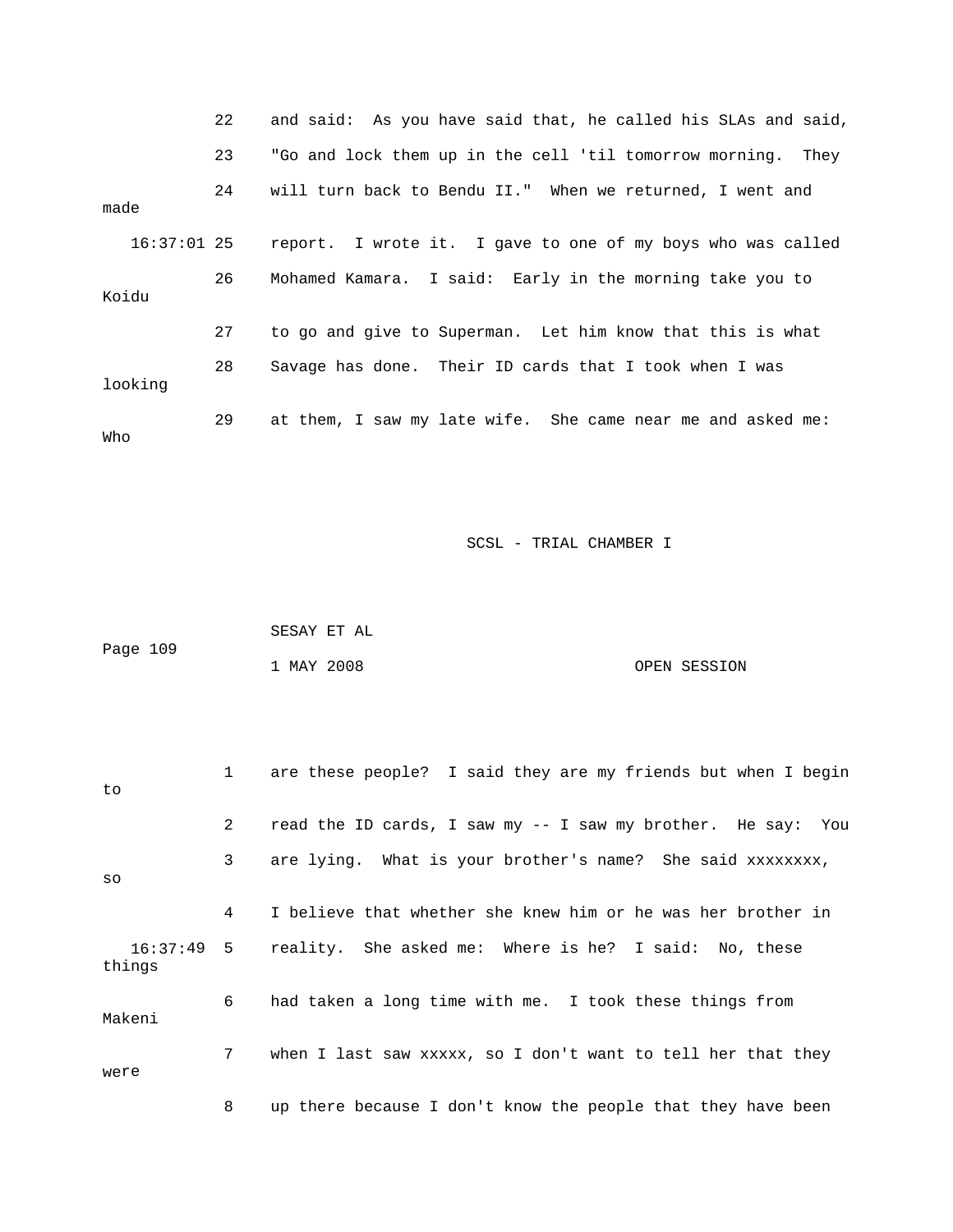22 and said: As you have said that, he called his SLAs and said,

23 "Go and lock them up in the cell 'til tomorrow morning. They

24 will turn back to Bendu II." When we returned, I went and made

16:37:01 25 report. I wrote it. I gave to one of my boys who was called

26 Mohamed Kamara. I said: Early in the morning take you to Koidu

27 to go and give to Superman. Let him know that this is what

28 Savage has done. Their ID cards that I took when I was looking

29 at them, I saw my late wife. She came near me and asked me: Who

1 are these people? I said they are my friends but when I begin to

2 read the ID cards, I saw my -- I saw my brother. He say: You

3 are lying. What is your brother's name? She said xxxxxxxx, so

4 I believe that whether she knew him or he was her brother in

16:37:49 5 reality. She asked me: Where is he? I said: No, these things

6 had taken a long time with me. I took these things from Makeni

7 when I last saw xxxxx, so I don't want to tell her that they were

8 up there because I don't know the people that they have been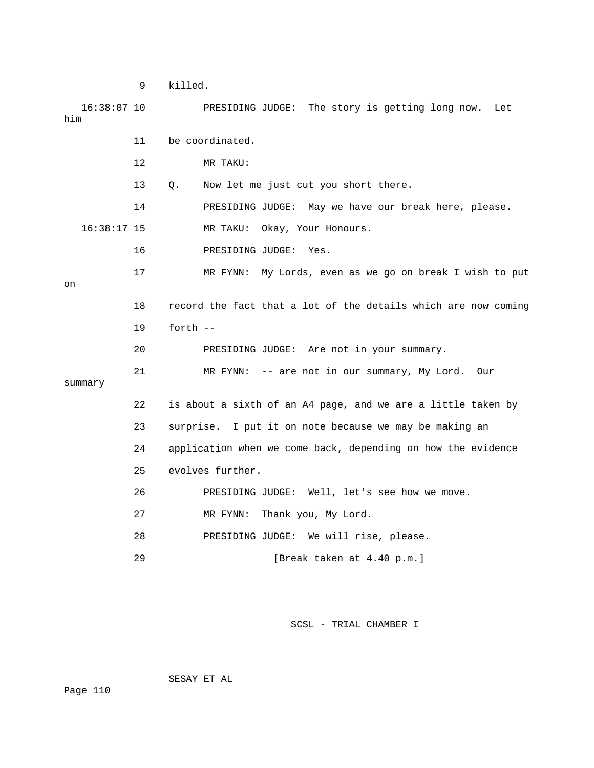9 killed.

16:38:07 10 PRESIDING JUDGE: The story is getting long now. Let him

11 be coordinated.

12 MR TAKU:

13 Q. Now let me just cut you short there.

14 PRESIDING JUDGE: May we have our break here, please.

16:38:17 15 MR TAKU: Okay, Your Honours.

16 PRESIDING JUDGE: Yes.

17 MR FYNN: My Lords, even as we go on break I wish to put on

18 record the fact that a lot of the details which are now coming

19 forth --

20 PRESIDING JUDGE: Are not in your summary.

21 MR FYNN: -- are not in our summary, My Lord. Our summary

22 is about a sixth of an A4 page, and we are a little taken by

23 surprise. I put it on note because we may be making an

24 application when we come back, depending on how the evidence

25 evolves further.

26 PRESIDING JUDGE: Well, let's see how we move.

27 MR FYNN: Thank you, My Lord.

28 PRESIDING JUDGE: We will rise, please.

29 [Break taken at 4.40 p.m.]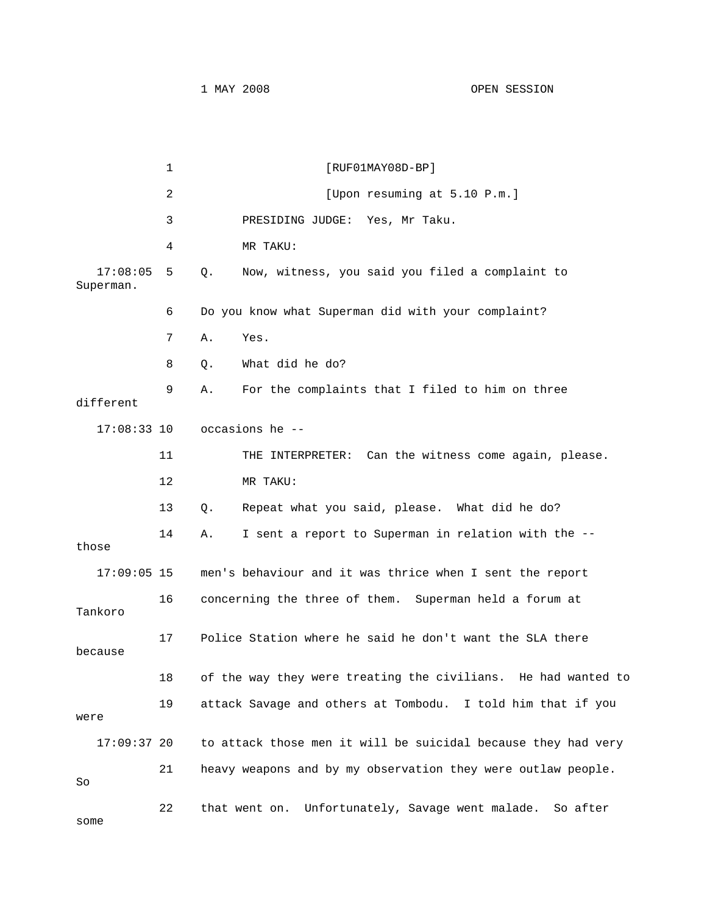[RUF01MAY08D-BP]

[Upon resuming at 5.10 P.m.]

PRESIDING JUDGE: Yes, Mr Taku.

MR TAKU:

17:08:05 Q. Now, witness, you said you filed a complaint to Superman.

Do you know what Superman did with your complaint?

A. Yes.

Q. What did he do?

A. For the complaints that I filed to him on three different

17:08:33 occasions he --

THE INTERPRETER: Can the witness come again, please.

MR TAKU:

Q. Repeat what you said, please. What did he do?

A. I sent a report to Superman in relation with the -- those

17:09:05 men's behaviour and it was thrice when I sent the report concerning the three of them. Superman held a forum at Tankoro Police Station where he said he don't want the SLA there because of the way they were treating the civilians. He had wanted to attack Savage and others at Tombodu. I told him that if you were

17:09:37 to attack those men it will be suicidal because they had very heavy weapons and by my observation they were outlaw people. So that went on. Unfortunately, Savage went malade. So after some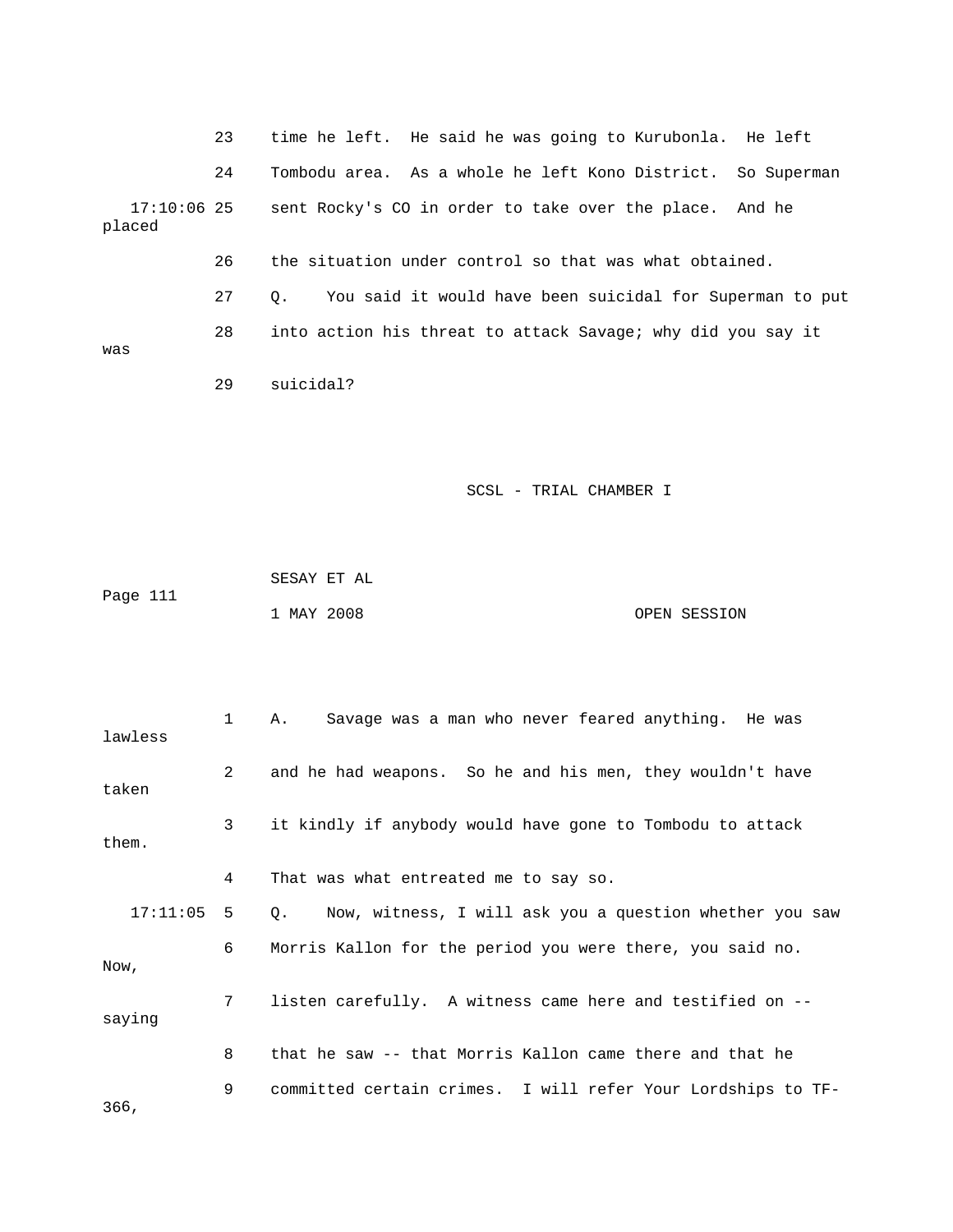23 time he left. He said he was going to Kurubonla. He left

24 Tombodu area. As a whole he left Kono District. So Superman

17:10:06 25 sent Rocky's CO in order to take over the place. And he placed

26 the situation under control so that was what obtained.

27 Q. You said it would have been suicidal for Superman to put

28 into action his threat to attack Savage; why did you say it was

29 suicidal?

SCSL - TRIAL CHAMBER I

SESAY ET AL

1 MAY 2008 OPEN SESSION

1 A. Savage was a man who never feared anything. He was lawless

2 and he had weapons. So he and his men, they wouldn't have taken

3 it kindly if anybody would have gone to Tombodu to attack them.

4 That was what entreated me to say so.

17:11:05 5 Q. Now, witness, I will ask you a question whether you saw

6 Morris Kallon for the period you were there, you said no. Now,

7 listen carefully. A witness came here and testified on -- saying

8 that he saw -- that Morris Kallon came there and that he

9 committed certain crimes. I will refer Your Lordships to TF-366,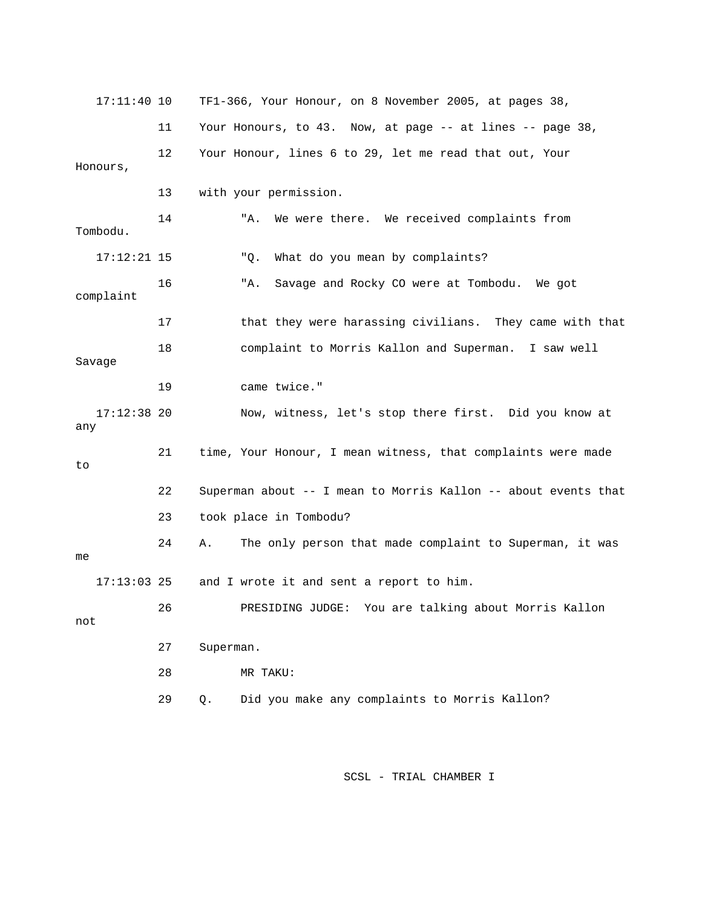17:11:40 10 TF1-366, Your Honour, on 8 November 2005, at pages 38,

11 Your Honours, to 43. Now, at page -- at lines -- page 38,

12 Your Honour, lines 6 to 29, let me read that out, Your Honours,

13 with your permission.

14 "A. We were there. We received complaints from Tombodu.

17:12:21 15 "Q. What do you mean by complaints?

16 "A. Savage and Rocky CO were at Tombodu. We got complaint

17 that they were harassing civilians. They came with that

18 complaint to Morris Kallon and Superman. I saw well Savage

19 came twice."

17:12:38 20 Now, witness, let's stop there first. Did you know at any

21 time, Your Honour, I mean witness, that complaints were made to

22 Superman about -- I mean to Morris Kallon -- about events that

23 took place in Tombodu?

24 A. The only person that made complaint to Superman, it was me

17:13:03 25 and I wrote it and sent a report to him.

26 PRESIDING JUDGE: You are talking about Morris Kallon not

27 Superman.

28 MR TAKU:

29 Q. Did you make any complaints to Morris Kallon?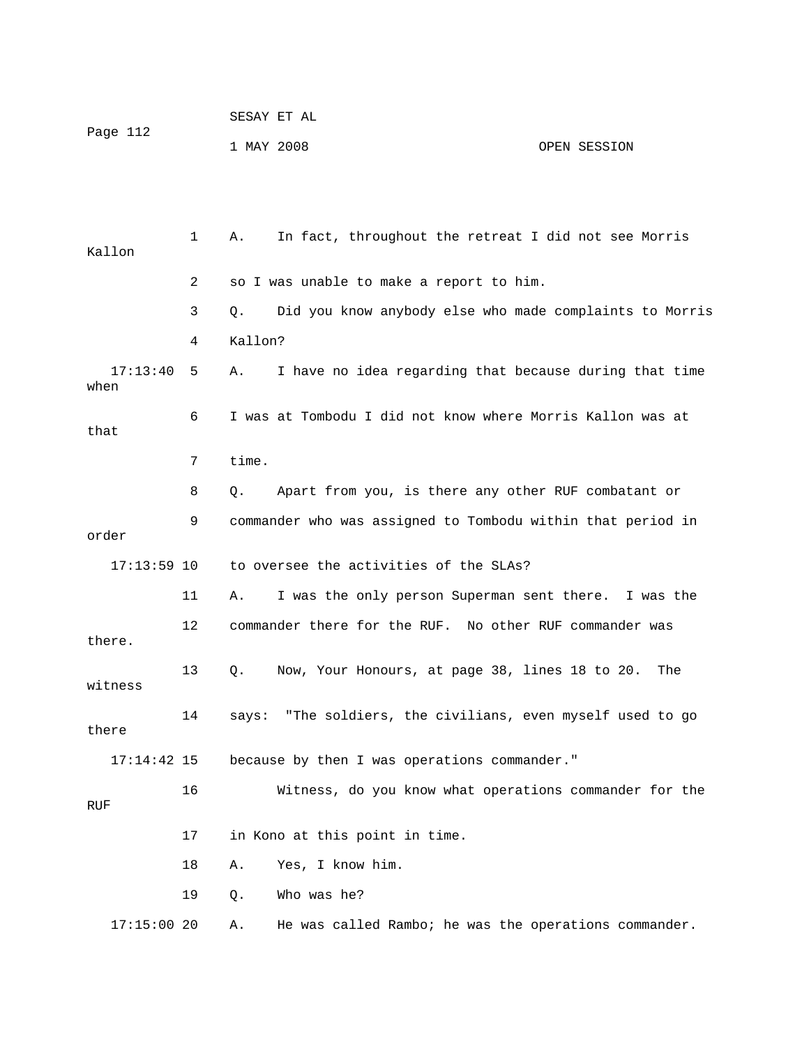1 A. In fact, throughout the retreat I did not see Morris Kallon

2 so I was unable to make a report to him.

3 Q. Did you know anybody else who made complaints to Morris

4 Kallon?

17:13:40 5 A. I have no idea regarding that because during that time when

6 I was at Tombodu I did not know where Morris Kallon was at that

7 time.

8 Q. Apart from you, is there any other RUF combatant or

9 commander who was assigned to Tombodu within that period in order

17:13:59 10 to oversee the activities of the SLAs?

11 A. I was the only person Superman sent there. I was the

12 commander there for the RUF. No other RUF commander was there.

13 Q. Now, Your Honours, at page 38, lines 18 to 20. The witness

14 says: "The soldiers, the civilians, even myself used to go there

17:14:42 15 because by then I was operations commander."

16 Witness, do you know what operations commander for the RUF

17 in Kono at this point in time.

18 A. Yes, I know him.

19 Q. Who was he?

17:15:00 20 A. He was called Rambo; he was the operations commander.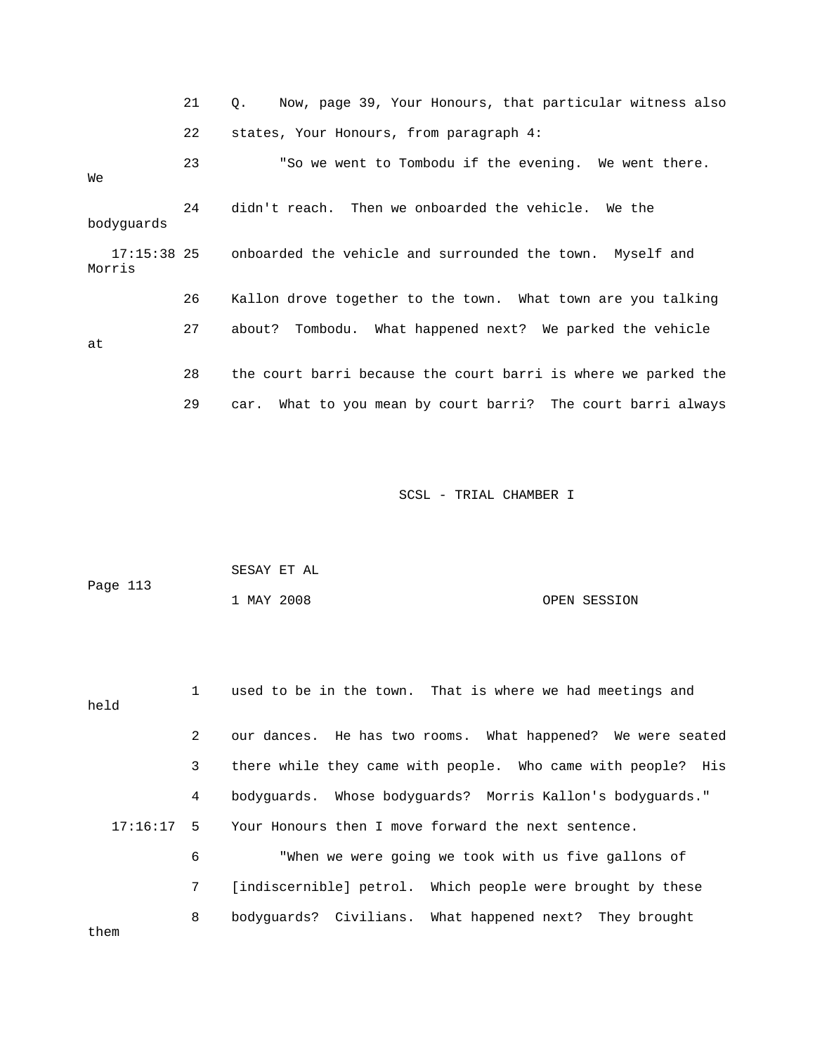21 Q. Now, page 39, Your Honours, that particular witness also

22 states, Your Honours, from paragraph 4:

23 "So we went to Tombodu if the evening. We went there. We

24 didn't reach. Then we onboarded the vehicle. We the bodyguards

17:15:38 25 onboarded the vehicle and surrounded the town. Myself and Morris

26 Kallon drove together to the town. What town are you talking

27 about? Tombodu. What happened next? We parked the vehicle at

28 the court barri because the court barri is where we parked the

29 car. What to you mean by court barri? The court barri always

1 used to be in the town. That is where we had meetings and held

2 our dances. He has two rooms. What happened? We were seated

3 there while they came with people. Who came with people? His

4 bodyguards. Whose bodyguards? Morris Kallon's bodyguards."

17:16:17 5 Your Honours then I move forward the next sentence.

6 "When we were going we took with us five gallons of

7 [indiscernible] petrol. Which people were brought by these

8 bodyguards? Civilians. What happened next? They brought them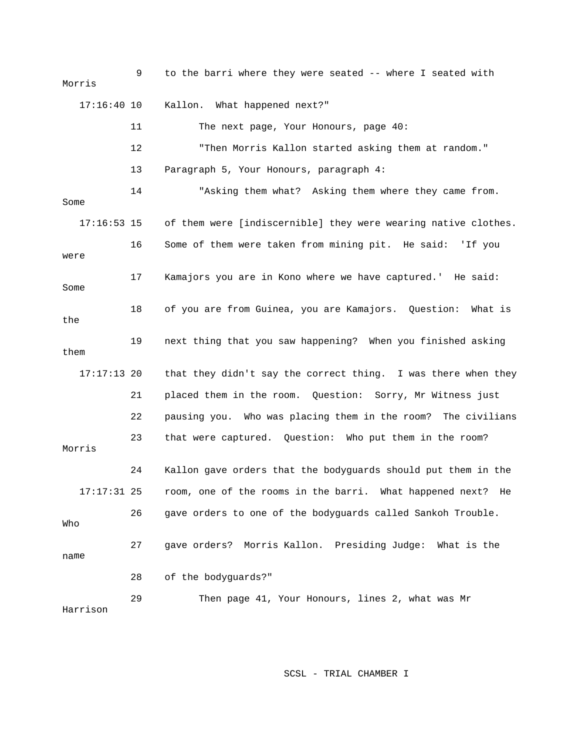to the barri where they were seated -- where I seated with Morris Kallon. What happened next?"

The next page, Your Honours, page 40:

"Then Morris Kallon started asking them at random."

Paragraph 5, Your Honours, paragraph 4:

"Asking them what? Asking them where they came from. Some of them were [indiscernible] they were wearing native clothes. Some of them were taken from mining pit. He said: 'If you were Kamajors you are in Kono where we have captured.' He said: Some of you are from Guinea, you are Kamajors. Question: What is the next thing that you saw happening? When you finished asking them that they didn't say the correct thing. I was there when they placed them in the room. Question: Sorry, Mr Witness just pausing you. Who was placing them in the room? The civilians that were captured. Question: Who put them in the room? Morris Kallon gave orders that the bodyguards should put them in the room, one of the rooms in the barri. What happened next? He gave orders to one of the bodyguards called Sankoh Trouble. Who gave orders? Morris Kallon. Presiding Judge: What is the name of the bodyguards?"

Then page 41, Your Honours, lines 2, what was Mr Harrison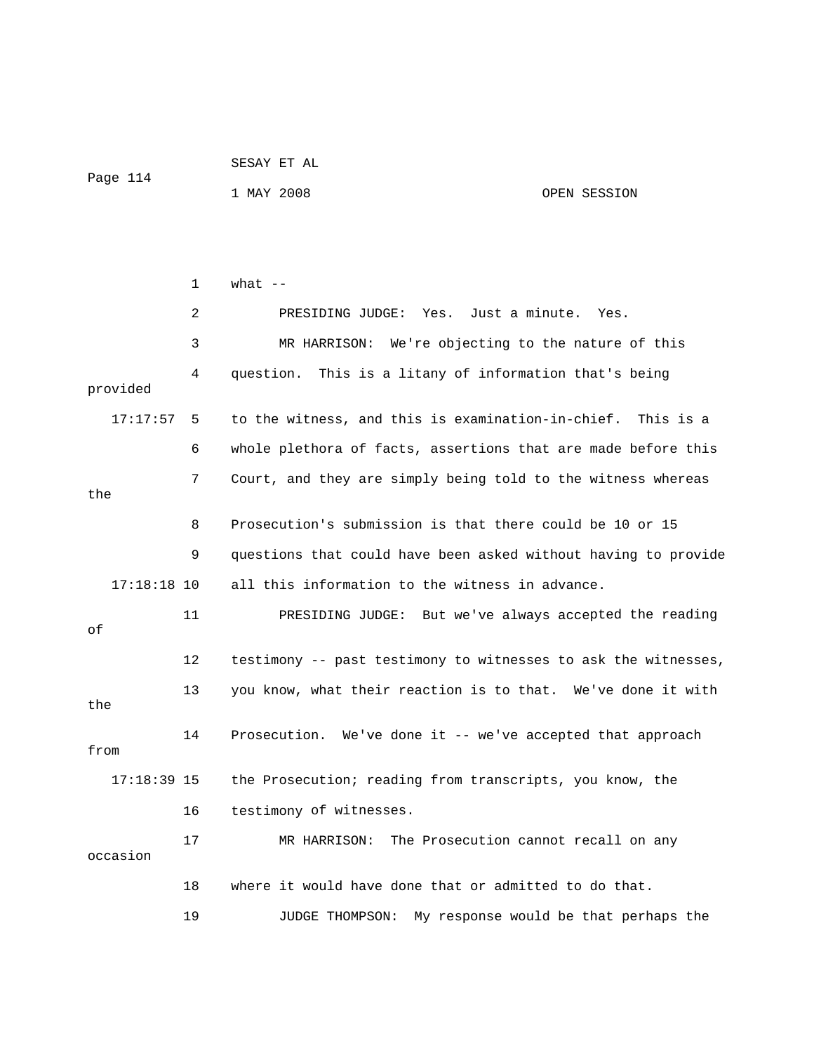what --

PRESIDING JUDGE: Yes. Just a minute. Yes.

MR HARRISON: We're objecting to the nature of this question. This is a litany of information that's being provided to the witness, and this is examination-in-chief. This is a whole plethora of facts, assertions that are made before this Court, and they are simply being told to the witness whereas the Prosecution's submission is that there could be 10 or 15 questions that could have been asked without having to provide all this information to the witness in advance.

PRESIDING JUDGE: But we've always accepted the reading of testimony -- past testimony to witnesses to ask the witnesses, you know, what their reaction is to that. We've done it with the Prosecution. We've done it -- we've accepted that approach from the Prosecution; reading from transcripts, you know, the testimony of witnesses.

MR HARRISON: The Prosecution cannot recall on any occasion where it would have done that or admitted to do that.

JUDGE THOMPSON: My response would be that perhaps the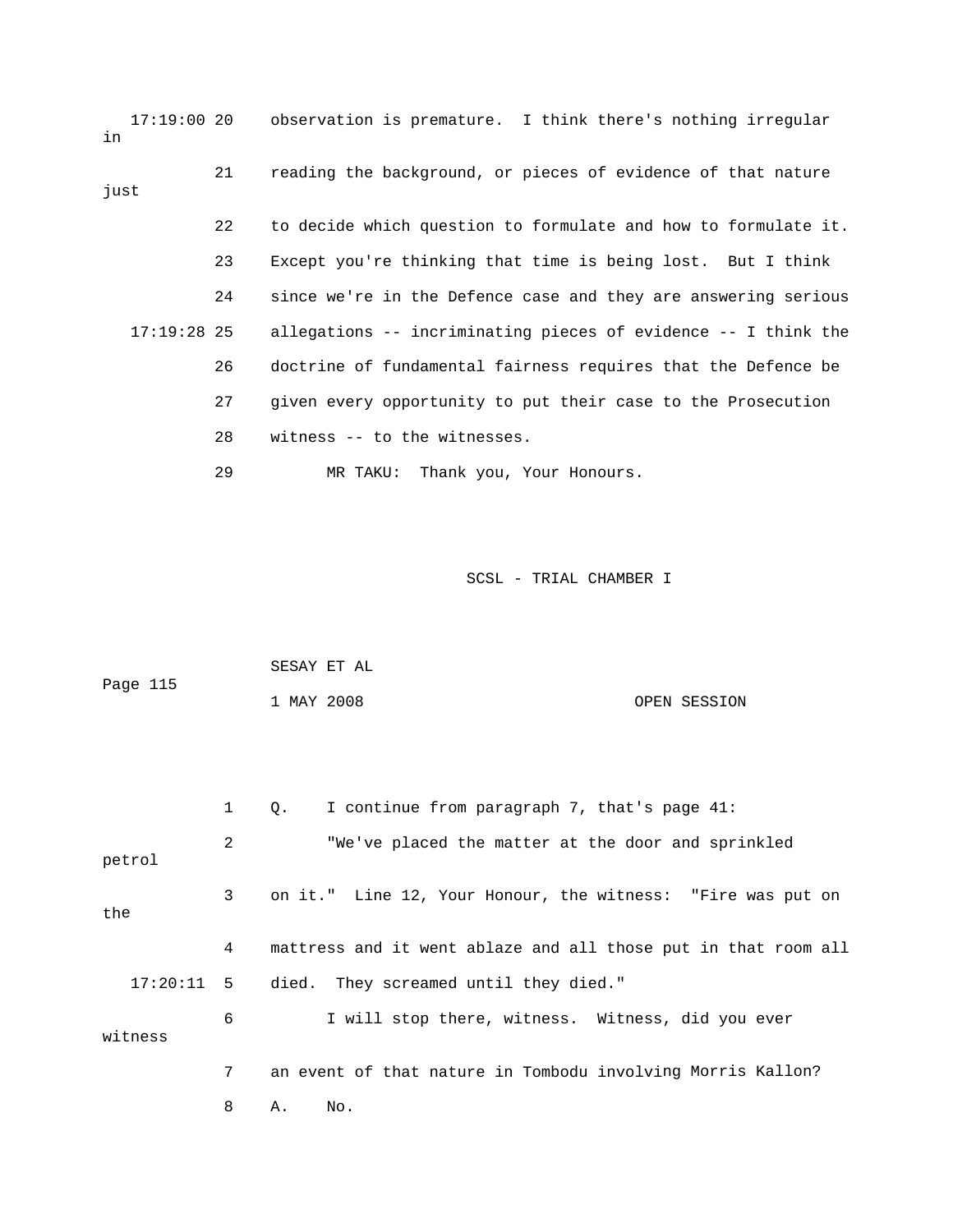observation is premature. I think there's nothing irregular in reading the background, or pieces of evidence of that nature just to decide which question to formulate and how to formulate it. Except you're thinking that time is being lost. But I think since we're in the Defence case and they are answering serious allegations -- incriminating pieces of evidence -- I think the doctrine of fundamental fairness requires that the Defence be given every opportunity to put their case to the Prosecution witness -- to the witnesses.

MR TAKU: Thank you, Your Honours.

Q. I continue from paragraph 7, that's page 41:

"We've placed the matter at the door and sprinkled petrol on it." Line 12, Your Honour, the witness: "Fire was put on the mattress and it went ablaze and all those put in that room all died. They screamed until they died."

I will stop there, witness. Witness, did you ever witness an event of that nature in Tombodu involving Morris Kallon?

A. No.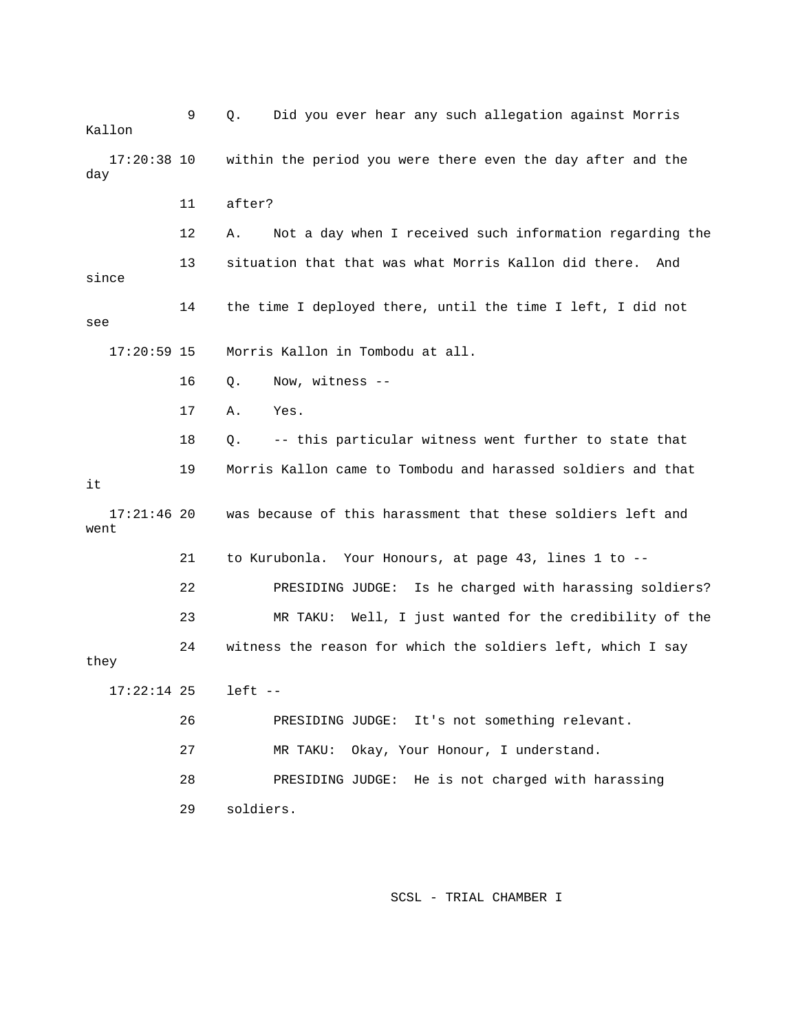9 Q. Did you ever hear any such allegation against Morris Kallon

17:20:38 10 within the period you were there even the day after and the day

11 after?

12 A. Not a day when I received such information regarding the

13 situation that that was what Morris Kallon did there. And since

14 the time I deployed there, until the time I left, I did not see

17:20:59 15 Morris Kallon in Tombodu at all.

16 Q. Now, witness --

17 A. Yes.

18 Q. -- this particular witness went further to state that

19 Morris Kallon came to Tombodu and harassed soldiers and that it

17:21:46 20 was because of this harassment that these soldiers left and went

21 to Kurubonla. Your Honours, at page 43, lines 1 to --

22 PRESIDING JUDGE: Is he charged with harassing soldiers?

23 MR TAKU: Well, I just wanted for the credibility of the

24 witness the reason for which the soldiers left, which I say they

17:22:14 25 left --

26 PRESIDING JUDGE: It's not something relevant.

27 MR TAKU: Okay, Your Honour, I understand.

28 PRESIDING JUDGE: He is not charged with harassing

29 soldiers.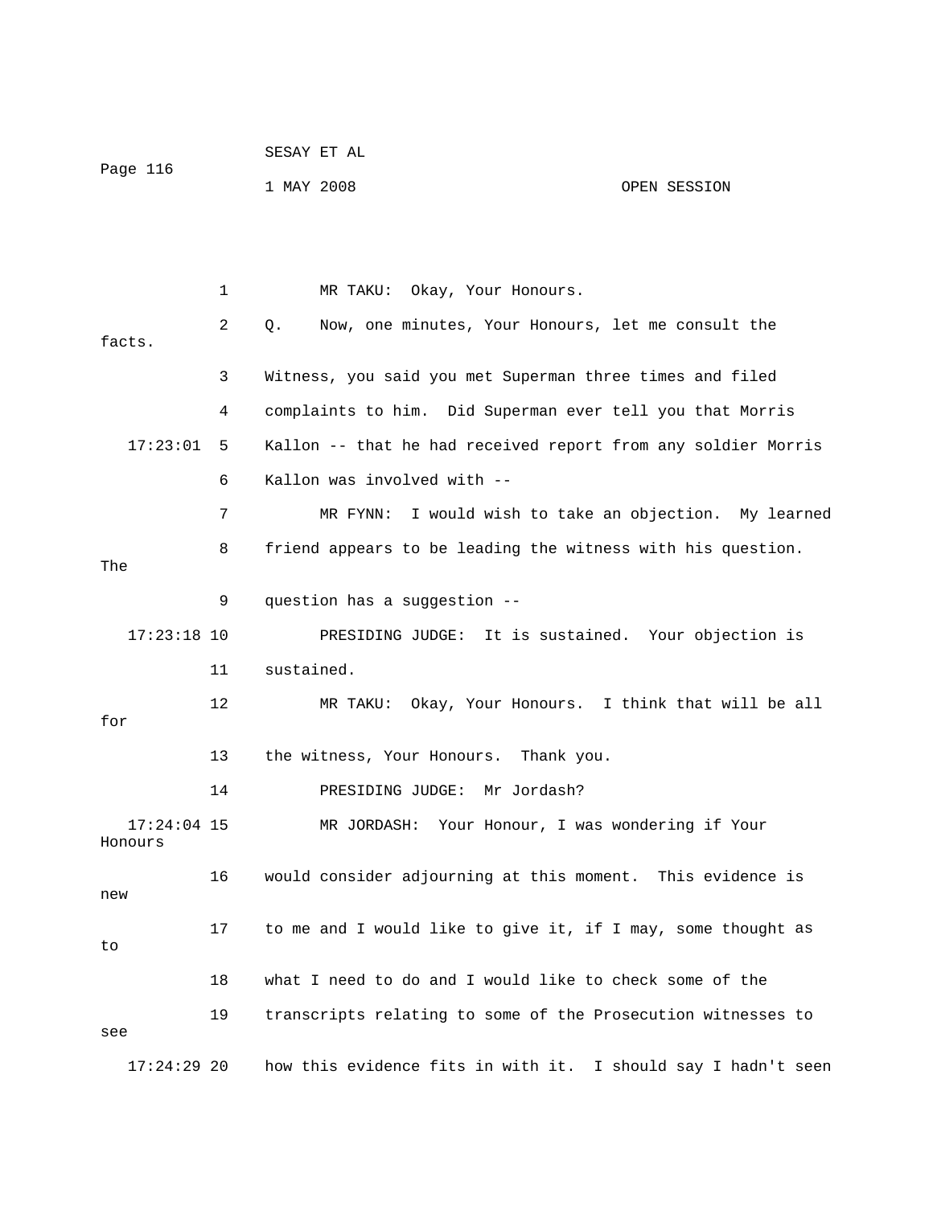1 MR TAKU: Okay, Your Honours.

2 Q. Now, one minutes, Your Honours, let me consult the facts.

3 Witness, you said you met Superman three times and filed

4 complaints to him. Did Superman ever tell you that Morris

17:23:01 5 Kallon -- that he had received report from any soldier Morris

6 Kallon was involved with --

7 MR FYNN: I would wish to take an objection. My learned

8 friend appears to be leading the witness with his question. The

9 question has a suggestion --

17:23:18 10 PRESIDING JUDGE: It is sustained. Your objection is

11 sustained.

12 MR TAKU: Okay, Your Honours. I think that will be all for

13 the witness, Your Honours. Thank you.

14 PRESIDING JUDGE: Mr Jordash?

17:24:04 15 MR JORDASH: Your Honour, I was wondering if Your Honours

16 would consider adjourning at this moment. This evidence is new

17 to me and I would like to give it, if I may, some thought as to

18 what I need to do and I would like to check some of the

19 transcripts relating to some of the Prosecution witnesses to see

17:24:29 20 how this evidence fits in with it. I should say I hadn't seen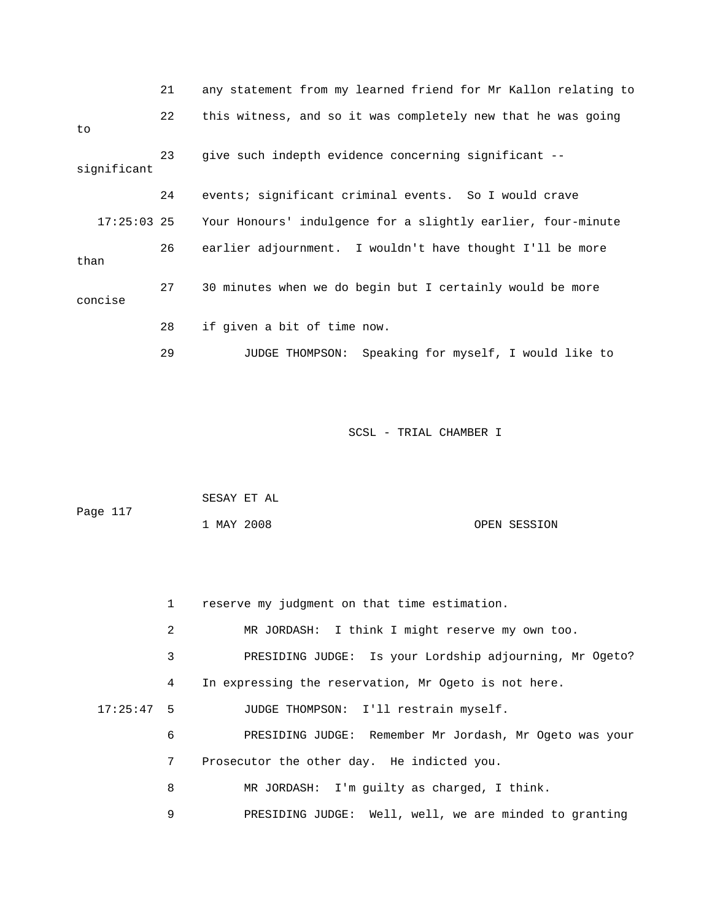21 any statement from my learned friend for Mr Kallon relating to

22 this witness, and so it was completely new that he was going to

23 give such indepth evidence concerning significant -- significant

24 events; significant criminal events. So I would crave

17:25:03 25 Your Honours' indulgence for a slightly earlier, four-minute

26 earlier adjournment. I wouldn't have thought I'll be more than

27 30 minutes when we do begin but I certainly would be more concise

28 if given a bit of time now.

29 JUDGE THOMPSON: Speaking for myself, I would like to

SCSL - TRIAL CHAMBER I

SESAY ET AL

1 MAY 2008 OPEN SESSION

1 reserve my judgment on that time estimation.

2 MR JORDASH: I think I might reserve my own too.

3 PRESIDING JUDGE: Is your Lordship adjourning, Mr Ogeto?

4 In expressing the reservation, Mr Ogeto is not here.

17:25:47 5 JUDGE THOMPSON: I'll restrain myself.

6 PRESIDING JUDGE: Remember Mr Jordash, Mr Ogeto was your

7 Prosecutor the other day. He indicted you.

8 MR JORDASH: I'm guilty as charged, I think.

9 PRESIDING JUDGE: Well, well, we are minded to granting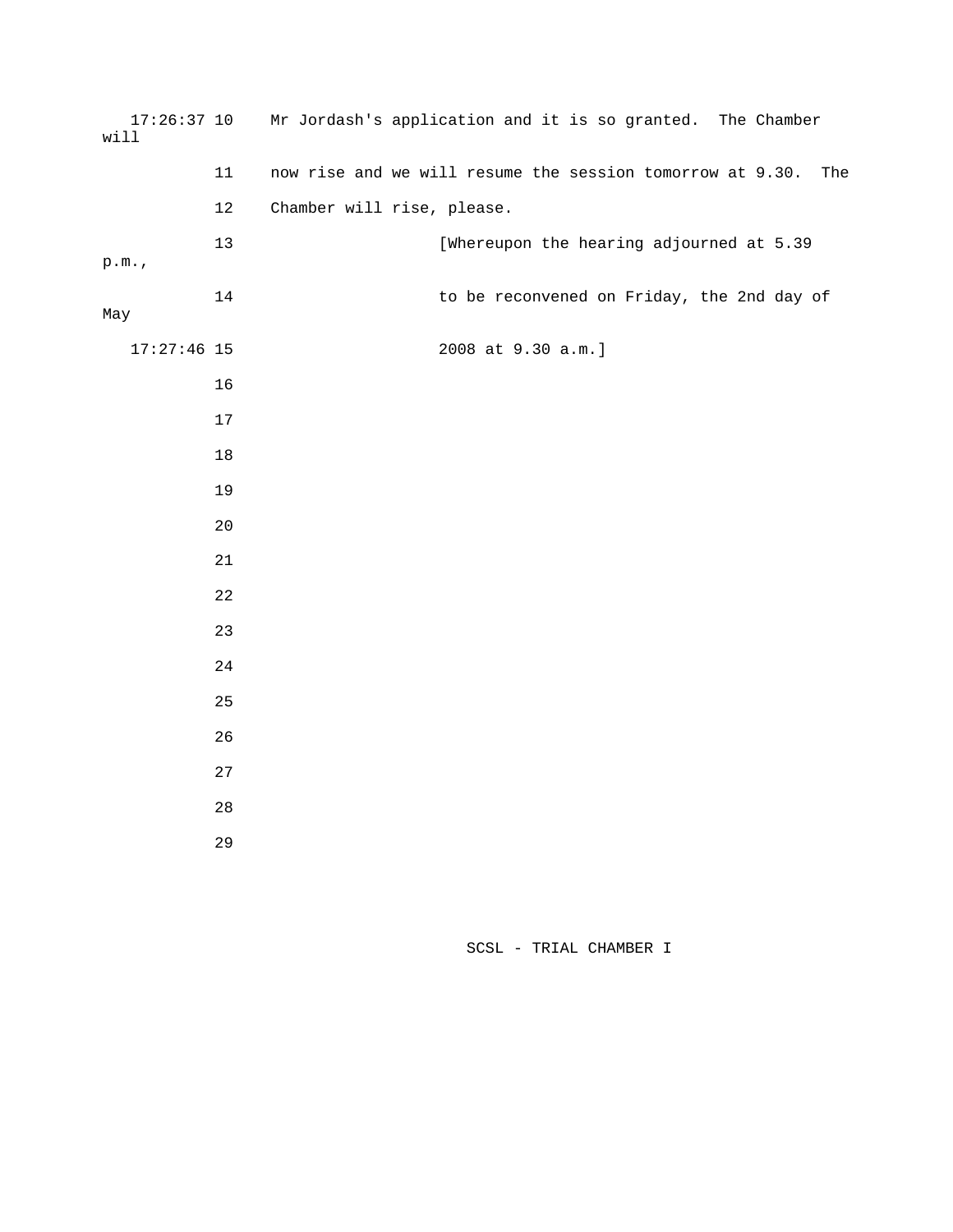17:26:37 10 Mr Jordash's application and it is so granted. The Chamber will

11 now rise and we will resume the session tomorrow at 9.30. The

12 Chamber will rise, please.

13 [Whereupon the hearing adjourned at 5.39 p.m.,

14 to be reconvened on Friday, the 2nd day of May

17:27:46 15 2008 at 9.30 a.m.]

16

17

18

19

20

21

22

23

24

25

26

27

28

29